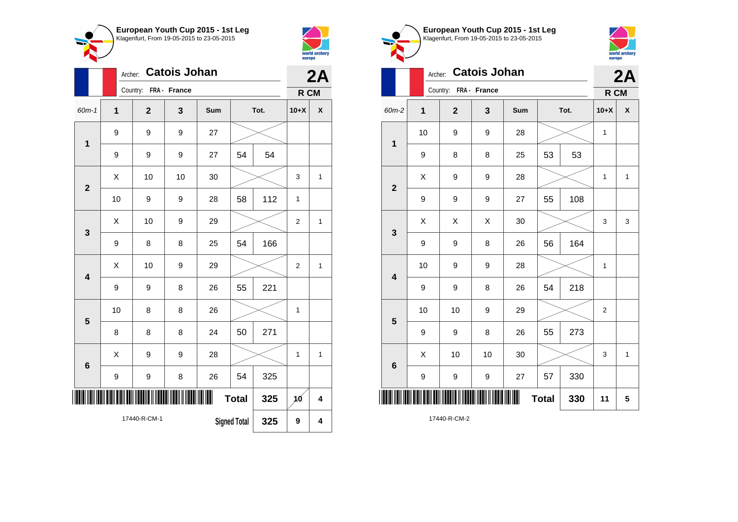## European Youth Cup 2015 - 1st Leg

Klagenfurt, From 19-05-2015 to 23-05-2015

Archer: **Catois Johan** — **2A**

Country: FRA - France — **R CM**

| 60m-1 | 1 | 2 | 3 | Sum | Tot. | | 10+X | X |
|---|---|---|---|---|---|---|---|---|
| 1 | 9 | 9 | 9 | 27 | | | | |
| | 9 | 9 | 9 | 27 | 54 | 54 | | |
| 2 | X | 10 | 10 | 30 | | | 3 | 1 |
| | 10 | 9 | 9 | 28 | 58 | 112 | 1 | |
| 3 | X | 10 | 9 | 29 | | | 2 | 1 |
| | 9 | 8 | 8 | 25 | 54 | 166 | | |
| 4 | X | 10 | 9 | 29 | | | 2 | 1 |
| | 9 | 9 | 8 | 26 | 55 | 221 | | |
| 5 | 10 | 8 | 8 | 26 | | | 1 | |
| | 8 | 8 | 8 | 24 | 50 | 271 | | |
| 6 | X | 9 | 9 | 28 | | | 1 | 1 |
| | 9 | 9 | 8 | 26 | 54 | 325 | | |
| | | | | | Total | 325 | 10 | 4 |
| | | | | | Signed Total | 325 | 9 | 4 |

17440-R-CM-1

## European Youth Cup 2015 - 1st Leg

Klagenfurt, From 19-05-2015 to 23-05-2015

Archer: **Catois Johan** — **2A**

Country: FRA - France — **R CM**

| 60m-2 | 1 | 2 | 3 | Sum | Tot. | | 10+X | X |
|---|---|---|---|---|---|---|---|---|
| 1 | 10 | 9 | 9 | 28 | | | 1 | |
| | 9 | 8 | 8 | 25 | 53 | 53 | | |
| 2 | X | 9 | 9 | 28 | | | 1 | 1 |
| | 9 | 9 | 9 | 27 | 55 | 108 | | |
| 3 | X | X | X | 30 | | | 3 | 3 |
| | 9 | 9 | 8 | 26 | 56 | 164 | | |
| 4 | 10 | 9 | 9 | 28 | | | 1 | |
| | 9 | 9 | 8 | 26 | 54 | 218 | | |
| 5 | 10 | 10 | 9 | 29 | | | 2 | |
| | 9 | 9 | 8 | 26 | 55 | 273 | | |
| 6 | X | 10 | 10 | 30 | | | 3 | 1 |
| | 9 | 9 | 9 | 27 | 57 | 330 | | |
| | | | | | Total | 330 | 11 | 5 |

17440-R-CM-2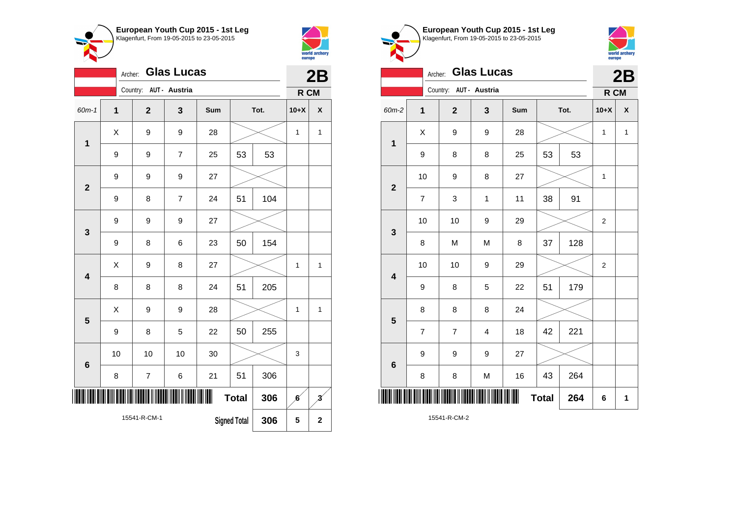## European Youth Cup 2015 - 1st Leg
Klagenfurt, From 19-05-2015 to 23-05-2015

Archer: **Glas Lucas**
Country: AUT - Austria

**2B**
**R CM**

| 60m-1 | 1 | 2 | 3 | Sum | Tot. | | 10+X | X |
|---|---|---|---|---|---|---|---|---|
| 1 | X | 9 | 9 | 28 | | | 1 | 1 |
| | 9 | 9 | 7 | 25 | 53 | 53 | | |
| 2 | 9 | 9 | 9 | 27 | | | | |
| | 9 | 8 | 7 | 24 | 51 | 104 | | |
| 3 | 9 | 9 | 9 | 27 | | | | |
| | 9 | 8 | 6 | 23 | 50 | 154 | | |
| 4 | X | 9 | 8 | 27 | | | 1 | 1 |
| | 8 | 8 | 8 | 24 | 51 | 205 | | |
| 5 | X | 9 | 9 | 28 | | | 1 | 1 |
| | 9 | 8 | 5 | 22 | 50 | 255 | | |
| 6 | 10 | 10 | 10 | 30 | | | 3 | |
| | 8 | 7 | 6 | 21 | 51 | 306 | | |
| | | | | | Total | 306 | 6 | 3 |
| | | | | | Signed Total | 306 | 5 | 2 |

15541-R-CM-1

## European Youth Cup 2015 - 1st Leg
Klagenfurt, From 19-05-2015 to 23-05-2015

Archer: **Glas Lucas**
Country: AUT - Austria

**2B**
**R CM**

| 60m-2 | 1 | 2 | 3 | Sum | Tot. | | 10+X | X |
|---|---|---|---|---|---|---|---|---|
| 1 | X | 9 | 9 | 28 | | | 1 | 1 |
| | 9 | 8 | 8 | 25 | 53 | 53 | | |
| 2 | 10 | 9 | 8 | 27 | | | 1 | |
| | 7 | 3 | 1 | 11 | 38 | 91 | | |
| 3 | 10 | 10 | 9 | 29 | | | 2 | |
| | 8 | M | M | 8 | 37 | 128 | | |
| 4 | 10 | 10 | 9 | 29 | | | 2 | |
| | 9 | 8 | 5 | 22 | 51 | 179 | | |
| 5 | 8 | 8 | 8 | 24 | | | | |
| | 7 | 7 | 4 | 18 | 42 | 221 | | |
| 6 | 9 | 9 | 9 | 27 | | | | |
| | 8 | 8 | M | 16 | 43 | 264 | | |
| | | | | | Total | 264 | 6 | 1 |

15541-R-CM-2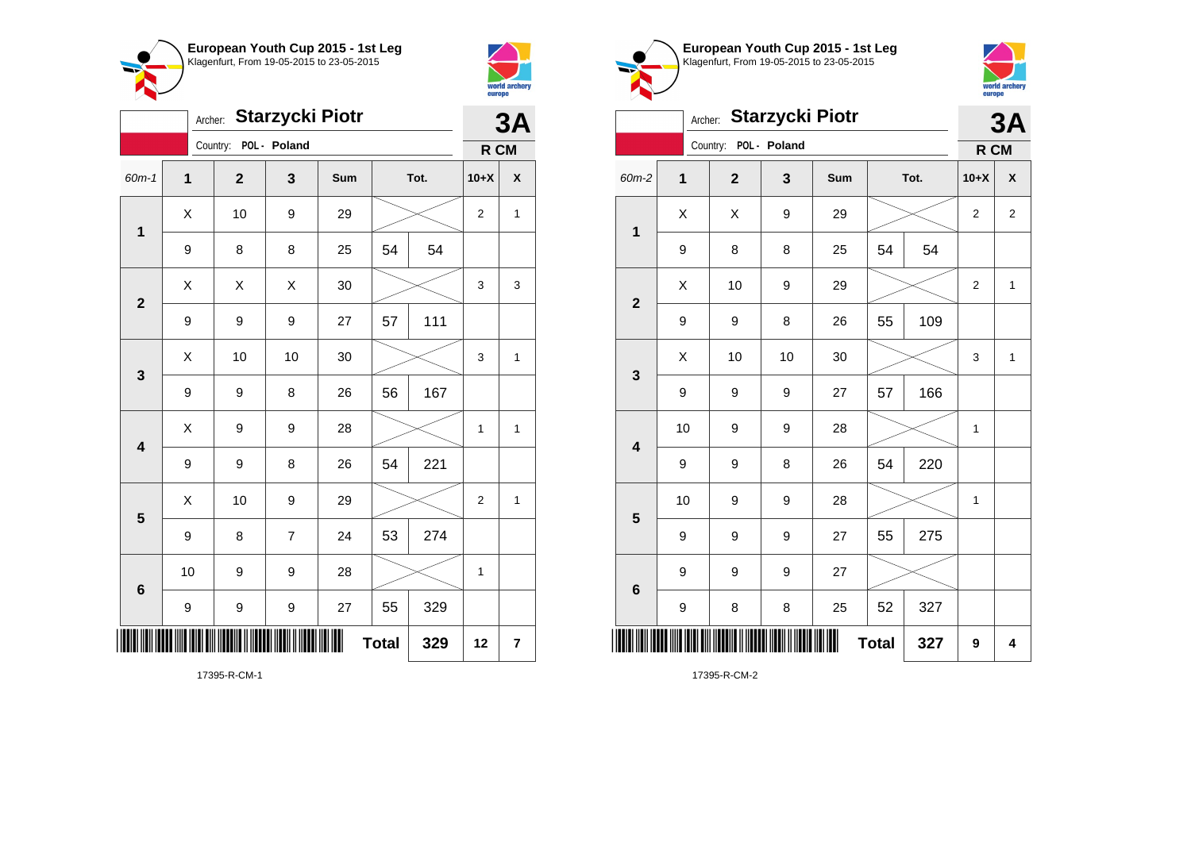**European Youth Cup 2015 - 1st Leg**
Klagenfurt, From 19-05-2015 to 23-05-2015

Archer: **Starzycki Piotr**
Country: POL - Poland
**3A**
**R CM**

| 60m-1 | 1 | 2 | 3 | Sum | Tot. | | 10+X | X |
|---|---|---|---|---|---|---|---|---|
| 1 | X | 10 | 9 | 29 | | | 2 | 1 |
| | 9 | 8 | 8 | 25 | 54 | 54 | | |
| 2 | X | X | X | 30 | | | 3 | 3 |
| | 9 | 9 | 9 | 27 | 57 | 111 | | |
| 3 | X | 10 | 10 | 30 | | | 3 | 1 |
| | 9 | 9 | 8 | 26 | 56 | 167 | | |
| 4 | X | 9 | 9 | 28 | | | 1 | 1 |
| | 9 | 9 | 8 | 26 | 54 | 221 | | |
| 5 | X | 10 | 9 | 29 | | | 2 | 1 |
| | 9 | 8 | 7 | 24 | 53 | 274 | | |
| 6 | 10 | 9 | 9 | 28 | | | 1 | |
| | 9 | 9 | 9 | 27 | 55 | 329 | | |
| | | | | | **Total** | **329** | **12** | **7** |

17395-R-CM-1

**European Youth Cup 2015 - 1st Leg**
Klagenfurt, From 19-05-2015 to 23-05-2015

Archer: **Starzycki Piotr**
Country: POL - Poland
**3A**
**R CM**

| 60m-2 | 1 | 2 | 3 | Sum | Tot. | | 10+X | X |
|---|---|---|---|---|---|---|---|---|
| 1 | X | X | 9 | 29 | | | 2 | 2 |
| | 9 | 8 | 8 | 25 | 54 | 54 | | |
| 2 | X | 10 | 9 | 29 | | | 2 | 1 |
| | 9 | 9 | 8 | 26 | 55 | 109 | | |
| 3 | X | 10 | 10 | 30 | | | 3 | 1 |
| | 9 | 9 | 9 | 27 | 57 | 166 | | |
| 4 | 10 | 9 | 9 | 28 | | | 1 | |
| | 9 | 9 | 8 | 26 | 54 | 220 | | |
| 5 | 10 | 9 | 9 | 28 | | | 1 | |
| | 9 | 9 | 9 | 27 | 55 | 275 | | |
| 6 | 9 | 9 | 9 | 27 | | | | |
| | 9 | 8 | 8 | 25 | 52 | 327 | | |
| | | | | | **Total** | **327** | **9** | **4** |

17395-R-CM-2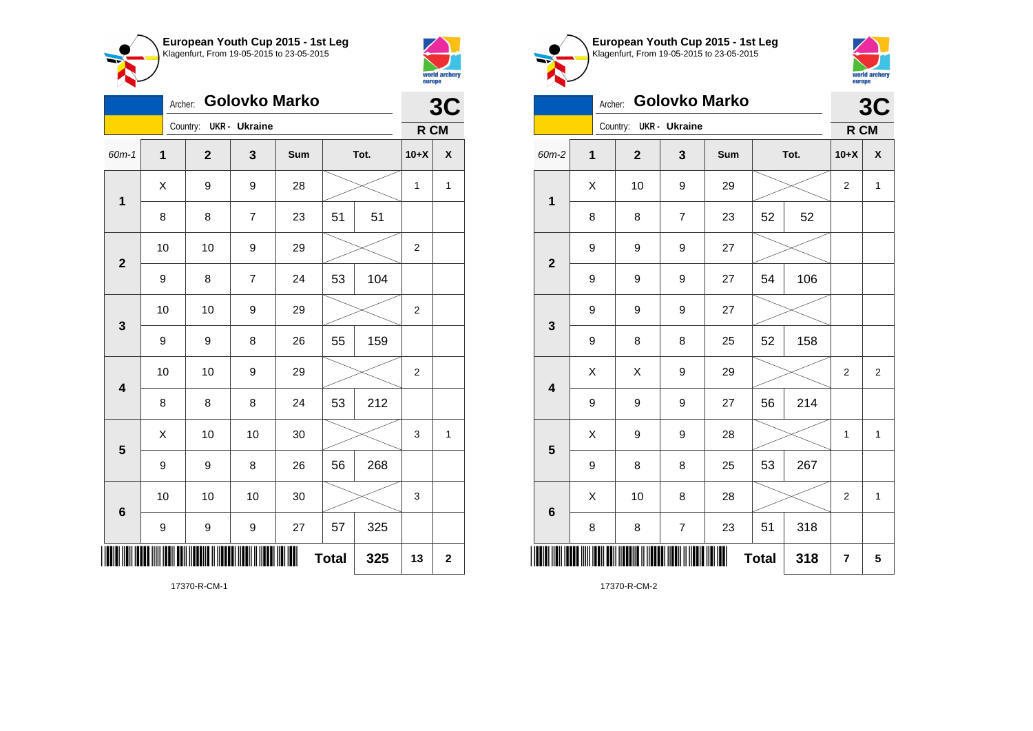## European Youth Cup 2015 - 1st Leg
Klagenfurt, From 19-05-2015 to 23-05-2015

Archer: **Golovko Marko**
Country: **UKR - Ukraine**

**3C**
**R CM**

| 60m-1 | 1 | 2 | 3 | Sum | Tot. | | 10+X | X |
|---|---|---|---|---|---|---|---|---|
| 1 | X | 9 | 9 | 28 | | | 1 | 1 |
| | 8 | 8 | 7 | 23 | 51 | 51 | | |
| 2 | 10 | 10 | 9 | 29 | | | 2 | |
| | 9 | 8 | 7 | 24 | 53 | 104 | | |
| 3 | 10 | 10 | 9 | 29 | | | 2 | |
| | 9 | 9 | 8 | 26 | 55 | 159 | | |
| 4 | 10 | 10 | 9 | 29 | | | 2 | |
| | 8 | 8 | 8 | 24 | 53 | 212 | | |
| 5 | X | 10 | 10 | 30 | | | 3 | 1 |
| | 9 | 9 | 8 | 26 | 56 | 268 | | |
| 6 | 10 | 10 | 10 | 30 | | | 3 | |
| | 9 | 9 | 9 | 27 | 57 | 325 | | |
| | | | | | **Total** | **325** | **13** | **2** |

17370-R-CM-1

## European Youth Cup 2015 - 1st Leg
Klagenfurt, From 19-05-2015 to 23-05-2015

Archer: **Golovko Marko**
Country: **UKR - Ukraine**

**3C**
**R CM**

| 60m-2 | 1 | 2 | 3 | Sum | Tot. | | 10+X | X |
|---|---|---|---|---|---|---|---|---|
| 1 | X | 10 | 9 | 29 | | | 2 | 1 |
| | 8 | 8 | 7 | 23 | 52 | 52 | | |
| 2 | 9 | 9 | 9 | 27 | | | | |
| | 9 | 9 | 9 | 27 | 54 | 106 | | |
| 3 | 9 | 9 | 9 | 27 | | | | |
| | 9 | 8 | 8 | 25 | 52 | 158 | | |
| 4 | X | X | 9 | 29 | | | 2 | 2 |
| | 9 | 9 | 9 | 27 | 56 | 214 | | |
| 5 | X | 9 | 9 | 28 | | | 1 | 1 |
| | 9 | 8 | 8 | 25 | 53 | 267 | | |
| 6 | X | 10 | 8 | 28 | | | 2 | 1 |
| | 8 | 8 | 7 | 23 | 51 | 318 | | |
| | | | | | **Total** | **318** | **7** | **5** |

17370-R-CM-2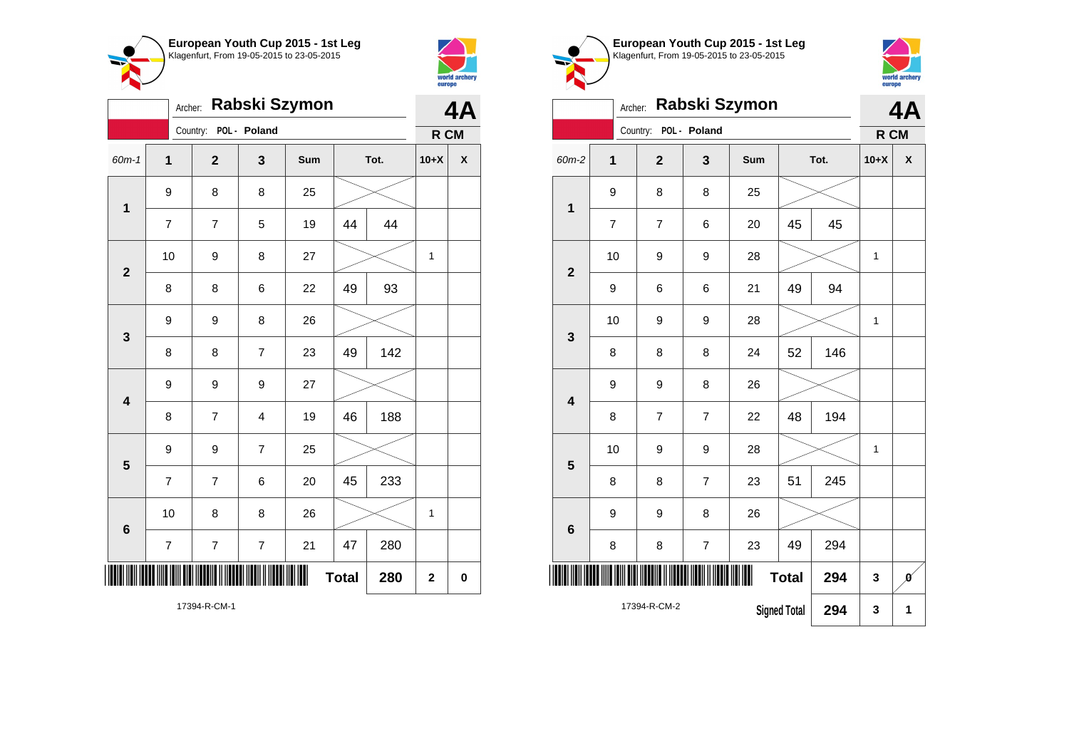**European Youth Cup 2015 - 1st Leg**
Klagenfurt, From 19-05-2015 to 23-05-2015

Archer: **Rabski Szymon**
Country: POL - Poland
**4A**
**R CM**

| 60m-1 | 1 | 2 | 3 | Sum | Tot. | | 10+X | X |
|---|---|---|---|---|---|---|---|---|
| 1 | 9 | 8 | 8 | 25 | | | | |
| | 7 | 7 | 5 | 19 | 44 | 44 | | |
| 2 | 10 | 9 | 8 | 27 | | | 1 | |
| | 8 | 8 | 6 | 22 | 49 | 93 | | |
| 3 | 9 | 9 | 8 | 26 | | | | |
| | 8 | 8 | 7 | 23 | 49 | 142 | | |
| 4 | 9 | 9 | 9 | 27 | | | | |
| | 8 | 7 | 4 | 19 | 46 | 188 | | |
| 5 | 9 | 9 | 7 | 25 | | | | |
| | 7 | 7 | 6 | 20 | 45 | 233 | | |
| 6 | 10 | 8 | 8 | 26 | | | 1 | |
| | 7 | 7 | 7 | 21 | 47 | 280 | | |
| | | | | | **Total** | **280** | **2** | **0** |

17394-R-CM-1

**European Youth Cup 2015 - 1st Leg**
Klagenfurt, From 19-05-2015 to 23-05-2015

Archer: **Rabski Szymon**
Country: POL - Poland
**4A**
**R CM**

| 60m-2 | 1 | 2 | 3 | Sum | Tot. | | 10+X | X |
|---|---|---|---|---|---|---|---|---|
| 1 | 9 | 8 | 8 | 25 | | | | |
| | 7 | 7 | 6 | 20 | 45 | 45 | | |
| 2 | 10 | 9 | 9 | 28 | | | 1 | |
| | 9 | 6 | 6 | 21 | 49 | 94 | | |
| 3 | 10 | 9 | 9 | 28 | | | 1 | |
| | 8 | 8 | 8 | 24 | 52 | 146 | | |
| 4 | 9 | 9 | 8 | 26 | | | | |
| | 8 | 7 | 7 | 22 | 48 | 194 | | |
| 5 | 10 | 9 | 9 | 28 | | | 1 | |
| | 8 | 8 | 7 | 23 | 51 | 245 | | |
| 6 | 9 | 9 | 8 | 26 | | | | |
| | 8 | 8 | 7 | 23 | 49 | 294 | | |
| | | | | | **Total** | **294** | **3** | **0** |
| | | | | | **Signed Total** | **294** | **3** | **1** |

17394-R-CM-2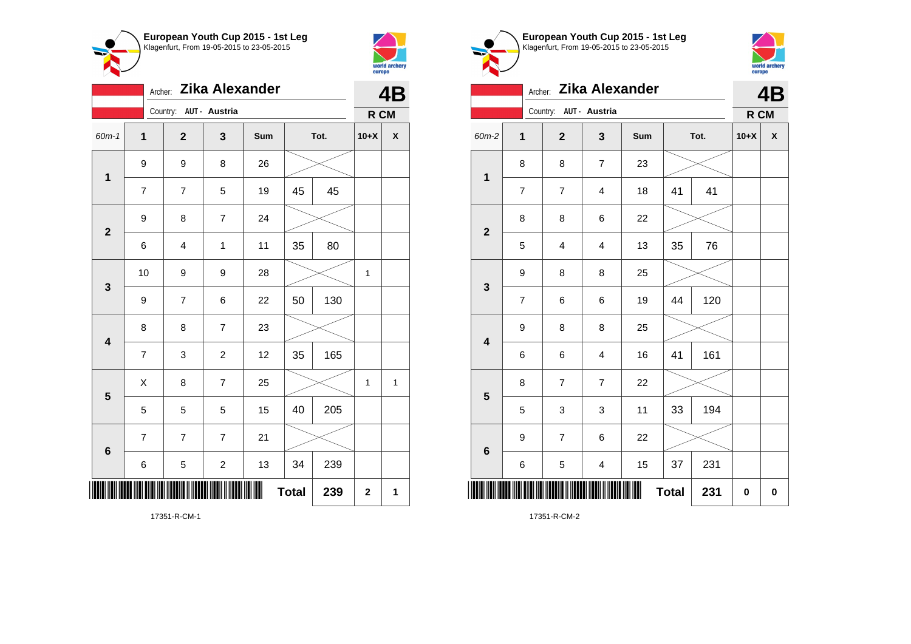**European Youth Cup 2015 - 1st Leg**
Klagenfurt, From 19-05-2015 to 23-05-2015

Archer: **Zika Alexander**
Country: AUT - Austria

**4B**
**R CM**

| 60m-1 | 1 | 2 | 3 | Sum | Tot. | | 10+X | X |
|---|---|---|---|---|---|---|---|---|
| 1 | 9 | 9 | 8 | 26 | | | | |
| | 7 | 7 | 5 | 19 | 45 | 45 | | |
| 2 | 9 | 8 | 7 | 24 | | | | |
| | 6 | 4 | 1 | 11 | 35 | 80 | | |
| 3 | 10 | 9 | 9 | 28 | | | 1 | |
| | 9 | 7 | 6 | 22 | 50 | 130 | | |
| 4 | 8 | 8 | 7 | 23 | | | | |
| | 7 | 3 | 2 | 12 | 35 | 165 | | |
| 5 | X | 8 | 7 | 25 | | | 1 | 1 |
| | 5 | 5 | 5 | 15 | 40 | 205 | | |
| 6 | 7 | 7 | 7 | 21 | | | | |
| | 6 | 5 | 2 | 13 | 34 | 239 | | |
| | | | | | **Total** | **239** | **2** | **1** |

17351-R-CM-1

**European Youth Cup 2015 - 1st Leg**
Klagenfurt, From 19-05-2015 to 23-05-2015

Archer: **Zika Alexander**
Country: AUT - Austria

**4B**
**R CM**

| 60m-2 | 1 | 2 | 3 | Sum | Tot. | | 10+X | X |
|---|---|---|---|---|---|---|---|---|
| 1 | 8 | 8 | 7 | 23 | | | | |
| | 7 | 7 | 4 | 18 | 41 | 41 | | |
| 2 | 8 | 8 | 6 | 22 | | | | |
| | 5 | 4 | 4 | 13 | 35 | 76 | | |
| 3 | 9 | 8 | 8 | 25 | | | | |
| | 7 | 6 | 6 | 19 | 44 | 120 | | |
| 4 | 9 | 8 | 8 | 25 | | | | |
| | 6 | 6 | 4 | 16 | 41 | 161 | | |
| 5 | 8 | 7 | 7 | 22 | | | | |
| | 5 | 3 | 3 | 11 | 33 | 194 | | |
| 6 | 9 | 7 | 6 | 22 | | | | |
| | 6 | 5 | 4 | 15 | 37 | 231 | | |
| | | | | | **Total** | **231** | **0** | **0** |

17351-R-CM-2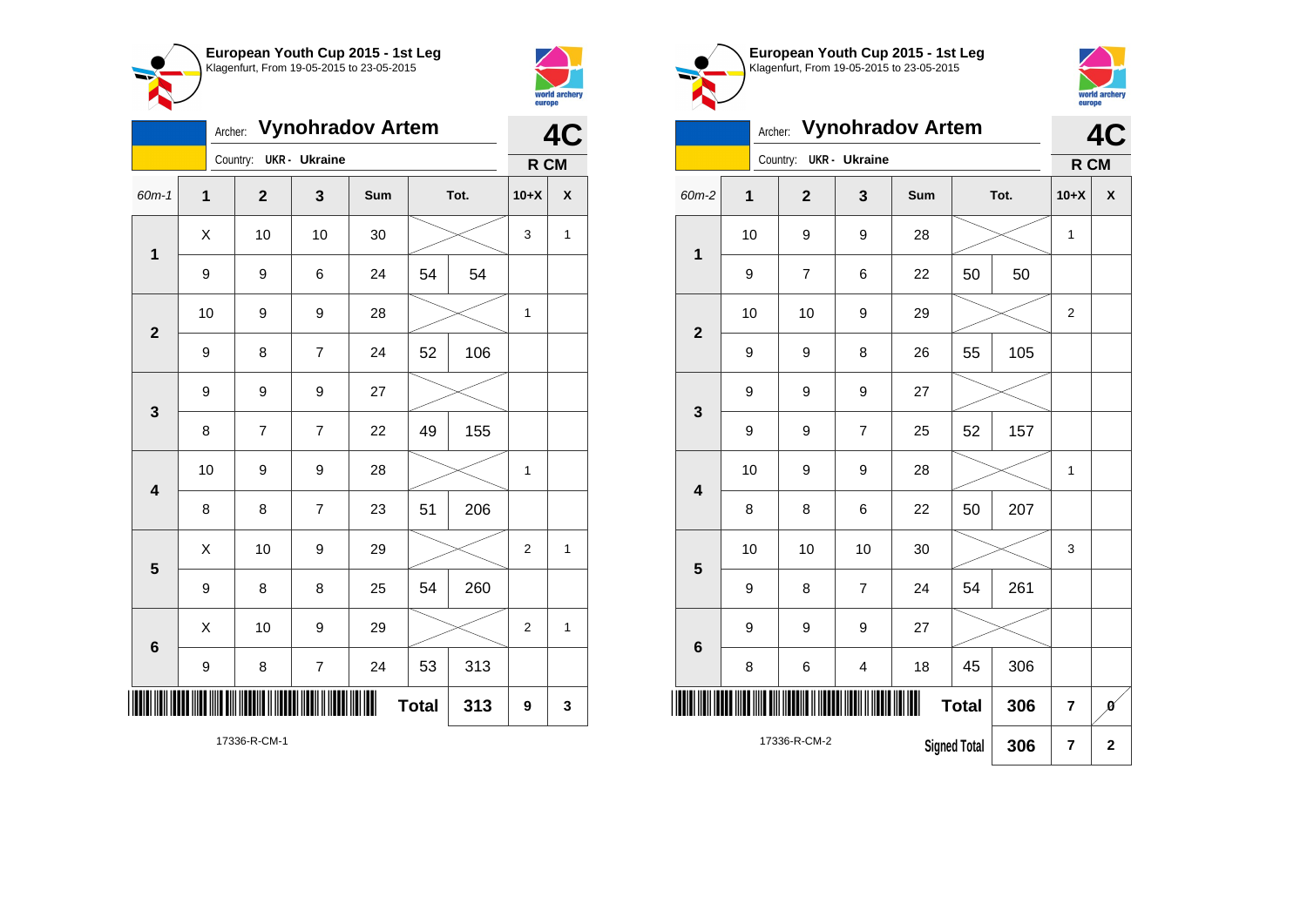## European Youth Cup 2015 - 1st Leg
Klagenfurt, From 19-05-2015 to 23-05-2015

Archer: **Vynohradov Artem** — **4C**

Country: UKR - Ukraine — **R CM**

| 60m-1 | 1 | 2 | 3 | Sum | Tot. | | 10+X | X |
|---|---|---|---|---|---|---|---|---|
| 1 | X | 10 | 10 | 30 | | | 3 | 1 |
| | 9 | 9 | 6 | 24 | 54 | 54 | | |
| 2 | 10 | 9 | 9 | 28 | | | 1 | |
| | 9 | 8 | 7 | 24 | 52 | 106 | | |
| 3 | 9 | 9 | 9 | 27 | | | | |
| | 8 | 7 | 7 | 22 | 49 | 155 | | |
| 4 | 10 | 9 | 9 | 28 | | | 1 | |
| | 8 | 8 | 7 | 23 | 51 | 206 | | |
| 5 | X | 10 | 9 | 29 | | | 2 | 1 |
| | 9 | 8 | 8 | 25 | 54 | 260 | | |
| 6 | X | 10 | 9 | 29 | | | 2 | 1 |
| | 9 | 8 | 7 | 24 | 53 | 313 | | |
| | | | | | **Total** | **313** | **9** | **3** |

17336-R-CM-1

## European Youth Cup 2015 - 1st Leg
Klagenfurt, From 19-05-2015 to 23-05-2015

Archer: **Vynohradov Artem** — **4C**

Country: UKR - Ukraine — **R CM**

| 60m-2 | 1 | 2 | 3 | Sum | Tot. | | 10+X | X |
|---|---|---|---|---|---|---|---|---|
| 1 | 10 | 9 | 9 | 28 | | | 1 | |
| | 9 | 7 | 6 | 22 | 50 | 50 | | |
| 2 | 10 | 10 | 9 | 29 | | | 2 | |
| | 9 | 9 | 8 | 26 | 55 | 105 | | |
| 3 | 9 | 9 | 9 | 27 | | | | |
| | 9 | 9 | 7 | 25 | 52 | 157 | | |
| 4 | 10 | 9 | 9 | 28 | | | 1 | |
| | 8 | 8 | 6 | 22 | 50 | 207 | | |
| 5 | 10 | 10 | 10 | 30 | | | 3 | |
| | 9 | 8 | 7 | 24 | 54 | 261 | | |
| 6 | 9 | 9 | 9 | 27 | | | | |
| | 8 | 6 | 4 | 18 | 45 | 306 | | |
| | | | | | **Total** | **306** | **7** | **0** |
| | | | | | **Signed Total** | **306** | **7** | **2** |

17336-R-CM-2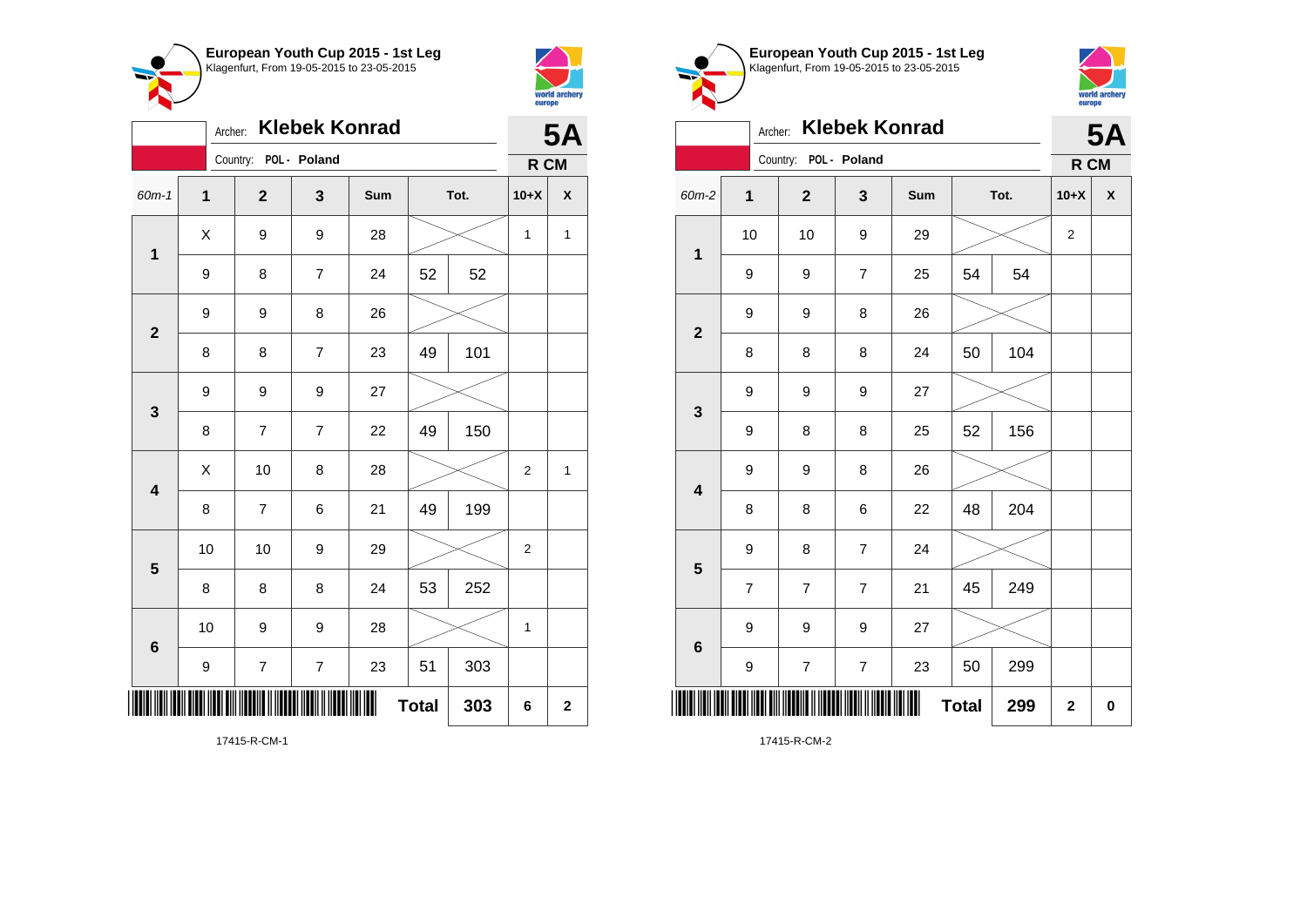## European Youth Cup 2015 - 1st Leg

Klagenfurt, From 19-05-2015 to 23-05-2015

Archer: **Klebek Konrad**

Country: POL - Poland

**5A**

**R CM**

| 60m-1 | 1 | 2 | 3 | Sum | Tot. | | 10+X | X |
|---|---|---|---|---|---|---|---|---|
| 1 | X | 9 | 9 | 28 | | | 1 | 1 |
| | 9 | 8 | 7 | 24 | 52 | 52 | | |
| 2 | 9 | 9 | 8 | 26 | | | | |
| | 8 | 8 | 7 | 23 | 49 | 101 | | |
| 3 | 9 | 9 | 9 | 27 | | | | |
| | 8 | 7 | 7 | 22 | 49 | 150 | | |
| 4 | X | 10 | 8 | 28 | | | 2 | 1 |
| | 8 | 7 | 6 | 21 | 49 | 199 | | |
| 5 | 10 | 10 | 9 | 29 | | | 2 | |
| | 8 | 8 | 8 | 24 | 53 | 252 | | |
| 6 | 10 | 9 | 9 | 28 | | | 1 | |
| | 9 | 7 | 7 | 23 | 51 | 303 | | |
| | | | | | **Total** | **303** | **6** | **2** |

17415-R-CM-1

## European Youth Cup 2015 - 1st Leg

Klagenfurt, From 19-05-2015 to 23-05-2015

Archer: **Klebek Konrad**

Country: POL - Poland

**5A**

**R CM**

| 60m-2 | 1 | 2 | 3 | Sum | Tot. | | 10+X | X |
|---|---|---|---|---|---|---|---|---|
| 1 | 10 | 10 | 9 | 29 | | | 2 | |
| | 9 | 9 | 7 | 25 | 54 | 54 | | |
| 2 | 9 | 9 | 8 | 26 | | | | |
| | 8 | 8 | 8 | 24 | 50 | 104 | | |
| 3 | 9 | 9 | 9 | 27 | | | | |
| | 9 | 8 | 8 | 25 | 52 | 156 | | |
| 4 | 9 | 9 | 8 | 26 | | | | |
| | 8 | 8 | 6 | 22 | 48 | 204 | | |
| 5 | 9 | 8 | 7 | 24 | | | | |
| | 7 | 7 | 7 | 21 | 45 | 249 | | |
| 6 | 9 | 9 | 9 | 27 | | | | |
| | 9 | 7 | 7 | 23 | 50 | 299 | | |
| | | | | | **Total** | **299** | **2** | **0** |

17415-R-CM-2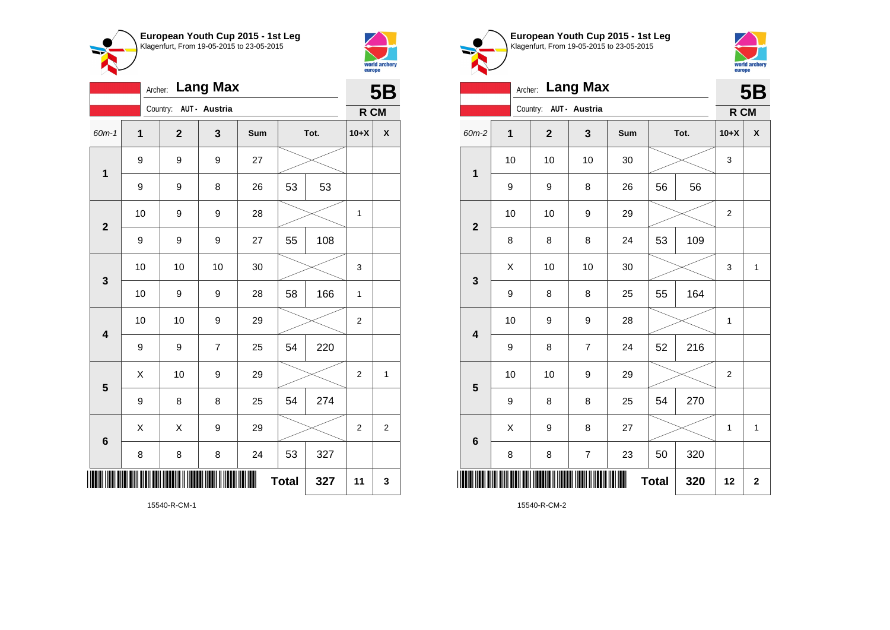## European Youth Cup 2015 - 1st Leg

Klagenfurt, From 19-05-2015 to 23-05-2015

Archer: **Lang Max**

Country: AUT - Austria

**5B**

**R CM**

| 60m-1 | 1 | 2 | 3 | Sum | Tot. | | 10+X | X |
|---|---|---|---|---|---|---|---|---|
| 1 | 9 | 9 | 9 | 27 | | | | |
| | 9 | 9 | 8 | 26 | 53 | 53 | | |
| 2 | 10 | 9 | 9 | 28 | | | 1 | |
| | 9 | 9 | 9 | 27 | 55 | 108 | | |
| 3 | 10 | 10 | 10 | 30 | | | 3 | |
| | 10 | 9 | 9 | 28 | 58 | 166 | 1 | |
| 4 | 10 | 10 | 9 | 29 | | | 2 | |
| | 9 | 9 | 7 | 25 | 54 | 220 | | |
| 5 | X | 10 | 9 | 29 | | | 2 | 1 |
| | 9 | 8 | 8 | 25 | 54 | 274 | | |
| 6 | X | X | 9 | 29 | | | 2 | 2 |
| | 8 | 8 | 8 | 24 | 53 | 327 | | |
| | | | | | **Total** | **327** | **11** | **3** |

15540-R-CM-1

## European Youth Cup 2015 - 1st Leg

Klagenfurt, From 19-05-2015 to 23-05-2015

Archer: **Lang Max**

Country: AUT - Austria

**5B**

**R CM**

| 60m-2 | 1 | 2 | 3 | Sum | Tot. | | 10+X | X |
|---|---|---|---|---|---|---|---|---|
| 1 | 10 | 10 | 10 | 30 | | | 3 | |
| | 9 | 9 | 8 | 26 | 56 | 56 | | |
| 2 | 10 | 10 | 9 | 29 | | | 2 | |
| | 8 | 8 | 8 | 24 | 53 | 109 | | |
| 3 | X | 10 | 10 | 30 | | | 3 | 1 |
| | 9 | 8 | 8 | 25 | 55 | 164 | | |
| 4 | 10 | 9 | 9 | 28 | | | 1 | |
| | 9 | 8 | 7 | 24 | 52 | 216 | | |
| 5 | 10 | 10 | 9 | 29 | | | 2 | |
| | 9 | 8 | 8 | 25 | 54 | 270 | | |
| 6 | X | 9 | 8 | 27 | | | 1 | 1 |
| | 8 | 8 | 7 | 23 | 50 | 320 | | |
| | | | | | **Total** | **320** | **12** | **2** |

15540-R-CM-2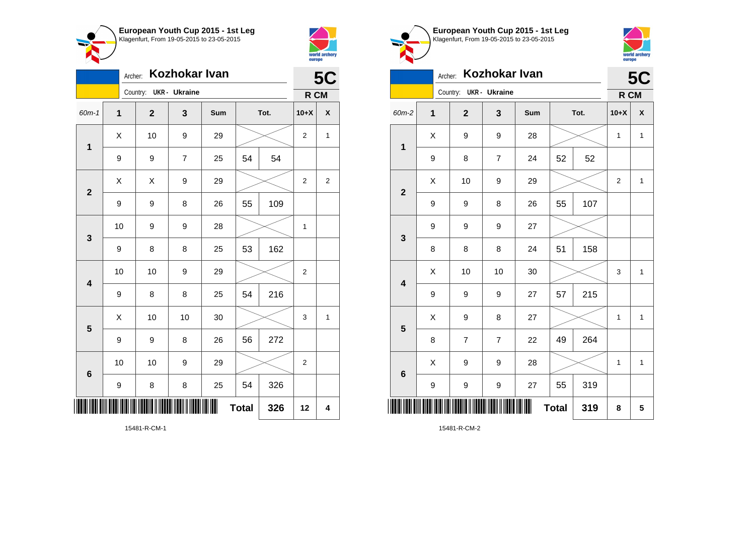## European Youth Cup 2015 - 1st Leg
Klagenfurt, From 19-05-2015 to 23-05-2015

Archer: **Kozhokar Ivan** — **5C**

Country: UKR - Ukraine — **R CM**

| 60m-1 | 1 | 2 | 3 | Sum | Tot. | | 10+X | X |
|---|---|---|---|---|---|---|---|---|
| 1 | X | 10 | 9 | 29 | | | 2 | 1 |
| | 9 | 9 | 7 | 25 | 54 | 54 | | |
| 2 | X | X | 9 | 29 | | | 2 | 2 |
| | 9 | 9 | 8 | 26 | 55 | 109 | | |
| 3 | 10 | 9 | 9 | 28 | | | 1 | |
| | 9 | 8 | 8 | 25 | 53 | 162 | | |
| 4 | 10 | 10 | 9 | 29 | | | 2 | |
| | 9 | 8 | 8 | 25 | 54 | 216 | | |
| 5 | X | 10 | 10 | 30 | | | 3 | 1 |
| | 9 | 9 | 8 | 26 | 56 | 272 | | |
| 6 | 10 | 10 | 9 | 29 | | | 2 | |
| | 9 | 8 | 8 | 25 | 54 | 326 | | |
| | | | | | **Total** | **326** | **12** | **4** |

15481-R-CM-1

## European Youth Cup 2015 - 1st Leg
Klagenfurt, From 19-05-2015 to 23-05-2015

Archer: **Kozhokar Ivan** — **5C**

Country: UKR - Ukraine — **R CM**

| 60m-2 | 1 | 2 | 3 | Sum | Tot. | | 10+X | X |
|---|---|---|---|---|---|---|---|---|
| 1 | X | 9 | 9 | 28 | | | 1 | 1 |
| | 9 | 8 | 7 | 24 | 52 | 52 | | |
| 2 | X | 10 | 9 | 29 | | | 2 | 1 |
| | 9 | 9 | 8 | 26 | 55 | 107 | | |
| 3 | 9 | 9 | 9 | 27 | | | | |
| | 8 | 8 | 8 | 24 | 51 | 158 | | |
| 4 | X | 10 | 10 | 30 | | | 3 | 1 |
| | 9 | 9 | 9 | 27 | 57 | 215 | | |
| 5 | X | 9 | 8 | 27 | | | 1 | 1 |
| | 8 | 7 | 7 | 22 | 49 | 264 | | |
| 6 | X | 9 | 9 | 28 | | | 1 | 1 |
| | 9 | 9 | 9 | 27 | 55 | 319 | | |
| | | | | | **Total** | **319** | **8** | **5** |

15481-R-CM-2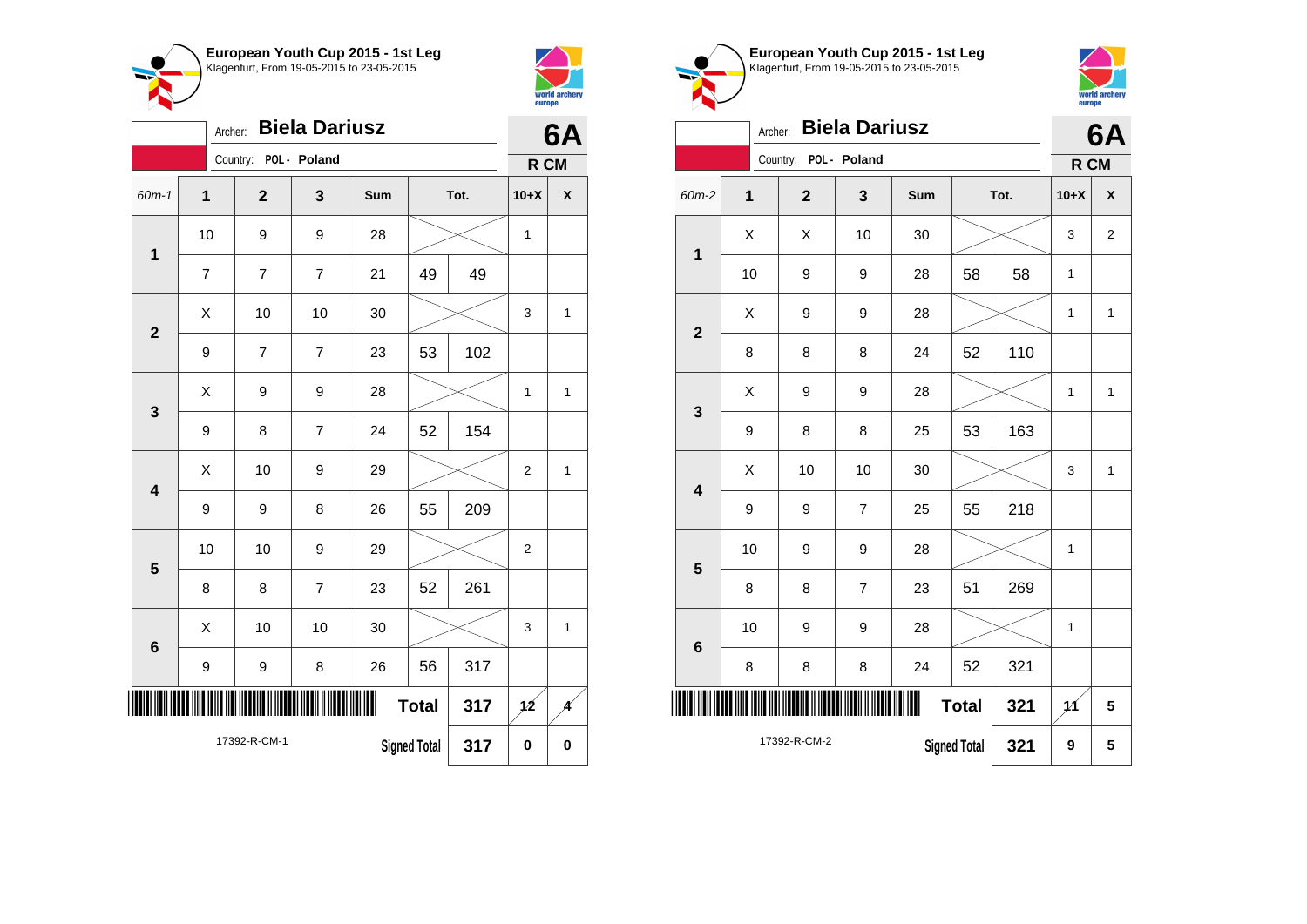**European Youth Cup 2015 - 1st Leg**
Klagenfurt, From 19-05-2015 to 23-05-2015

Archer: **Biela Dariusz**
Country: POL - Poland

**6A**
R CM

| 60m-1 | 1 | 2 | 3 | Sum | Tot. | | 10+X | X |
|---|---|---|---|---|---|---|---|---|
| 1 | 10 | 9 | 9 | 28 | | | 1 | |
| | 7 | 7 | 7 | 21 | 49 | 49 | | |
| 2 | X | 10 | 10 | 30 | | | 3 | 1 |
| | 9 | 7 | 7 | 23 | 53 | 102 | | |
| 3 | X | 9 | 9 | 28 | | | 1 | 1 |
| | 9 | 8 | 7 | 24 | 52 | 154 | | |
| 4 | X | 10 | 9 | 29 | | | 2 | 1 |
| | 9 | 9 | 8 | 26 | 55 | 209 | | |
| 5 | 10 | 10 | 9 | 29 | | | 2 | |
| | 8 | 8 | 7 | 23 | 52 | 261 | | |
| 6 | X | 10 | 10 | 30 | | | 3 | 1 |
| | 9 | 9 | 8 | 26 | 56 | 317 | | |
| | | | | Total | | 317 | 12 | 4 |
| 17392-R-CM-1 | | | | Signed Total | | 317 | 0 | 0 |

**European Youth Cup 2015 - 1st Leg**
Klagenfurt, From 19-05-2015 to 23-05-2015

Archer: **Biela Dariusz**
Country: POL - Poland

**6A**
R CM

| 60m-2 | 1 | 2 | 3 | Sum | Tot. | | 10+X | X |
|---|---|---|---|---|---|---|---|---|
| 1 | X | X | 10 | 30 | | | 3 | 2 |
| | 10 | 9 | 9 | 28 | 58 | 58 | 1 | |
| 2 | X | 9 | 9 | 28 | | | 1 | 1 |
| | 8 | 8 | 8 | 24 | 52 | 110 | | |
| 3 | X | 9 | 9 | 28 | | | 1 | 1 |
| | 9 | 8 | 8 | 25 | 53 | 163 | | |
| 4 | X | 10 | 10 | 30 | | | 3 | 1 |
| | 9 | 9 | 7 | 25 | 55 | 218 | | |
| 5 | 10 | 9 | 9 | 28 | | | 1 | |
| | 8 | 8 | 7 | 23 | 51 | 269 | | |
| 6 | 10 | 9 | 9 | 28 | | | 1 | |
| | 8 | 8 | 8 | 24 | 52 | 321 | | |
| | | | | Total | | 321 | 11 | 5 |
| 17392-R-CM-2 | | | | Signed Total | | 321 | 9 | 5 |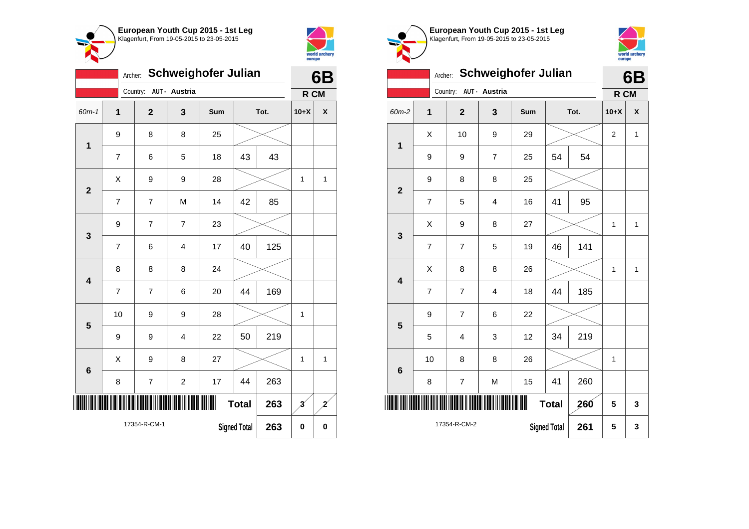## European Youth Cup 2015 - 1st Leg
Klagenfurt, From 19-05-2015 to 23-05-2015

Archer: **Schweighofer Julian** — **6B**

Country: AUT - Austria — **R CM**

| 60m-1 | 1 | 2 | 3 | Sum | Tot. | | 10+X | X |
|---|---|---|---|---|---|---|---|---|
| 1 | 9 | 8 | 8 | 25 | | | | |
| | 7 | 6 | 5 | 18 | 43 | 43 | | |
| 2 | X | 9 | 9 | 28 | | | 1 | 1 |
| | 7 | 7 | M | 14 | 42 | 85 | | |
| 3 | 9 | 7 | 7 | 23 | | | | |
| | 7 | 6 | 4 | 17 | 40 | 125 | | |
| 4 | 8 | 8 | 8 | 24 | | | | |
| | 7 | 7 | 6 | 20 | 44 | 169 | | |
| 5 | 10 | 9 | 9 | 28 | | | 1 | |
| | 9 | 9 | 4 | 22 | 50 | 219 | | |
| 6 | X | 9 | 8 | 27 | | | 1 | 1 |
| | 8 | 7 | 2 | 17 | 44 | 263 | | |
| | | | | | Total | 263 | 3 | 2 |
| | | | | | Signed Total | 263 | 0 | 0 |

17354-R-CM-1

## European Youth Cup 2015 - 1st Leg
Klagenfurt, From 19-05-2015 to 23-05-2015

Archer: **Schweighofer Julian** — **6B**

Country: AUT - Austria — **R CM**

| 60m-2 | 1 | 2 | 3 | Sum | Tot. | | 10+X | X |
|---|---|---|---|---|---|---|---|---|
| 1 | X | 10 | 9 | 29 | | | 2 | 1 |
| | 9 | 9 | 7 | 25 | 54 | 54 | | |
| 2 | 9 | 8 | 8 | 25 | | | | |
| | 7 | 5 | 4 | 16 | 41 | 95 | | |
| 3 | X | 9 | 8 | 27 | | | 1 | 1 |
| | 7 | 7 | 5 | 19 | 46 | 141 | | |
| 4 | X | 8 | 8 | 26 | | | 1 | 1 |
| | 7 | 7 | 4 | 18 | 44 | 185 | | |
| 5 | 9 | 7 | 6 | 22 | | | | |
| | 5 | 4 | 3 | 12 | 34 | 219 | | |
| 6 | 10 | 8 | 8 | 26 | | | 1 | |
| | 8 | 7 | M | 15 | 41 | 260 | | |
| | | | | | Total | 260 | 5 | 3 |
| | | | | | Signed Total | 261 | 5 | 3 |

17354-R-CM-2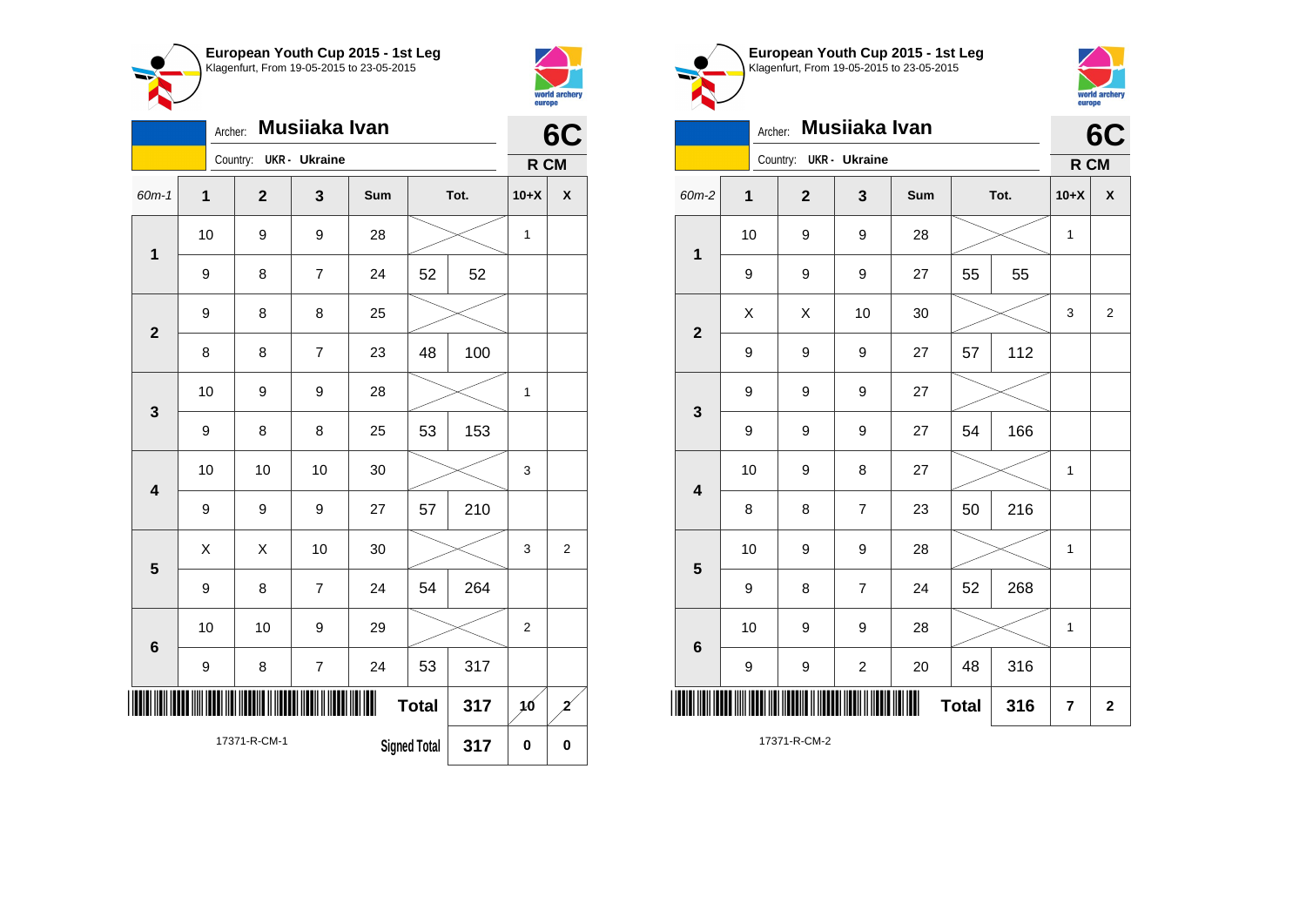## European Youth Cup 2015 - 1st Leg

Klagenfurt, From 19-05-2015 to 23-05-2015

Archer: **Musiiaka Ivan**

Country: **UKR - Ukraine**

**6C**

**R CM**

| 60m-1 | 1 | 2 | 3 | Sum | Tot. | | 10+X | X |
|---|---|---|---|---|---|---|---|---|
| 1 | 10 | 9 | 9 | 28 | | | 1 | |
| | 9 | 8 | 7 | 24 | 52 | 52 | | |
| 2 | 9 | 8 | 8 | 25 | | | | |
| | 8 | 8 | 7 | 23 | 48 | 100 | | |
| 3 | 10 | 9 | 9 | 28 | | | 1 | |
| | 9 | 8 | 8 | 25 | 53 | 153 | | |
| 4 | 10 | 10 | 10 | 30 | | | 3 | |
| | 9 | 9 | 9 | 27 | 57 | 210 | | |
| 5 | X | X | 10 | 30 | | | 3 | 2 |
| | 9 | 8 | 7 | 24 | 54 | 264 | | |
| 6 | 10 | 10 | 9 | 29 | | | 2 | |
| | 9 | 8 | 7 | 24 | 53 | 317 | | |
| | | | | | Total | 317 | 10 | 2 |
| | | | | | Signed Total | 317 | 0 | 0 |

17371-R-CM-1

## European Youth Cup 2015 - 1st Leg

Klagenfurt, From 19-05-2015 to 23-05-2015

Archer: **Musiiaka Ivan**

Country: **UKR - Ukraine**

**6C**

**R CM**

| 60m-2 | 1 | 2 | 3 | Sum | Tot. | | 10+X | X |
|---|---|---|---|---|---|---|---|---|
| 1 | 10 | 9 | 9 | 28 | | | 1 | |
| | 9 | 9 | 9 | 27 | 55 | 55 | | |
| 2 | X | X | 10 | 30 | | | 3 | 2 |
| | 9 | 9 | 9 | 27 | 57 | 112 | | |
| 3 | 9 | 9 | 9 | 27 | | | | |
| | 9 | 9 | 9 | 27 | 54 | 166 | | |
| 4 | 10 | 9 | 8 | 27 | | | 1 | |
| | 8 | 8 | 7 | 23 | 50 | 216 | | |
| 5 | 10 | 9 | 9 | 28 | | | 1 | |
| | 9 | 8 | 7 | 24 | 52 | 268 | | |
| 6 | 10 | 9 | 9 | 28 | | | 1 | |
| | 9 | 9 | 2 | 20 | 48 | 316 | | |
| | | | | | Total | 316 | 7 | 2 |

17371-R-CM-2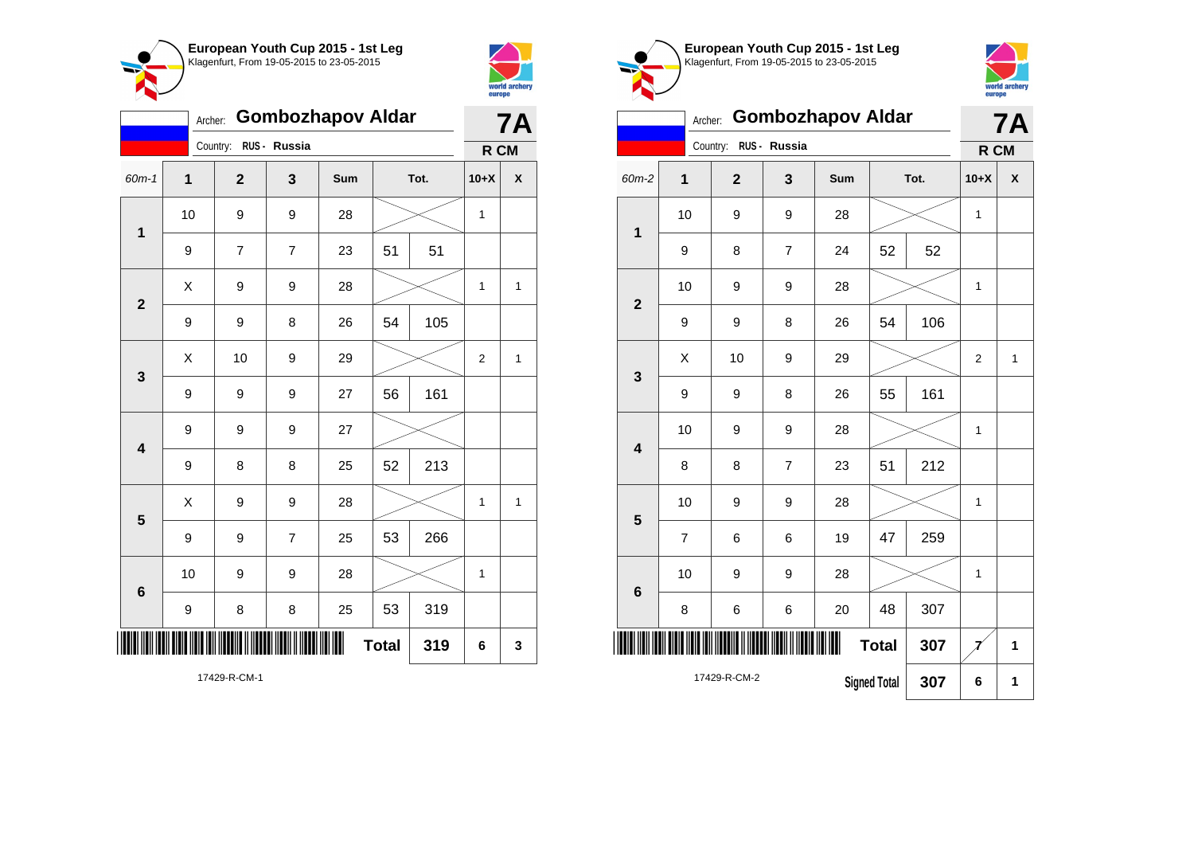## European Youth Cup 2015 - 1st Leg

Klagenfurt, From 19-05-2015 to 23-05-2015

Archer: **Gombozhapov Aldar**

Country: RUS - Russia

**7A** R CM

| 60m-1 | 1 | 2 | 3 | Sum | Tot. | | 10+X | X |
|---|---|---|---|---|---|---|---|---|
| 1 | 10 | 9 | 9 | 28 | | | 1 | |
| | 9 | 7 | 7 | 23 | 51 | 51 | | |
| 2 | X | 9 | 9 | 28 | | | 1 | 1 |
| | 9 | 9 | 8 | 26 | 54 | 105 | | |
| 3 | X | 10 | 9 | 29 | | | 2 | 1 |
| | 9 | 9 | 9 | 27 | 56 | 161 | | |
| 4 | 9 | 9 | 9 | 27 | | | | |
| | 9 | 8 | 8 | 25 | 52 | 213 | | |
| 5 | X | 9 | 9 | 28 | | | 1 | 1 |
| | 9 | 9 | 7 | 25 | 53 | 266 | | |
| 6 | 10 | 9 | 9 | 28 | | | 1 | |
| | 9 | 8 | 8 | 25 | 53 | 319 | | |
| | | | | | **Total** | **319** | **6** | **3** |

17429-R-CM-1

## European Youth Cup 2015 - 1st Leg

Klagenfurt, From 19-05-2015 to 23-05-2015

Archer: **Gombozhapov Aldar**

Country: RUS - Russia

**7A** R CM

| 60m-2 | 1 | 2 | 3 | Sum | Tot. | | 10+X | X |
|---|---|---|---|---|---|---|---|---|
| 1 | 10 | 9 | 9 | 28 | | | 1 | |
| | 9 | 8 | 7 | 24 | 52 | 52 | | |
| 2 | 10 | 9 | 9 | 28 | | | 1 | |
| | 9 | 9 | 8 | 26 | 54 | 106 | | |
| 3 | X | 10 | 9 | 29 | | | 2 | 1 |
| | 9 | 9 | 8 | 26 | 55 | 161 | | |
| 4 | 10 | 9 | 9 | 28 | | | 1 | |
| | 8 | 8 | 7 | 23 | 51 | 212 | | |
| 5 | 10 | 9 | 9 | 28 | | | 1 | |
| | 7 | 6 | 6 | 19 | 47 | 259 | | |
| 6 | 10 | 9 | 9 | 28 | | | 1 | |
| | 8 | 6 | 6 | 20 | 48 | 307 | | |
| | | | | | **Total** | **307** | ~~7~~ | **1** |
| | | | | | Signed Total | **307** | **6** | **1** |

17429-R-CM-2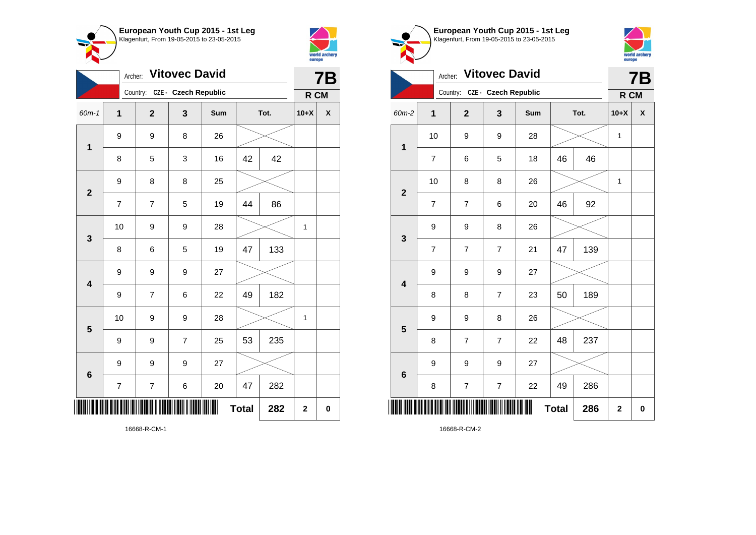## European Youth Cup 2015 - 1st Leg

Klagenfurt, From 19-05-2015 to 23-05-2015

Archer: **Vitovec David**

Country: CZE - Czech Republic

**7B**

**R CM**

| 60m-1 | 1 | 2 | 3 | Sum | Tot. | | 10+X | X |
|---|---|---|---|---|---|---|---|---|
| 1 | 9 | 9 | 8 | 26 | | | | |
| | 8 | 5 | 3 | 16 | 42 | 42 | | |
| 2 | 9 | 8 | 8 | 25 | | | | |
| | 7 | 7 | 5 | 19 | 44 | 86 | | |
| 3 | 10 | 9 | 9 | 28 | | | 1 | |
| | 8 | 6 | 5 | 19 | 47 | 133 | | |
| 4 | 9 | 9 | 9 | 27 | | | | |
| | 9 | 7 | 6 | 22 | 49 | 182 | | |
| 5 | 10 | 9 | 9 | 28 | | | 1 | |
| | 9 | 9 | 7 | 25 | 53 | 235 | | |
| 6 | 9 | 9 | 9 | 27 | | | | |
| | 7 | 7 | 6 | 20 | 47 | 282 | | |
| | | | | Total | | 282 | 2 | 0 |

16668-R-CM-1

## European Youth Cup 2015 - 1st Leg

Klagenfurt, From 19-05-2015 to 23-05-2015

Archer: **Vitovec David**

Country: CZE - Czech Republic

**7B**

**R CM**

| 60m-2 | 1 | 2 | 3 | Sum | Tot. | | 10+X | X |
|---|---|---|---|---|---|---|---|---|
| 1 | 10 | 9 | 9 | 28 | | | 1 | |
| | 7 | 6 | 5 | 18 | 46 | 46 | | |
| 2 | 10 | 8 | 8 | 26 | | | 1 | |
| | 7 | 7 | 6 | 20 | 46 | 92 | | |
| 3 | 9 | 9 | 8 | 26 | | | | |
| | 7 | 7 | 7 | 21 | 47 | 139 | | |
| 4 | 9 | 9 | 9 | 27 | | | | |
| | 8 | 8 | 7 | 23 | 50 | 189 | | |
| 5 | 9 | 9 | 8 | 26 | | | | |
| | 8 | 7 | 7 | 22 | 48 | 237 | | |
| 6 | 9 | 9 | 9 | 27 | | | | |
| | 8 | 7 | 7 | 22 | 49 | 286 | | |
| | | | | Total | | 286 | 2 | 0 |

16668-R-CM-2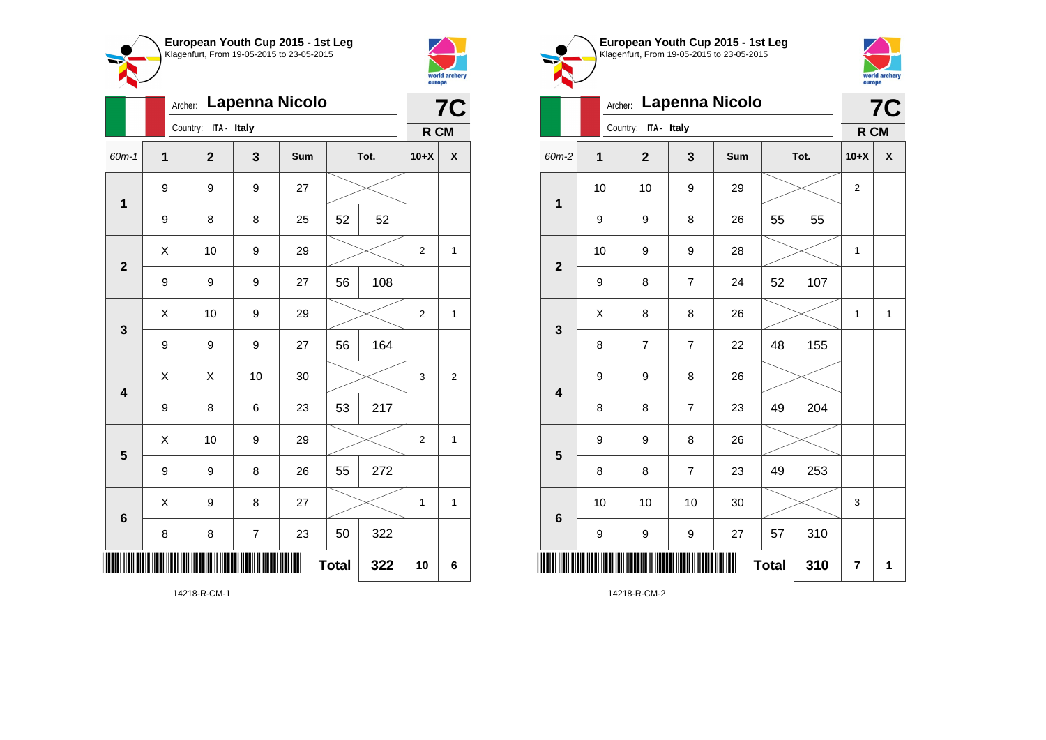## European Youth Cup 2015 - 1st Leg

Klagenfurt, From 19-05-2015 to 23-05-2015

Archer: **Lapenna Nicolo**

Country: ITA - Italy

**7C**

**R CM**

| 60m-1 | 1 | 2 | 3 | Sum | Tot. | | 10+X | X |
|---|---|---|---|---|---|---|---|---|
| 1 | 9 | 9 | 9 | 27 | | | | |
| | 9 | 8 | 8 | 25 | 52 | 52 | | |
| 2 | X | 10 | 9 | 29 | | | 2 | 1 |
| | 9 | 9 | 9 | 27 | 56 | 108 | | |
| 3 | X | 10 | 9 | 29 | | | 2 | 1 |
| | 9 | 9 | 9 | 27 | 56 | 164 | | |
| 4 | X | X | 10 | 30 | | | 3 | 2 |
| | 9 | 8 | 6 | 23 | 53 | 217 | | |
| 5 | X | 10 | 9 | 29 | | | 2 | 1 |
| | 9 | 9 | 8 | 26 | 55 | 272 | | |
| 6 | X | 9 | 8 | 27 | | | 1 | 1 |
| | 8 | 8 | 7 | 23 | 50 | 322 | | |
| | | | | | **Total** | **322** | **10** | **6** |

14218-R-CM-1

## European Youth Cup 2015 - 1st Leg

Klagenfurt, From 19-05-2015 to 23-05-2015

Archer: **Lapenna Nicolo**

Country: ITA - Italy

**7C**

**R CM**

| 60m-2 | 1 | 2 | 3 | Sum | Tot. | | 10+X | X |
|---|---|---|---|---|---|---|---|---|
| 1 | 10 | 10 | 9 | 29 | | | 2 | |
| | 9 | 9 | 8 | 26 | 55 | 55 | | |
| 2 | 10 | 9 | 9 | 28 | | | 1 | |
| | 9 | 8 | 7 | 24 | 52 | 107 | | |
| 3 | X | 8 | 8 | 26 | | | 1 | 1 |
| | 8 | 7 | 7 | 22 | 48 | 155 | | |
| 4 | 9 | 9 | 8 | 26 | | | | |
| | 8 | 8 | 7 | 23 | 49 | 204 | | |
| 5 | 9 | 9 | 8 | 26 | | | | |
| | 8 | 8 | 7 | 23 | 49 | 253 | | |
| 6 | 10 | 10 | 10 | 30 | | | 3 | |
| | 9 | 9 | 9 | 27 | 57 | 310 | | |
| | | | | | **Total** | **310** | **7** | **1** |

14218-R-CM-2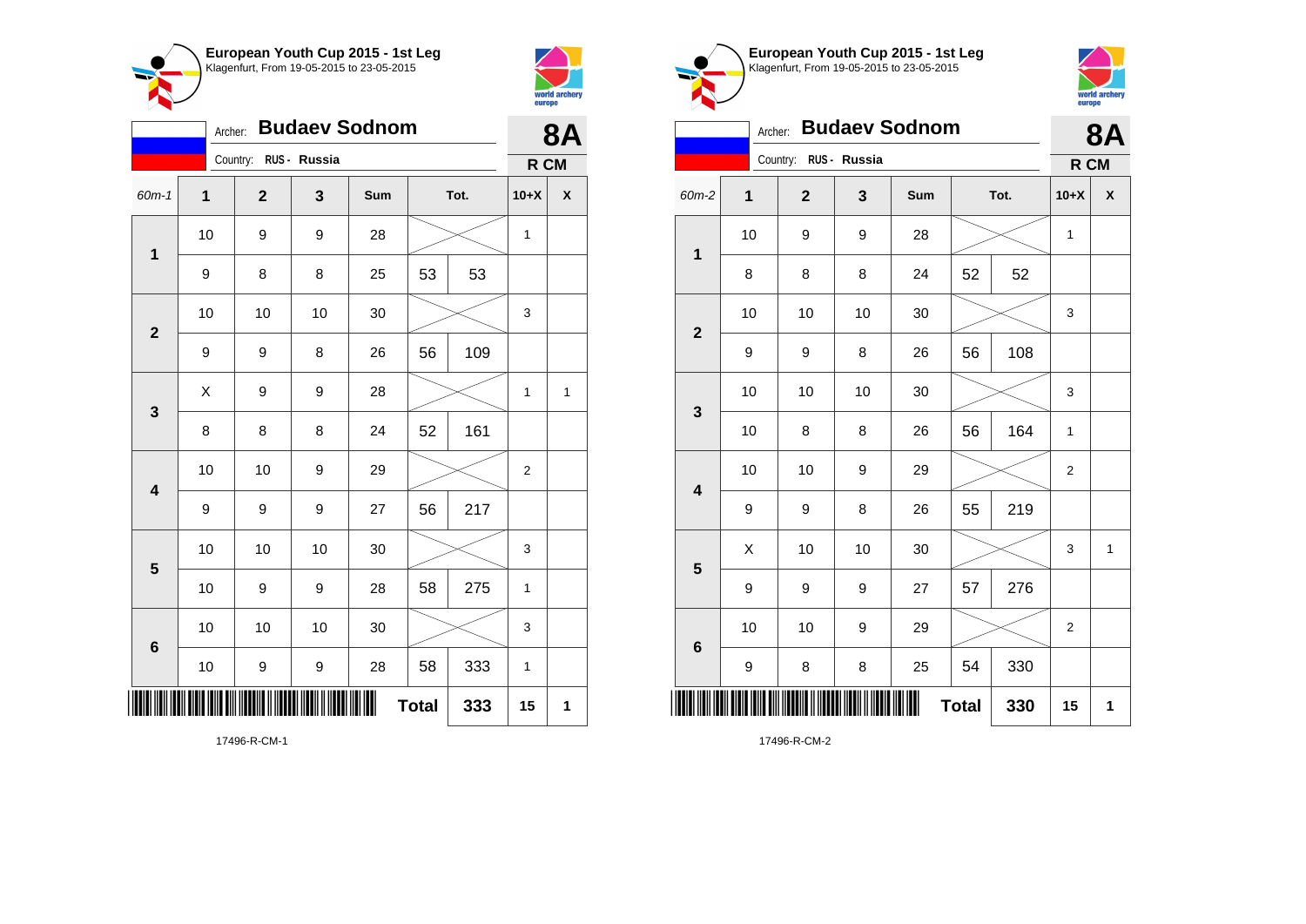## European Youth Cup 2015 - 1st Leg
Klagenfurt, From 19-05-2015 to 23-05-2015

Archer: **Budaev Sodnom**
Country: RUS - Russia

**8A** — R CM

| 60m-1 | 1 | 2 | 3 | Sum | Tot. | | 10+X | X |
|---|---|---|---|---|---|---|---|---|
| 1 | 10 | 9 | 9 | 28 | | | 1 | |
| | 9 | 8 | 8 | 25 | 53 | 53 | | |
| 2 | 10 | 10 | 10 | 30 | | | 3 | |
| | 9 | 9 | 8 | 26 | 56 | 109 | | |
| 3 | X | 9 | 9 | 28 | | | 1 | 1 |
| | 8 | 8 | 8 | 24 | 52 | 161 | | |
| 4 | 10 | 10 | 9 | 29 | | | 2 | |
| | 9 | 9 | 9 | 27 | 56 | 217 | | |
| 5 | 10 | 10 | 10 | 30 | | | 3 | |
| | 10 | 9 | 9 | 28 | 58 | 275 | 1 | |
| 6 | 10 | 10 | 10 | 30 | | | 3 | |
| | 10 | 9 | 9 | 28 | 58 | 333 | 1 | |
| | | | | | **Total** | **333** | **15** | **1** |

17496-R-CM-1

## European Youth Cup 2015 - 1st Leg
Klagenfurt, From 19-05-2015 to 23-05-2015

Archer: **Budaev Sodnom**
Country: RUS - Russia

**8A** — R CM

| 60m-2 | 1 | 2 | 3 | Sum | Tot. | | 10+X | X |
|---|---|---|---|---|---|---|---|---|
| 1 | 10 | 9 | 9 | 28 | | | 1 | |
| | 8 | 8 | 8 | 24 | 52 | 52 | | |
| 2 | 10 | 10 | 10 | 30 | | | 3 | |
| | 9 | 9 | 8 | 26 | 56 | 108 | | |
| 3 | 10 | 10 | 10 | 30 | | | 3 | |
| | 10 | 8 | 8 | 26 | 56 | 164 | 1 | |
| 4 | 10 | 10 | 9 | 29 | | | 2 | |
| | 9 | 9 | 8 | 26 | 55 | 219 | | |
| 5 | X | 10 | 10 | 30 | | | 3 | 1 |
| | 9 | 9 | 9 | 27 | 57 | 276 | | |
| 6 | 10 | 10 | 9 | 29 | | | 2 | |
| | 9 | 8 | 8 | 25 | 54 | 330 | | |
| | | | | | **Total** | **330** | **15** | **1** |

17496-R-CM-2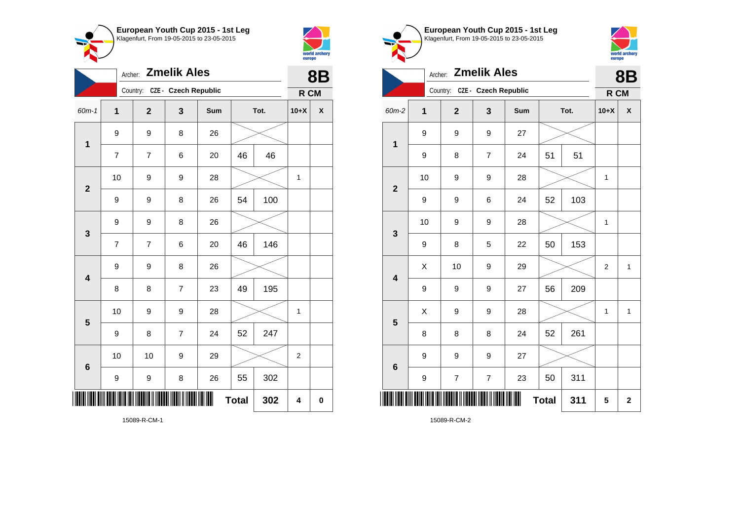## European Youth Cup 2015 - 1st Leg

Klagenfurt, From 19-05-2015 to 23-05-2015

Archer: **Zmelik Ales**

Country: CZE - Czech Republic

**8B**

**R CM**

| 60m-1 | 1 | 2 | 3 | Sum | Tot. | | 10+X | X |
|---|---|---|---|---|---|---|---|---|
| 1 | 9 | 9 | 8 | 26 | | | | |
| | 7 | 7 | 6 | 20 | 46 | 46 | | |
| 2 | 10 | 9 | 9 | 28 | | | 1 | |
| | 9 | 9 | 8 | 26 | 54 | 100 | | |
| 3 | 9 | 9 | 8 | 26 | | | | |
| | 7 | 7 | 6 | 20 | 46 | 146 | | |
| 4 | 9 | 9 | 8 | 26 | | | | |
| | 8 | 8 | 7 | 23 | 49 | 195 | | |
| 5 | 10 | 9 | 9 | 28 | | | 1 | |
| | 9 | 8 | 7 | 24 | 52 | 247 | | |
| 6 | 10 | 10 | 9 | 29 | | | 2 | |
| | 9 | 9 | 8 | 26 | 55 | 302 | | |
| | | | | | **Total** | **302** | **4** | **0** |

15089-R-CM-1

## European Youth Cup 2015 - 1st Leg

Klagenfurt, From 19-05-2015 to 23-05-2015

Archer: **Zmelik Ales**

Country: CZE - Czech Republic

**8B**

**R CM**

| 60m-2 | 1 | 2 | 3 | Sum | Tot. | | 10+X | X |
|---|---|---|---|---|---|---|---|---|
| 1 | 9 | 9 | 9 | 27 | | | | |
| | 9 | 8 | 7 | 24 | 51 | 51 | | |
| 2 | 10 | 9 | 9 | 28 | | | 1 | |
| | 9 | 9 | 6 | 24 | 52 | 103 | | |
| 3 | 10 | 9 | 9 | 28 | | | 1 | |
| | 9 | 8 | 5 | 22 | 50 | 153 | | |
| 4 | X | 10 | 9 | 29 | | | 2 | 1 |
| | 9 | 9 | 9 | 27 | 56 | 209 | | |
| 5 | X | 9 | 9 | 28 | | | 1 | 1 |
| | 8 | 8 | 8 | 24 | 52 | 261 | | |
| 6 | 9 | 9 | 9 | 27 | | | | |
| | 9 | 7 | 7 | 23 | 50 | 311 | | |
| | | | | | **Total** | **311** | **5** | **2** |

15089-R-CM-2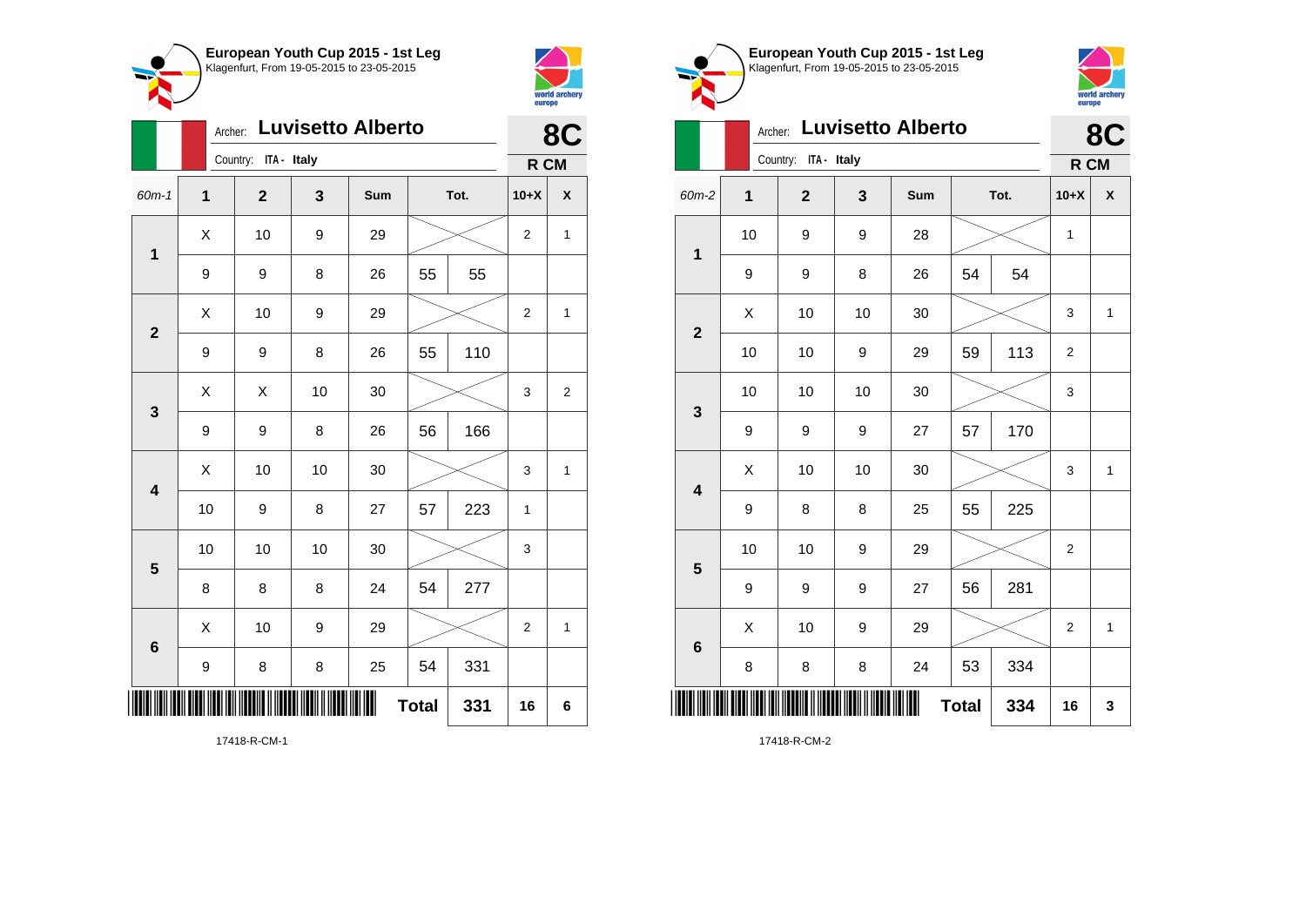**European Youth Cup 2015 - 1st Leg**
Klagenfurt, From 19-05-2015 to 23-05-2015

Archer: **Luvisetto Alberto**
Country: ITA - Italy

**8C**
**R CM**

| 60m-1 | 1 | 2 | 3 | Sum | Tot. | | 10+X | X |
|---|---|---|---|---|---|---|---|---|
| 1 | X | 10 | 9 | 29 | | | 2 | 1 |
| | 9 | 9 | 8 | 26 | 55 | 55 | | |
| 2 | X | 10 | 9 | 29 | | | 2 | 1 |
| | 9 | 9 | 8 | 26 | 55 | 110 | | |
| 3 | X | X | 10 | 30 | | | 3 | 2 |
| | 9 | 9 | 8 | 26 | 56 | 166 | | |
| 4 | X | 10 | 10 | 30 | | | 3 | 1 |
| | 10 | 9 | 8 | 27 | 57 | 223 | 1 | |
| 5 | 10 | 10 | 10 | 30 | | | 3 | |
| | 8 | 8 | 8 | 24 | 54 | 277 | | |
| 6 | X | 10 | 9 | 29 | | | 2 | 1 |
| | 9 | 8 | 8 | 25 | 54 | 331 | | |
| | | | | | **Total** | **331** | **16** | **6** |

17418-R-CM-1

**European Youth Cup 2015 - 1st Leg**
Klagenfurt, From 19-05-2015 to 23-05-2015

Archer: **Luvisetto Alberto**
Country: ITA - Italy

**8C**
**R CM**

| 60m-2 | 1 | 2 | 3 | Sum | Tot. | | 10+X | X |
|---|---|---|---|---|---|---|---|---|
| 1 | 10 | 9 | 9 | 28 | | | 1 | |
| | 9 | 9 | 8 | 26 | 54 | 54 | | |
| 2 | X | 10 | 10 | 30 | | | 3 | 1 |
| | 10 | 10 | 9 | 29 | 59 | 113 | 2 | |
| 3 | 10 | 10 | 10 | 30 | | | 3 | |
| | 9 | 9 | 9 | 27 | 57 | 170 | | |
| 4 | X | 10 | 10 | 30 | | | 3 | 1 |
| | 9 | 8 | 8 | 25 | 55 | 225 | | |
| 5 | 10 | 10 | 9 | 29 | | | 2 | |
| | 9 | 9 | 9 | 27 | 56 | 281 | | |
| 6 | X | 10 | 9 | 29 | | | 2 | 1 |
| | 8 | 8 | 8 | 24 | 53 | 334 | | |
| | | | | | **Total** | **334** | **16** | **3** |

17418-R-CM-2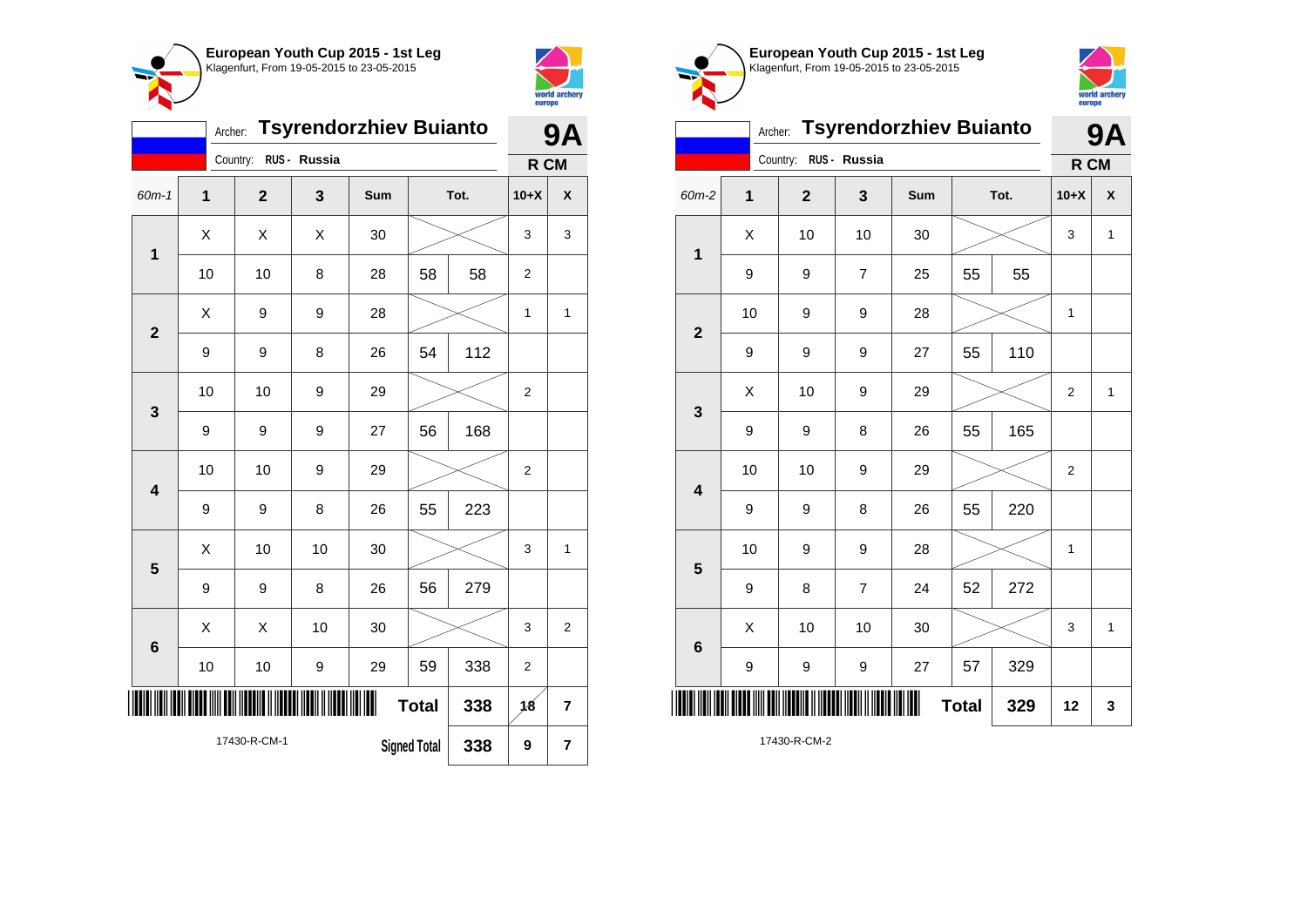## European Youth Cup 2015 - 1st Leg
Klagenfurt, From 19-05-2015 to 23-05-2015

Archer: **Tsyrendorzhiev Buianto** — **9A**

Country: RUS - Russia — **R CM**

| 60m-1 | 1 | 2 | 3 | Sum | Tot. | | 10+X | X |
|---|---|---|---|---|---|---|---|---|
| 1 | X | X | X | 30 | | | 3 | 3 |
| | 10 | 10 | 8 | 28 | 58 | 58 | 2 | |
| 2 | X | 9 | 9 | 28 | | | 1 | 1 |
| | 9 | 9 | 8 | 26 | 54 | 112 | | |
| 3 | 10 | 10 | 9 | 29 | | | 2 | |
| | 9 | 9 | 9 | 27 | 56 | 168 | | |
| 4 | 10 | 10 | 9 | 29 | | | 2 | |
| | 9 | 9 | 8 | 26 | 55 | 223 | | |
| 5 | X | 10 | 10 | 30 | | | 3 | 1 |
| | 9 | 9 | 8 | 26 | 56 | 279 | | |
| 6 | X | X | 10 | 30 | | | 3 | 2 |
| | 10 | 10 | 9 | 29 | 59 | 338 | 2 | |
| | | | | | **Total** | 338 | 18 | 7 |
| | | | | | **Signed Total** | 338 | 9 | 7 |

17430-R-CM-1

## European Youth Cup 2015 - 1st Leg
Klagenfurt, From 19-05-2015 to 23-05-2015

Archer: **Tsyrendorzhiev Buianto** — **9A**

Country: RUS - Russia — **R CM**

| 60m-2 | 1 | 2 | 3 | Sum | Tot. | | 10+X | X |
|---|---|---|---|---|---|---|---|---|
| 1 | X | 10 | 10 | 30 | | | 3 | 1 |
| | 9 | 9 | 7 | 25 | 55 | 55 | | |
| 2 | 10 | 9 | 9 | 28 | | | 1 | |
| | 9 | 9 | 9 | 27 | 55 | 110 | | |
| 3 | X | 10 | 9 | 29 | | | 2 | 1 |
| | 9 | 9 | 8 | 26 | 55 | 165 | | |
| 4 | 10 | 10 | 9 | 29 | | | 2 | |
| | 9 | 9 | 8 | 26 | 55 | 220 | | |
| 5 | 10 | 9 | 9 | 28 | | | 1 | |
| | 9 | 8 | 7 | 24 | 52 | 272 | | |
| 6 | X | 10 | 10 | 30 | | | 3 | 1 |
| | 9 | 9 | 9 | 27 | 57 | 329 | | |
| | | | | | **Total** | 329 | 12 | 3 |

17430-R-CM-2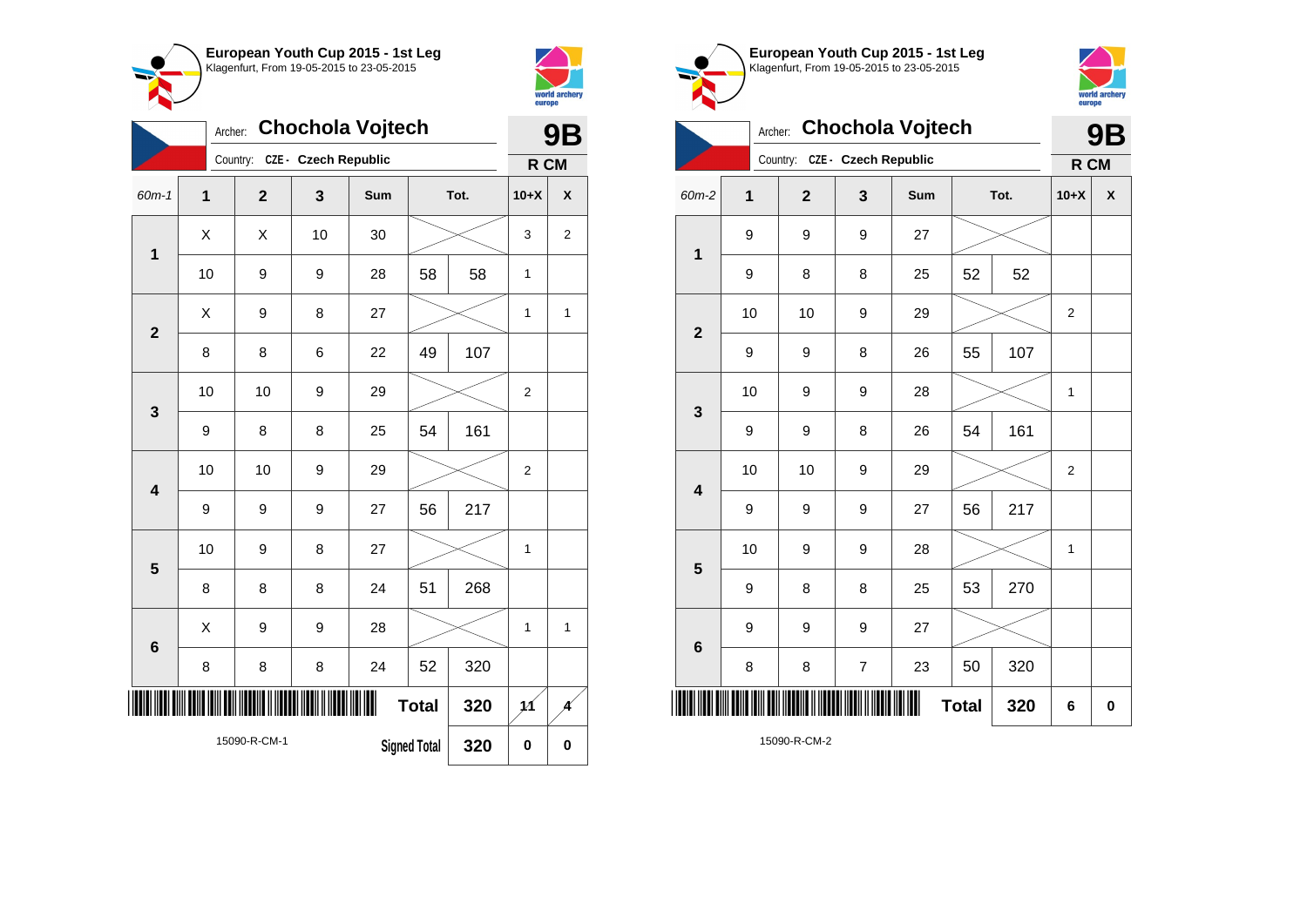**European Youth Cup 2015 - 1st Leg**
Klagenfurt, From 19-05-2015 to 23-05-2015

Archer: **Chochola Vojtech** — **9B**

Country: CZE - Czech Republic — **R CM**

| 60m-1 | 1 | 2 | 3 | Sum | Tot. | | 10+X | X |
|---|---|---|---|---|---|---|---|---|
| 1 | X | X | 10 | 30 | | | 3 | 2 |
| | 10 | 9 | 9 | 28 | 58 | 58 | 1 | |
| 2 | X | 9 | 8 | 27 | | | 1 | 1 |
| | 8 | 8 | 6 | 22 | 49 | 107 | | |
| 3 | 10 | 10 | 9 | 29 | | | 2 | |
| | 9 | 8 | 8 | 25 | 54 | 161 | | |
| 4 | 10 | 10 | 9 | 29 | | | 2 | |
| | 9 | 9 | 9 | 27 | 56 | 217 | | |
| 5 | 10 | 9 | 8 | 27 | | | 1 | |
| | 8 | 8 | 8 | 24 | 51 | 268 | | |
| 6 | X | 9 | 9 | 28 | | | 1 | 1 |
| | 8 | 8 | 8 | 24 | 52 | 320 | | |
| | | | | | Total | 320 | 11 | 4 |
| | | | | | Signed Total | 320 | 0 | 0 |

15090-R-CM-1

**European Youth Cup 2015 - 1st Leg**
Klagenfurt, From 19-05-2015 to 23-05-2015

Archer: **Chochola Vojtech** — **9B**

Country: CZE - Czech Republic — **R CM**

| 60m-2 | 1 | 2 | 3 | Sum | Tot. | | 10+X | X |
|---|---|---|---|---|---|---|---|---|
| 1 | 9 | 9 | 9 | 27 | | | | |
| | 9 | 8 | 8 | 25 | 52 | 52 | | |
| 2 | 10 | 10 | 9 | 29 | | | 2 | |
| | 9 | 9 | 8 | 26 | 55 | 107 | | |
| 3 | 10 | 9 | 9 | 28 | | | 1 | |
| | 9 | 9 | 8 | 26 | 54 | 161 | | |
| 4 | 10 | 10 | 9 | 29 | | | 2 | |
| | 9 | 9 | 9 | 27 | 56 | 217 | | |
| 5 | 10 | 9 | 9 | 28 | | | 1 | |
| | 9 | 8 | 8 | 25 | 53 | 270 | | |
| 6 | 9 | 9 | 9 | 27 | | | | |
| | 8 | 8 | 7 | 23 | 50 | 320 | | |
| | | | | | Total | 320 | 6 | 0 |

15090-R-CM-2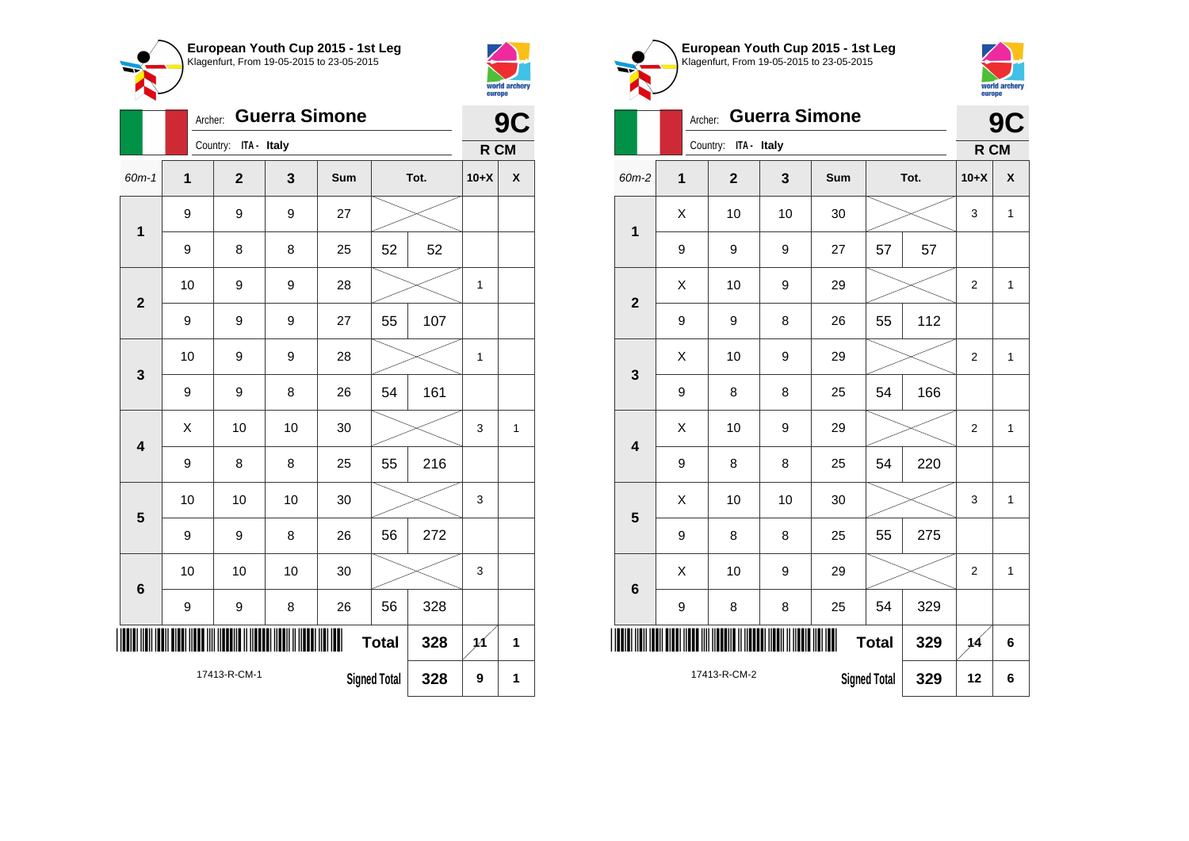## European Youth Cup 2015 - 1st Leg

Klagenfurt, From 19-05-2015 to 23-05-2015

Archer: **Guerra Simone**

Country: ITA - Italy

**9C**

**R CM**

| 60m-1 | 1 | 2 | 3 | Sum | Tot. | | 10+X | X |
|---|---|---|---|---|---|---|---|---|
| 1 | 9 | 9 | 9 | 27 | | | | |
| | 9 | 8 | 8 | 25 | 52 | 52 | | |
| 2 | 10 | 9 | 9 | 28 | | | 1 | |
| | 9 | 9 | 9 | 27 | 55 | 107 | | |
| 3 | 10 | 9 | 9 | 28 | | | 1 | |
| | 9 | 9 | 8 | 26 | 54 | 161 | | |
| 4 | X | 10 | 10 | 30 | | | 3 | 1 |
| | 9 | 8 | 8 | 25 | 55 | 216 | | |
| 5 | 10 | 10 | 10 | 30 | | | 3 | |
| | 9 | 9 | 8 | 26 | 56 | 272 | | |
| 6 | 10 | 10 | 10 | 30 | | | 3 | |
| | 9 | 9 | 8 | 26 | 56 | 328 | | |
| | | | | | **Total** | 328 | 11 | 1 |
| 17413-R-CM-1 | | | | | **Signed Total** | 328 | 9 | 1 |

## European Youth Cup 2015 - 1st Leg

Klagenfurt, From 19-05-2015 to 23-05-2015

Archer: **Guerra Simone**

Country: ITA - Italy

**9C**

**R CM**

| 60m-2 | 1 | 2 | 3 | Sum | Tot. | | 10+X | X |
|---|---|---|---|---|---|---|---|---|
| 1 | X | 10 | 10 | 30 | | | 3 | 1 |
| | 9 | 9 | 9 | 27 | 57 | 57 | | |
| 2 | X | 10 | 9 | 29 | | | 2 | 1 |
| | 9 | 9 | 8 | 26 | 55 | 112 | | |
| 3 | X | 10 | 9 | 29 | | | 2 | 1 |
| | 9 | 8 | 8 | 25 | 54 | 166 | | |
| 4 | X | 10 | 9 | 29 | | | 2 | 1 |
| | 9 | 8 | 8 | 25 | 54 | 220 | | |
| 5 | X | 10 | 10 | 30 | | | 3 | 1 |
| | 9 | 8 | 8 | 25 | 55 | 275 | | |
| 6 | X | 10 | 9 | 29 | | | 2 | 1 |
| | 9 | 8 | 8 | 25 | 54 | 329 | | |
| | | | | | **Total** | 329 | 14 | 6 |
| 17413-R-CM-2 | | | | | **Signed Total** | 329 | 12 | 6 |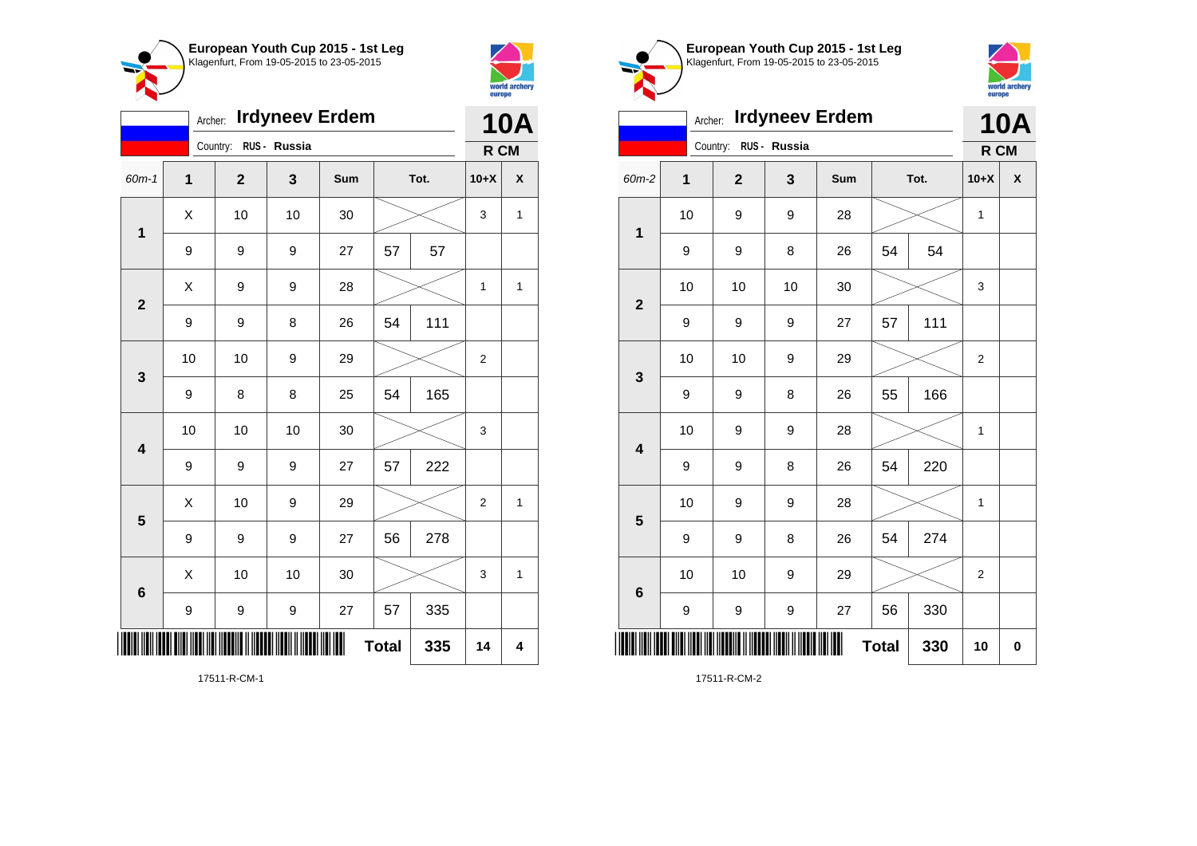**European Youth Cup 2015 - 1st Leg**
Klagenfurt, From 19-05-2015 to 23-05-2015

Archer: **Irdyneev Erdem**
Country: RUS - Russia

**10A**
R CM

| 60m-1 | 1 | 2 | 3 | Sum | Tot. | | 10+X | X |
|---|---|---|---|---|---|---|---|---|
| 1 | X | 10 | 10 | 30 | | | 3 | 1 |
| | 9 | 9 | 9 | 27 | 57 | 57 | | |
| 2 | X | 9 | 9 | 28 | | | 1 | 1 |
| | 9 | 9 | 8 | 26 | 54 | 111 | | |
| 3 | 10 | 10 | 9 | 29 | | | 2 | |
| | 9 | 8 | 8 | 25 | 54 | 165 | | |
| 4 | 10 | 10 | 10 | 30 | | | 3 | |
| | 9 | 9 | 9 | 27 | 57 | 222 | | |
| 5 | X | 10 | 9 | 29 | | | 2 | 1 |
| | 9 | 9 | 9 | 27 | 56 | 278 | | |
| 6 | X | 10 | 10 | 30 | | | 3 | 1 |
| | 9 | 9 | 9 | 27 | 57 | 335 | | |
| | | | | | **Total** | **335** | **14** | **4** |

17511-R-CM-1

**European Youth Cup 2015 - 1st Leg**
Klagenfurt, From 19-05-2015 to 23-05-2015

Archer: **Irdyneev Erdem**
Country: RUS - Russia

**10A**
R CM

| 60m-2 | 1 | 2 | 3 | Sum | Tot. | | 10+X | X |
|---|---|---|---|---|---|---|---|---|
| 1 | 10 | 9 | 9 | 28 | | | 1 | |
| | 9 | 9 | 8 | 26 | 54 | 54 | | |
| 2 | 10 | 10 | 10 | 30 | | | 3 | |
| | 9 | 9 | 9 | 27 | 57 | 111 | | |
| 3 | 10 | 10 | 9 | 29 | | | 2 | |
| | 9 | 9 | 8 | 26 | 55 | 166 | | |
| 4 | 10 | 9 | 9 | 28 | | | 1 | |
| | 9 | 9 | 8 | 26 | 54 | 220 | | |
| 5 | 10 | 9 | 9 | 28 | | | 1 | |
| | 9 | 9 | 8 | 26 | 54 | 274 | | |
| 6 | 10 | 10 | 9 | 29 | | | 2 | |
| | 9 | 9 | 9 | 27 | 56 | 330 | | |
| | | | | | **Total** | **330** | **10** | **0** |

17511-R-CM-2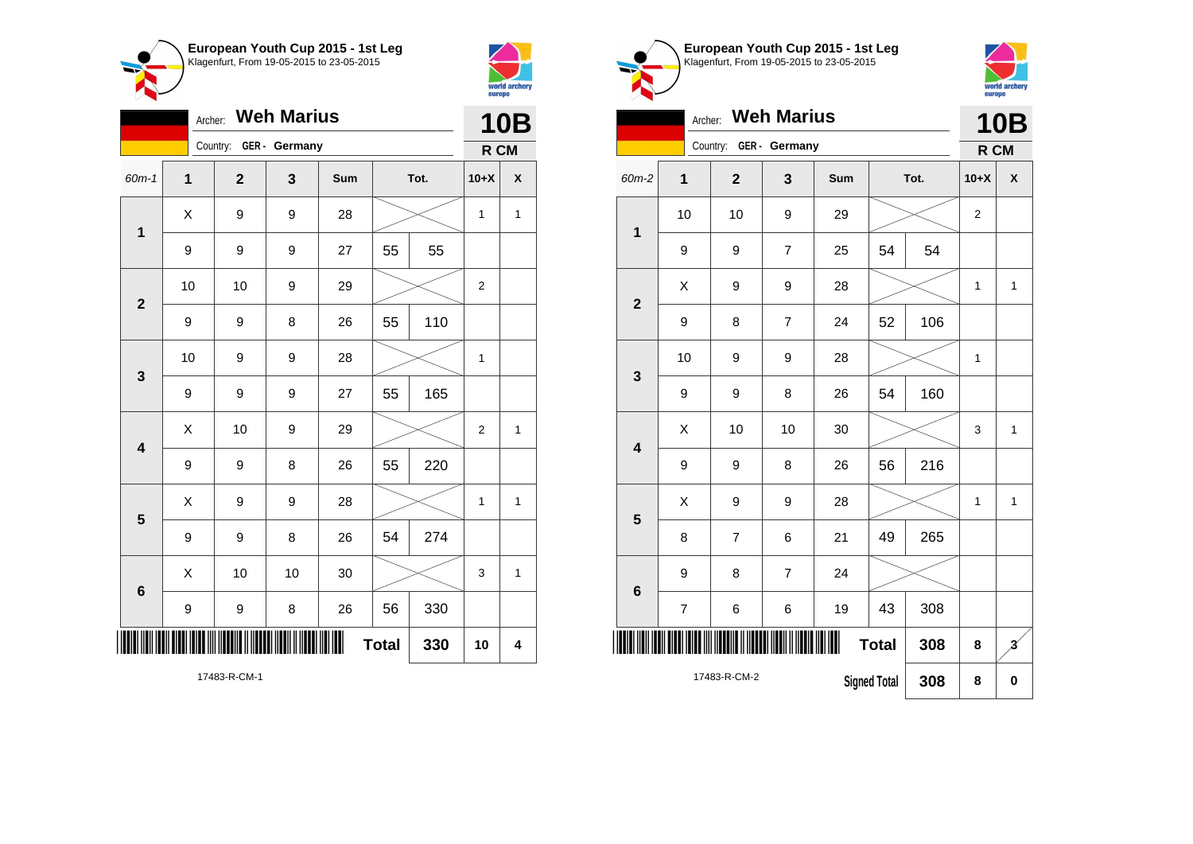## European Youth Cup 2015 - 1st Leg
Klagenfurt, From 19-05-2015 to 23-05-2015

Archer: **Weh Marius**
Country: **GER - Germany**

**10B**
**R CM**

| 60m-1 | 1 | 2 | 3 | Sum | Tot. | | 10+X | X |
|---|---|---|---|---|---|---|---|---|
| 1 | X | 9 | 9 | 28 | | | 1 | 1 |
| | 9 | 9 | 9 | 27 | 55 | 55 | | |
| 2 | 10 | 10 | 9 | 29 | | | 2 | |
| | 9 | 9 | 8 | 26 | 55 | 110 | | |
| 3 | 10 | 9 | 9 | 28 | | | 1 | |
| | 9 | 9 | 9 | 27 | 55 | 165 | | |
| 4 | X | 10 | 9 | 29 | | | 2 | 1 |
| | 9 | 9 | 8 | 26 | 55 | 220 | | |
| 5 | X | 9 | 9 | 28 | | | 1 | 1 |
| | 9 | 9 | 8 | 26 | 54 | 274 | | |
| 6 | X | 10 | 10 | 30 | | | 3 | 1 |
| | 9 | 9 | 8 | 26 | 56 | 330 | | |
| | | | | | **Total** | **330** | **10** | **4** |

17483-R-CM-1

## European Youth Cup 2015 - 1st Leg
Klagenfurt, From 19-05-2015 to 23-05-2015

Archer: **Weh Marius**
Country: **GER - Germany**

**10B**
**R CM**

| 60m-2 | 1 | 2 | 3 | Sum | Tot. | | 10+X | X |
|---|---|---|---|---|---|---|---|---|
| 1 | 10 | 10 | 9 | 29 | | | 2 | |
| | 9 | 9 | 7 | 25 | 54 | 54 | | |
| 2 | X | 9 | 9 | 28 | | | 1 | 1 |
| | 9 | 8 | 7 | 24 | 52 | 106 | | |
| 3 | 10 | 9 | 9 | 28 | | | 1 | |
| | 9 | 9 | 8 | 26 | 54 | 160 | | |
| 4 | X | 10 | 10 | 30 | | | 3 | 1 |
| | 9 | 9 | 8 | 26 | 56 | 216 | | |
| 5 | X | 9 | 9 | 28 | | | 1 | 1 |
| | 8 | 7 | 6 | 21 | 49 | 265 | | |
| 6 | 9 | 8 | 7 | 24 | | | | |
| | 7 | 6 | 6 | 19 | 43 | 308 | | |
| | | | | | **Total** | **308** | **8** | **3** |
| | | | | | **Signed Total** | **308** | **8** | **0** |

17483-R-CM-2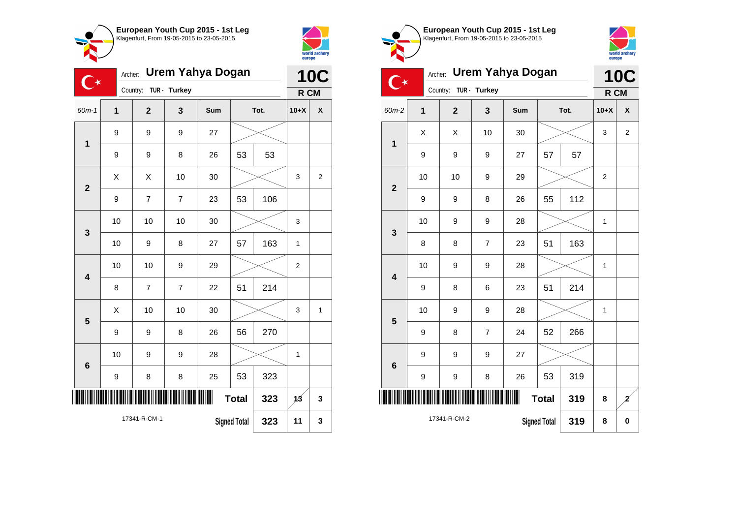## European Youth Cup 2015 - 1st Leg

Klagenfurt, From 19-05-2015 to 23-05-2015

Archer: **Urem Yahya Dogan**

Country: TUR - Turkey

**10C**

**R CM**

| 60m-1 | 1 | 2 | 3 | Sum | Tot. | | 10+X | X |
|---|---|---|---|---|---|---|---|---|
| 1 | 9 | 9 | 9 | 27 | | | | |
| | 9 | 9 | 8 | 26 | 53 | 53 | | |
| 2 | X | X | 10 | 30 | | | 3 | 2 |
| | 9 | 7 | 7 | 23 | 53 | 106 | | |
| 3 | 10 | 10 | 10 | 30 | | | 3 | |
| | 10 | 9 | 8 | 27 | 57 | 163 | 1 | |
| 4 | 10 | 10 | 9 | 29 | | | 2 | |
| | 8 | 7 | 7 | 22 | 51 | 214 | | |
| 5 | X | 10 | 10 | 30 | | | 3 | 1 |
| | 9 | 9 | 8 | 26 | 56 | 270 | | |
| 6 | 10 | 9 | 9 | 28 | | | 1 | |
| | 9 | 8 | 8 | 25 | 53 | 323 | | |
| | | | | | Total | 323 | 13 | 3 |
| | | | | | Signed Total | 323 | 11 | 3 |

17341-R-CM-1

## European Youth Cup 2015 - 1st Leg

Klagenfurt, From 19-05-2015 to 23-05-2015

Archer: **Urem Yahya Dogan**

Country: TUR - Turkey

**10C**

**R CM**

| 60m-2 | 1 | 2 | 3 | Sum | Tot. | | 10+X | X |
|---|---|---|---|---|---|---|---|---|
| 1 | X | X | 10 | 30 | | | 3 | 2 |
| | 9 | 9 | 9 | 27 | 57 | 57 | | |
| 2 | 10 | 10 | 9 | 29 | | | 2 | |
| | 9 | 9 | 8 | 26 | 55 | 112 | | |
| 3 | 10 | 9 | 9 | 28 | | | 1 | |
| | 8 | 8 | 7 | 23 | 51 | 163 | | |
| 4 | 10 | 9 | 9 | 28 | | | 1 | |
| | 9 | 8 | 6 | 23 | 51 | 214 | | |
| 5 | 10 | 9 | 9 | 28 | | | 1 | |
| | 9 | 8 | 7 | 24 | 52 | 266 | | |
| 6 | 9 | 9 | 9 | 27 | | | | |
| | 9 | 9 | 8 | 26 | 53 | 319 | | |
| | | | | | Total | 319 | 8 | 2 |
| | | | | | Signed Total | 319 | 8 | 0 |

17341-R-CM-2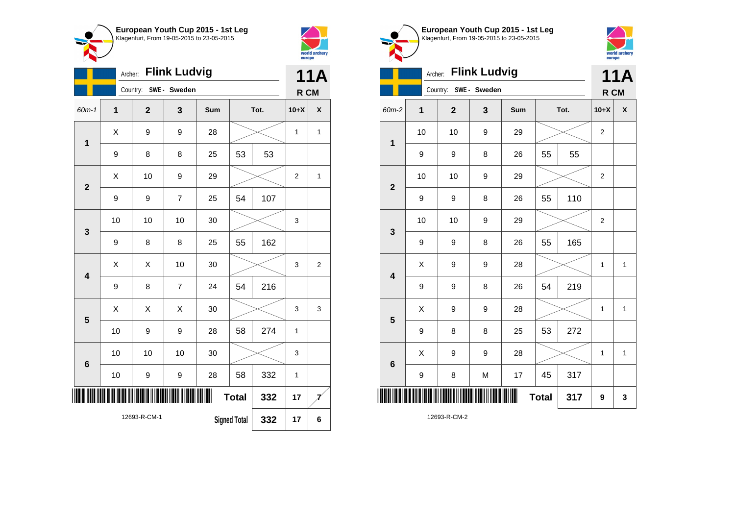## European Youth Cup 2015 - 1st Leg

Klagenfurt, From 19-05-2015 to 23-05-2015

Archer: **Flink Ludvig**

Country: SWE - Sweden

**11A**

**R CM**

| 60m-1 | 1 | 2 | 3 | Sum | Tot. | | 10+X | X |
|---|---|---|---|---|---|---|---|---|
| 1 | X | 9 | 9 | 28 | | | 1 | 1 |
| | 9 | 8 | 8 | 25 | 53 | 53 | | |
| 2 | X | 10 | 9 | 29 | | | 2 | 1 |
| | 9 | 9 | 7 | 25 | 54 | 107 | | |
| 3 | 10 | 10 | 10 | 30 | | | 3 | |
| | 9 | 8 | 8 | 25 | 55 | 162 | | |
| 4 | X | X | 10 | 30 | | | 3 | 2 |
| | 9 | 8 | 7 | 24 | 54 | 216 | | |
| 5 | X | X | X | 30 | | | 3 | 3 |
| | 10 | 9 | 9 | 28 | 58 | 274 | 1 | |
| 6 | 10 | 10 | 10 | 30 | | | 3 | |
| | 10 | 9 | 9 | 28 | 58 | 332 | 1 | |
| | | | | | Total | 332 | 17 | 7 |
| | | | | | Signed Total | 332 | 17 | 6 |

12693-R-CM-1

## European Youth Cup 2015 - 1st Leg

Klagenfurt, From 19-05-2015 to 23-05-2015

Archer: **Flink Ludvig**

Country: SWE - Sweden

**11A**

**R CM**

| 60m-2 | 1 | 2 | 3 | Sum | Tot. | | 10+X | X |
|---|---|---|---|---|---|---|---|---|
| 1 | 10 | 10 | 9 | 29 | | | 2 | |
| | 9 | 9 | 8 | 26 | 55 | 55 | | |
| 2 | 10 | 10 | 9 | 29 | | | 2 | |
| | 9 | 9 | 8 | 26 | 55 | 110 | | |
| 3 | 10 | 10 | 9 | 29 | | | 2 | |
| | 9 | 9 | 8 | 26 | 55 | 165 | | |
| 4 | X | 9 | 9 | 28 | | | 1 | 1 |
| | 9 | 9 | 8 | 26 | 54 | 219 | | |
| 5 | X | 9 | 9 | 28 | | | 1 | 1 |
| | 9 | 8 | 8 | 25 | 53 | 272 | | |
| 6 | X | 9 | 9 | 28 | | | 1 | 1 |
| | 9 | 8 | M | 17 | 45 | 317 | | |
| | | | | | Total | 317 | 9 | 3 |

12693-R-CM-2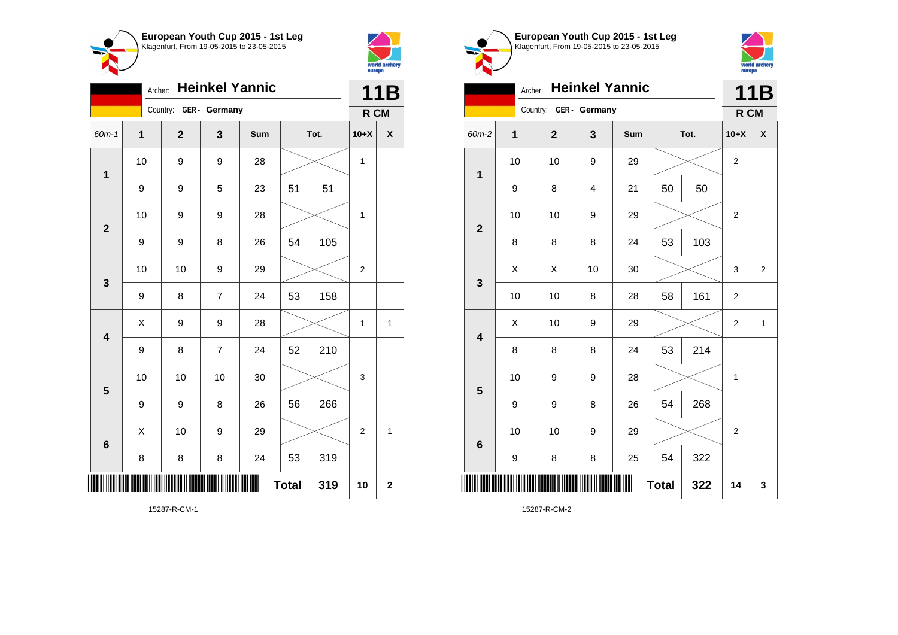## European Youth Cup 2015 - 1st Leg

Klagenfurt, From 19-05-2015 to 23-05-2015

Archer: **Heinkel Yannic**

Country: GER - Germany

**11B**

**R CM**

| 60m-1 | 1 | 2 | 3 | Sum | Tot. | | 10+X | X |
|---|---|---|---|---|---|---|---|---|
| 1 | 10 | 9 | 9 | 28 | | | 1 | |
| | 9 | 9 | 5 | 23 | 51 | 51 | | |
| 2 | 10 | 9 | 9 | 28 | | | 1 | |
| | 9 | 9 | 8 | 26 | 54 | 105 | | |
| 3 | 10 | 10 | 9 | 29 | | | 2 | |
| | 9 | 8 | 7 | 24 | 53 | 158 | | |
| 4 | X | 9 | 9 | 28 | | | 1 | 1 |
| | 9 | 8 | 7 | 24 | 52 | 210 | | |
| 5 | 10 | 10 | 10 | 30 | | | 3 | |
| | 9 | 9 | 8 | 26 | 56 | 266 | | |
| 6 | X | 10 | 9 | 29 | | | 2 | 1 |
| | 8 | 8 | 8 | 24 | 53 | 319 | | |
| | | | | | **Total** | **319** | **10** | **2** |

15287-R-CM-1

## European Youth Cup 2015 - 1st Leg

Klagenfurt, From 19-05-2015 to 23-05-2015

Archer: **Heinkel Yannic**

Country: GER - Germany

**11B**

**R CM**

| 60m-2 | 1 | 2 | 3 | Sum | Tot. | | 10+X | X |
|---|---|---|---|---|---|---|---|---|
| 1 | 10 | 10 | 9 | 29 | | | 2 | |
| | 9 | 8 | 4 | 21 | 50 | 50 | | |
| 2 | 10 | 10 | 9 | 29 | | | 2 | |
| | 8 | 8 | 8 | 24 | 53 | 103 | | |
| 3 | X | X | 10 | 30 | | | 3 | 2 |
| | 10 | 10 | 8 | 28 | 58 | 161 | 2 | |
| 4 | X | 10 | 9 | 29 | | | 2 | 1 |
| | 8 | 8 | 8 | 24 | 53 | 214 | | |
| 5 | 10 | 9 | 9 | 28 | | | 1 | |
| | 9 | 9 | 8 | 26 | 54 | 268 | | |
| 6 | 10 | 10 | 9 | 29 | | | 2 | |
| | 9 | 8 | 8 | 25 | 54 | 322 | | |
| | | | | | **Total** | **322** | **14** | **3** |

15287-R-CM-2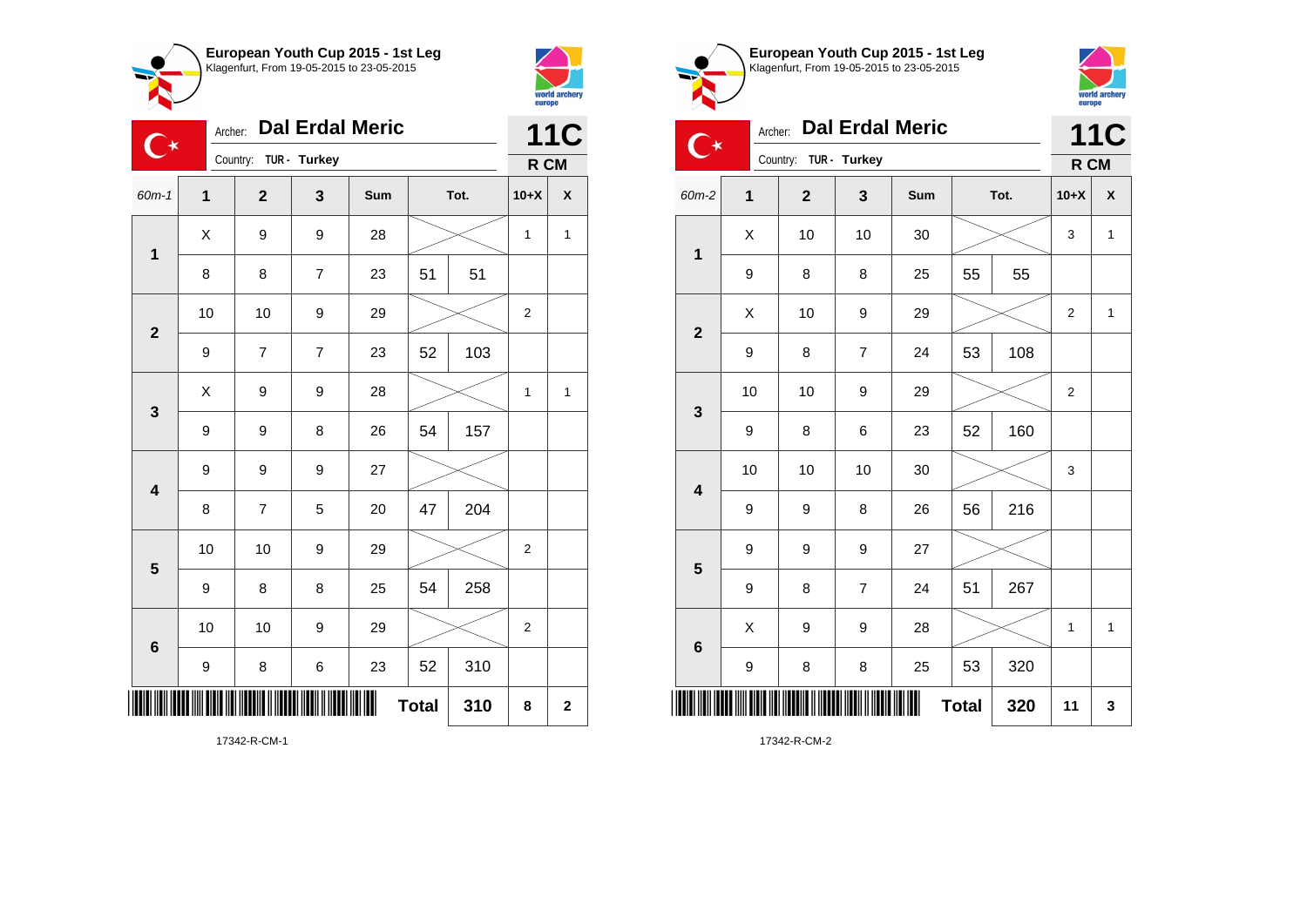## European Youth Cup 2015 - 1st Leg

Klagenfurt, From 19-05-2015 to 23-05-2015

Archer: **Dal Erdal Meric**

Country: TUR - Turkey

**11C** R CM

| 60m-1 | 1 | 2 | 3 | Sum | Tot. | | 10+X | X |
|---|---|---|---|---|---|---|---|---|
| 1 | X | 9 | 9 | 28 | | | 1 | 1 |
| | 8 | 8 | 7 | 23 | 51 | 51 | | |
| 2 | 10 | 10 | 9 | 29 | | | 2 | |
| | 9 | 7 | 7 | 23 | 52 | 103 | | |
| 3 | X | 9 | 9 | 28 | | | 1 | 1 |
| | 9 | 9 | 8 | 26 | 54 | 157 | | |
| 4 | 9 | 9 | 9 | 27 | | | | |
| | 8 | 7 | 5 | 20 | 47 | 204 | | |
| 5 | 10 | 10 | 9 | 29 | | | 2 | |
| | 9 | 8 | 8 | 25 | 54 | 258 | | |
| 6 | 10 | 10 | 9 | 29 | | | 2 | |
| | 9 | 8 | 6 | 23 | 52 | 310 | | |
| | | | | Total | | 310 | 8 | 2 |

17342-R-CM-1

## European Youth Cup 2015 - 1st Leg

Klagenfurt, From 19-05-2015 to 23-05-2015

Archer: **Dal Erdal Meric**

Country: TUR - Turkey

**11C** R CM

| 60m-2 | 1 | 2 | 3 | Sum | Tot. | | 10+X | X |
|---|---|---|---|---|---|---|---|---|
| 1 | X | 10 | 10 | 30 | | | 3 | 1 |
| | 9 | 8 | 8 | 25 | 55 | 55 | | |
| 2 | X | 10 | 9 | 29 | | | 2 | 1 |
| | 9 | 8 | 7 | 24 | 53 | 108 | | |
| 3 | 10 | 10 | 9 | 29 | | | 2 | |
| | 9 | 8 | 6 | 23 | 52 | 160 | | |
| 4 | 10 | 10 | 10 | 30 | | | 3 | |
| | 9 | 9 | 8 | 26 | 56 | 216 | | |
| 5 | 9 | 9 | 9 | 27 | | | | |
| | 9 | 8 | 7 | 24 | 51 | 267 | | |
| 6 | X | 9 | 9 | 28 | | | 1 | 1 |
| | 9 | 8 | 8 | 25 | 53 | 320 | | |
| | | | | Total | | 320 | 11 | 3 |

17342-R-CM-2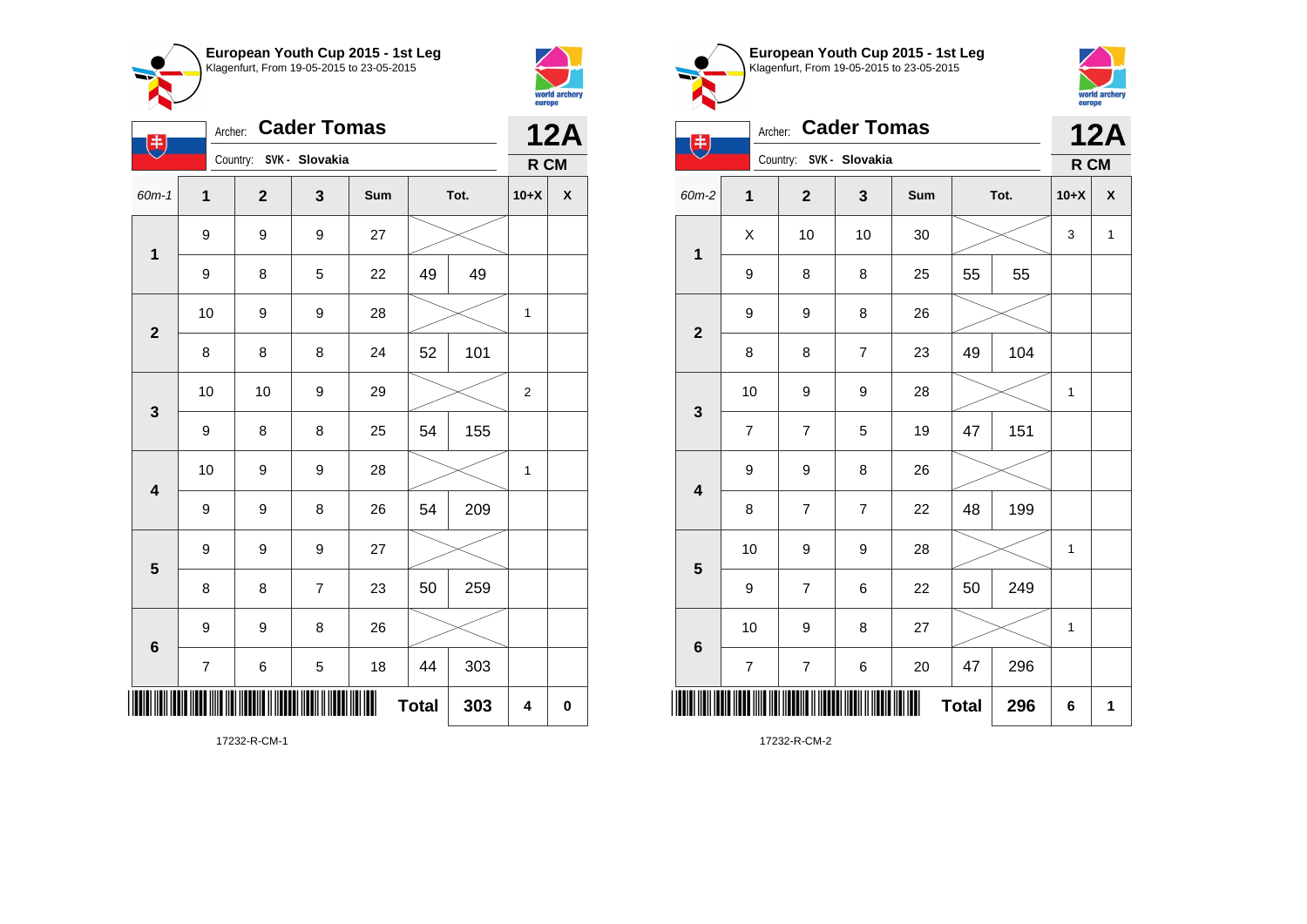## European Youth Cup 2015 - 1st Leg

Klagenfurt, From 19-05-2015 to 23-05-2015

Archer: **Cader Tomas**

Country: SVK - Slovakia

**12A**

**R CM**

| 60m-1 | 1 | 2 | 3 | Sum | Tot. | | 10+X | X |
|---|---|---|---|---|---|---|---|---|
| 1 | 9 | 9 | 9 | 27 | | | | |
| | 9 | 8 | 5 | 22 | 49 | 49 | | |
| 2 | 10 | 9 | 9 | 28 | | | 1 | |
| | 8 | 8 | 8 | 24 | 52 | 101 | | |
| 3 | 10 | 10 | 9 | 29 | | | 2 | |
| | 9 | 8 | 8 | 25 | 54 | 155 | | |
| 4 | 10 | 9 | 9 | 28 | | | 1 | |
| | 9 | 9 | 8 | 26 | 54 | 209 | | |
| 5 | 9 | 9 | 9 | 27 | | | | |
| | 8 | 8 | 7 | 23 | 50 | 259 | | |
| 6 | 9 | 9 | 8 | 26 | | | | |
| | 7 | 6 | 5 | 18 | 44 | 303 | | |
| | | | | | **Total** | **303** | **4** | **0** |

17232-R-CM-1

## European Youth Cup 2015 - 1st Leg

Klagenfurt, From 19-05-2015 to 23-05-2015

Archer: **Cader Tomas**

Country: SVK - Slovakia

**12A**

**R CM**

| 60m-2 | 1 | 2 | 3 | Sum | Tot. | | 10+X | X |
|---|---|---|---|---|---|---|---|---|
| 1 | X | 10 | 10 | 30 | | | 3 | 1 |
| | 9 | 8 | 8 | 25 | 55 | 55 | | |
| 2 | 9 | 9 | 8 | 26 | | | | |
| | 8 | 8 | 7 | 23 | 49 | 104 | | |
| 3 | 10 | 9 | 9 | 28 | | | 1 | |
| | 7 | 7 | 5 | 19 | 47 | 151 | | |
| 4 | 9 | 9 | 8 | 26 | | | | |
| | 8 | 7 | 7 | 22 | 48 | 199 | | |
| 5 | 10 | 9 | 9 | 28 | | | 1 | |
| | 9 | 7 | 6 | 22 | 50 | 249 | | |
| 6 | 10 | 9 | 8 | 27 | | | 1 | |
| | 7 | 7 | 6 | 20 | 47 | 296 | | |
| | | | | | **Total** | **296** | **6** | **1** |

17232-R-CM-2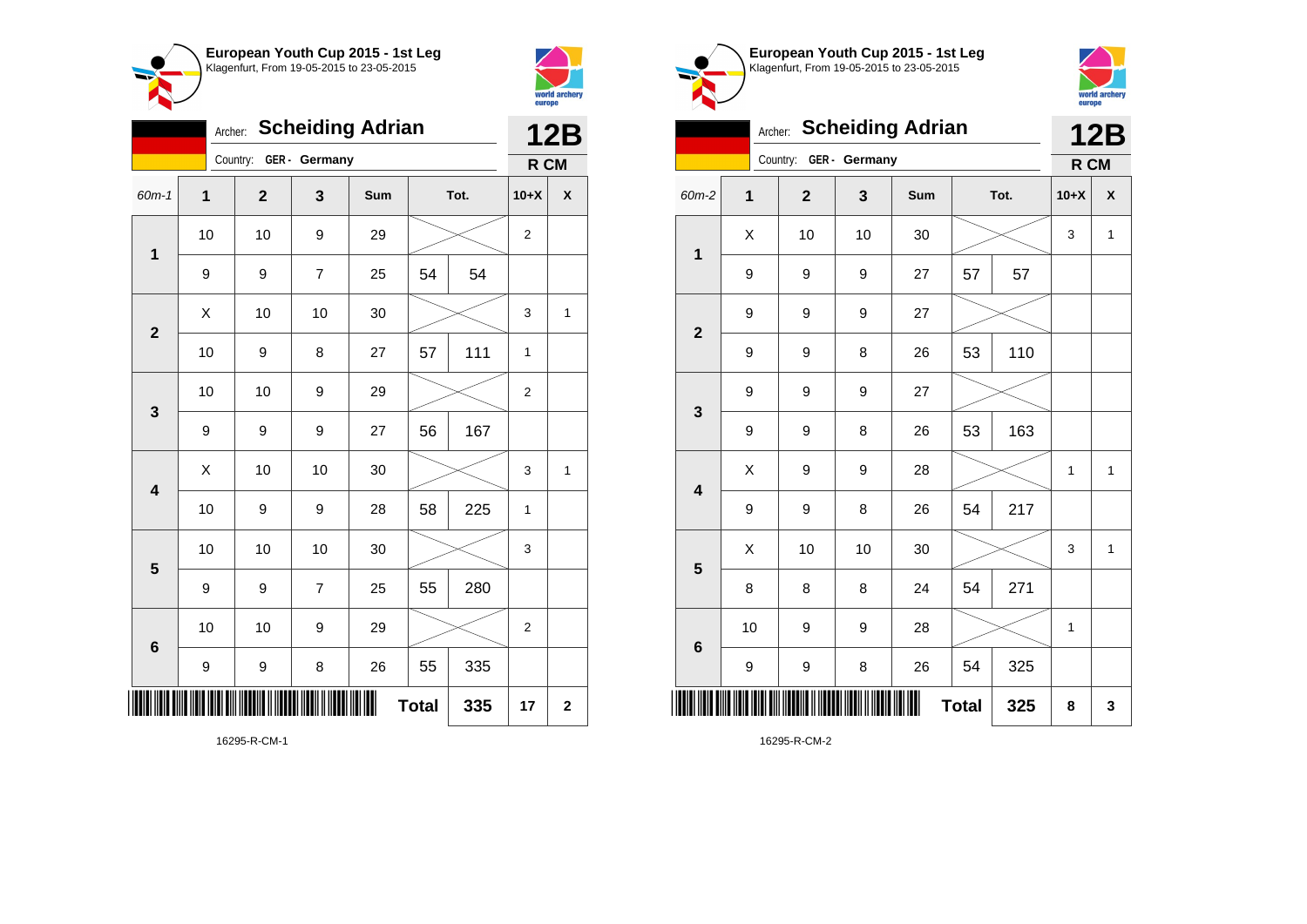## European Youth Cup 2015 - 1st Leg
Klagenfurt, From 19-05-2015 to 23-05-2015

Archer: **Scheiding Adrian**
Country: **GER - Germany**

**12B**
**R CM**

| 60m-1 | 1 | 2 | 3 | Sum | Tot. | | 10+X | X |
|---|---|---|---|---|---|---|---|---|
| 1 | 10 | 10 | 9 | 29 | | | 2 | |
| | 9 | 9 | 7 | 25 | 54 | 54 | | |
| 2 | X | 10 | 10 | 30 | | | 3 | 1 |
| | 10 | 9 | 8 | 27 | 57 | 111 | 1 | |
| 3 | 10 | 10 | 9 | 29 | | | 2 | |
| | 9 | 9 | 9 | 27 | 56 | 167 | | |
| 4 | X | 10 | 10 | 30 | | | 3 | 1 |
| | 10 | 9 | 9 | 28 | 58 | 225 | 1 | |
| 5 | 10 | 10 | 10 | 30 | | | 3 | |
| | 9 | 9 | 7 | 25 | 55 | 280 | | |
| 6 | 10 | 10 | 9 | 29 | | | 2 | |
| | 9 | 9 | 8 | 26 | 55 | 335 | | |
| | | | | | **Total** | **335** | **17** | **2** |

16295-R-CM-1

## European Youth Cup 2015 - 1st Leg
Klagenfurt, From 19-05-2015 to 23-05-2015

Archer: **Scheiding Adrian**
Country: **GER - Germany**

**12B**
**R CM**

| 60m-2 | 1 | 2 | 3 | Sum | Tot. | | 10+X | X |
|---|---|---|---|---|---|---|---|---|
| 1 | X | 10 | 10 | 30 | | | 3 | 1 |
| | 9 | 9 | 9 | 27 | 57 | 57 | | |
| 2 | 9 | 9 | 9 | 27 | | | | |
| | 9 | 9 | 8 | 26 | 53 | 110 | | |
| 3 | 9 | 9 | 9 | 27 | | | | |
| | 9 | 9 | 8 | 26 | 53 | 163 | | |
| 4 | X | 9 | 9 | 28 | | | 1 | 1 |
| | 9 | 9 | 8 | 26 | 54 | 217 | | |
| 5 | X | 10 | 10 | 30 | | | 3 | 1 |
| | 8 | 8 | 8 | 24 | 54 | 271 | | |
| 6 | 10 | 9 | 9 | 28 | | | 1 | |
| | 9 | 9 | 8 | 26 | 54 | 325 | | |
| | | | | | **Total** | **325** | **8** | **3** |

16295-R-CM-2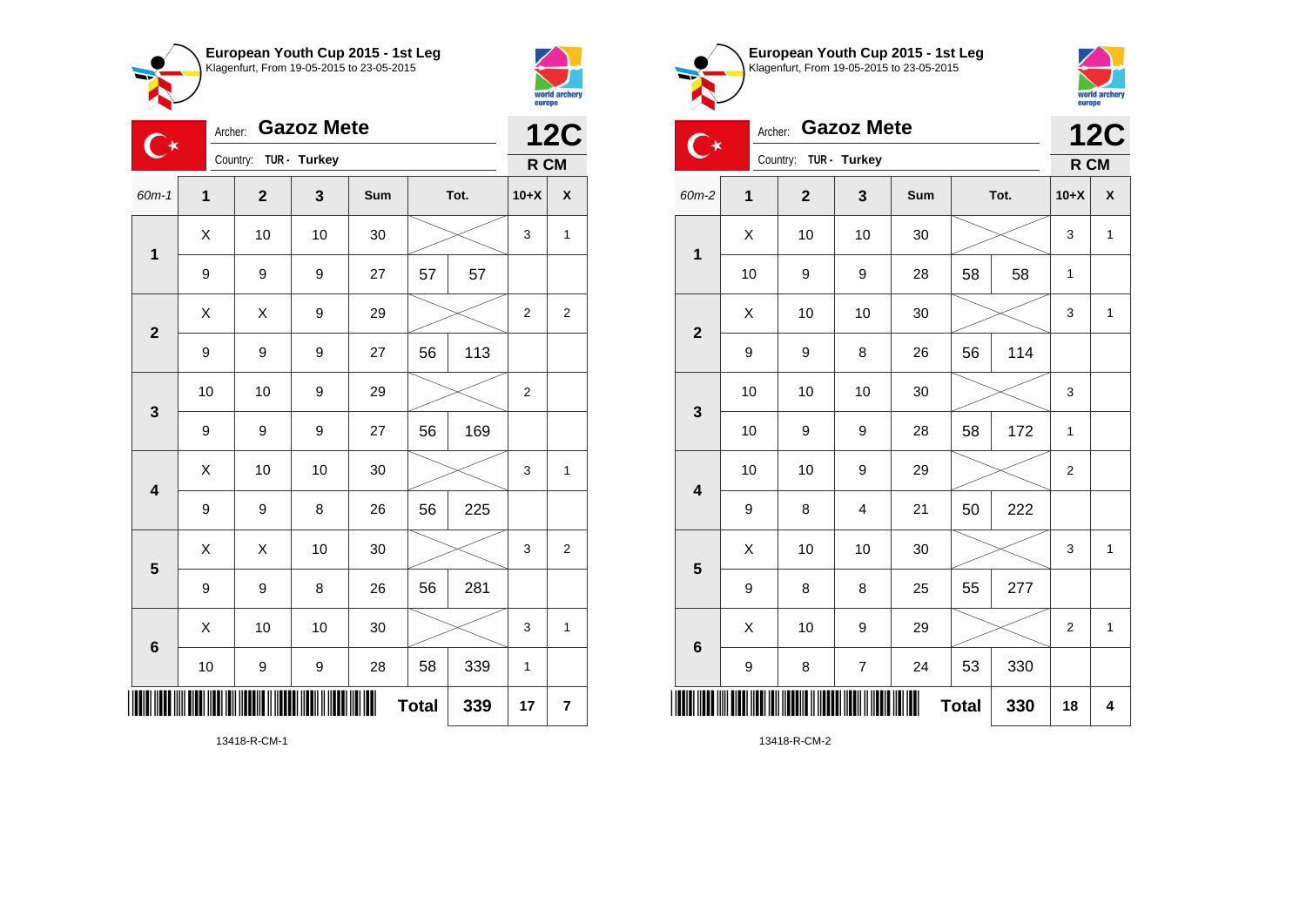**European Youth Cup 2015 - 1st Leg**
Klagenfurt, From 19-05-2015 to 23-05-2015

Archer: **Gazoz Mete**
Country: TUR - Turkey

**12C**
**R CM**

| 60m-1 | 1 | 2 | 3 | Sum | Tot. | | 10+X | X |
|---|---|---|---|---|---|---|---|---|
| 1 | X | 10 | 10 | 30 | | | 3 | 1 |
| | 9 | 9 | 9 | 27 | 57 | 57 | | |
| 2 | X | X | 9 | 29 | | | 2 | 2 |
| | 9 | 9 | 9 | 27 | 56 | 113 | | |
| 3 | 10 | 10 | 9 | 29 | | | 2 | |
| | 9 | 9 | 9 | 27 | 56 | 169 | | |
| 4 | X | 10 | 10 | 30 | | | 3 | 1 |
| | 9 | 9 | 8 | 26 | 56 | 225 | | |
| 5 | X | X | 10 | 30 | | | 3 | 2 |
| | 9 | 9 | 8 | 26 | 56 | 281 | | |
| 6 | X | 10 | 10 | 30 | | | 3 | 1 |
| | 10 | 9 | 9 | 28 | 58 | 339 | 1 | |
| | | | | | **Total** | **339** | **17** | **7** |

13418-R-CM-1

**European Youth Cup 2015 - 1st Leg**
Klagenfurt, From 19-05-2015 to 23-05-2015

Archer: **Gazoz Mete**
Country: TUR - Turkey

**12C**
**R CM**

| 60m-2 | 1 | 2 | 3 | Sum | Tot. | | 10+X | X |
|---|---|---|---|---|---|---|---|---|
| 1 | X | 10 | 10 | 30 | | | 3 | 1 |
| | 10 | 9 | 9 | 28 | 58 | 58 | 1 | |
| 2 | X | 10 | 10 | 30 | | | 3 | 1 |
| | 9 | 9 | 8 | 26 | 56 | 114 | | |
| 3 | 10 | 10 | 10 | 30 | | | 3 | |
| | 10 | 9 | 9 | 28 | 58 | 172 | 1 | |
| 4 | 10 | 10 | 9 | 29 | | | 2 | |
| | 9 | 8 | 4 | 21 | 50 | 222 | | |
| 5 | X | 10 | 10 | 30 | | | 3 | 1 |
| | 9 | 8 | 8 | 25 | 55 | 277 | | |
| 6 | X | 10 | 9 | 29 | | | 2 | 1 |
| | 9 | 8 | 7 | 24 | 53 | 330 | | |
| | | | | | **Total** | **330** | **18** | **4** |

13418-R-CM-2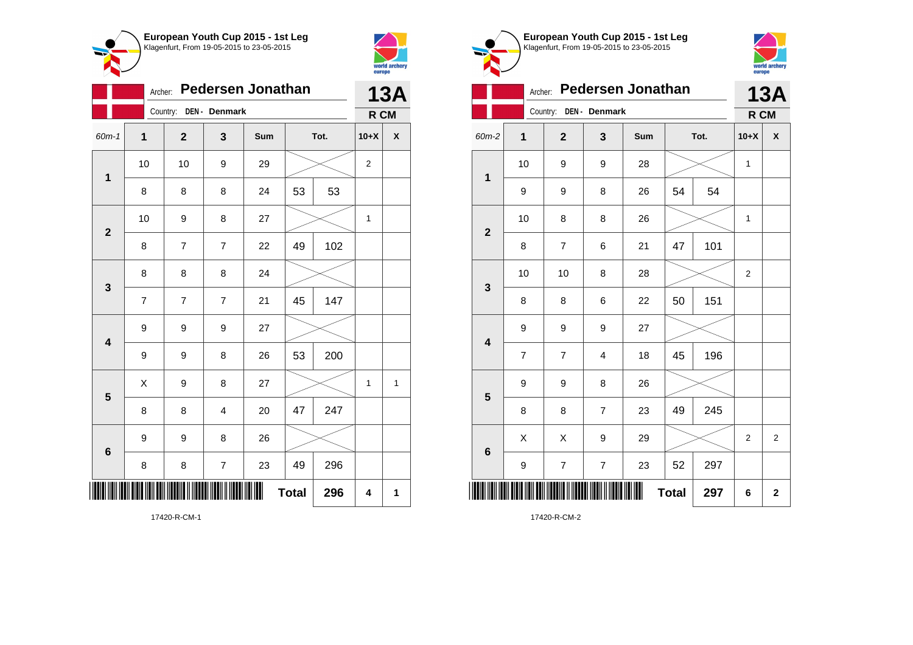**European Youth Cup 2015 - 1st Leg**
Klagenfurt, From 19-05-2015 to 23-05-2015

Archer: **Pedersen Jonathan**
Country: DEN - Denmark

**13A**
**R CM**

| 60m-1 | 1 | 2 | 3 | Sum | Tot. | | 10+X | X |
|---|---|---|---|---|---|---|---|---|
| 1 | 10 | 10 | 9 | 29 | | | 2 | |
| | 8 | 8 | 8 | 24 | 53 | 53 | | |
| 2 | 10 | 9 | 8 | 27 | | | 1 | |
| | 8 | 7 | 7 | 22 | 49 | 102 | | |
| 3 | 8 | 8 | 8 | 24 | | | | |
| | 7 | 7 | 7 | 21 | 45 | 147 | | |
| 4 | 9 | 9 | 9 | 27 | | | | |
| | 9 | 9 | 8 | 26 | 53 | 200 | | |
| 5 | X | 9 | 8 | 27 | | | 1 | 1 |
| | 8 | 8 | 4 | 20 | 47 | 247 | | |
| 6 | 9 | 9 | 8 | 26 | | | | |
| | 8 | 8 | 7 | 23 | 49 | 296 | | |
| | | | | | **Total** | **296** | **4** | **1** |

17420-R-CM-1

**European Youth Cup 2015 - 1st Leg**
Klagenfurt, From 19-05-2015 to 23-05-2015

Archer: **Pedersen Jonathan**
Country: DEN - Denmark

**13A**
**R CM**

| 60m-2 | 1 | 2 | 3 | Sum | Tot. | | 10+X | X |
|---|---|---|---|---|---|---|---|---|
| 1 | 10 | 9 | 9 | 28 | | | 1 | |
| | 9 | 9 | 8 | 26 | 54 | 54 | | |
| 2 | 10 | 8 | 8 | 26 | | | 1 | |
| | 8 | 7 | 6 | 21 | 47 | 101 | | |
| 3 | 10 | 10 | 8 | 28 | | | 2 | |
| | 8 | 8 | 6 | 22 | 50 | 151 | | |
| 4 | 9 | 9 | 9 | 27 | | | | |
| | 7 | 7 | 4 | 18 | 45 | 196 | | |
| 5 | 9 | 9 | 8 | 26 | | | | |
| | 8 | 8 | 7 | 23 | 49 | 245 | | |
| 6 | X | X | 9 | 29 | | | 2 | 2 |
| | 9 | 7 | 7 | 23 | 52 | 297 | | |
| | | | | | **Total** | **297** | **6** | **2** |

17420-R-CM-2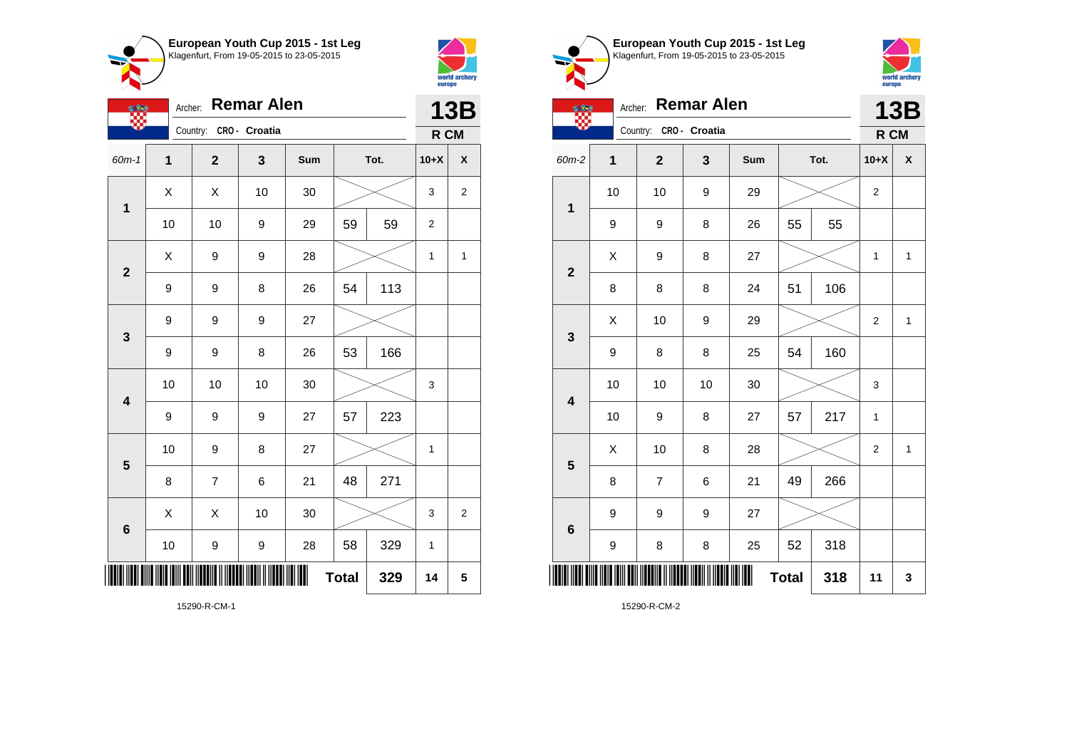**European Youth Cup 2015 - 1st Leg**
Klagenfurt, From 19-05-2015 to 23-05-2015

Archer: **Remar Alen**
Country: CRO - Croatia

**13B**
**R CM**

| 60m-1 | 1 | 2 | 3 | Sum | Tot. | | 10+X | X |
|---|---|---|---|---|---|---|---|---|
| 1 | X | X | 10 | 30 | | | 3 | 2 |
| | 10 | 10 | 9 | 29 | 59 | 59 | 2 | |
| 2 | X | 9 | 9 | 28 | | | 1 | 1 |
| | 9 | 9 | 8 | 26 | 54 | 113 | | |
| 3 | 9 | 9 | 9 | 27 | | | | |
| | 9 | 9 | 8 | 26 | 53 | 166 | | |
| 4 | 10 | 10 | 10 | 30 | | | 3 | |
| | 9 | 9 | 9 | 27 | 57 | 223 | | |
| 5 | 10 | 9 | 8 | 27 | | | 1 | |
| | 8 | 7 | 6 | 21 | 48 | 271 | | |
| 6 | X | X | 10 | 30 | | | 3 | 2 |
| | 10 | 9 | 9 | 28 | 58 | 329 | 1 | |
| | | | | | Total | 329 | 14 | 5 |

15290-R-CM-1

**European Youth Cup 2015 - 1st Leg**
Klagenfurt, From 19-05-2015 to 23-05-2015

Archer: **Remar Alen**
Country: CRO - Croatia

**13B**
**R CM**

| 60m-2 | 1 | 2 | 3 | Sum | Tot. | | 10+X | X |
|---|---|---|---|---|---|---|---|---|
| 1 | 10 | 10 | 9 | 29 | | | 2 | |
| | 9 | 9 | 8 | 26 | 55 | 55 | | |
| 2 | X | 9 | 8 | 27 | | | 1 | 1 |
| | 8 | 8 | 8 | 24 | 51 | 106 | | |
| 3 | X | 10 | 9 | 29 | | | 2 | 1 |
| | 9 | 8 | 8 | 25 | 54 | 160 | | |
| 4 | 10 | 10 | 10 | 30 | | | 3 | |
| | 10 | 9 | 8 | 27 | 57 | 217 | 1 | |
| 5 | X | 10 | 8 | 28 | | | 2 | 1 |
| | 8 | 7 | 6 | 21 | 49 | 266 | | |
| 6 | 9 | 9 | 9 | 27 | | | | |
| | 9 | 8 | 8 | 25 | 52 | 318 | | |
| | | | | | Total | 318 | 11 | 3 |

15290-R-CM-2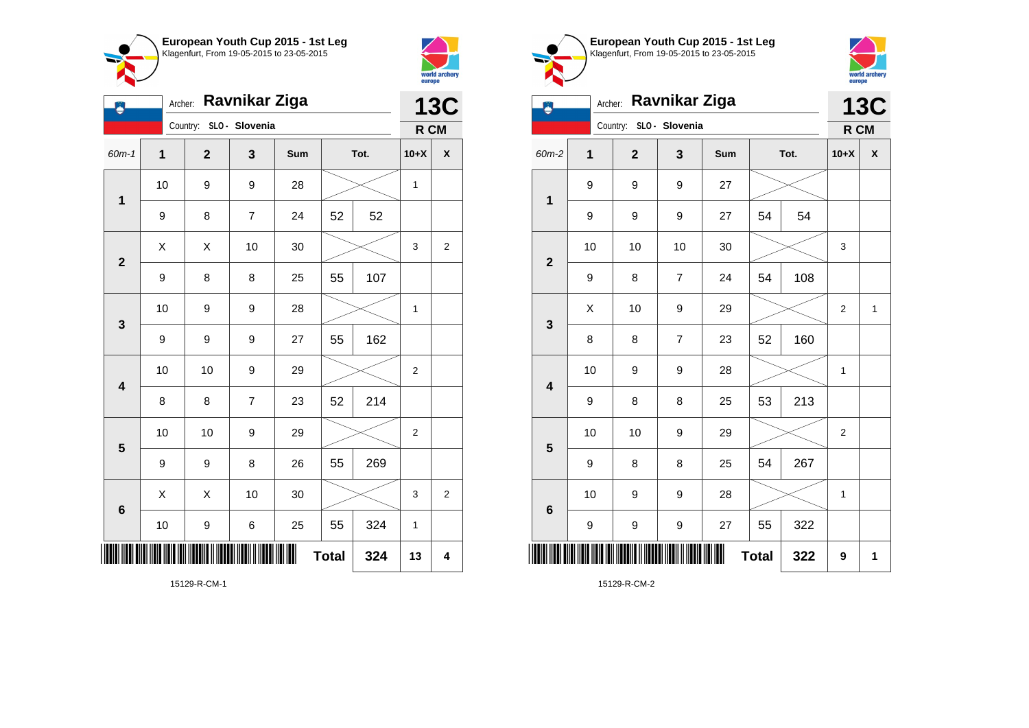## European Youth Cup 2015 - 1st Leg
Klagenfurt, From 19-05-2015 to 23-05-2015

Archer: **Ravnikar Ziga**
Country: SLO - Slovenia
**13C**
**R CM**

| 60m-1 | 1 | 2 | 3 | Sum | Tot. | | 10+X | X |
|---|---|---|---|---|---|---|---|---|
| 1 | 10 | 9 | 9 | 28 | | | 1 | |
| | 9 | 8 | 7 | 24 | 52 | 52 | | |
| 2 | X | X | 10 | 30 | | | 3 | 2 |
| | 9 | 8 | 8 | 25 | 55 | 107 | | |
| 3 | 10 | 9 | 9 | 28 | | | 1 | |
| | 9 | 9 | 9 | 27 | 55 | 162 | | |
| 4 | 10 | 10 | 9 | 29 | | | 2 | |
| | 8 | 8 | 7 | 23 | 52 | 214 | | |
| 5 | 10 | 10 | 9 | 29 | | | 2 | |
| | 9 | 9 | 8 | 26 | 55 | 269 | | |
| 6 | X | X | 10 | 30 | | | 3 | 2 |
| | 10 | 9 | 6 | 25 | 55 | 324 | 1 | |
| | | | | | **Total** | **324** | **13** | **4** |

15129-R-CM-1

## European Youth Cup 2015 - 1st Leg
Klagenfurt, From 19-05-2015 to 23-05-2015

Archer: **Ravnikar Ziga**
Country: SLO - Slovenia
**13C**
**R CM**

| 60m-2 | 1 | 2 | 3 | Sum | Tot. | | 10+X | X |
|---|---|---|---|---|---|---|---|---|
| 1 | 9 | 9 | 9 | 27 | | | | |
| | 9 | 9 | 9 | 27 | 54 | 54 | | |
| 2 | 10 | 10 | 10 | 30 | | | 3 | |
| | 9 | 8 | 7 | 24 | 54 | 108 | | |
| 3 | X | 10 | 9 | 29 | | | 2 | 1 |
| | 8 | 8 | 7 | 23 | 52 | 160 | | |
| 4 | 10 | 9 | 9 | 28 | | | 1 | |
| | 9 | 8 | 8 | 25 | 53 | 213 | | |
| 5 | 10 | 10 | 9 | 29 | | | 2 | |
| | 9 | 8 | 8 | 25 | 54 | 267 | | |
| 6 | 10 | 9 | 9 | 28 | | | 1 | |
| | 9 | 9 | 9 | 27 | 55 | 322 | | |
| | | | | | **Total** | **322** | **9** | **1** |

15129-R-CM-2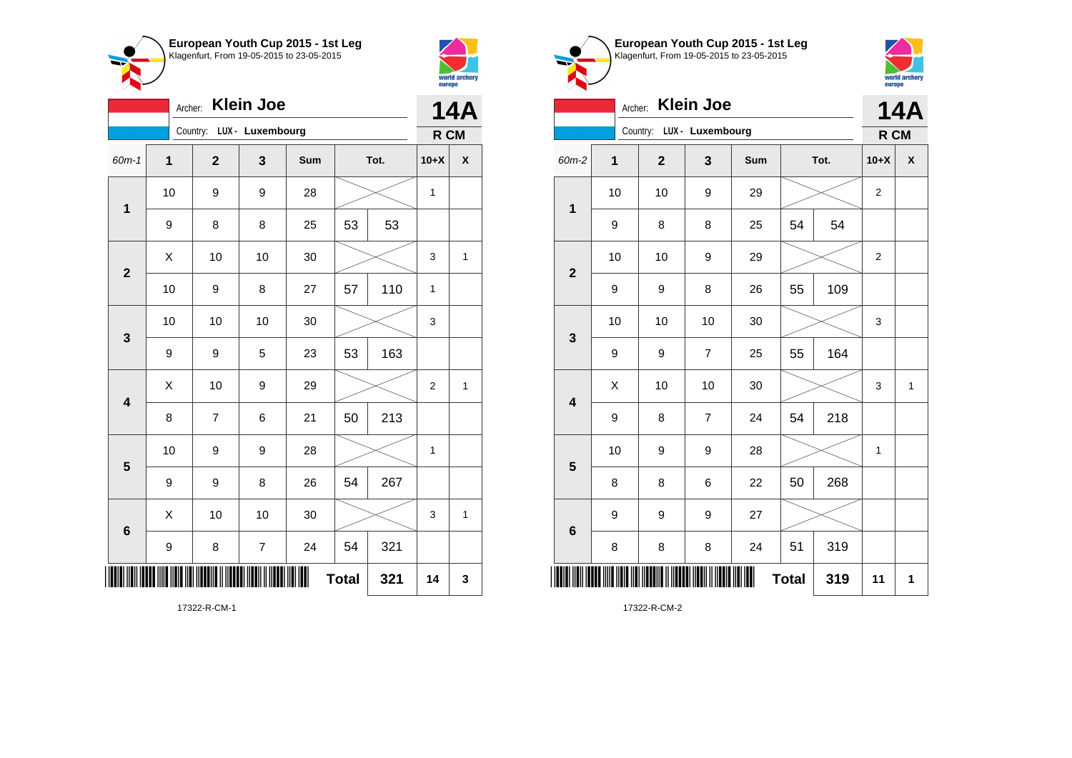**European Youth Cup 2015 - 1st Leg**
Klagenfurt, From 19-05-2015 to 23-05-2015

Archer: **Klein Joe**
Country: LUX - Luxembourg

**14A**
**R CM**

| 60m-1 | 1 | 2 | 3 | Sum | Tot. | | 10+X | X |
|---|---|---|---|---|---|---|---|---|
| 1 | 10 | 9 | 9 | 28 | | | 1 | |
| | 9 | 8 | 8 | 25 | 53 | 53 | | |
| 2 | X | 10 | 10 | 30 | | | 3 | 1 |
| | 10 | 9 | 8 | 27 | 57 | 110 | 1 | |
| 3 | 10 | 10 | 10 | 30 | | | 3 | |
| | 9 | 9 | 5 | 23 | 53 | 163 | | |
| 4 | X | 10 | 9 | 29 | | | 2 | 1 |
| | 8 | 7 | 6 | 21 | 50 | 213 | | |
| 5 | 10 | 9 | 9 | 28 | | | 1 | |
| | 9 | 9 | 8 | 26 | 54 | 267 | | |
| 6 | X | 10 | 10 | 30 | | | 3 | 1 |
| | 9 | 8 | 7 | 24 | 54 | 321 | | |
| | | | | | **Total** | **321** | **14** | **3** |

17322-R-CM-1

**European Youth Cup 2015 - 1st Leg**
Klagenfurt, From 19-05-2015 to 23-05-2015

Archer: **Klein Joe**
Country: LUX - Luxembourg

**14A**
**R CM**

| 60m-2 | 1 | 2 | 3 | Sum | Tot. | | 10+X | X |
|---|---|---|---|---|---|---|---|---|
| 1 | 10 | 10 | 9 | 29 | | | 2 | |
| | 9 | 8 | 8 | 25 | 54 | 54 | | |
| 2 | 10 | 10 | 9 | 29 | | | 2 | |
| | 9 | 9 | 8 | 26 | 55 | 109 | | |
| 3 | 10 | 10 | 10 | 30 | | | 3 | |
| | 9 | 9 | 7 | 25 | 55 | 164 | | |
| 4 | X | 10 | 10 | 30 | | | 3 | 1 |
| | 9 | 8 | 7 | 24 | 54 | 218 | | |
| 5 | 10 | 9 | 9 | 28 | | | 1 | |
| | 8 | 8 | 6 | 22 | 50 | 268 | | |
| 6 | 9 | 9 | 9 | 27 | | | | |
| | 8 | 8 | 8 | 24 | 51 | 319 | | |
| | | | | | **Total** | **319** | **11** | **1** |

17322-R-CM-2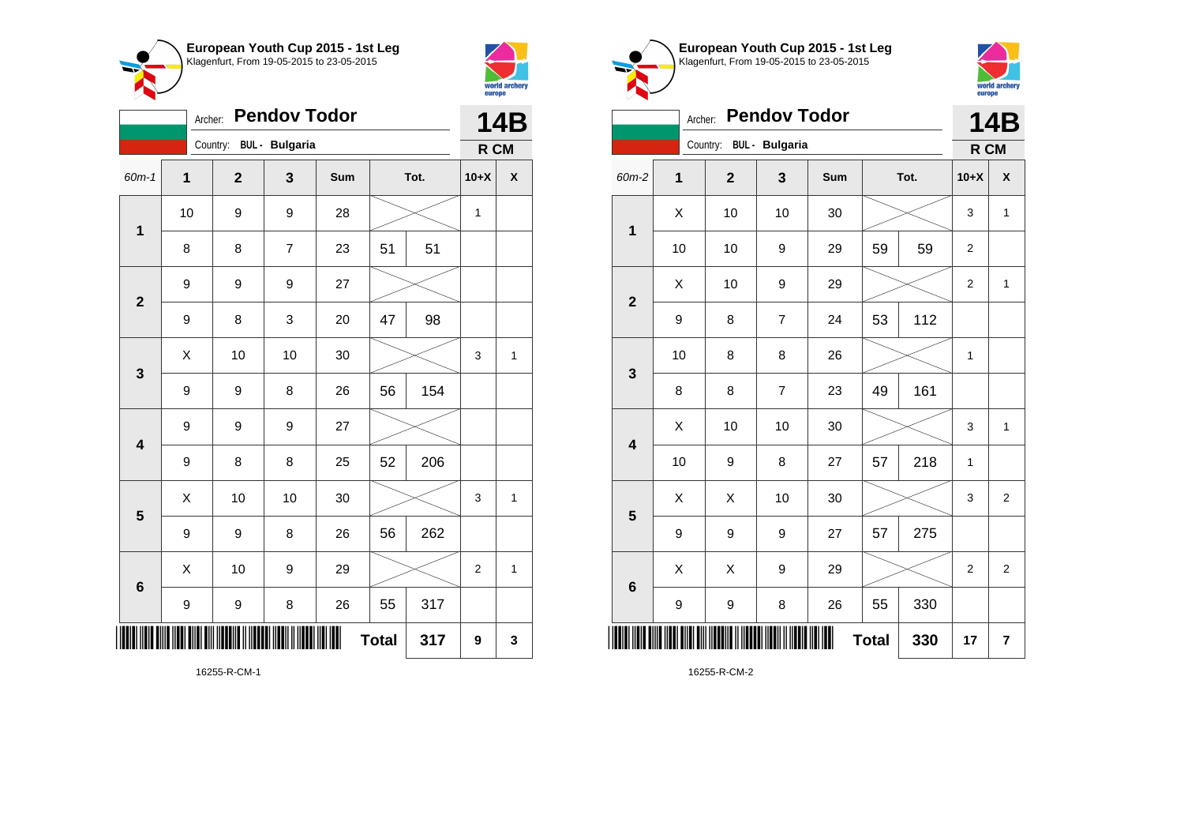**European Youth Cup 2015 - 1st Leg**
Klagenfurt, From 19-05-2015 to 23-05-2015

Archer: **Pendov Todor** — **14B**

Country: **BUL - Bulgaria** — **R CM**

| 60m-1 | 1 | 2 | 3 | Sum | Tot. | | 10+X | X |
|---|---|---|---|---|---|---|---|---|
| 1 | 10 | 9 | 9 | 28 | | | 1 | |
| | 8 | 8 | 7 | 23 | 51 | 51 | | |
| 2 | 9 | 9 | 9 | 27 | | | | |
| | 9 | 8 | 3 | 20 | 47 | 98 | | |
| 3 | X | 10 | 10 | 30 | | | 3 | 1 |
| | 9 | 9 | 8 | 26 | 56 | 154 | | |
| 4 | 9 | 9 | 9 | 27 | | | | |
| | 9 | 8 | 8 | 25 | 52 | 206 | | |
| 5 | X | 10 | 10 | 30 | | | 3 | 1 |
| | 9 | 9 | 8 | 26 | 56 | 262 | | |
| 6 | X | 10 | 9 | 29 | | | 2 | 1 |
| | 9 | 9 | 8 | 26 | 55 | 317 | | |
| | | | | | **Total** | **317** | **9** | **3** |

16255-R-CM-1

**European Youth Cup 2015 - 1st Leg**
Klagenfurt, From 19-05-2015 to 23-05-2015

Archer: **Pendov Todor** — **14B**

Country: **BUL - Bulgaria** — **R CM**

| 60m-2 | 1 | 2 | 3 | Sum | Tot. | | 10+X | X |
|---|---|---|---|---|---|---|---|---|
| 1 | X | 10 | 10 | 30 | | | 3 | 1 |
| | 10 | 10 | 9 | 29 | 59 | 59 | 2 | |
| 2 | X | 10 | 9 | 29 | | | 2 | 1 |
| | 9 | 8 | 7 | 24 | 53 | 112 | | |
| 3 | 10 | 8 | 8 | 26 | | | 1 | |
| | 8 | 8 | 7 | 23 | 49 | 161 | | |
| 4 | X | 10 | 10 | 30 | | | 3 | 1 |
| | 10 | 9 | 8 | 27 | 57 | 218 | 1 | |
| 5 | X | X | 10 | 30 | | | 3 | 2 |
| | 9 | 9 | 9 | 27 | 57 | 275 | | |
| 6 | X | X | 9 | 29 | | | 2 | 2 |
| | 9 | 9 | 8 | 26 | 55 | 330 | | |
| | | | | | **Total** | **330** | **17** | **7** |

16255-R-CM-2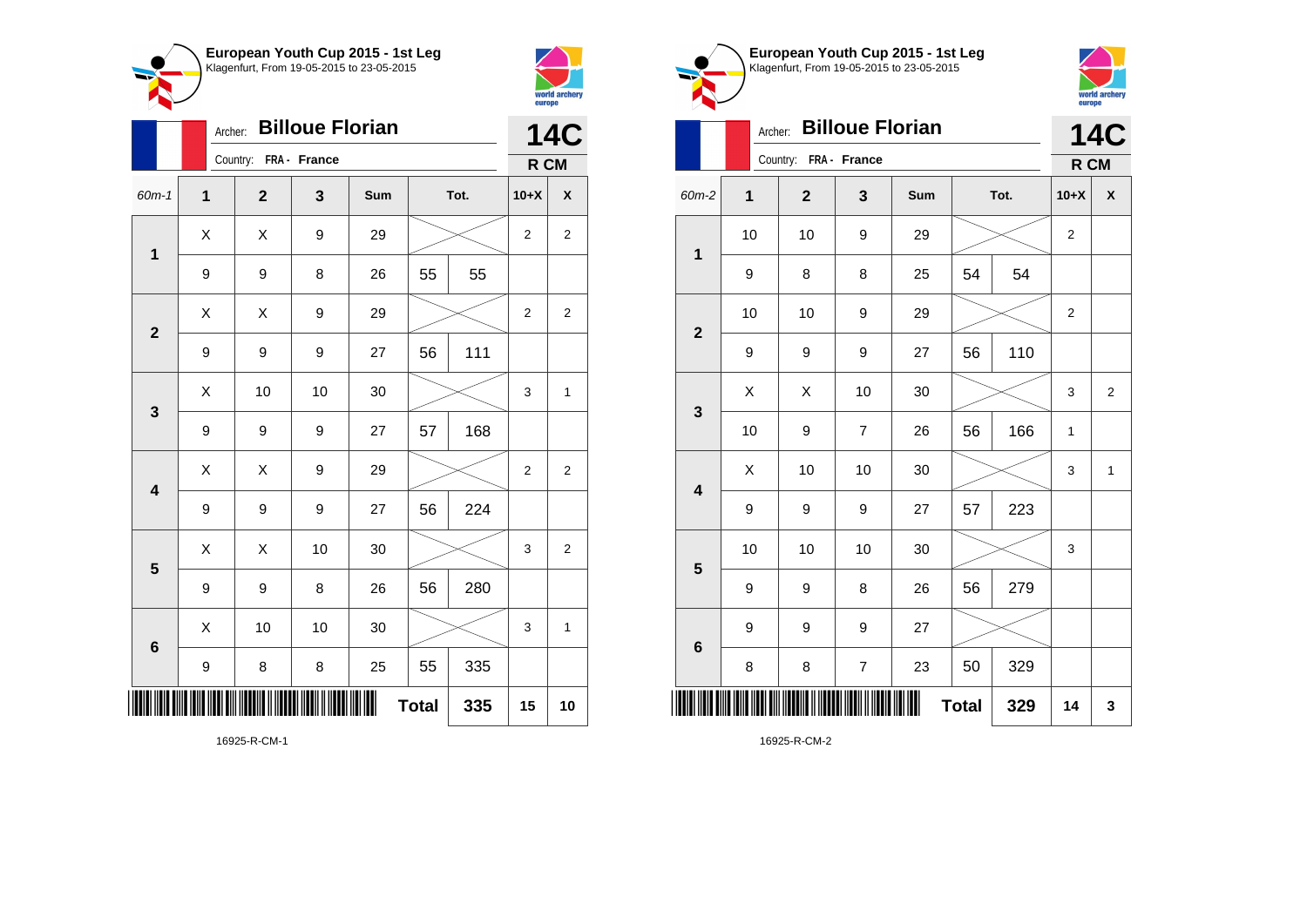## European Youth Cup 2015 - 1st Leg
Klagenfurt, From 19-05-2015 to 23-05-2015

Archer: **Billoue Florian**
Country: FRA - France

**14C**
**R CM**

| 60m-1 | 1 | 2 | 3 | Sum | Tot. | | 10+X | X |
|---|---|---|---|---|---|---|---|---|
| 1 | X | X | 9 | 29 | | | 2 | 2 |
| | 9 | 9 | 8 | 26 | 55 | 55 | | |
| 2 | X | X | 9 | 29 | | | 2 | 2 |
| | 9 | 9 | 9 | 27 | 56 | 111 | | |
| 3 | X | 10 | 10 | 30 | | | 3 | 1 |
| | 9 | 9 | 9 | 27 | 57 | 168 | | |
| 4 | X | X | 9 | 29 | | | 2 | 2 |
| | 9 | 9 | 9 | 27 | 56 | 224 | | |
| 5 | X | X | 10 | 30 | | | 3 | 2 |
| | 9 | 9 | 8 | 26 | 56 | 280 | | |
| 6 | X | 10 | 10 | 30 | | | 3 | 1 |
| | 9 | 8 | 8 | 25 | 55 | 335 | | |
| | | | | | **Total** | 335 | 15 | 10 |

16925-R-CM-1

## European Youth Cup 2015 - 1st Leg
Klagenfurt, From 19-05-2015 to 23-05-2015

Archer: **Billoue Florian**
Country: FRA - France

**14C**
**R CM**

| 60m-2 | 1 | 2 | 3 | Sum | Tot. | | 10+X | X |
|---|---|---|---|---|---|---|---|---|
| 1 | 10 | 10 | 9 | 29 | | | 2 | |
| | 9 | 8 | 8 | 25 | 54 | 54 | | |
| 2 | 10 | 10 | 9 | 29 | | | 2 | |
| | 9 | 9 | 9 | 27 | 56 | 110 | | |
| 3 | X | X | 10 | 30 | | | 3 | 2 |
| | 10 | 9 | 7 | 26 | 56 | 166 | 1 | |
| 4 | X | 10 | 10 | 30 | | | 3 | 1 |
| | 9 | 9 | 9 | 27 | 57 | 223 | | |
| 5 | 10 | 10 | 10 | 30 | | | 3 | |
| | 9 | 9 | 8 | 26 | 56 | 279 | | |
| 6 | 9 | 9 | 9 | 27 | | | | |
| | 8 | 8 | 7 | 23 | 50 | 329 | | |
| | | | | | **Total** | 329 | 14 | 3 |

16925-R-CM-2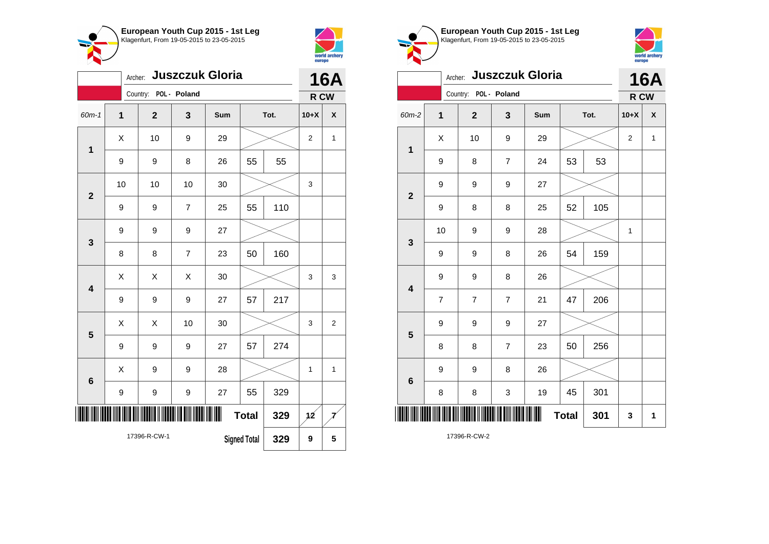**European Youth Cup 2015 - 1st Leg**
Klagenfurt, From 19-05-2015 to 23-05-2015

Archer: **Juszczuk Gloria**
Country: POL - Poland

**16A**
**R CW**

| 60m-1 | 1 | 2 | 3 | Sum | Tot. | | 10+X | X |
|---|---|---|---|---|---|---|---|---|
| 1 | X | 10 | 9 | 29 | | | 2 | 1 |
| | 9 | 9 | 8 | 26 | 55 | 55 | | |
| 2 | 10 | 10 | 10 | 30 | | | 3 | |
| | 9 | 9 | 7 | 25 | 55 | 110 | | |
| 3 | 9 | 9 | 9 | 27 | | | | |
| | 8 | 8 | 7 | 23 | 50 | 160 | | |
| 4 | X | X | X | 30 | | | 3 | 3 |
| | 9 | 9 | 9 | 27 | 57 | 217 | | |
| 5 | X | X | 10 | 30 | | | 3 | 2 |
| | 9 | 9 | 9 | 27 | 57 | 274 | | |
| 6 | X | 9 | 9 | 28 | | | 1 | 1 |
| | 9 | 9 | 9 | 27 | 55 | 329 | | |
| | | | | | Total | 329 | 12 | 7 |
| | | | | | Signed Total | 329 | 9 | 5 |

17396-R-CW-1

**European Youth Cup 2015 - 1st Leg**
Klagenfurt, From 19-05-2015 to 23-05-2015

Archer: **Juszczuk Gloria**
Country: POL - Poland

**16A**
**R CW**

| 60m-2 | 1 | 2 | 3 | Sum | Tot. | | 10+X | X |
|---|---|---|---|---|---|---|---|---|
| 1 | X | 10 | 9 | 29 | | | 2 | 1 |
| | 9 | 8 | 7 | 24 | 53 | 53 | | |
| 2 | 9 | 9 | 9 | 27 | | | | |
| | 9 | 8 | 8 | 25 | 52 | 105 | | |
| 3 | 10 | 9 | 9 | 28 | | | 1 | |
| | 9 | 9 | 8 | 26 | 54 | 159 | | |
| 4 | 9 | 9 | 8 | 26 | | | | |
| | 7 | 7 | 7 | 21 | 47 | 206 | | |
| 5 | 9 | 9 | 9 | 27 | | | | |
| | 8 | 8 | 7 | 23 | 50 | 256 | | |
| 6 | 9 | 9 | 8 | 26 | | | | |
| | 8 | 8 | 3 | 19 | 45 | 301 | | |
| | | | | | Total | 301 | 3 | 1 |

17396-R-CW-2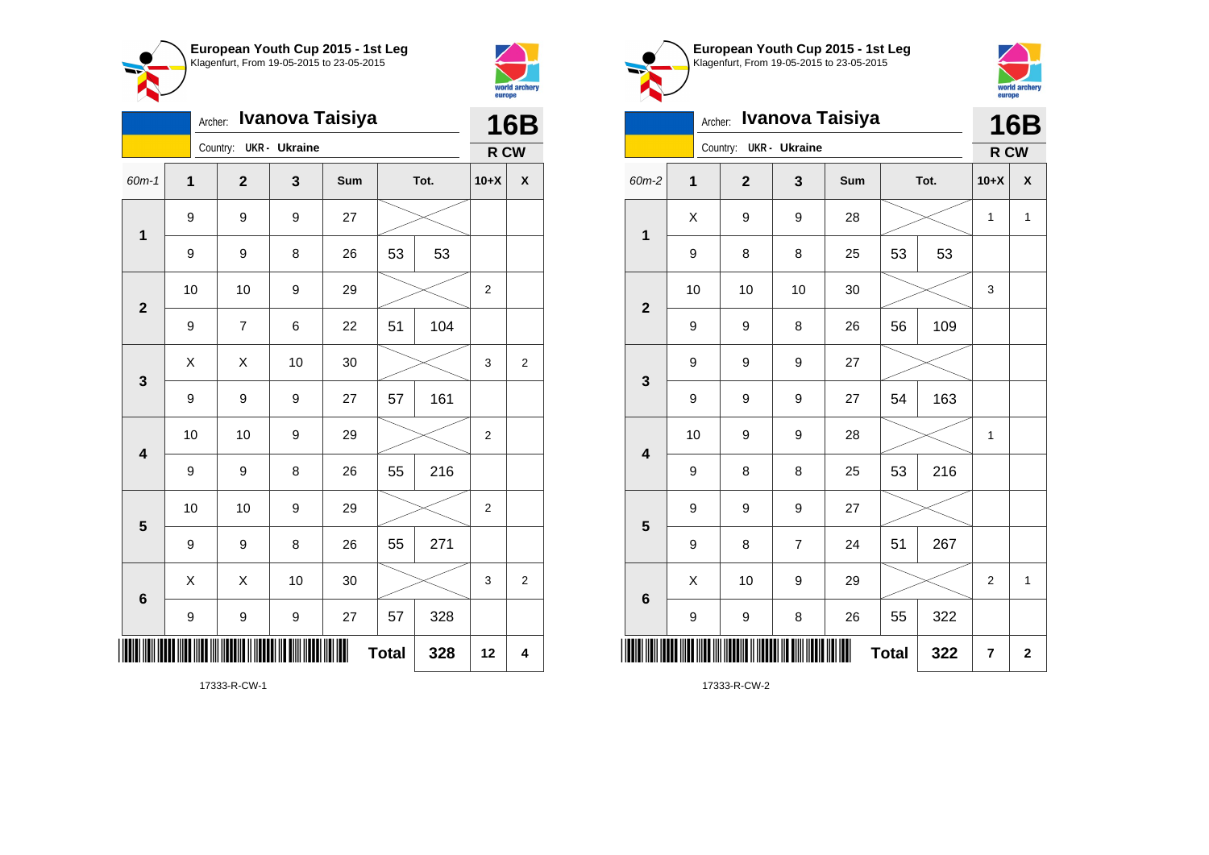## European Youth Cup 2015 - 1st Leg
Klagenfurt, From 19-05-2015 to 23-05-2015

Archer: **Ivanova Taisiya**
Country: **UKR - Ukraine**

**16B**
**R CW**

| 60m-1 | 1 | 2 | 3 | Sum | Tot. | | 10+X | X |
|---|---|---|---|---|---|---|---|---|
| 1 | 9 | 9 | 9 | 27 | | | | |
| | 9 | 9 | 8 | 26 | 53 | 53 | | |
| 2 | 10 | 10 | 9 | 29 | | | 2 | |
| | 9 | 7 | 6 | 22 | 51 | 104 | | |
| 3 | X | X | 10 | 30 | | | 3 | 2 |
| | 9 | 9 | 9 | 27 | 57 | 161 | | |
| 4 | 10 | 10 | 9 | 29 | | | 2 | |
| | 9 | 9 | 8 | 26 | 55 | 216 | | |
| 5 | 10 | 10 | 9 | 29 | | | 2 | |
| | 9 | 9 | 8 | 26 | 55 | 271 | | |
| 6 | X | X | 10 | 30 | | | 3 | 2 |
| | 9 | 9 | 9 | 27 | 57 | 328 | | |
| | | | | | **Total** | **328** | **12** | **4** |

17333-R-CW-1

## European Youth Cup 2015 - 1st Leg
Klagenfurt, From 19-05-2015 to 23-05-2015

Archer: **Ivanova Taisiya**
Country: **UKR - Ukraine**

**16B**
**R CW**

| 60m-2 | 1 | 2 | 3 | Sum | Tot. | | 10+X | X |
|---|---|---|---|---|---|---|---|---|
| 1 | X | 9 | 9 | 28 | | | 1 | 1 |
| | 9 | 8 | 8 | 25 | 53 | 53 | | |
| 2 | 10 | 10 | 10 | 30 | | | 3 | |
| | 9 | 9 | 8 | 26 | 56 | 109 | | |
| 3 | 9 | 9 | 9 | 27 | | | | |
| | 9 | 9 | 9 | 27 | 54 | 163 | | |
| 4 | 10 | 9 | 9 | 28 | | | 1 | |
| | 9 | 8 | 8 | 25 | 53 | 216 | | |
| 5 | 9 | 9 | 9 | 27 | | | | |
| | 9 | 8 | 7 | 24 | 51 | 267 | | |
| 6 | X | 10 | 9 | 29 | | | 2 | 1 |
| | 9 | 9 | 8 | 26 | 55 | 322 | | |
| | | | | | **Total** | **322** | **7** | **2** |

17333-R-CW-2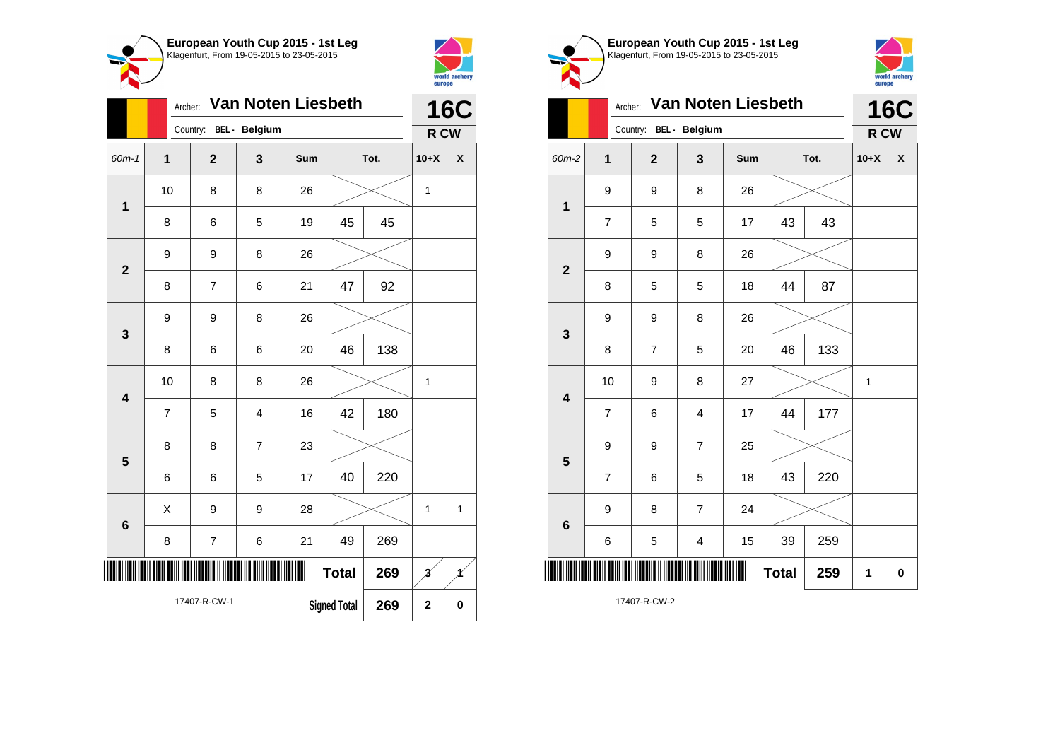## European Youth Cup 2015 - 1st Leg
Klagenfurt, From 19-05-2015 to 23-05-2015

Archer: **Van Noten Liesbeth**
Country: BEL - Belgium

**16C**
**R CW**

| 60m-1 | 1 | 2 | 3 | Sum | Tot. | | 10+X | X |
|---|---|---|---|---|---|---|---|---|
| 1 | 10 | 8 | 8 | 26 | | | 1 | |
| | 8 | 6 | 5 | 19 | 45 | 45 | | |
| 2 | 9 | 9 | 8 | 26 | | | | |
| | 8 | 7 | 6 | 21 | 47 | 92 | | |
| 3 | 9 | 9 | 8 | 26 | | | | |
| | 8 | 6 | 6 | 20 | 46 | 138 | | |
| 4 | 10 | 8 | 8 | 26 | | | 1 | |
| | 7 | 5 | 4 | 16 | 42 | 180 | | |
| 5 | 8 | 8 | 7 | 23 | | | | |
| | 6 | 6 | 5 | 17 | 40 | 220 | | |
| 6 | X | 9 | 9 | 28 | | | 1 | 1 |
| | 8 | 7 | 6 | 21 | 49 | 269 | | |
| | | | | Total | | 269 | 3 | 1 |
| | | | | Signed Total | | 269 | 2 | 0 |

17407-R-CW-1

## European Youth Cup 2015 - 1st Leg
Klagenfurt, From 19-05-2015 to 23-05-2015

Archer: **Van Noten Liesbeth**
Country: BEL - Belgium

**16C**
**R CW**

| 60m-2 | 1 | 2 | 3 | Sum | Tot. | | 10+X | X |
|---|---|---|---|---|---|---|---|---|
| 1 | 9 | 9 | 8 | 26 | | | | |
| | 7 | 5 | 5 | 17 | 43 | 43 | | |
| 2 | 9 | 9 | 8 | 26 | | | | |
| | 8 | 5 | 5 | 18 | 44 | 87 | | |
| 3 | 9 | 9 | 8 | 26 | | | | |
| | 8 | 7 | 5 | 20 | 46 | 133 | | |
| 4 | 10 | 9 | 8 | 27 | | | 1 | |
| | 7 | 6 | 4 | 17 | 44 | 177 | | |
| 5 | 9 | 9 | 7 | 25 | | | | |
| | 7 | 6 | 5 | 18 | 43 | 220 | | |
| 6 | 9 | 8 | 7 | 24 | | | | |
| | 6 | 5 | 4 | 15 | 39 | 259 | | |
| | | | | Total | | 259 | 1 | 0 |

17407-R-CW-2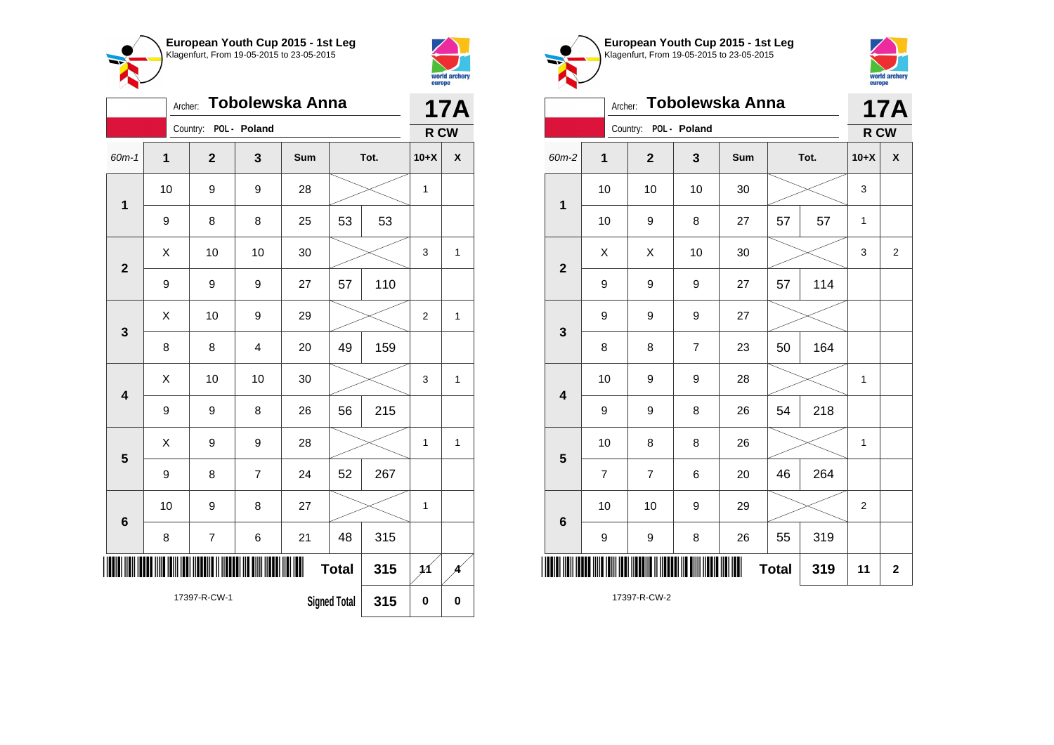**European Youth Cup 2015 - 1st Leg**
Klagenfurt, From 19-05-2015 to 23-05-2015

Archer: **Tobolewska Anna**
Country: POL - Poland

**17A**
**R CW**

| 60m-1 | 1 | 2 | 3 | Sum | Tot. | | 10+X | X |
|---|---|---|---|---|---|---|---|---|
| 1 | 10 | 9 | 9 | 28 | | | 1 | |
| | 9 | 8 | 8 | 25 | 53 | 53 | | |
| 2 | X | 10 | 10 | 30 | | | 3 | 1 |
| | 9 | 9 | 9 | 27 | 57 | 110 | | |
| 3 | X | 10 | 9 | 29 | | | 2 | 1 |
| | 8 | 8 | 4 | 20 | 49 | 159 | | |
| 4 | X | 10 | 10 | 30 | | | 3 | 1 |
| | 9 | 9 | 8 | 26 | 56 | 215 | | |
| 5 | X | 9 | 9 | 28 | | | 1 | 1 |
| | 9 | 8 | 7 | 24 | 52 | 267 | | |
| 6 | 10 | 9 | 8 | 27 | | | 1 | |
| | 8 | 7 | 6 | 21 | 48 | 315 | | |
| | | | | **Total** | | 315 | 11 | 4 |
| | | | | **Signed Total** | | 315 | 0 | 0 |

17397-R-CW-1

**European Youth Cup 2015 - 1st Leg**
Klagenfurt, From 19-05-2015 to 23-05-2015

Archer: **Tobolewska Anna**
Country: POL - Poland

**17A**
**R CW**

| 60m-2 | 1 | 2 | 3 | Sum | Tot. | | 10+X | X |
|---|---|---|---|---|---|---|---|---|
| 1 | 10 | 10 | 10 | 30 | | | 3 | |
| | 10 | 9 | 8 | 27 | 57 | 57 | 1 | |
| 2 | X | X | 10 | 30 | | | 3 | 2 |
| | 9 | 9 | 9 | 27 | 57 | 114 | | |
| 3 | 9 | 9 | 9 | 27 | | | | |
| | 8 | 8 | 7 | 23 | 50 | 164 | | |
| 4 | 10 | 9 | 9 | 28 | | | 1 | |
| | 9 | 9 | 8 | 26 | 54 | 218 | | |
| 5 | 10 | 8 | 8 | 26 | | | 1 | |
| | 7 | 7 | 6 | 20 | 46 | 264 | | |
| 6 | 10 | 10 | 9 | 29 | | | 2 | |
| | 9 | 9 | 8 | 26 | 55 | 319 | | |
| | | | | **Total** | | 319 | 11 | 2 |

17397-R-CW-2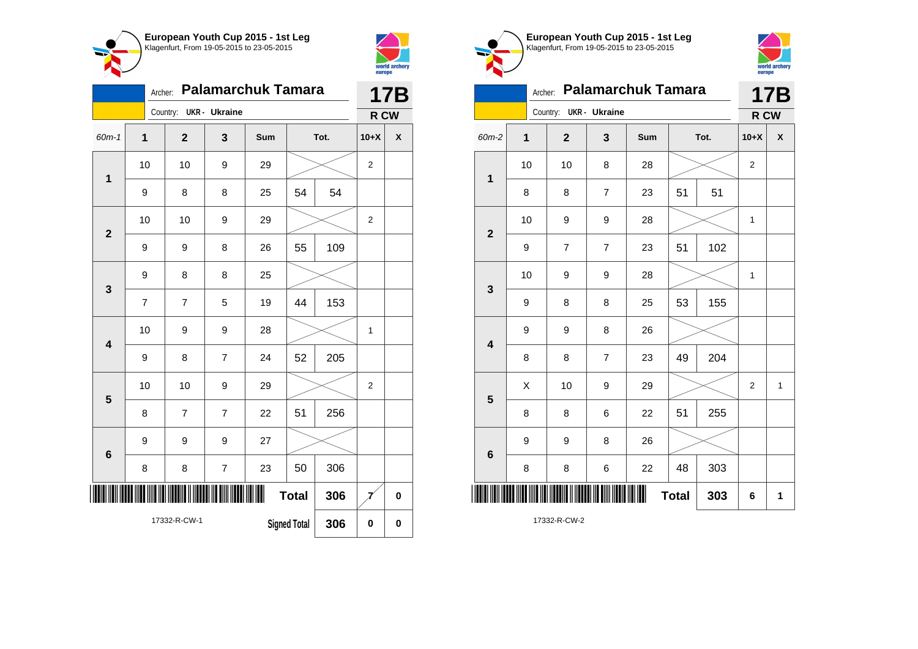**European Youth Cup 2015 - 1st Leg**
Klagenfurt, From 19-05-2015 to 23-05-2015

Archer: **Palamarchuk Tamara**
Country: **UKR - Ukraine**

**17B**
**R CW**

| 60m-1 | 1 | 2 | 3 | Sum | Tot. | | 10+X | X |
|---|---|---|---|---|---|---|---|---|
| 1 | 10 | 10 | 9 | 29 | | | 2 | |
| | 9 | 8 | 8 | 25 | 54 | 54 | | |
| 2 | 10 | 10 | 9 | 29 | | | 2 | |
| | 9 | 9 | 8 | 26 | 55 | 109 | | |
| 3 | 9 | 8 | 8 | 25 | | | | |
| | 7 | 7 | 5 | 19 | 44 | 153 | | |
| 4 | 10 | 9 | 9 | 28 | | | 1 | |
| | 9 | 8 | 7 | 24 | 52 | 205 | | |
| 5 | 10 | 10 | 9 | 29 | | | 2 | |
| | 8 | 7 | 7 | 22 | 51 | 256 | | |
| 6 | 9 | 9 | 9 | 27 | | | | |
| | 8 | 8 | 7 | 23 | 50 | 306 | | |
| | | | | | **Total** | **306** | 7 | **0** |
| | | | | | Signed Total | **306** | **0** | **0** |

17332-R-CW-1

**European Youth Cup 2015 - 1st Leg**
Klagenfurt, From 19-05-2015 to 23-05-2015

Archer: **Palamarchuk Tamara**
Country: **UKR - Ukraine**

**17B**
**R CW**

| 60m-2 | 1 | 2 | 3 | Sum | Tot. | | 10+X | X |
|---|---|---|---|---|---|---|---|---|
| 1 | 10 | 10 | 8 | 28 | | | 2 | |
| | 8 | 8 | 7 | 23 | 51 | 51 | | |
| 2 | 10 | 9 | 9 | 28 | | | 1 | |
| | 9 | 7 | 7 | 23 | 51 | 102 | | |
| 3 | 10 | 9 | 9 | 28 | | | 1 | |
| | 9 | 8 | 8 | 25 | 53 | 155 | | |
| 4 | 9 | 9 | 8 | 26 | | | | |
| | 8 | 8 | 7 | 23 | 49 | 204 | | |
| 5 | X | 10 | 9 | 29 | | | 2 | 1 |
| | 8 | 8 | 6 | 22 | 51 | 255 | | |
| 6 | 9 | 9 | 8 | 26 | | | | |
| | 8 | 8 | 6 | 22 | 48 | 303 | | |
| | | | | | **Total** | **303** | **6** | **1** |

17332-R-CW-2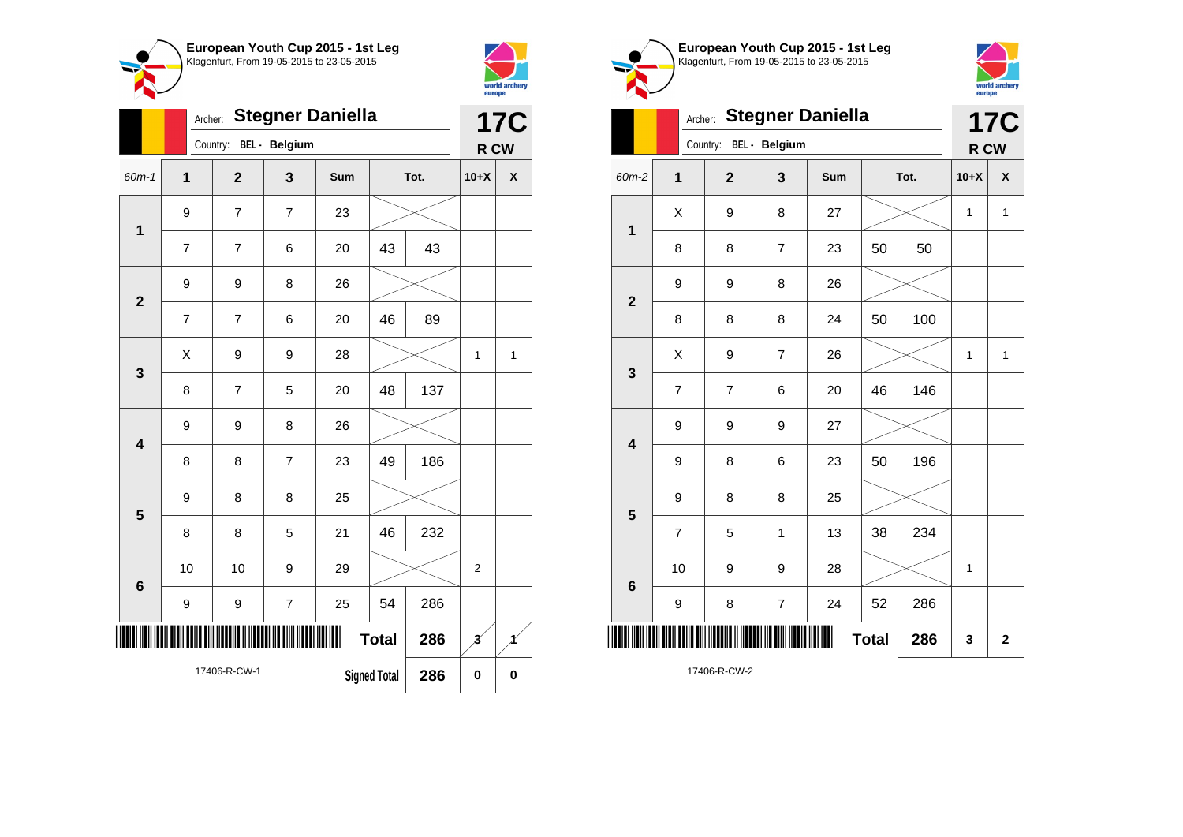## European Youth Cup 2015 - 1st Leg
Klagenfurt, From 19-05-2015 to 23-05-2015

Archer: **Stegner Daniella**
Country: BEL - Belgium

**17C**
**R CW**

| 60m-1 | 1 | 2 | 3 | Sum | Tot. | | 10+X | X |
|---|---|---|---|---|---|---|---|---|
| 1 | 9 | 7 | 7 | 23 | | | | |
| | 7 | 7 | 6 | 20 | 43 | 43 | | |
| 2 | 9 | 9 | 8 | 26 | | | | |
| | 7 | 7 | 6 | 20 | 46 | 89 | | |
| 3 | X | 9 | 9 | 28 | | | 1 | 1 |
| | 8 | 7 | 5 | 20 | 48 | 137 | | |
| 4 | 9 | 9 | 8 | 26 | | | | |
| | 8 | 8 | 7 | 23 | 49 | 186 | | |
| 5 | 9 | 8 | 8 | 25 | | | | |
| | 8 | 8 | 5 | 21 | 46 | 232 | | |
| 6 | 10 | 10 | 9 | 29 | | | 2 | |
| | 9 | 9 | 7 | 25 | 54 | 286 | | |
| | | | | | Total | 286 | 3 | 1 |
| | | | | | Signed Total | 286 | 0 | 0 |

17406-R-CW-1

## European Youth Cup 2015 - 1st Leg
Klagenfurt, From 19-05-2015 to 23-05-2015

Archer: **Stegner Daniella**
Country: BEL - Belgium

**17C**
**R CW**

| 60m-2 | 1 | 2 | 3 | Sum | Tot. | | 10+X | X |
|---|---|---|---|---|---|---|---|---|
| 1 | X | 9 | 8 | 27 | | | 1 | 1 |
| | 8 | 8 | 7 | 23 | 50 | 50 | | |
| 2 | 9 | 9 | 8 | 26 | | | | |
| | 8 | 8 | 8 | 24 | 50 | 100 | | |
| 3 | X | 9 | 7 | 26 | | | 1 | 1 |
| | 7 | 7 | 6 | 20 | 46 | 146 | | |
| 4 | 9 | 9 | 9 | 27 | | | | |
| | 9 | 8 | 6 | 23 | 50 | 196 | | |
| 5 | 9 | 8 | 8 | 25 | | | | |
| | 7 | 5 | 1 | 13 | 38 | 234 | | |
| 6 | 10 | 9 | 9 | 28 | | | 1 | |
| | 9 | 8 | 7 | 24 | 52 | 286 | | |
| | | | | | Total | 286 | 3 | 2 |

17406-R-CW-2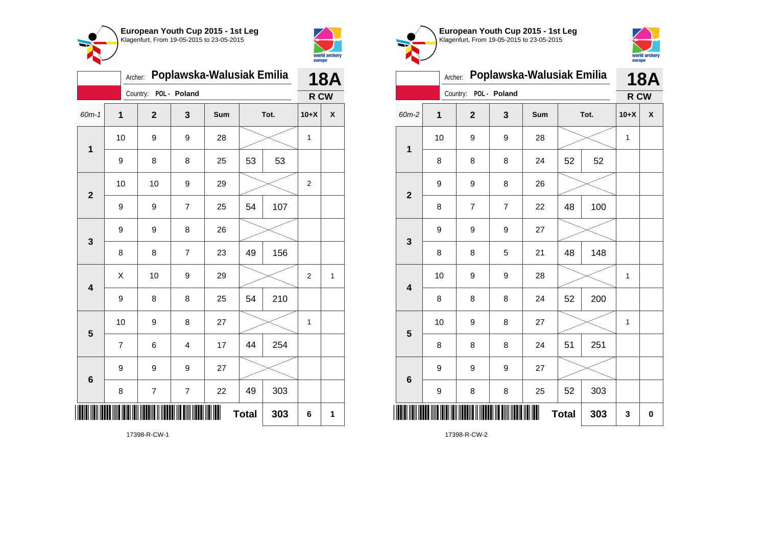**European Youth Cup 2015 - 1st Leg**
Klagenfurt, From 19-05-2015 to 23-05-2015

Archer: **Poplawska-Walusiak Emilia**
Country: POL - Poland

**18A**
**R CW**

| 60m-1 | 1 | 2 | 3 | Sum | Tot. | | 10+X | X |
|---|---|---|---|---|---|---|---|---|
| 1 | 10 | 9 | 9 | 28 | | | 1 | |
| | 9 | 8 | 8 | 25 | 53 | 53 | | |
| 2 | 10 | 10 | 9 | 29 | | | 2 | |
| | 9 | 9 | 7 | 25 | 54 | 107 | | |
| 3 | 9 | 9 | 8 | 26 | | | | |
| | 8 | 8 | 7 | 23 | 49 | 156 | | |
| 4 | X | 10 | 9 | 29 | | | 2 | 1 |
| | 9 | 8 | 8 | 25 | 54 | 210 | | |
| 5 | 10 | 9 | 8 | 27 | | | 1 | |
| | 7 | 6 | 4 | 17 | 44 | 254 | | |
| 6 | 9 | 9 | 9 | 27 | | | | |
| | 8 | 7 | 7 | 22 | 49 | 303 | | |
| | | | | | **Total** | **303** | **6** | **1** |

17398-R-CW-1

**European Youth Cup 2015 - 1st Leg**
Klagenfurt, From 19-05-2015 to 23-05-2015

Archer: **Poplawska-Walusiak Emilia**
Country: POL - Poland

**18A**
**R CW**

| 60m-2 | 1 | 2 | 3 | Sum | Tot. | | 10+X | X |
|---|---|---|---|---|---|---|---|---|
| 1 | 10 | 9 | 9 | 28 | | | 1 | |
| | 8 | 8 | 8 | 24 | 52 | 52 | | |
| 2 | 9 | 9 | 8 | 26 | | | | |
| | 8 | 7 | 7 | 22 | 48 | 100 | | |
| 3 | 9 | 9 | 9 | 27 | | | | |
| | 8 | 8 | 5 | 21 | 48 | 148 | | |
| 4 | 10 | 9 | 9 | 28 | | | 1 | |
| | 8 | 8 | 8 | 24 | 52 | 200 | | |
| 5 | 10 | 9 | 8 | 27 | | | 1 | |
| | 8 | 8 | 8 | 24 | 51 | 251 | | |
| 6 | 9 | 9 | 9 | 27 | | | | |
| | 9 | 8 | 8 | 25 | 52 | 303 | | |
| | | | | | **Total** | **303** | **3** | **0** |

17398-R-CW-2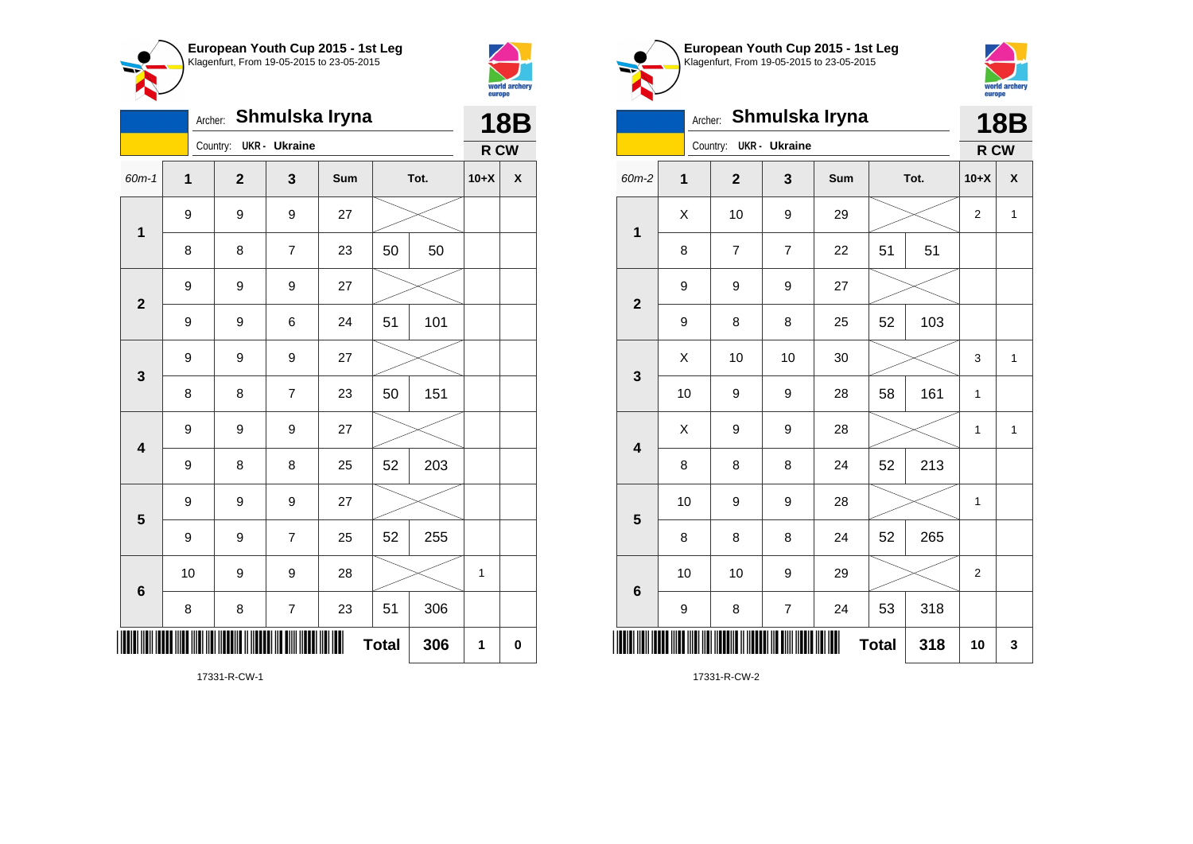**European Youth Cup 2015 - 1st Leg**
Klagenfurt, From 19-05-2015 to 23-05-2015

Archer: **Shmulska Iryna**
Country: UKR - Ukraine
**18B**
**R CW**

| 60m-1 | 1 | 2 | 3 | Sum | Tot. | | 10+X | X |
|---|---|---|---|---|---|---|---|---|
| 1 | 9 | 9 | 9 | 27 | | | | |
| | 8 | 8 | 7 | 23 | 50 | 50 | | |
| 2 | 9 | 9 | 9 | 27 | | | | |
| | 9 | 9 | 6 | 24 | 51 | 101 | | |
| 3 | 9 | 9 | 9 | 27 | | | | |
| | 8 | 8 | 7 | 23 | 50 | 151 | | |
| 4 | 9 | 9 | 9 | 27 | | | | |
| | 9 | 8 | 8 | 25 | 52 | 203 | | |
| 5 | 9 | 9 | 9 | 27 | | | | |
| | 9 | 9 | 7 | 25 | 52 | 255 | | |
| 6 | 10 | 9 | 9 | 28 | | | 1 | |
| | 8 | 8 | 7 | 23 | 51 | 306 | | |
| | | | | **Total** | | 306 | 1 | 0 |

17331-R-CW-1

**European Youth Cup 2015 - 1st Leg**
Klagenfurt, From 19-05-2015 to 23-05-2015

Archer: **Shmulska Iryna**
Country: UKR - Ukraine
**18B**
**R CW**

| 60m-2 | 1 | 2 | 3 | Sum | Tot. | | 10+X | X |
|---|---|---|---|---|---|---|---|---|
| 1 | X | 10 | 9 | 29 | | | 2 | 1 |
| | 8 | 7 | 7 | 22 | 51 | 51 | | |
| 2 | 9 | 9 | 9 | 27 | | | | |
| | 9 | 8 | 8 | 25 | 52 | 103 | | |
| 3 | X | 10 | 10 | 30 | | | 3 | 1 |
| | 10 | 9 | 9 | 28 | 58 | 161 | 1 | |
| 4 | X | 9 | 9 | 28 | | | 1 | 1 |
| | 8 | 8 | 8 | 24 | 52 | 213 | | |
| 5 | 10 | 9 | 9 | 28 | | | 1 | |
| | 8 | 8 | 8 | 24 | 52 | 265 | | |
| 6 | 10 | 10 | 9 | 29 | | | 2 | |
| | 9 | 8 | 7 | 24 | 53 | 318 | | |
| | | | | **Total** | | 318 | 10 | 3 |

17331-R-CW-2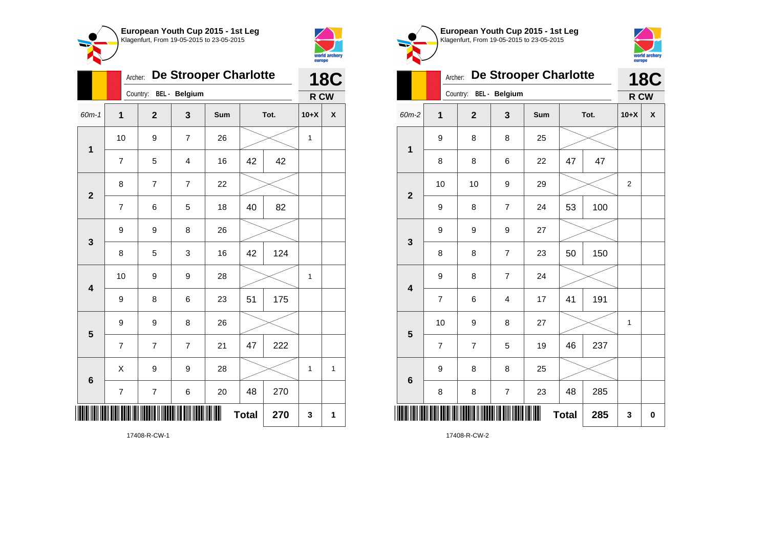## European Youth Cup 2015 - 1st Leg

Klagenfurt, From 19-05-2015 to 23-05-2015

Archer: **De Strooper Charlotte**

Country: BEL - Belgium

**18C** R CW

| 60m-1 | 1 | 2 | 3 | Sum | Tot. | | 10+X | X |
|---|---|---|---|---|---|---|---|---|
| 1 | 10 | 9 | 7 | 26 | | | 1 | |
| | 7 | 5 | 4 | 16 | 42 | 42 | | |
| 2 | 8 | 7 | 7 | 22 | | | | |
| | 7 | 6 | 5 | 18 | 40 | 82 | | |
| 3 | 9 | 9 | 8 | 26 | | | | |
| | 8 | 5 | 3 | 16 | 42 | 124 | | |
| 4 | 10 | 9 | 9 | 28 | | | 1 | |
| | 9 | 8 | 6 | 23 | 51 | 175 | | |
| 5 | 9 | 9 | 8 | 26 | | | | |
| | 7 | 7 | 7 | 21 | 47 | 222 | | |
| 6 | X | 9 | 9 | 28 | | | 1 | 1 |
| | 7 | 7 | 6 | 20 | 48 | 270 | | |
| | | | | | **Total** | **270** | **3** | **1** |

17408-R-CW-1

## European Youth Cup 2015 - 1st Leg

Klagenfurt, From 19-05-2015 to 23-05-2015

Archer: **De Strooper Charlotte**

Country: BEL - Belgium

**18C** R CW

| 60m-2 | 1 | 2 | 3 | Sum | Tot. | | 10+X | X |
|---|---|---|---|---|---|---|---|---|
| 1 | 9 | 8 | 8 | 25 | | | | |
| | 8 | 8 | 6 | 22 | 47 | 47 | | |
| 2 | 10 | 10 | 9 | 29 | | | 2 | |
| | 9 | 8 | 7 | 24 | 53 | 100 | | |
| 3 | 9 | 9 | 9 | 27 | | | | |
| | 8 | 8 | 7 | 23 | 50 | 150 | | |
| 4 | 9 | 8 | 7 | 24 | | | | |
| | 7 | 6 | 4 | 17 | 41 | 191 | | |
| 5 | 10 | 9 | 8 | 27 | | | 1 | |
| | 7 | 7 | 5 | 19 | 46 | 237 | | |
| 6 | 9 | 8 | 8 | 25 | | | | |
| | 8 | 8 | 7 | 23 | 48 | 285 | | |
| | | | | | **Total** | **285** | **3** | **0** |

17408-R-CW-2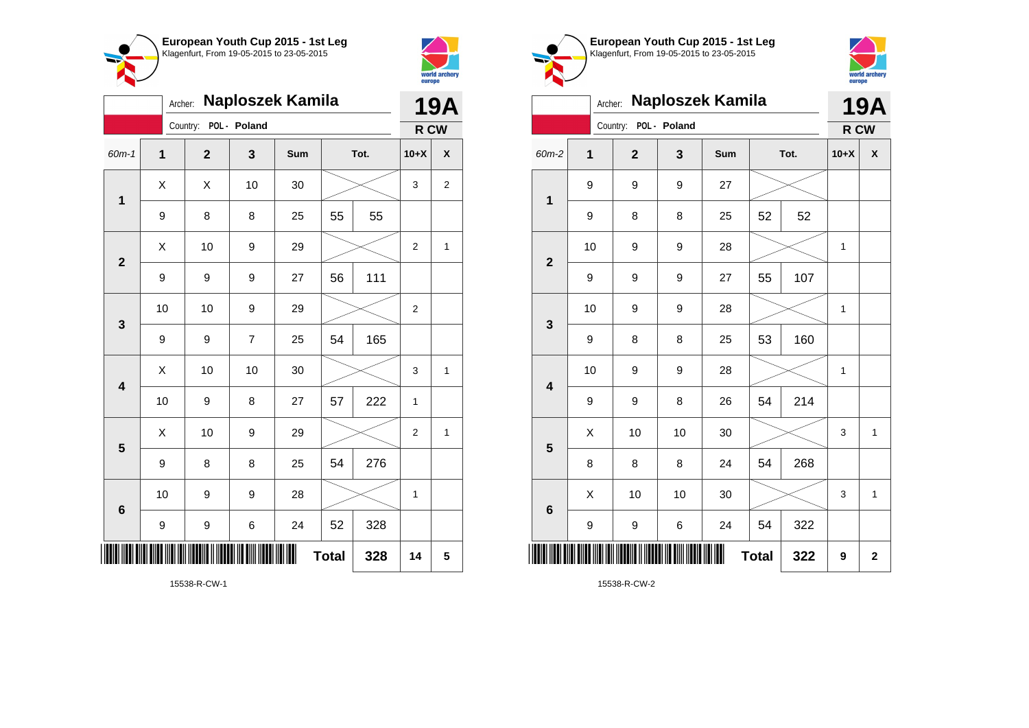**European Youth Cup 2015 - 1st Leg**
Klagenfurt, From 19-05-2015 to 23-05-2015

Archer: **Naploszek Kamila**
Country: POL - Poland

**19A**
**R CW**

| 60m-1 | 1 | 2 | 3 | Sum | Tot. | | 10+X | X |
|---|---|---|---|---|---|---|---|---|
| 1 | X | X | 10 | 30 | | | 3 | 2 |
| | 9 | 8 | 8 | 25 | 55 | 55 | | |
| 2 | X | 10 | 9 | 29 | | | 2 | 1 |
| | 9 | 9 | 9 | 27 | 56 | 111 | | |
| 3 | 10 | 10 | 9 | 29 | | | 2 | |
| | 9 | 9 | 7 | 25 | 54 | 165 | | |
| 4 | X | 10 | 10 | 30 | | | 3 | 1 |
| | 10 | 9 | 8 | 27 | 57 | 222 | 1 | |
| 5 | X | 10 | 9 | 29 | | | 2 | 1 |
| | 9 | 8 | 8 | 25 | 54 | 276 | | |
| 6 | 10 | 9 | 9 | 28 | | | 1 | |
| | 9 | 9 | 6 | 24 | 52 | 328 | | |
| | | | | | **Total** | **328** | **14** | **5** |

15538-R-CW-1

**European Youth Cup 2015 - 1st Leg**
Klagenfurt, From 19-05-2015 to 23-05-2015

Archer: **Naploszek Kamila**
Country: POL - Poland

**19A**
**R CW**

| 60m-2 | 1 | 2 | 3 | Sum | Tot. | | 10+X | X |
|---|---|---|---|---|---|---|---|---|
| 1 | 9 | 9 | 9 | 27 | | | | |
| | 9 | 8 | 8 | 25 | 52 | 52 | | |
| 2 | 10 | 9 | 9 | 28 | | | 1 | |
| | 9 | 9 | 9 | 27 | 55 | 107 | | |
| 3 | 10 | 9 | 9 | 28 | | | 1 | |
| | 9 | 8 | 8 | 25 | 53 | 160 | | |
| 4 | 10 | 9 | 9 | 28 | | | 1 | |
| | 9 | 9 | 8 | 26 | 54 | 214 | | |
| 5 | X | 10 | 10 | 30 | | | 3 | 1 |
| | 8 | 8 | 8 | 24 | 54 | 268 | | |
| 6 | X | 10 | 10 | 30 | | | 3 | 1 |
| | 9 | 9 | 6 | 24 | 54 | 322 | | |
| | | | | | **Total** | **322** | **9** | **2** |

15538-R-CW-2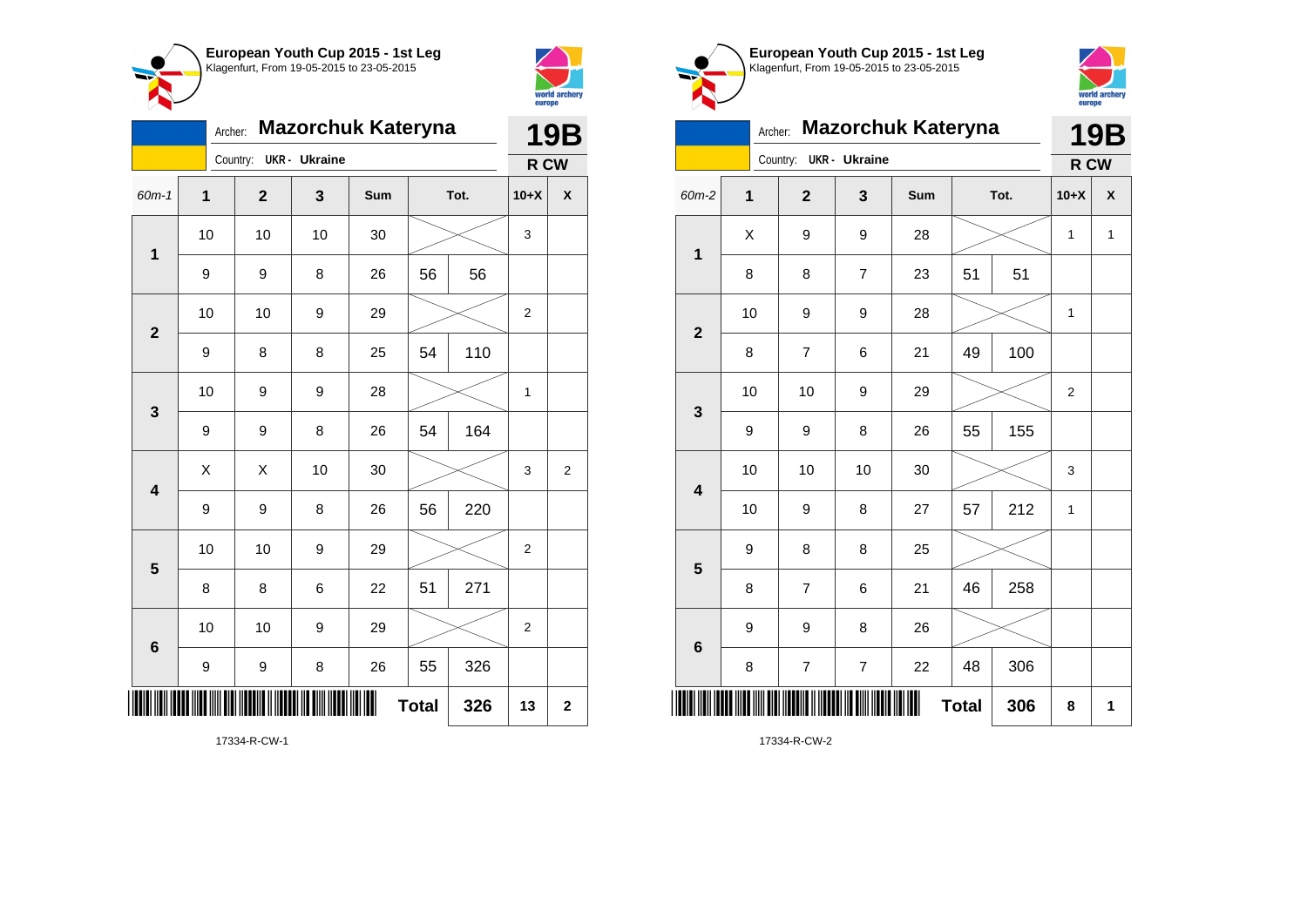## European Youth Cup 2015 - 1st Leg

Klagenfurt, From 19-05-2015 to 23-05-2015

Archer: **Mazorchuk Kateryna**

Country: UKR - Ukraine

**19B**

**R CW**

| 60m-1 | 1 | 2 | 3 | Sum | Tot. | | 10+X | X |
|---|---|---|---|---|---|---|---|---|
| 1 | 10 | 10 | 10 | 30 | | | 3 | |
| | 9 | 9 | 8 | 26 | 56 | 56 | | |
| 2 | 10 | 10 | 9 | 29 | | | 2 | |
| | 9 | 8 | 8 | 25 | 54 | 110 | | |
| 3 | 10 | 9 | 9 | 28 | | | 1 | |
| | 9 | 9 | 8 | 26 | 54 | 164 | | |
| 4 | X | X | 10 | 30 | | | 3 | 2 |
| | 9 | 9 | 8 | 26 | 56 | 220 | | |
| 5 | 10 | 10 | 9 | 29 | | | 2 | |
| | 8 | 8 | 6 | 22 | 51 | 271 | | |
| 6 | 10 | 10 | 9 | 29 | | | 2 | |
| | 9 | 9 | 8 | 26 | 55 | 326 | | |
| | | | | | **Total** | **326** | **13** | **2** |

17334-R-CW-1

## European Youth Cup 2015 - 1st Leg

Klagenfurt, From 19-05-2015 to 23-05-2015

Archer: **Mazorchuk Kateryna**

Country: UKR - Ukraine

**19B**

**R CW**

| 60m-2 | 1 | 2 | 3 | Sum | Tot. | | 10+X | X |
|---|---|---|---|---|---|---|---|---|
| 1 | X | 9 | 9 | 28 | | | 1 | 1 |
| | 8 | 8 | 7 | 23 | 51 | 51 | | |
| 2 | 10 | 9 | 9 | 28 | | | 1 | |
| | 8 | 7 | 6 | 21 | 49 | 100 | | |
| 3 | 10 | 10 | 9 | 29 | | | 2 | |
| | 9 | 9 | 8 | 26 | 55 | 155 | | |
| 4 | 10 | 10 | 10 | 30 | | | 3 | |
| | 10 | 9 | 8 | 27 | 57 | 212 | 1 | |
| 5 | 9 | 8 | 8 | 25 | | | | |
| | 8 | 7 | 6 | 21 | 46 | 258 | | |
| 6 | 9 | 9 | 8 | 26 | | | | |
| | 8 | 7 | 7 | 22 | 48 | 306 | | |
| | | | | | **Total** | **306** | **8** | **1** |

17334-R-CW-2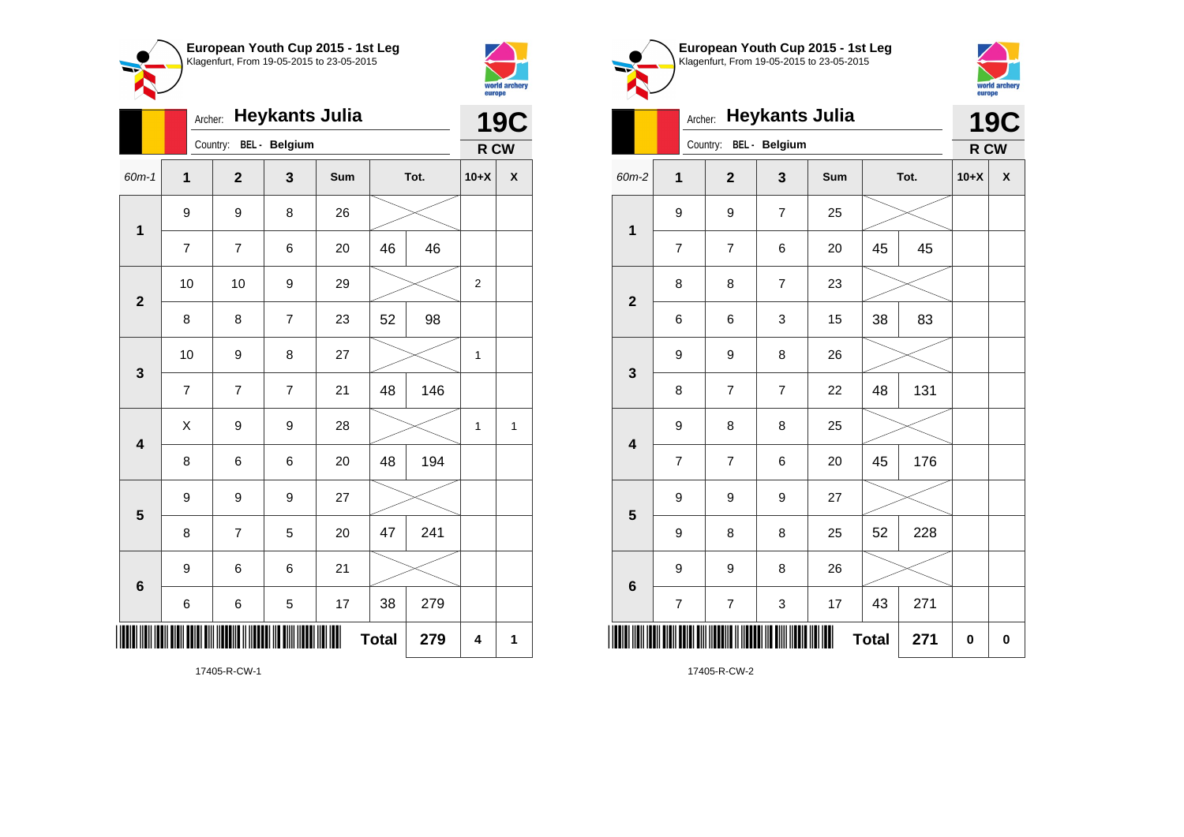## European Youth Cup 2015 - 1st Leg

Klagenfurt, From 19-05-2015 to 23-05-2015

Archer: **Heykants Julia**

Country: BEL - Belgium

**19C**

**R CW**

| 60m-1 | 1 | 2 | 3 | Sum | Tot. | | 10+X | X |
|---|---|---|---|---|---|---|---|---|
| 1 | 9 | 9 | 8 | 26 | | | | |
| | 7 | 7 | 6 | 20 | 46 | 46 | | |
| 2 | 10 | 10 | 9 | 29 | | | 2 | |
| | 8 | 8 | 7 | 23 | 52 | 98 | | |
| 3 | 10 | 9 | 8 | 27 | | | 1 | |
| | 7 | 7 | 7 | 21 | 48 | 146 | | |
| 4 | X | 9 | 9 | 28 | | | 1 | 1 |
| | 8 | 6 | 6 | 20 | 48 | 194 | | |
| 5 | 9 | 9 | 9 | 27 | | | | |
| | 8 | 7 | 5 | 20 | 47 | 241 | | |
| 6 | 9 | 6 | 6 | 21 | | | | |
| | 6 | 6 | 5 | 17 | 38 | 279 | | |
| | | | | | **Total** | **279** | **4** | **1** |

17405-R-CW-1

## European Youth Cup 2015 - 1st Leg

Klagenfurt, From 19-05-2015 to 23-05-2015

Archer: **Heykants Julia**

Country: BEL - Belgium

**19C**

**R CW**

| 60m-2 | 1 | 2 | 3 | Sum | Tot. | | 10+X | X |
|---|---|---|---|---|---|---|---|---|
| 1 | 9 | 9 | 7 | 25 | | | | |
| | 7 | 7 | 6 | 20 | 45 | 45 | | |
| 2 | 8 | 8 | 7 | 23 | | | | |
| | 6 | 6 | 3 | 15 | 38 | 83 | | |
| 3 | 9 | 9 | 8 | 26 | | | | |
| | 8 | 7 | 7 | 22 | 48 | 131 | | |
| 4 | 9 | 8 | 8 | 25 | | | | |
| | 7 | 7 | 6 | 20 | 45 | 176 | | |
| 5 | 9 | 9 | 9 | 27 | | | | |
| | 9 | 8 | 8 | 25 | 52 | 228 | | |
| 6 | 9 | 9 | 8 | 26 | | | | |
| | 7 | 7 | 3 | 17 | 43 | 271 | | |
| | | | | | **Total** | **271** | **0** | **0** |

17405-R-CW-2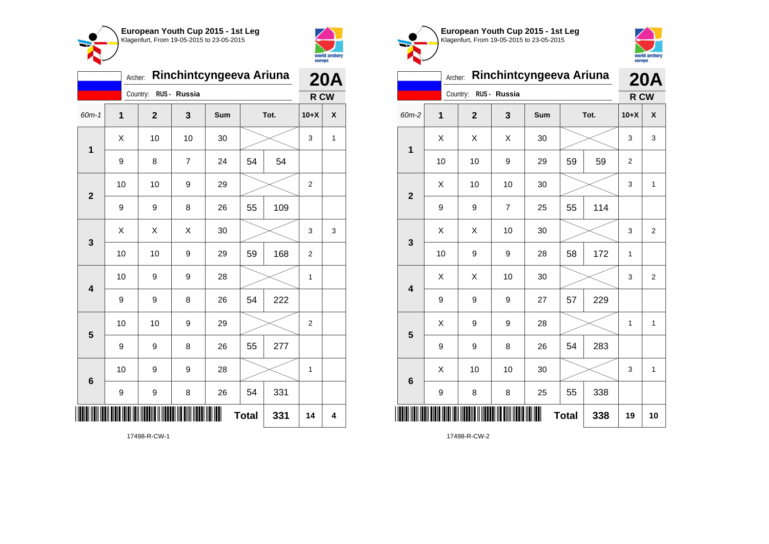## European Youth Cup 2015 - 1st Leg
Klagenfurt, From 19-05-2015 to 23-05-2015

Archer: **Rinchintcyngeeva Ariuna**
Country: RUS - Russia

**20A**
**R CW**

| 60m-1 | 1 | 2 | 3 | Sum | Tot. | | 10+X | X |
|---|---|---|---|---|---|---|---|---|
| 1 | X | 10 | 10 | 30 | | | 3 | 1 |
| | 9 | 8 | 7 | 24 | 54 | 54 | | |
| 2 | 10 | 10 | 9 | 29 | | | 2 | |
| | 9 | 9 | 8 | 26 | 55 | 109 | | |
| 3 | X | X | X | 30 | | | 3 | 3 |
| | 10 | 10 | 9 | 29 | 59 | 168 | 2 | |
| 4 | 10 | 9 | 9 | 28 | | | 1 | |
| | 9 | 9 | 8 | 26 | 54 | 222 | | |
| 5 | 10 | 10 | 9 | 29 | | | 2 | |
| | 9 | 9 | 8 | 26 | 55 | 277 | | |
| 6 | 10 | 9 | 9 | 28 | | | 1 | |
| | 9 | 9 | 8 | 26 | 54 | 331 | | |
| | | | | | **Total** | **331** | **14** | **4** |

17498-R-CW-1

## European Youth Cup 2015 - 1st Leg
Klagenfurt, From 19-05-2015 to 23-05-2015

Archer: **Rinchintcyngeeva Ariuna**
Country: RUS - Russia

**20A**
**R CW**

| 60m-2 | 1 | 2 | 3 | Sum | Tot. | | 10+X | X |
|---|---|---|---|---|---|---|---|---|
| 1 | X | X | X | 30 | | | 3 | 3 |
| | 10 | 10 | 9 | 29 | 59 | 59 | 2 | |
| 2 | X | 10 | 10 | 30 | | | 3 | 1 |
| | 9 | 9 | 7 | 25 | 55 | 114 | | |
| 3 | X | X | 10 | 30 | | | 3 | 2 |
| | 10 | 9 | 9 | 28 | 58 | 172 | 1 | |
| 4 | X | X | 10 | 30 | | | 3 | 2 |
| | 9 | 9 | 9 | 27 | 57 | 229 | | |
| 5 | X | 9 | 9 | 28 | | | 1 | 1 |
| | 9 | 9 | 8 | 26 | 54 | 283 | | |
| 6 | X | 10 | 10 | 30 | | | 3 | 1 |
| | 9 | 8 | 8 | 25 | 55 | 338 | | |
| | | | | | **Total** | **338** | **19** | **10** |

17498-R-CW-2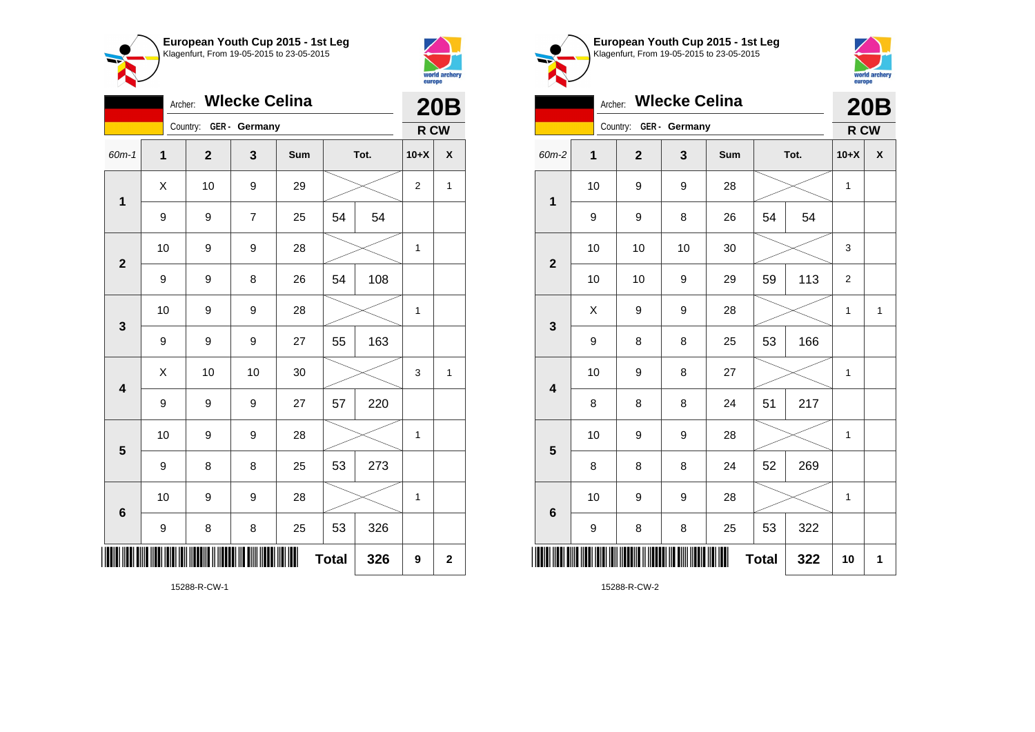**European Youth Cup 2015 - 1st Leg**
Klagenfurt, From 19-05-2015 to 23-05-2015

Archer: **Wlecke Celina**
Country: GER - Germany
**20B**
**R CW**

| 60m-1 | 1 | 2 | 3 | Sum | Tot. | | 10+X | X |
|---|---|---|---|---|---|---|---|---|
| 1 | X | 10 | 9 | 29 | | | 2 | 1 |
| | 9 | 9 | 7 | 25 | 54 | 54 | | |
| 2 | 10 | 9 | 9 | 28 | | | 1 | |
| | 9 | 9 | 8 | 26 | 54 | 108 | | |
| 3 | 10 | 9 | 9 | 28 | | | 1 | |
| | 9 | 9 | 9 | 27 | 55 | 163 | | |
| 4 | X | 10 | 10 | 30 | | | 3 | 1 |
| | 9 | 9 | 9 | 27 | 57 | 220 | | |
| 5 | 10 | 9 | 9 | 28 | | | 1 | |
| | 9 | 8 | 8 | 25 | 53 | 273 | | |
| 6 | 10 | 9 | 9 | 28 | | | 1 | |
| | 9 | 8 | 8 | 25 | 53 | 326 | | |
| | | | | | **Total** | **326** | **9** | **2** |

15288-R-CW-1

**European Youth Cup 2015 - 1st Leg**
Klagenfurt, From 19-05-2015 to 23-05-2015

Archer: **Wlecke Celina**
Country: GER - Germany
**20B**
**R CW**

| 60m-2 | 1 | 2 | 3 | Sum | Tot. | | 10+X | X |
|---|---|---|---|---|---|---|---|---|
| 1 | 10 | 9 | 9 | 28 | | | 1 | |
| | 9 | 9 | 8 | 26 | 54 | 54 | | |
| 2 | 10 | 10 | 10 | 30 | | | 3 | |
| | 10 | 10 | 9 | 29 | 59 | 113 | 2 | |
| 3 | X | 9 | 9 | 28 | | | 1 | 1 |
| | 9 | 8 | 8 | 25 | 53 | 166 | | |
| 4 | 10 | 9 | 8 | 27 | | | 1 | |
| | 8 | 8 | 8 | 24 | 51 | 217 | | |
| 5 | 10 | 9 | 9 | 28 | | | 1 | |
| | 8 | 8 | 8 | 24 | 52 | 269 | | |
| 6 | 10 | 9 | 9 | 28 | | | 1 | |
| | 9 | 8 | 8 | 25 | 53 | 322 | | |
| | | | | | **Total** | **322** | **10** | **1** |

15288-R-CW-2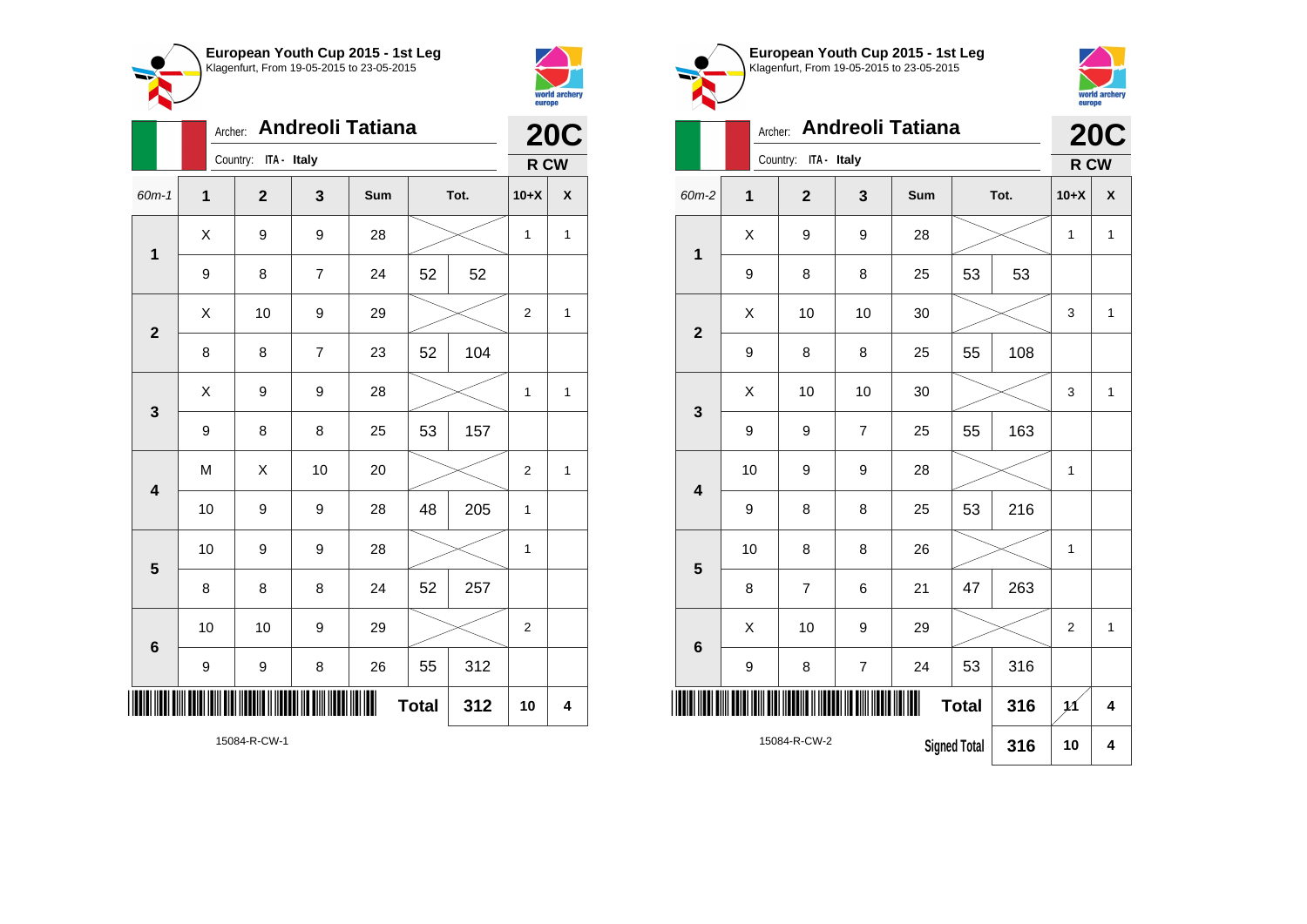## European Youth Cup 2015 - 1st Leg
Klagenfurt, From 19-05-2015 to 23-05-2015

Archer: **Andreoli Tatiana**
Country: ITA - Italy

**20C**
**R CW**

| 60m-1 | 1 | 2 | 3 | Sum | Tot. | | 10+X | X |
|---|---|---|---|---|---|---|---|---|
| 1 | X | 9 | 9 | 28 | | | 1 | 1 |
| | 9 | 8 | 7 | 24 | 52 | 52 | | |
| 2 | X | 10 | 9 | 29 | | | 2 | 1 |
| | 8 | 8 | 7 | 23 | 52 | 104 | | |
| 3 | X | 9 | 9 | 28 | | | 1 | 1 |
| | 9 | 8 | 8 | 25 | 53 | 157 | | |
| 4 | M | X | 10 | 20 | | | 2 | 1 |
| | 10 | 9 | 9 | 28 | 48 | 205 | 1 | |
| 5 | 10 | 9 | 9 | 28 | | | 1 | |
| | 8 | 8 | 8 | 24 | 52 | 257 | | |
| 6 | 10 | 10 | 9 | 29 | | | 2 | |
| | 9 | 9 | 8 | 26 | 55 | 312 | | |
| | | | | | Total | 312 | 10 | 4 |

15084-R-CW-1

## European Youth Cup 2015 - 1st Leg
Klagenfurt, From 19-05-2015 to 23-05-2015

Archer: **Andreoli Tatiana**
Country: ITA - Italy

**20C**
**R CW**

| 60m-2 | 1 | 2 | 3 | Sum | Tot. | | 10+X | X |
|---|---|---|---|---|---|---|---|---|
| 1 | X | 9 | 9 | 28 | | | 1 | 1 |
| | 9 | 8 | 8 | 25 | 53 | 53 | | |
| 2 | X | 10 | 10 | 30 | | | 3 | 1 |
| | 9 | 8 | 8 | 25 | 55 | 108 | | |
| 3 | X | 10 | 10 | 30 | | | 3 | 1 |
| | 9 | 9 | 7 | 25 | 55 | 163 | | |
| 4 | 10 | 9 | 9 | 28 | | | 1 | |
| | 9 | 8 | 8 | 25 | 53 | 216 | | |
| 5 | 10 | 8 | 8 | 26 | | | 1 | |
| | 8 | 7 | 6 | 21 | 47 | 263 | | |
| 6 | X | 10 | 9 | 29 | | | 2 | 1 |
| | 9 | 8 | 7 | 24 | 53 | 316 | | |
| | | | | | Total | 316 | 11 | 4 |
| | | | | | Signed Total | 316 | 10 | 4 |

15084-R-CW-2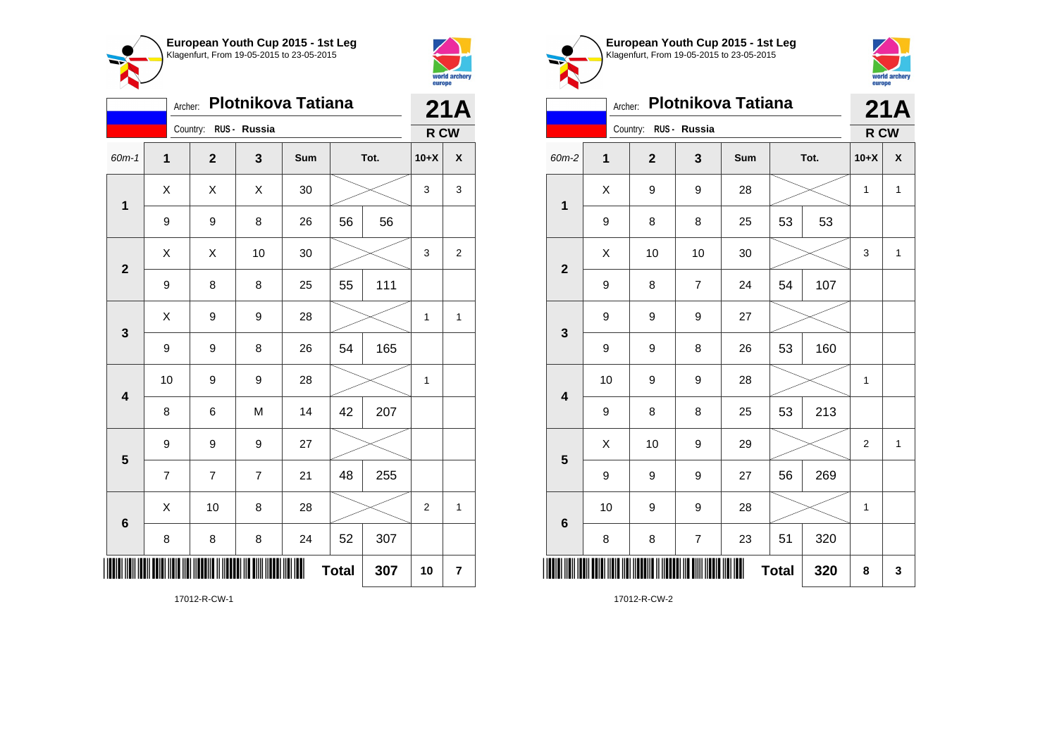**European Youth Cup 2015 - 1st Leg**
Klagenfurt, From 19-05-2015 to 23-05-2015

Archer: **Plotnikova Tatiana**
Country: RUS - Russia

**21A**
**R CW**

| 60m-1 | 1 | 2 | 3 | Sum | Tot. | | 10+X | X |
|---|---|---|---|---|---|---|---|---|
| 1 | X | X | X | 30 | | | 3 | 3 |
| | 9 | 9 | 8 | 26 | 56 | 56 | | |
| 2 | X | X | 10 | 30 | | | 3 | 2 |
| | 9 | 8 | 8 | 25 | 55 | 111 | | |
| 3 | X | 9 | 9 | 28 | | | 1 | 1 |
| | 9 | 9 | 8 | 26 | 54 | 165 | | |
| 4 | 10 | 9 | 9 | 28 | | | 1 | |
| | 8 | 6 | M | 14 | 42 | 207 | | |
| 5 | 9 | 9 | 9 | 27 | | | | |
| | 7 | 7 | 7 | 21 | 48 | 255 | | |
| 6 | X | 10 | 8 | 28 | | | 2 | 1 |
| | 8 | 8 | 8 | 24 | 52 | 307 | | |
| | | | | | **Total** | **307** | **10** | **7** |

17012-R-CW-1

**European Youth Cup 2015 - 1st Leg**
Klagenfurt, From 19-05-2015 to 23-05-2015

Archer: **Plotnikova Tatiana**
Country: RUS - Russia

**21A**
**R CW**

| 60m-2 | 1 | 2 | 3 | Sum | Tot. | | 10+X | X |
|---|---|---|---|---|---|---|---|---|
| 1 | X | 9 | 9 | 28 | | | 1 | 1 |
| | 9 | 8 | 8 | 25 | 53 | 53 | | |
| 2 | X | 10 | 10 | 30 | | | 3 | 1 |
| | 9 | 8 | 7 | 24 | 54 | 107 | | |
| 3 | 9 | 9 | 9 | 27 | | | | |
| | 9 | 9 | 8 | 26 | 53 | 160 | | |
| 4 | 10 | 9 | 9 | 28 | | | 1 | |
| | 9 | 8 | 8 | 25 | 53 | 213 | | |
| 5 | X | 10 | 9 | 29 | | | 2 | 1 |
| | 9 | 9 | 9 | 27 | 56 | 269 | | |
| 6 | 10 | 9 | 9 | 28 | | | 1 | |
| | 8 | 8 | 7 | 23 | 51 | 320 | | |
| | | | | | **Total** | **320** | **8** | **3** |

17012-R-CW-2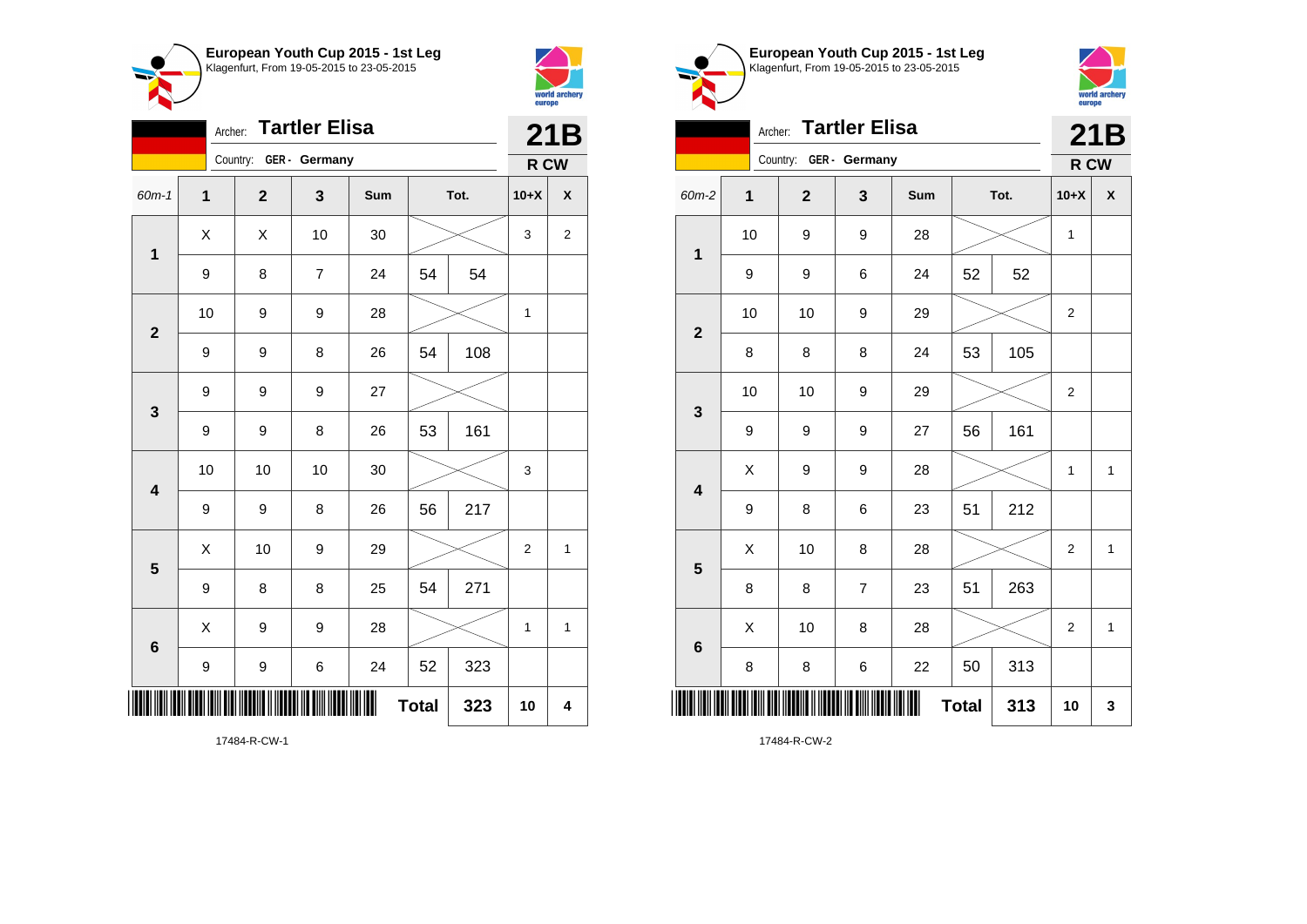## European Youth Cup 2015 - 1st Leg
Klagenfurt, From 19-05-2015 to 23-05-2015

Archer: **Tartler Elisa**
Country: **GER - Germany**

**21B**
**R CW**

| 60m-1 | 1 | 2 | 3 | Sum | Tot. | | 10+X | X |
|---|---|---|---|---|---|---|---|---|
| 1 | X | X | 10 | 30 | | | 3 | 2 |
| | 9 | 8 | 7 | 24 | 54 | 54 | | |
| 2 | 10 | 9 | 9 | 28 | | | 1 | |
| | 9 | 9 | 8 | 26 | 54 | 108 | | |
| 3 | 9 | 9 | 9 | 27 | | | | |
| | 9 | 9 | 8 | 26 | 53 | 161 | | |
| 4 | 10 | 10 | 10 | 30 | | | 3 | |
| | 9 | 9 | 8 | 26 | 56 | 217 | | |
| 5 | X | 10 | 9 | 29 | | | 2 | 1 |
| | 9 | 8 | 8 | 25 | 54 | 271 | | |
| 6 | X | 9 | 9 | 28 | | | 1 | 1 |
| | 9 | 9 | 6 | 24 | 52 | 323 | | |
| | | | | | **Total** | 323 | 10 | 4 |

17484-R-CW-1

## European Youth Cup 2015 - 1st Leg
Klagenfurt, From 19-05-2015 to 23-05-2015

Archer: **Tartler Elisa**
Country: **GER - Germany**

**21B**
**R CW**

| 60m-2 | 1 | 2 | 3 | Sum | Tot. | | 10+X | X |
|---|---|---|---|---|---|---|---|---|
| 1 | 10 | 9 | 9 | 28 | | | 1 | |
| | 9 | 9 | 6 | 24 | 52 | 52 | | |
| 2 | 10 | 10 | 9 | 29 | | | 2 | |
| | 8 | 8 | 8 | 24 | 53 | 105 | | |
| 3 | 10 | 10 | 9 | 29 | | | 2 | |
| | 9 | 9 | 9 | 27 | 56 | 161 | | |
| 4 | X | 9 | 9 | 28 | | | 1 | 1 |
| | 9 | 8 | 6 | 23 | 51 | 212 | | |
| 5 | X | 10 | 8 | 28 | | | 2 | 1 |
| | 8 | 8 | 7 | 23 | 51 | 263 | | |
| 6 | X | 10 | 8 | 28 | | | 2 | 1 |
| | 8 | 8 | 6 | 22 | 50 | 313 | | |
| | | | | | **Total** | 313 | 10 | 3 |

17484-R-CW-2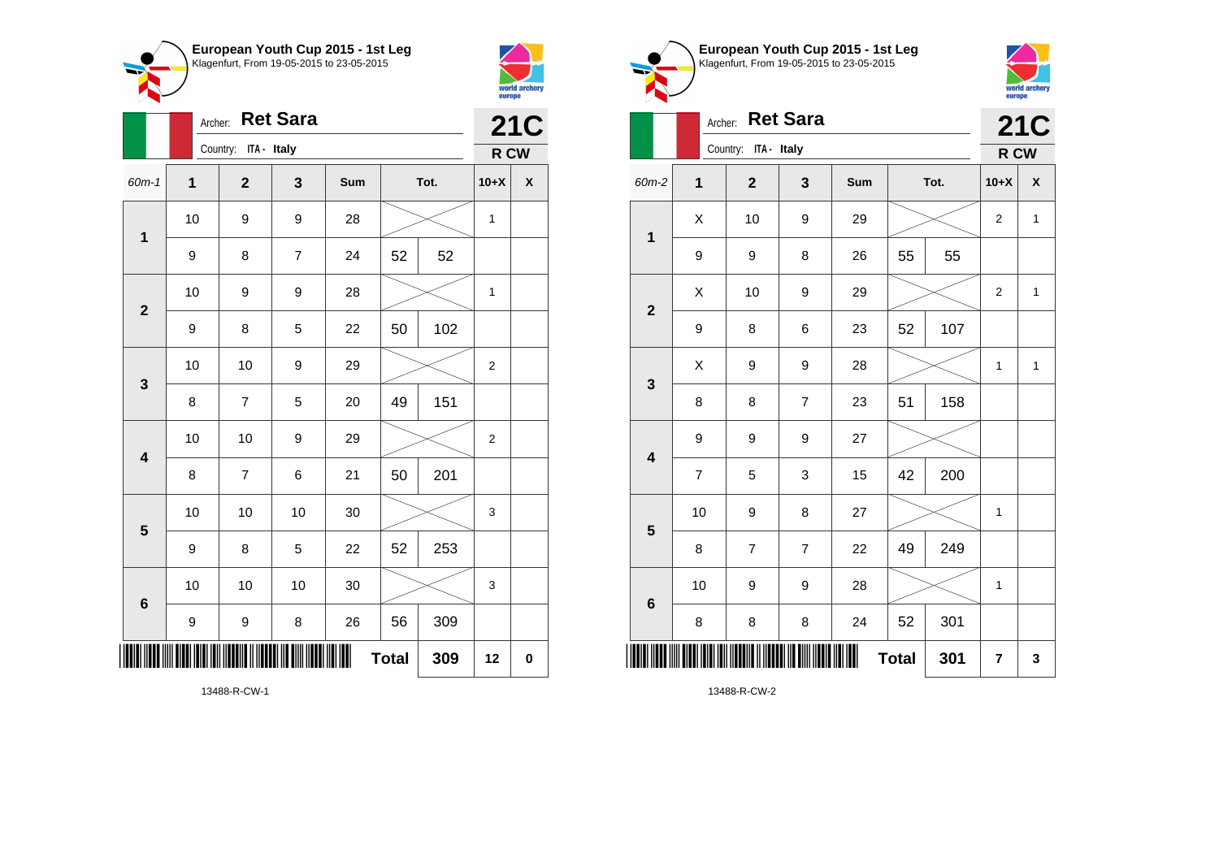## European Youth Cup 2015 - 1st Leg
Klagenfurt, From 19-05-2015 to 23-05-2015

Archer: **Ret Sara**

Country: ITA - Italy

**21C**

**R CW**

| 60m-1 | 1 | 2 | 3 | Sum | Tot. | | 10+X | X |
|---|---|---|---|---|---|---|---|---|
| 1 | 10 | 9 | 9 | 28 | | | 1 | |
| | 9 | 8 | 7 | 24 | 52 | 52 | | |
| 2 | 10 | 9 | 9 | 28 | | | 1 | |
| | 9 | 8 | 5 | 22 | 50 | 102 | | |
| 3 | 10 | 10 | 9 | 29 | | | 2 | |
| | 8 | 7 | 5 | 20 | 49 | 151 | | |
| 4 | 10 | 10 | 9 | 29 | | | 2 | |
| | 8 | 7 | 6 | 21 | 50 | 201 | | |
| 5 | 10 | 10 | 10 | 30 | | | 3 | |
| | 9 | 8 | 5 | 22 | 52 | 253 | | |
| 6 | 10 | 10 | 10 | 30 | | | 3 | |
| | 9 | 9 | 8 | 26 | 56 | 309 | | |
| | | | | Total | | 309 | 12 | 0 |

13488-R-CW-1

## European Youth Cup 2015 - 1st Leg
Klagenfurt, From 19-05-2015 to 23-05-2015

Archer: **Ret Sara**

Country: ITA - Italy

**21C**

**R CW**

| 60m-2 | 1 | 2 | 3 | Sum | Tot. | | 10+X | X |
|---|---|---|---|---|---|---|---|---|
| 1 | X | 10 | 9 | 29 | | | 2 | 1 |
| | 9 | 9 | 8 | 26 | 55 | 55 | | |
| 2 | X | 10 | 9 | 29 | | | 2 | 1 |
| | 9 | 8 | 6 | 23 | 52 | 107 | | |
| 3 | X | 9 | 9 | 28 | | | 1 | 1 |
| | 8 | 8 | 7 | 23 | 51 | 158 | | |
| 4 | 9 | 9 | 9 | 27 | | | | |
| | 7 | 5 | 3 | 15 | 42 | 200 | | |
| 5 | 10 | 9 | 8 | 27 | | | 1 | |
| | 8 | 7 | 7 | 22 | 49 | 249 | | |
| 6 | 10 | 9 | 9 | 28 | | | 1 | |
| | 8 | 8 | 8 | 24 | 52 | 301 | | |
| | | | | Total | | 301 | 7 | 3 |

13488-R-CW-2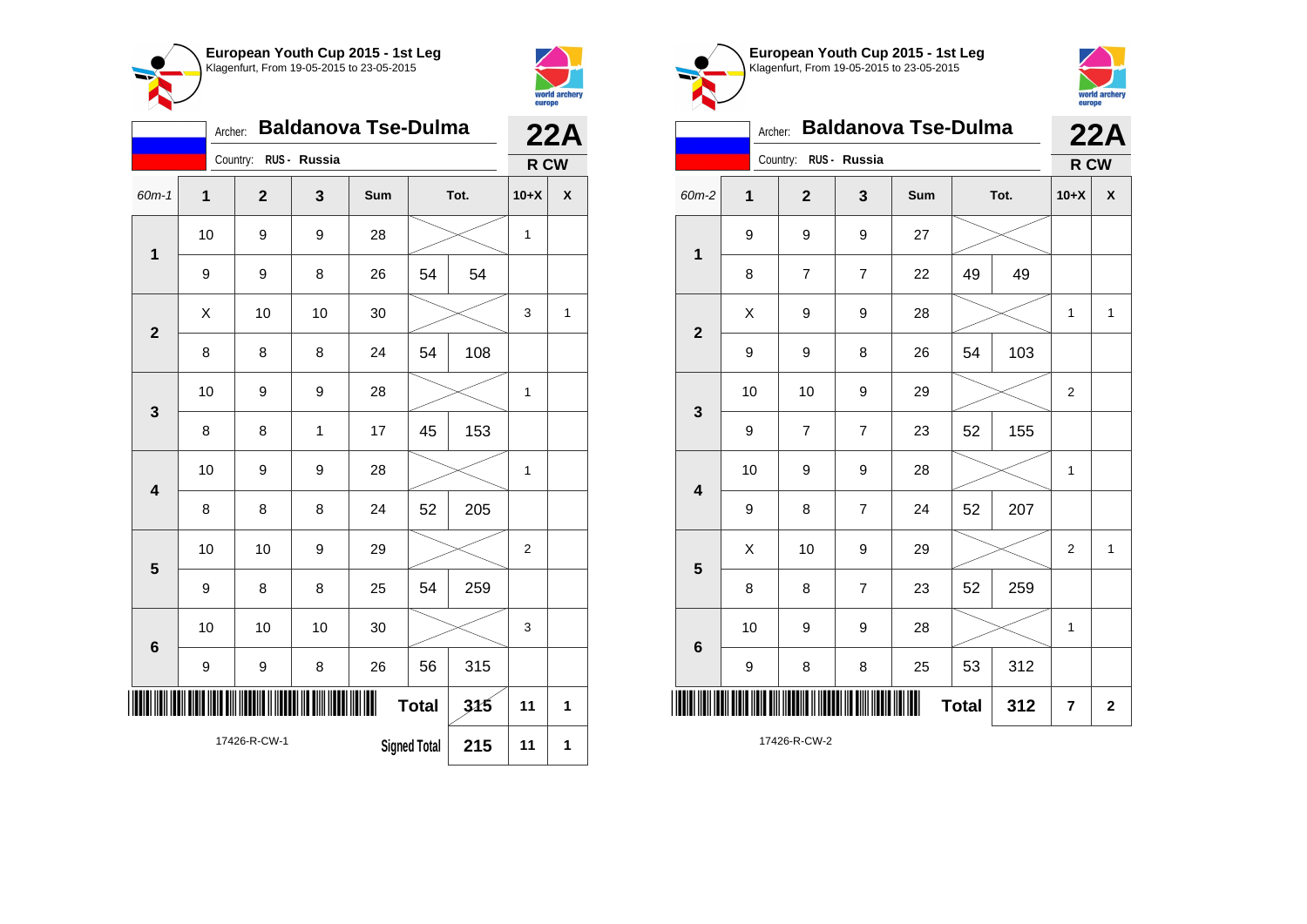**European Youth Cup 2015 - 1st Leg**
Klagenfurt, From 19-05-2015 to 23-05-2015

Archer: **Baldanova Tse-Dulma**
Country: RUS - Russia

**22A**
**R CW**

| 60m-1 | 1 | 2 | 3 | Sum | Tot. | | 10+X | X |
|---|---|---|---|---|---|---|---|---|
| 1 | 10 | 9 | 9 | 28 | | | 1 | |
| | 9 | 9 | 8 | 26 | 54 | 54 | | |
| 2 | X | 10 | 10 | 30 | | | 3 | 1 |
| | 8 | 8 | 8 | 24 | 54 | 108 | | |
| 3 | 10 | 9 | 9 | 28 | | | 1 | |
| | 8 | 8 | 1 | 17 | 45 | 153 | | |
| 4 | 10 | 9 | 9 | 28 | | | 1 | |
| | 8 | 8 | 8 | 24 | 52 | 205 | | |
| 5 | 10 | 10 | 9 | 29 | | | 2 | |
| | 9 | 8 | 8 | 25 | 54 | 259 | | |
| 6 | 10 | 10 | 10 | 30 | | | 3 | |
| | 9 | 9 | 8 | 26 | 56 | 315 | | |
| | | | | | Total | 315 | 11 | 1 |
| | | | | | Signed Total | 215 | 11 | 1 |

17426-R-CW-1

**European Youth Cup 2015 - 1st Leg**
Klagenfurt, From 19-05-2015 to 23-05-2015

Archer: **Baldanova Tse-Dulma**
Country: RUS - Russia

**22A**
**R CW**

| 60m-2 | 1 | 2 | 3 | Sum | Tot. | | 10+X | X |
|---|---|---|---|---|---|---|---|---|
| 1 | 9 | 9 | 9 | 27 | | | | |
| | 8 | 7 | 7 | 22 | 49 | 49 | | |
| 2 | X | 9 | 9 | 28 | | | 1 | 1 |
| | 9 | 9 | 8 | 26 | 54 | 103 | | |
| 3 | 10 | 10 | 9 | 29 | | | 2 | |
| | 9 | 7 | 7 | 23 | 52 | 155 | | |
| 4 | 10 | 9 | 9 | 28 | | | 1 | |
| | 9 | 8 | 7 | 24 | 52 | 207 | | |
| 5 | X | 10 | 9 | 29 | | | 2 | 1 |
| | 8 | 8 | 7 | 23 | 52 | 259 | | |
| 6 | 10 | 9 | 9 | 28 | | | 1 | |
| | 9 | 8 | 8 | 25 | 53 | 312 | | |
| | | | | | Total | 312 | 7 | 2 |

17426-R-CW-2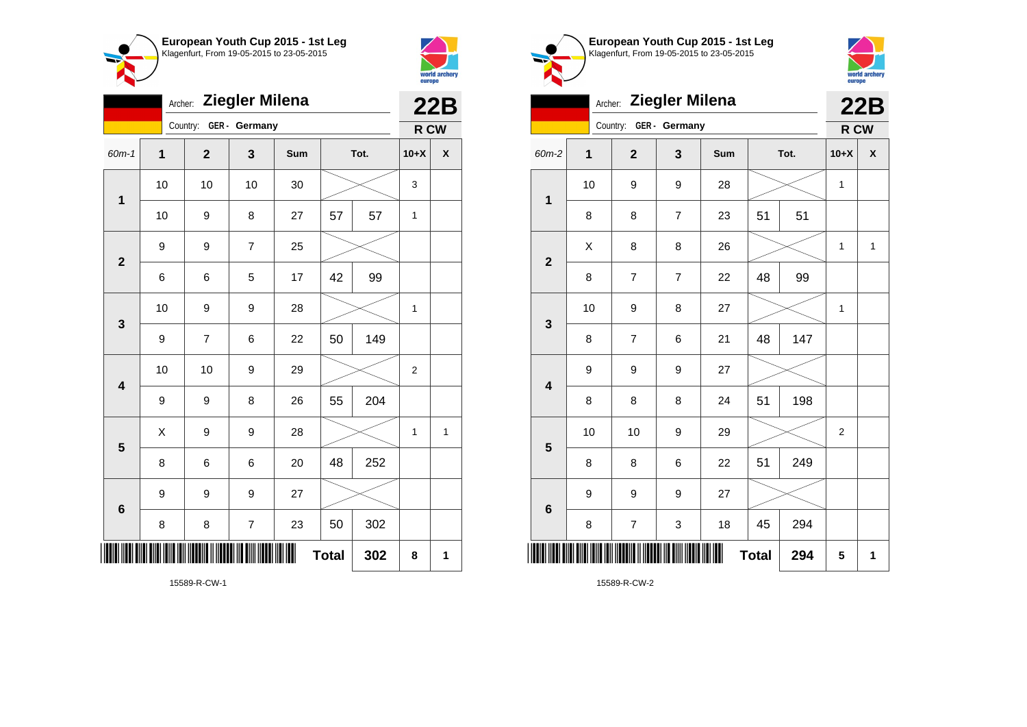## European Youth Cup 2015 - 1st Leg

Klagenfurt, From 19-05-2015 to 23-05-2015

Archer: **Ziegler Milena**

Country: GER - Germany

**22B**

**R CW**

| 60m-1 | 1 | 2 | 3 | Sum | Tot. | | 10+X | X |
|---|---|---|---|---|---|---|---|---|
| 1 | 10 | 10 | 10 | 30 | | | 3 | |
| | 10 | 9 | 8 | 27 | 57 | 57 | 1 | |
| 2 | 9 | 9 | 7 | 25 | | | | |
| | 6 | 6 | 5 | 17 | 42 | 99 | | |
| 3 | 10 | 9 | 9 | 28 | | | 1 | |
| | 9 | 7 | 6 | 22 | 50 | 149 | | |
| 4 | 10 | 10 | 9 | 29 | | | 2 | |
| | 9 | 9 | 8 | 26 | 55 | 204 | | |
| 5 | X | 9 | 9 | 28 | | | 1 | 1 |
| | 8 | 6 | 6 | 20 | 48 | 252 | | |
| 6 | 9 | 9 | 9 | 27 | | | | |
| | 8 | 8 | 7 | 23 | 50 | 302 | | |
| | | | | | **Total** | 302 | 8 | 1 |

15589-R-CW-1

## European Youth Cup 2015 - 1st Leg

Klagenfurt, From 19-05-2015 to 23-05-2015

Archer: **Ziegler Milena**

Country: GER - Germany

**22B**

**R CW**

| 60m-2 | 1 | 2 | 3 | Sum | Tot. | | 10+X | X |
|---|---|---|---|---|---|---|---|---|
| 1 | 10 | 9 | 9 | 28 | | | 1 | |
| | 8 | 8 | 7 | 23 | 51 | 51 | | |
| 2 | X | 8 | 8 | 26 | | | 1 | 1 |
| | 8 | 7 | 7 | 22 | 48 | 99 | | |
| 3 | 10 | 9 | 8 | 27 | | | 1 | |
| | 8 | 7 | 6 | 21 | 48 | 147 | | |
| 4 | 9 | 9 | 9 | 27 | | | | |
| | 8 | 8 | 8 | 24 | 51 | 198 | | |
| 5 | 10 | 10 | 9 | 29 | | | 2 | |
| | 8 | 8 | 6 | 22 | 51 | 249 | | |
| 6 | 9 | 9 | 9 | 27 | | | | |
| | 8 | 7 | 3 | 18 | 45 | 294 | | |
| | | | | | **Total** | 294 | 5 | 1 |

15589-R-CW-2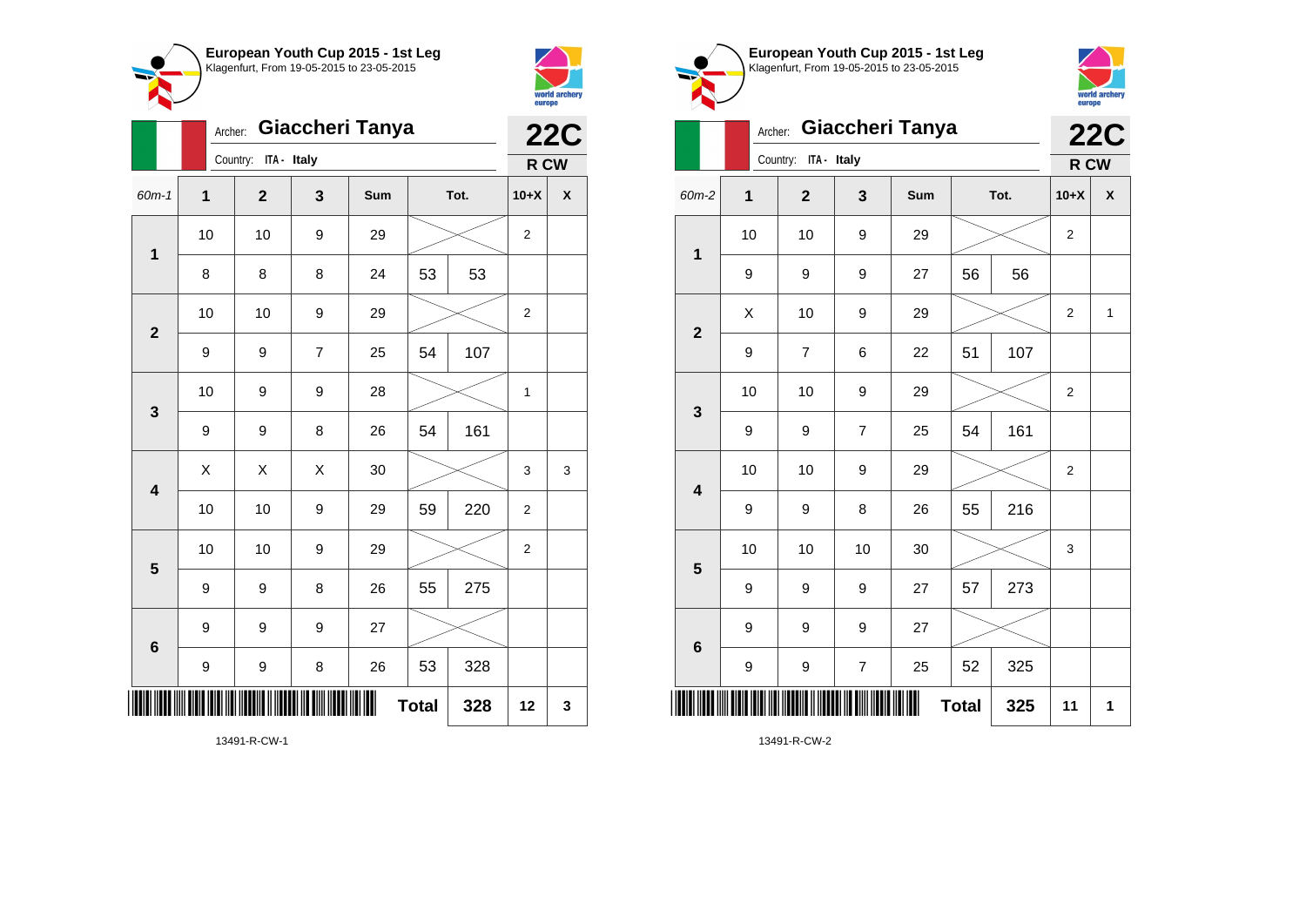**European Youth Cup 2015 - 1st Leg**
Klagenfurt, From 19-05-2015 to 23-05-2015

Archer: **Giaccheri Tanya**
Country: ITA - Italy

**22C**
**R CW**

| 60m-1 | 1 | 2 | 3 | Sum | | Tot. | 10+X | X |
|---|---|---|---|---|---|---|---|---|
| 1 | 10 | 10 | 9 | 29 | | | 2 | |
| | 8 | 8 | 8 | 24 | 53 | 53 | | |
| 2 | 10 | 10 | 9 | 29 | | | 2 | |
| | 9 | 9 | 7 | 25 | 54 | 107 | | |
| 3 | 10 | 9 | 9 | 28 | | | 1 | |
| | 9 | 9 | 8 | 26 | 54 | 161 | | |
| 4 | X | X | X | 30 | | | 3 | 3 |
| | 10 | 10 | 9 | 29 | 59 | 220 | 2 | |
| 5 | 10 | 10 | 9 | 29 | | | 2 | |
| | 9 | 9 | 8 | 26 | 55 | 275 | | |
| 6 | 9 | 9 | 9 | 27 | | | | |
| | 9 | 9 | 8 | 26 | 53 | 328 | | |
| | | | | | Total | 328 | 12 | 3 |

13491-R-CW-1

**European Youth Cup 2015 - 1st Leg**
Klagenfurt, From 19-05-2015 to 23-05-2015

Archer: **Giaccheri Tanya**
Country: ITA - Italy

**22C**
**R CW**

| 60m-2 | 1 | 2 | 3 | Sum | | Tot. | 10+X | X |
|---|---|---|---|---|---|---|---|---|
| 1 | 10 | 10 | 9 | 29 | | | 2 | |
| | 9 | 9 | 9 | 27 | 56 | 56 | | |
| 2 | X | 10 | 9 | 29 | | | 2 | 1 |
| | 9 | 7 | 6 | 22 | 51 | 107 | | |
| 3 | 10 | 10 | 9 | 29 | | | 2 | |
| | 9 | 9 | 7 | 25 | 54 | 161 | | |
| 4 | 10 | 10 | 9 | 29 | | | 2 | |
| | 9 | 9 | 8 | 26 | 55 | 216 | | |
| 5 | 10 | 10 | 10 | 30 | | | 3 | |
| | 9 | 9 | 9 | 27 | 57 | 273 | | |
| 6 | 9 | 9 | 9 | 27 | | | | |
| | 9 | 9 | 7 | 25 | 52 | 325 | | |
| | | | | | Total | 325 | 11 | 1 |

13491-R-CW-2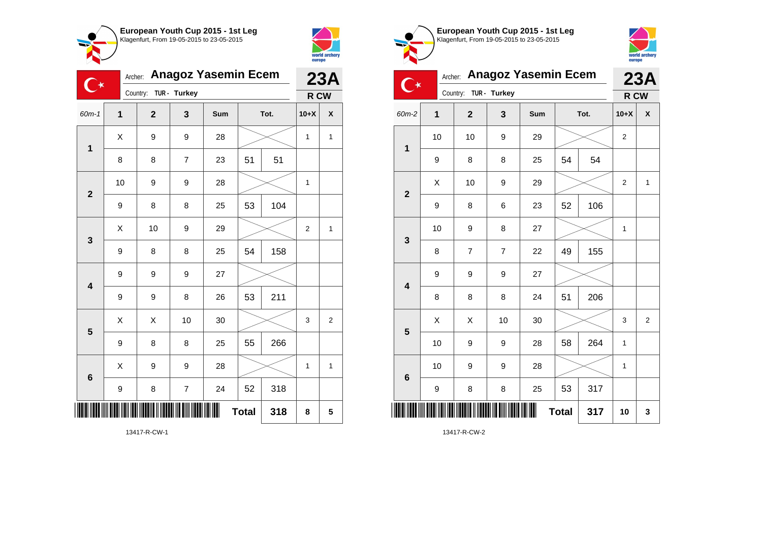**European Youth Cup 2015 - 1st Leg**
Klagenfurt, From 19-05-2015 to 23-05-2015

Archer: **Anagoz Yasemin Ecem**
Country: TUR - Turkey

**23A**
**R CW**

| 60m-1 | 1 | 2 | 3 | Sum | Tot. | | 10+X | X |
|---|---|---|---|---|---|---|---|---|
| 1 | X | 9 | 9 | 28 | | | 1 | 1 |
| | 8 | 8 | 7 | 23 | 51 | 51 | | |
| 2 | 10 | 9 | 9 | 28 | | | 1 | |
| | 9 | 8 | 8 | 25 | 53 | 104 | | |
| 3 | X | 10 | 9 | 29 | | | 2 | 1 |
| | 9 | 8 | 8 | 25 | 54 | 158 | | |
| 4 | 9 | 9 | 9 | 27 | | | | |
| | 9 | 9 | 8 | 26 | 53 | 211 | | |
| 5 | X | X | 10 | 30 | | | 3 | 2 |
| | 9 | 8 | 8 | 25 | 55 | 266 | | |
| 6 | X | 9 | 9 | 28 | | | 1 | 1 |
| | 9 | 8 | 7 | 24 | 52 | 318 | | |
| | | | | | **Total** | **318** | **8** | **5** |

13417-R-CW-1

**European Youth Cup 2015 - 1st Leg**
Klagenfurt, From 19-05-2015 to 23-05-2015

Archer: **Anagoz Yasemin Ecem**
Country: TUR - Turkey

**23A**
**R CW**

| 60m-2 | 1 | 2 | 3 | Sum | Tot. | | 10+X | X |
|---|---|---|---|---|---|---|---|---|
| 1 | 10 | 10 | 9 | 29 | | | 2 | |
| | 9 | 8 | 8 | 25 | 54 | 54 | | |
| 2 | X | 10 | 9 | 29 | | | 2 | 1 |
| | 9 | 8 | 6 | 23 | 52 | 106 | | |
| 3 | 10 | 9 | 8 | 27 | | | 1 | |
| | 8 | 7 | 7 | 22 | 49 | 155 | | |
| 4 | 9 | 9 | 9 | 27 | | | | |
| | 8 | 8 | 8 | 24 | 51 | 206 | | |
| 5 | X | X | 10 | 30 | | | 3 | 2 |
| | 10 | 9 | 9 | 28 | 58 | 264 | 1 | |
| 6 | 10 | 9 | 9 | 28 | | | 1 | |
| | 9 | 8 | 8 | 25 | 53 | 317 | | |
| | | | | | **Total** | **317** | **10** | **3** |

13417-R-CW-2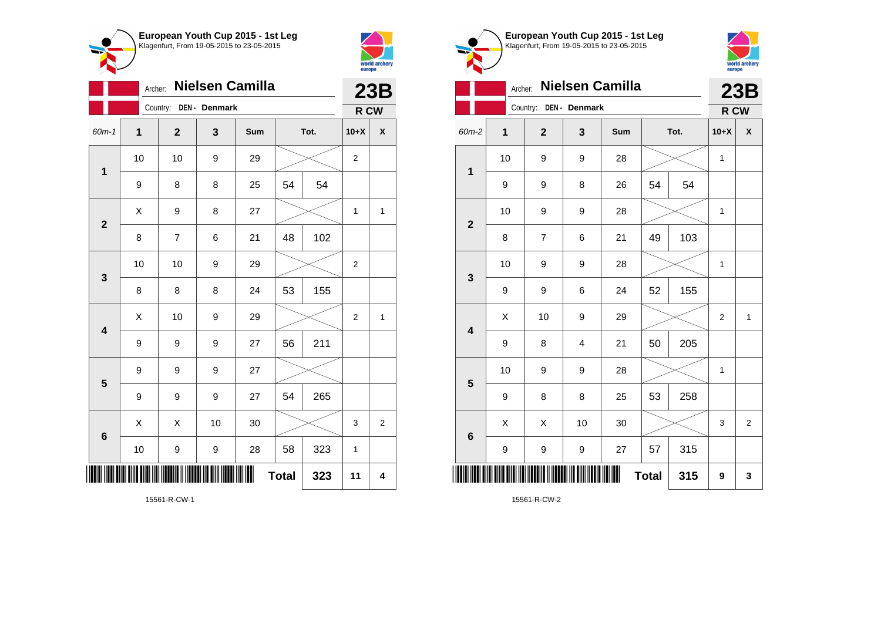**European Youth Cup 2015 - 1st Leg**
Klagenfurt, From 19-05-2015 to 23-05-2015

Archer: **Nielsen Camilla**
Country: **DEN - Denmark**

**23B**
**R CW**

| 60m-1 | 1 | 2 | 3 | Sum | Tot. | | 10+X | X |
|---|---|---|---|---|---|---|---|---|
| 1 | 10 | 10 | 9 | 29 | | | 2 | |
| | 9 | 8 | 8 | 25 | 54 | 54 | | |
| 2 | X | 9 | 8 | 27 | | | 1 | 1 |
| | 8 | 7 | 6 | 21 | 48 | 102 | | |
| 3 | 10 | 10 | 9 | 29 | | | 2 | |
| | 8 | 8 | 8 | 24 | 53 | 155 | | |
| 4 | X | 10 | 9 | 29 | | | 2 | 1 |
| | 9 | 9 | 9 | 27 | 56 | 211 | | |
| 5 | 9 | 9 | 9 | 27 | | | | |
| | 9 | 9 | 9 | 27 | 54 | 265 | | |
| 6 | X | X | 10 | 30 | | | 3 | 2 |
| | 10 | 9 | 9 | 28 | 58 | 323 | 1 | |
| | | | | | **Total** | **323** | **11** | **4** |

15561-R-CW-1

**European Youth Cup 2015 - 1st Leg**
Klagenfurt, From 19-05-2015 to 23-05-2015

Archer: **Nielsen Camilla**
Country: **DEN - Denmark**

**23B**
**R CW**

| 60m-2 | 1 | 2 | 3 | Sum | Tot. | | 10+X | X |
|---|---|---|---|---|---|---|---|---|
| 1 | 10 | 9 | 9 | 28 | | | 1 | |
| | 9 | 9 | 8 | 26 | 54 | 54 | | |
| 2 | 10 | 9 | 9 | 28 | | | 1 | |
| | 8 | 7 | 6 | 21 | 49 | 103 | | |
| 3 | 10 | 9 | 9 | 28 | | | 1 | |
| | 9 | 9 | 6 | 24 | 52 | 155 | | |
| 4 | X | 10 | 9 | 29 | | | 2 | 1 |
| | 9 | 8 | 4 | 21 | 50 | 205 | | |
| 5 | 10 | 9 | 9 | 28 | | | 1 | |
| | 9 | 8 | 8 | 25 | 53 | 258 | | |
| 6 | X | X | 10 | 30 | | | 3 | 2 |
| | 9 | 9 | 9 | 27 | 57 | 315 | | |
| | | | | | **Total** | **315** | **9** | **3** |

15561-R-CW-2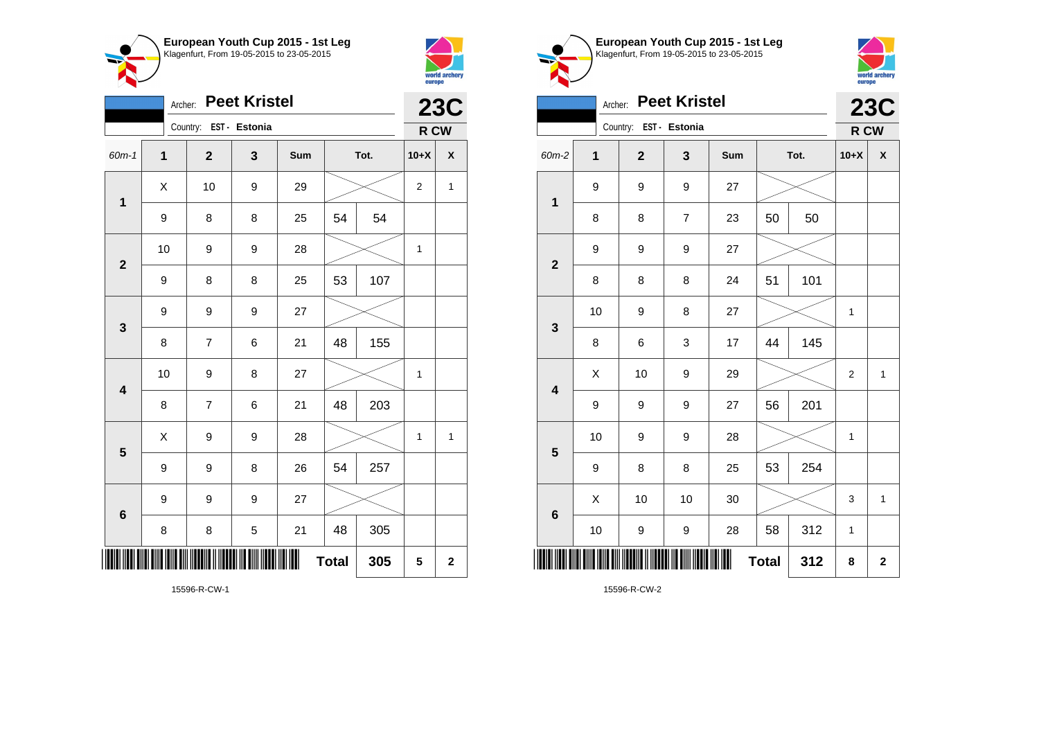## European Youth Cup 2015 - 1st Leg
Klagenfurt, From 19-05-2015 to 23-05-2015

Archer: **Peet Kristel**
Country: EST - Estonia

**23C**
**R CW**

| 60m-1 | 1 | 2 | 3 | Sum | Tot. | | 10+X | X |
|---|---|---|---|---|---|---|---|---|
| 1 | X | 10 | 9 | 29 | | | 2 | 1 |
| | 9 | 8 | 8 | 25 | 54 | 54 | | |
| 2 | 10 | 9 | 9 | 28 | | | 1 | |
| | 9 | 8 | 8 | 25 | 53 | 107 | | |
| 3 | 9 | 9 | 9 | 27 | | | | |
| | 8 | 7 | 6 | 21 | 48 | 155 | | |
| 4 | 10 | 9 | 8 | 27 | | | 1 | |
| | 8 | 7 | 6 | 21 | 48 | 203 | | |
| 5 | X | 9 | 9 | 28 | | | 1 | 1 |
| | 9 | 9 | 8 | 26 | 54 | 257 | | |
| 6 | 9 | 9 | 9 | 27 | | | | |
| | 8 | 8 | 5 | 21 | 48 | 305 | | |
| | | | | | **Total** | **305** | **5** | **2** |

15596-R-CW-1

## European Youth Cup 2015 - 1st Leg
Klagenfurt, From 19-05-2015 to 23-05-2015

Archer: **Peet Kristel**
Country: EST - Estonia

**23C**
**R CW**

| 60m-2 | 1 | 2 | 3 | Sum | Tot. | | 10+X | X |
|---|---|---|---|---|---|---|---|---|
| 1 | 9 | 9 | 9 | 27 | | | | |
| | 8 | 8 | 7 | 23 | 50 | 50 | | |
| 2 | 9 | 9 | 9 | 27 | | | | |
| | 8 | 8 | 8 | 24 | 51 | 101 | | |
| 3 | 10 | 9 | 8 | 27 | | | 1 | |
| | 8 | 6 | 3 | 17 | 44 | 145 | | |
| 4 | X | 10 | 9 | 29 | | | 2 | 1 |
| | 9 | 9 | 9 | 27 | 56 | 201 | | |
| 5 | 10 | 9 | 9 | 28 | | | 1 | |
| | 9 | 8 | 8 | 25 | 53 | 254 | | |
| 6 | X | 10 | 10 | 30 | | | 3 | 1 |
| | 10 | 9 | 9 | 28 | 58 | 312 | 1 | |
| | | | | | **Total** | **312** | **8** | **2** |

15596-R-CW-2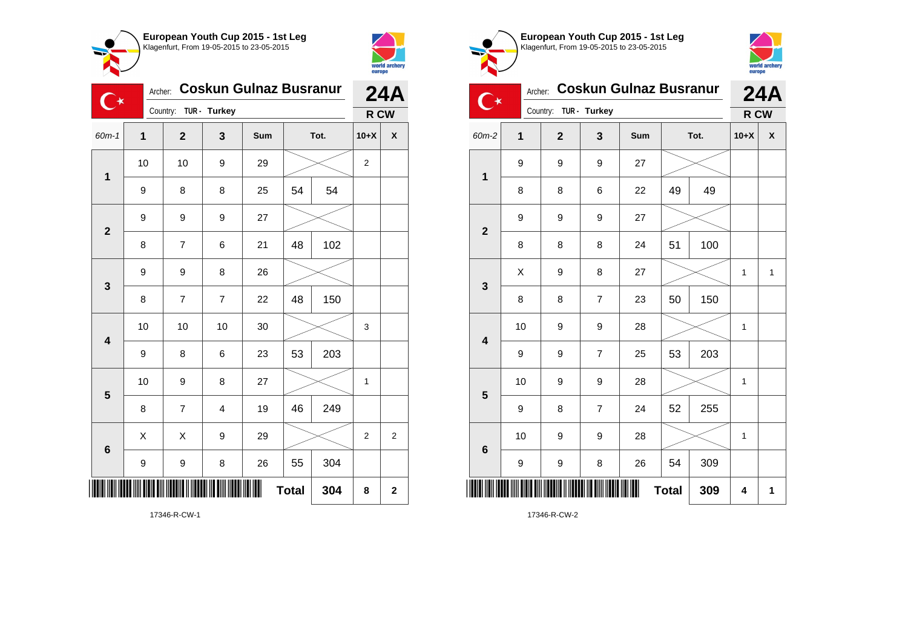## European Youth Cup 2015 - 1st Leg
Klagenfurt, From 19-05-2015 to 23-05-2015

Archer: **Coskun Gulnaz Busranur** — **24A**

Country: TUR - Turkey — **R CW**

| 60m-1 | 1 | 2 | 3 | Sum | Tot. | | 10+X | X |
|---|---|---|---|---|---|---|---|---|
| 1 | 10 | 10 | 9 | 29 | | | 2 | |
| | 9 | 8 | 8 | 25 | 54 | 54 | | |
| 2 | 9 | 9 | 9 | 27 | | | | |
| | 8 | 7 | 6 | 21 | 48 | 102 | | |
| 3 | 9 | 9 | 8 | 26 | | | | |
| | 8 | 7 | 7 | 22 | 48 | 150 | | |
| 4 | 10 | 10 | 10 | 30 | | | 3 | |
| | 9 | 8 | 6 | 23 | 53 | 203 | | |
| 5 | 10 | 9 | 8 | 27 | | | 1 | |
| | 8 | 7 | 4 | 19 | 46 | 249 | | |
| 6 | X | X | 9 | 29 | | | 2 | 2 |
| | 9 | 9 | 8 | 26 | 55 | 304 | | |
| | | | | | **Total** | **304** | **8** | **2** |

17346-R-CW-1

## European Youth Cup 2015 - 1st Leg
Klagenfurt, From 19-05-2015 to 23-05-2015

Archer: **Coskun Gulnaz Busranur** — **24A**

Country: TUR - Turkey — **R CW**

| 60m-2 | 1 | 2 | 3 | Sum | Tot. | | 10+X | X |
|---|---|---|---|---|---|---|---|---|
| 1 | 9 | 9 | 9 | 27 | | | | |
| | 8 | 8 | 6 | 22 | 49 | 49 | | |
| 2 | 9 | 9 | 9 | 27 | | | | |
| | 8 | 8 | 8 | 24 | 51 | 100 | | |
| 3 | X | 9 | 8 | 27 | | | 1 | 1 |
| | 8 | 8 | 7 | 23 | 50 | 150 | | |
| 4 | 10 | 9 | 9 | 28 | | | 1 | |
| | 9 | 9 | 7 | 25 | 53 | 203 | | |
| 5 | 10 | 9 | 9 | 28 | | | 1 | |
| | 9 | 8 | 7 | 24 | 52 | 255 | | |
| 6 | 10 | 9 | 9 | 28 | | | 1 | |
| | 9 | 9 | 8 | 26 | 54 | 309 | | |
| | | | | | **Total** | **309** | **4** | **1** |

17346-R-CW-2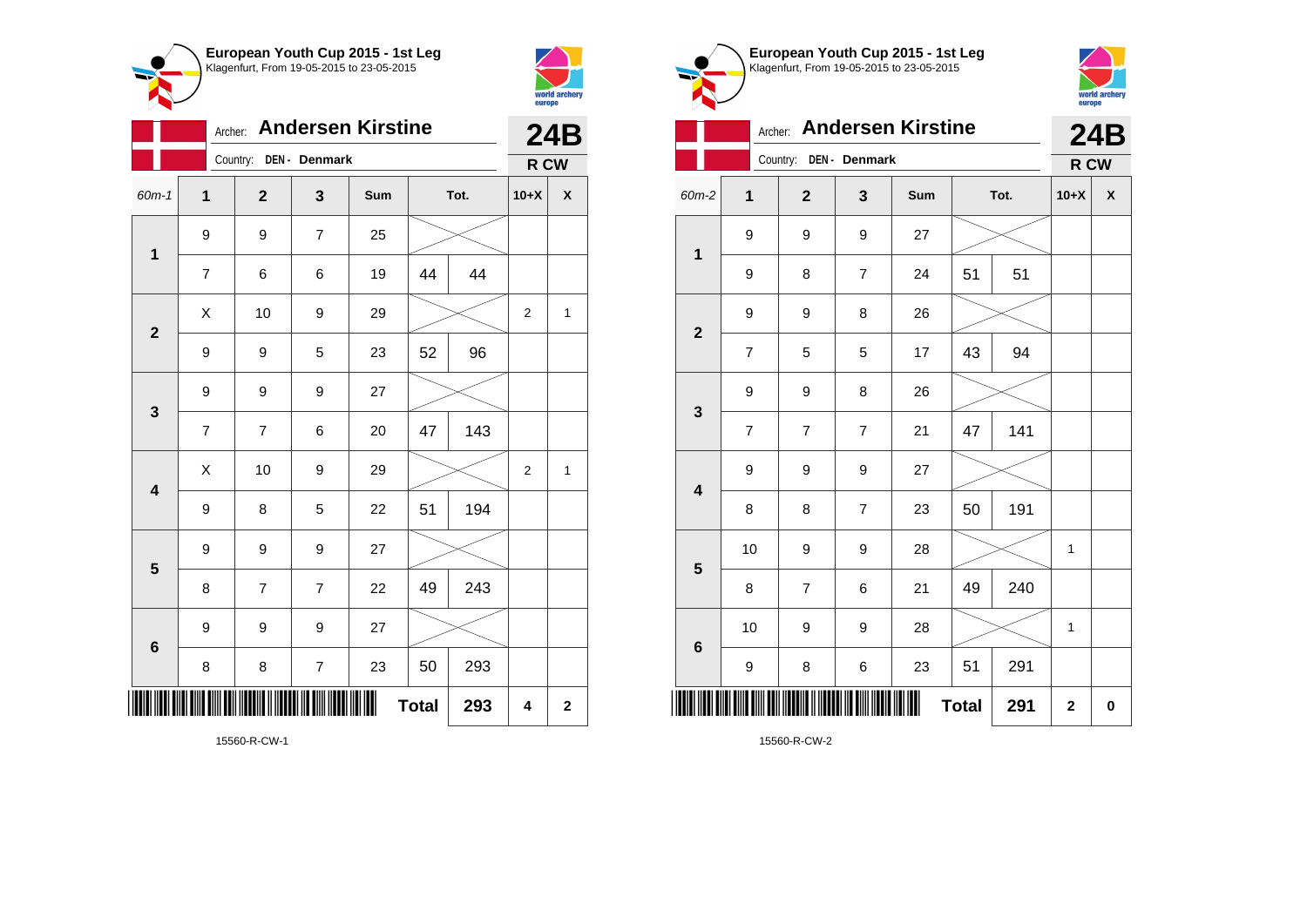**European Youth Cup 2015 - 1st Leg**
Klagenfurt, From 19-05-2015 to 23-05-2015

Archer: **Andersen Kirstine**
Country: DEN - Denmark

**24B**
**R CW**

| 60m-1 | 1 | 2 | 3 | Sum | Tot. | | 10+X | X |
|---|---|---|---|---|---|---|---|---|
| 1 | 9 | 9 | 7 | 25 | | | | |
| | 7 | 6 | 6 | 19 | 44 | 44 | | |
| 2 | X | 10 | 9 | 29 | | | 2 | 1 |
| | 9 | 9 | 5 | 23 | 52 | 96 | | |
| 3 | 9 | 9 | 9 | 27 | | | | |
| | 7 | 7 | 6 | 20 | 47 | 143 | | |
| 4 | X | 10 | 9 | 29 | | | 2 | 1 |
| | 9 | 8 | 5 | 22 | 51 | 194 | | |
| 5 | 9 | 9 | 9 | 27 | | | | |
| | 8 | 7 | 7 | 22 | 49 | 243 | | |
| 6 | 9 | 9 | 9 | 27 | | | | |
| | 8 | 8 | 7 | 23 | 50 | 293 | | |
| | | | | | **Total** | **293** | **4** | **2** |

15560-R-CW-1

**European Youth Cup 2015 - 1st Leg**
Klagenfurt, From 19-05-2015 to 23-05-2015

Archer: **Andersen Kirstine**
Country: DEN - Denmark

**24B**
**R CW**

| 60m-2 | 1 | 2 | 3 | Sum | Tot. | | 10+X | X |
|---|---|---|---|---|---|---|---|---|
| 1 | 9 | 9 | 9 | 27 | | | | |
| | 9 | 8 | 7 | 24 | 51 | 51 | | |
| 2 | 9 | 9 | 8 | 26 | | | | |
| | 7 | 5 | 5 | 17 | 43 | 94 | | |
| 3 | 9 | 9 | 8 | 26 | | | | |
| | 7 | 7 | 7 | 21 | 47 | 141 | | |
| 4 | 9 | 9 | 9 | 27 | | | | |
| | 8 | 8 | 7 | 23 | 50 | 191 | | |
| 5 | 10 | 9 | 9 | 28 | | | 1 | |
| | 8 | 7 | 6 | 21 | 49 | 240 | | |
| 6 | 10 | 9 | 9 | 28 | | | 1 | |
| | 9 | 8 | 6 | 23 | 51 | 291 | | |
| | | | | | **Total** | **291** | **2** | **0** |

15560-R-CW-2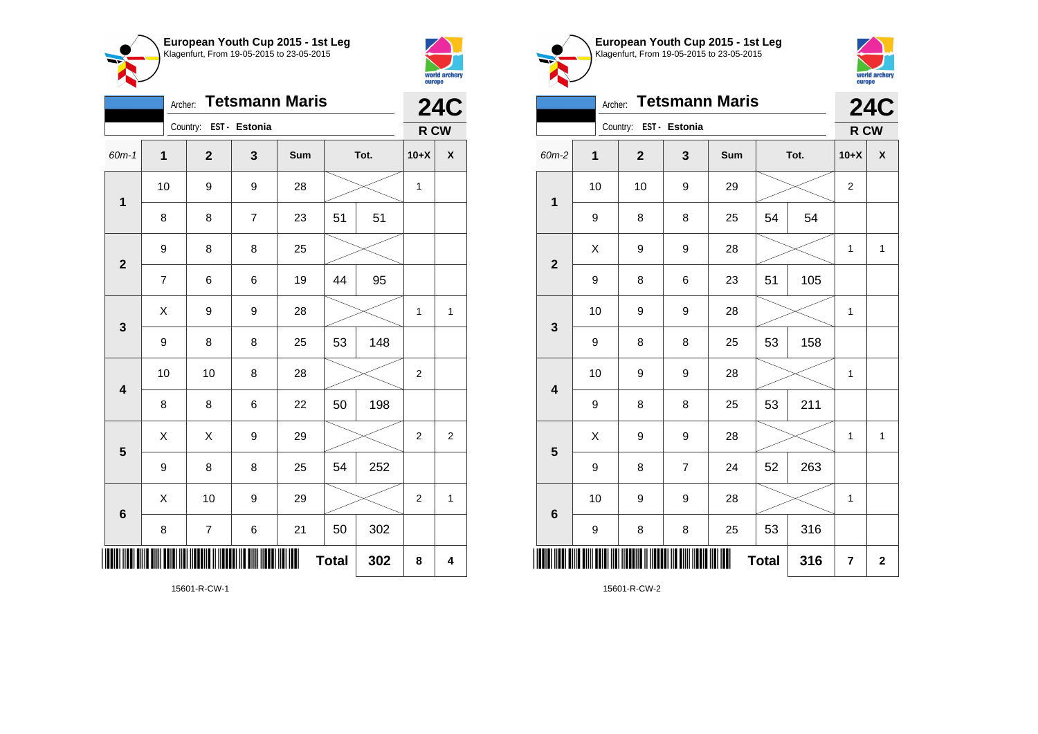## European Youth Cup 2015 - 1st Leg
Klagenfurt, From 19-05-2015 to 23-05-2015

Archer: **Tetsmann Maris**
Country: EST - Estonia

**24C**
**R CW**

| 60m-1 | 1 | 2 | 3 | Sum | Tot. | | 10+X | X |
|---|---|---|---|---|---|---|---|---|
| 1 | 10 | 9 | 9 | 28 | | | 1 | |
| | 8 | 8 | 7 | 23 | 51 | 51 | | |
| 2 | 9 | 8 | 8 | 25 | | | | |
| | 7 | 6 | 6 | 19 | 44 | 95 | | |
| 3 | X | 9 | 9 | 28 | | | 1 | 1 |
| | 9 | 8 | 8 | 25 | 53 | 148 | | |
| 4 | 10 | 10 | 8 | 28 | | | 2 | |
| | 8 | 8 | 6 | 22 | 50 | 198 | | |
| 5 | X | X | 9 | 29 | | | 2 | 2 |
| | 9 | 8 | 8 | 25 | 54 | 252 | | |
| 6 | X | 10 | 9 | 29 | | | 2 | 1 |
| | 8 | 7 | 6 | 21 | 50 | 302 | | |
| | | | | Total | | 302 | 8 | 4 |

15601-R-CW-1

## European Youth Cup 2015 - 1st Leg
Klagenfurt, From 19-05-2015 to 23-05-2015

Archer: **Tetsmann Maris**
Country: EST - Estonia

**24C**
**R CW**

| 60m-2 | 1 | 2 | 3 | Sum | Tot. | | 10+X | X |
|---|---|---|---|---|---|---|---|---|
| 1 | 10 | 10 | 9 | 29 | | | 2 | |
| | 9 | 8 | 8 | 25 | 54 | 54 | | |
| 2 | X | 9 | 9 | 28 | | | 1 | 1 |
| | 9 | 8 | 6 | 23 | 51 | 105 | | |
| 3 | 10 | 9 | 9 | 28 | | | 1 | |
| | 9 | 8 | 8 | 25 | 53 | 158 | | |
| 4 | 10 | 9 | 9 | 28 | | | 1 | |
| | 9 | 8 | 8 | 25 | 53 | 211 | | |
| 5 | X | 9 | 9 | 28 | | | 1 | 1 |
| | 9 | 8 | 7 | 24 | 52 | 263 | | |
| 6 | 10 | 9 | 9 | 28 | | | 1 | |
| | 9 | 8 | 8 | 25 | 53 | 316 | | |
| | | | | Total | | 316 | 7 | 2 |

15601-R-CW-2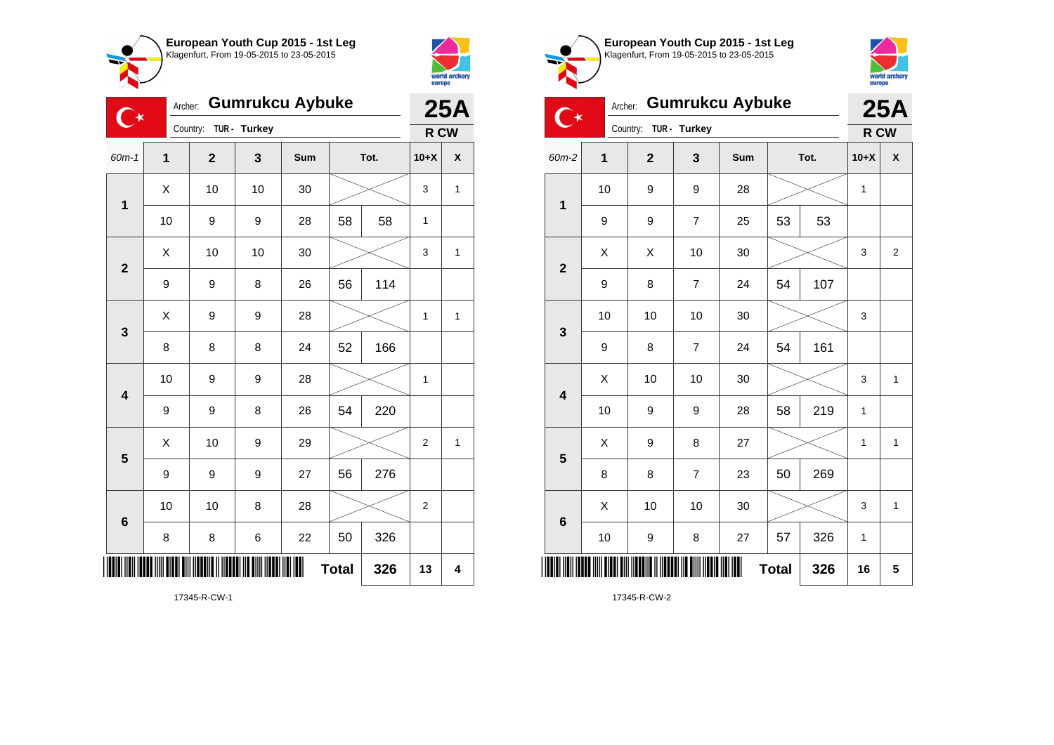**European Youth Cup 2015 - 1st Leg**
Klagenfurt, From 19-05-2015 to 23-05-2015

Archer: **Gumrukcu Aybuke**
Country: TUR - Turkey

**25A**
R CW

| 60m-1 | 1 | 2 | 3 | Sum | Tot. | | 10+X | X |
|---|---|---|---|---|---|---|---|---|
| 1 | X | 10 | 10 | 30 | | | 3 | 1 |
| | 10 | 9 | 9 | 28 | 58 | 58 | 1 | |
| 2 | X | 10 | 10 | 30 | | | 3 | 1 |
| | 9 | 9 | 8 | 26 | 56 | 114 | | |
| 3 | X | 9 | 9 | 28 | | | 1 | 1 |
| | 8 | 8 | 8 | 24 | 52 | 166 | | |
| 4 | 10 | 9 | 9 | 28 | | | 1 | |
| | 9 | 9 | 8 | 26 | 54 | 220 | | |
| 5 | X | 10 | 9 | 29 | | | 2 | 1 |
| | 9 | 9 | 9 | 27 | 56 | 276 | | |
| 6 | 10 | 10 | 8 | 28 | | | 2 | |
| | 8 | 8 | 6 | 22 | 50 | 326 | | |
| | | | | | **Total** | 326 | 13 | 4 |

17345-R-CW-1

**European Youth Cup 2015 - 1st Leg**
Klagenfurt, From 19-05-2015 to 23-05-2015

Archer: **Gumrukcu Aybuke**
Country: TUR - Turkey

**25A**
R CW

| 60m-2 | 1 | 2 | 3 | Sum | Tot. | | 10+X | X |
|---|---|---|---|---|---|---|---|---|
| 1 | 10 | 9 | 9 | 28 | | | 1 | |
| | 9 | 9 | 7 | 25 | 53 | 53 | | |
| 2 | X | X | 10 | 30 | | | 3 | 2 |
| | 9 | 8 | 7 | 24 | 54 | 107 | | |
| 3 | 10 | 10 | 10 | 30 | | | 3 | |
| | 9 | 8 | 7 | 24 | 54 | 161 | | |
| 4 | X | 10 | 10 | 30 | | | 3 | 1 |
| | 10 | 9 | 9 | 28 | 58 | 219 | 1 | |
| 5 | X | 9 | 8 | 27 | | | 1 | 1 |
| | 8 | 8 | 7 | 23 | 50 | 269 | | |
| 6 | X | 10 | 10 | 30 | | | 3 | 1 |
| | 10 | 9 | 8 | 27 | 57 | 326 | 1 | |
| | | | | | **Total** | 326 | 16 | 5 |

17345-R-CW-2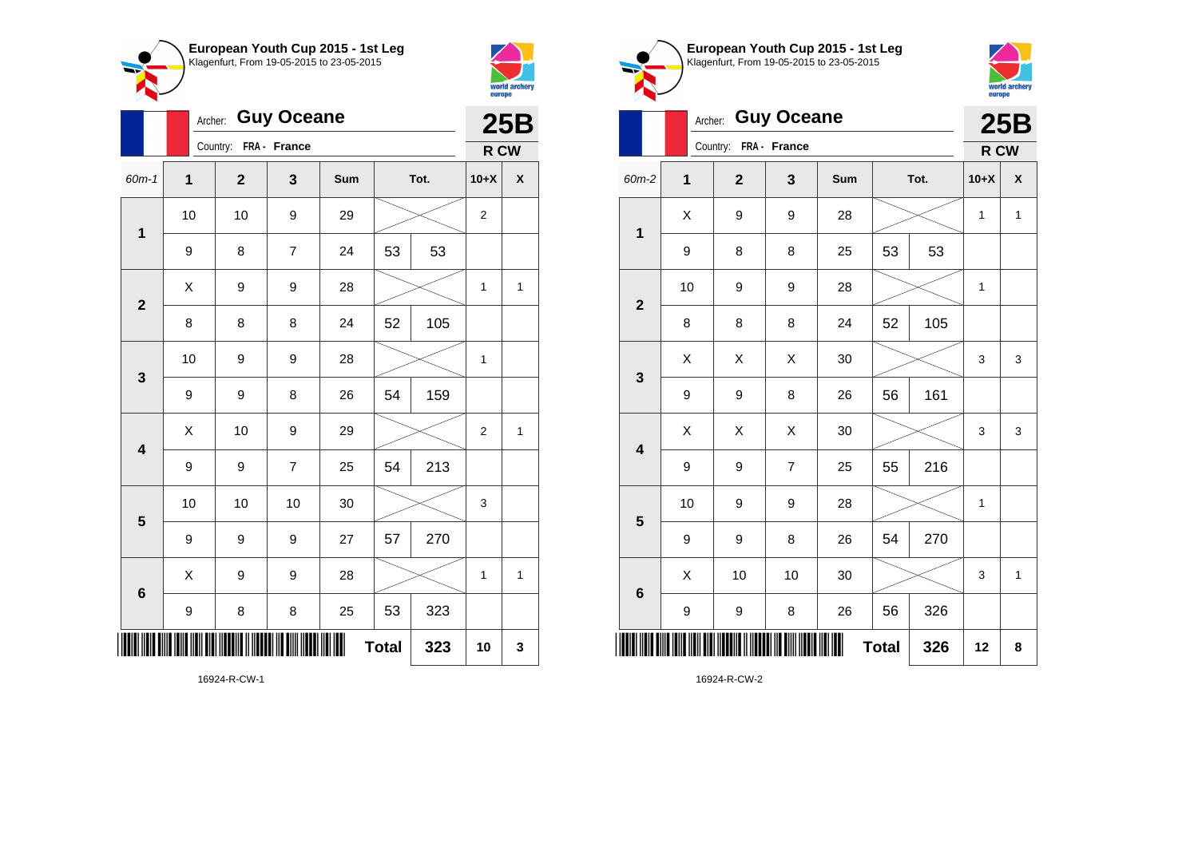**European Youth Cup 2015 - 1st Leg**
Klagenfurt, From 19-05-2015 to 23-05-2015

Archer: **Guy Oceane**
Country: FRA - France

**25B**
**R CW**

| 60m-1 | 1 | 2 | 3 | Sum | Tot. | | 10+X | X |
|---|---|---|---|---|---|---|---|---|
| 1 | 10 | 10 | 9 | 29 | | | 2 | |
| | 9 | 8 | 7 | 24 | 53 | 53 | | |
| 2 | X | 9 | 9 | 28 | | | 1 | 1 |
| | 8 | 8 | 8 | 24 | 52 | 105 | | |
| 3 | 10 | 9 | 9 | 28 | | | 1 | |
| | 9 | 9 | 8 | 26 | 54 | 159 | | |
| 4 | X | 10 | 9 | 29 | | | 2 | 1 |
| | 9 | 9 | 7 | 25 | 54 | 213 | | |
| 5 | 10 | 10 | 10 | 30 | | | 3 | |
| | 9 | 9 | 9 | 27 | 57 | 270 | | |
| 6 | X | 9 | 9 | 28 | | | 1 | 1 |
| | 9 | 8 | 8 | 25 | 53 | 323 | | |
| | | | | | **Total** | 323 | 10 | 3 |

16924-R-CW-1

**European Youth Cup 2015 - 1st Leg**
Klagenfurt, From 19-05-2015 to 23-05-2015

Archer: **Guy Oceane**
Country: FRA - France

**25B**
**R CW**

| 60m-2 | 1 | 2 | 3 | Sum | Tot. | | 10+X | X |
|---|---|---|---|---|---|---|---|---|
| 1 | X | 9 | 9 | 28 | | | 1 | 1 |
| | 9 | 8 | 8 | 25 | 53 | 53 | | |
| 2 | 10 | 9 | 9 | 28 | | | 1 | |
| | 8 | 8 | 8 | 24 | 52 | 105 | | |
| 3 | X | X | X | 30 | | | 3 | 3 |
| | 9 | 9 | 8 | 26 | 56 | 161 | | |
| 4 | X | X | X | 30 | | | 3 | 3 |
| | 9 | 9 | 7 | 25 | 55 | 216 | | |
| 5 | 10 | 9 | 9 | 28 | | | 1 | |
| | 9 | 9 | 8 | 26 | 54 | 270 | | |
| 6 | X | 10 | 10 | 30 | | | 3 | 1 |
| | 9 | 9 | 8 | 26 | 56 | 326 | | |
| | | | | | **Total** | 326 | 12 | 8 |

16924-R-CW-2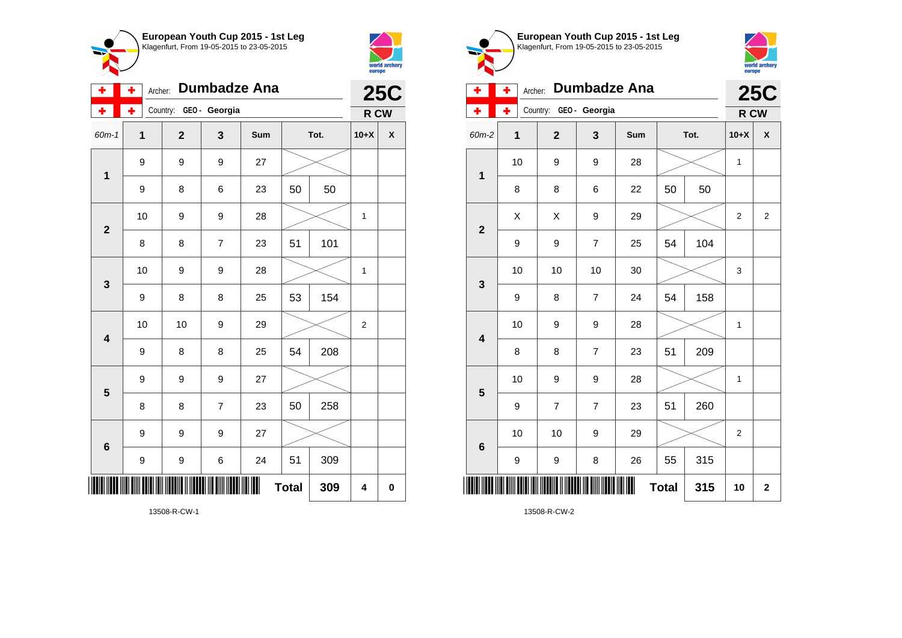**European Youth Cup 2015 - 1st Leg**
Klagenfurt, From 19-05-2015 to 23-05-2015

Archer: **Dumbadze Ana**
Country: GEO - Georgia

**25C**
**R CW**

| 60m-1 | 1 | 2 | 3 | Sum | Tot. | | 10+X | X |
|---|---|---|---|---|---|---|---|---|
| 1 | 9 | 9 | 9 | 27 | | | | |
| | 9 | 8 | 6 | 23 | 50 | 50 | | |
| 2 | 10 | 9 | 9 | 28 | | | 1 | |
| | 8 | 8 | 7 | 23 | 51 | 101 | | |
| 3 | 10 | 9 | 9 | 28 | | | 1 | |
| | 9 | 8 | 8 | 25 | 53 | 154 | | |
| 4 | 10 | 10 | 9 | 29 | | | 2 | |
| | 9 | 8 | 8 | 25 | 54 | 208 | | |
| 5 | 9 | 9 | 9 | 27 | | | | |
| | 8 | 8 | 7 | 23 | 50 | 258 | | |
| 6 | 9 | 9 | 9 | 27 | | | | |
| | 9 | 9 | 6 | 24 | 51 | 309 | | |
| | | | | | **Total** | **309** | **4** | **0** |

13508-R-CW-1

**European Youth Cup 2015 - 1st Leg**
Klagenfurt, From 19-05-2015 to 23-05-2015

Archer: **Dumbadze Ana**
Country: GEO - Georgia

**25C**
**R CW**

| 60m-2 | 1 | 2 | 3 | Sum | Tot. | | 10+X | X |
|---|---|---|---|---|---|---|---|---|
| 1 | 10 | 9 | 9 | 28 | | | 1 | |
| | 8 | 8 | 6 | 22 | 50 | 50 | | |
| 2 | X | X | 9 | 29 | | | 2 | 2 |
| | 9 | 9 | 7 | 25 | 54 | 104 | | |
| 3 | 10 | 10 | 10 | 30 | | | 3 | |
| | 9 | 8 | 7 | 24 | 54 | 158 | | |
| 4 | 10 | 9 | 9 | 28 | | | 1 | |
| | 8 | 8 | 7 | 23 | 51 | 209 | | |
| 5 | 10 | 9 | 9 | 28 | | | 1 | |
| | 9 | 7 | 7 | 23 | 51 | 260 | | |
| 6 | 10 | 10 | 9 | 29 | | | 2 | |
| | 9 | 9 | 8 | 26 | 55 | 315 | | |
| | | | | | **Total** | **315** | **10** | **2** |

13508-R-CW-2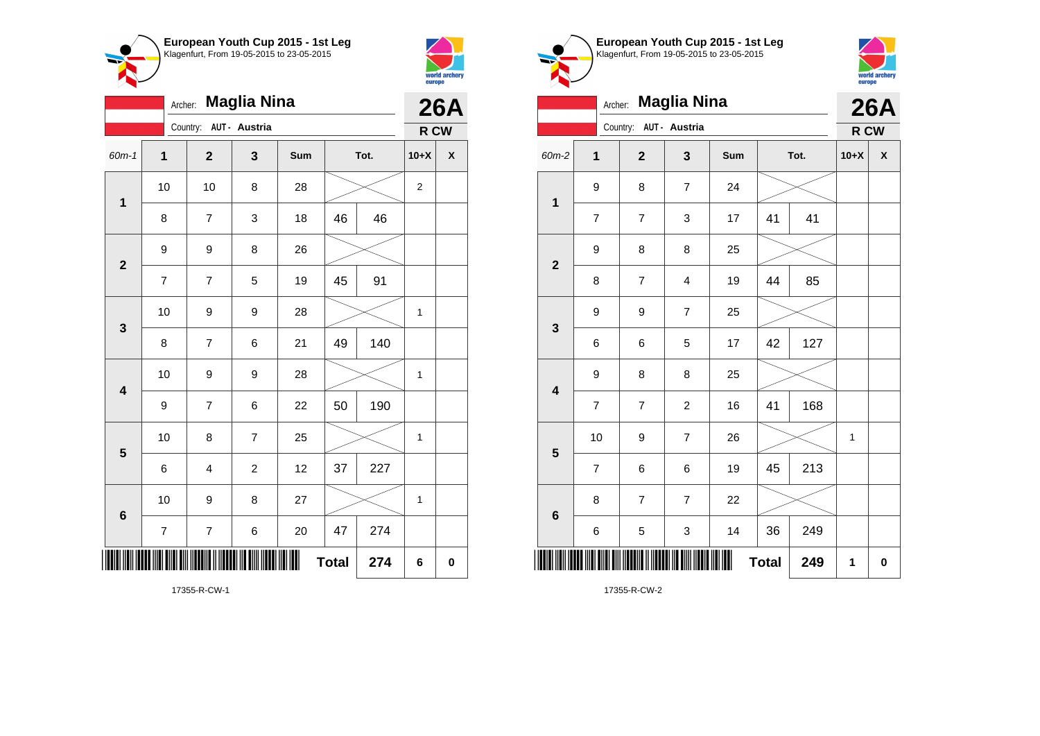## European Youth Cup 2015 - 1st Leg
Klagenfurt, From 19-05-2015 to 23-05-2015

Archer: **Maglia Nina**
Country: AUT - Austria

**26A**
**R CW**

| 60m-1 | 1 | 2 | 3 | Sum | Tot. | | 10+X | X |
|---|---|---|---|---|---|---|---|---|
| 1 | 10 | 10 | 8 | 28 | | | 2 | |
| | 8 | 7 | 3 | 18 | 46 | 46 | | |
| 2 | 9 | 9 | 8 | 26 | | | | |
| | 7 | 7 | 5 | 19 | 45 | 91 | | |
| 3 | 10 | 9 | 9 | 28 | | | 1 | |
| | 8 | 7 | 6 | 21 | 49 | 140 | | |
| 4 | 10 | 9 | 9 | 28 | | | 1 | |
| | 9 | 7 | 6 | 22 | 50 | 190 | | |
| 5 | 10 | 8 | 7 | 25 | | | 1 | |
| | 6 | 4 | 2 | 12 | 37 | 227 | | |
| 6 | 10 | 9 | 8 | 27 | | | 1 | |
| | 7 | 7 | 6 | 20 | 47 | 274 | | |
| | | | | | **Total** | **274** | **6** | **0** |

17355-R-CW-1

## European Youth Cup 2015 - 1st Leg
Klagenfurt, From 19-05-2015 to 23-05-2015

Archer: **Maglia Nina**
Country: AUT - Austria

**26A**
**R CW**

| 60m-2 | 1 | 2 | 3 | Sum | Tot. | | 10+X | X |
|---|---|---|---|---|---|---|---|---|
| 1 | 9 | 8 | 7 | 24 | | | | |
| | 7 | 7 | 3 | 17 | 41 | 41 | | |
| 2 | 9 | 8 | 8 | 25 | | | | |
| | 8 | 7 | 4 | 19 | 44 | 85 | | |
| 3 | 9 | 9 | 7 | 25 | | | | |
| | 6 | 6 | 5 | 17 | 42 | 127 | | |
| 4 | 9 | 8 | 8 | 25 | | | | |
| | 7 | 7 | 2 | 16 | 41 | 168 | | |
| 5 | 10 | 9 | 7 | 26 | | | 1 | |
| | 7 | 6 | 6 | 19 | 45 | 213 | | |
| 6 | 8 | 7 | 7 | 22 | | | | |
| | 6 | 5 | 3 | 14 | 36 | 249 | | |
| | | | | | **Total** | **249** | **1** | **0** |

17355-R-CW-2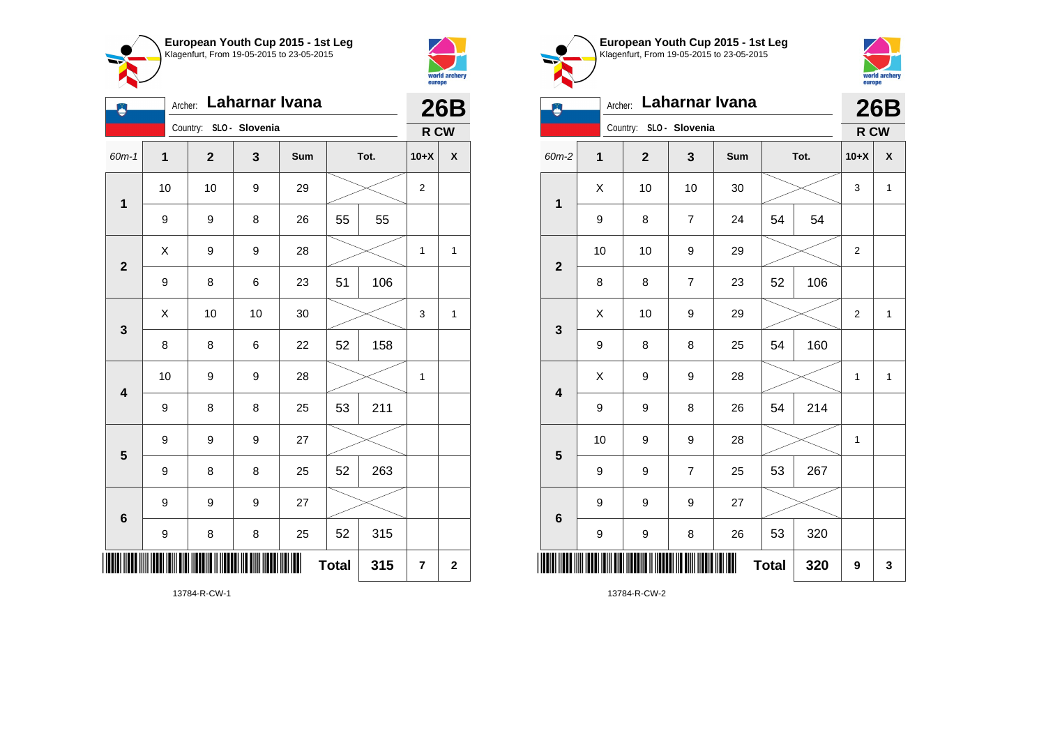**European Youth Cup 2015 - 1st Leg**
Klagenfurt, From 19-05-2015 to 23-05-2015

Archer: **Laharnar Ivana**
Country: SLO - Slovenia

**26B**
**R CW**

| 60m-1 | 1 | 2 | 3 | Sum | Tot. | | 10+X | X |
|---|---|---|---|---|---|---|---|---|
| 1 | 10 | 10 | 9 | 29 | | | 2 | |
| | 9 | 9 | 8 | 26 | 55 | 55 | | |
| 2 | X | 9 | 9 | 28 | | | 1 | 1 |
| | 9 | 8 | 6 | 23 | 51 | 106 | | |
| 3 | X | 10 | 10 | 30 | | | 3 | 1 |
| | 8 | 8 | 6 | 22 | 52 | 158 | | |
| 4 | 10 | 9 | 9 | 28 | | | 1 | |
| | 9 | 8 | 8 | 25 | 53 | 211 | | |
| 5 | 9 | 9 | 9 | 27 | | | | |
| | 9 | 8 | 8 | 25 | 52 | 263 | | |
| 6 | 9 | 9 | 9 | 27 | | | | |
| | 9 | 8 | 8 | 25 | 52 | 315 | | |
| | | | | | **Total** | **315** | **7** | **2** |

13784-R-CW-1

**European Youth Cup 2015 - 1st Leg**
Klagenfurt, From 19-05-2015 to 23-05-2015

Archer: **Laharnar Ivana**
Country: SLO - Slovenia

**26B**
**R CW**

| 60m-2 | 1 | 2 | 3 | Sum | Tot. | | 10+X | X |
|---|---|---|---|---|---|---|---|---|
| 1 | X | 10 | 10 | 30 | | | 3 | 1 |
| | 9 | 8 | 7 | 24 | 54 | 54 | | |
| 2 | 10 | 10 | 9 | 29 | | | 2 | |
| | 8 | 8 | 7 | 23 | 52 | 106 | | |
| 3 | X | 10 | 9 | 29 | | | 2 | 1 |
| | 9 | 8 | 8 | 25 | 54 | 160 | | |
| 4 | X | 9 | 9 | 28 | | | 1 | 1 |
| | 9 | 9 | 8 | 26 | 54 | 214 | | |
| 5 | 10 | 9 | 9 | 28 | | | 1 | |
| | 9 | 9 | 7 | 25 | 53 | 267 | | |
| 6 | 9 | 9 | 9 | 27 | | | | |
| | 9 | 9 | 8 | 26 | 53 | 320 | | |
| | | | | | **Total** | **320** | **9** | **3** |

13784-R-CW-2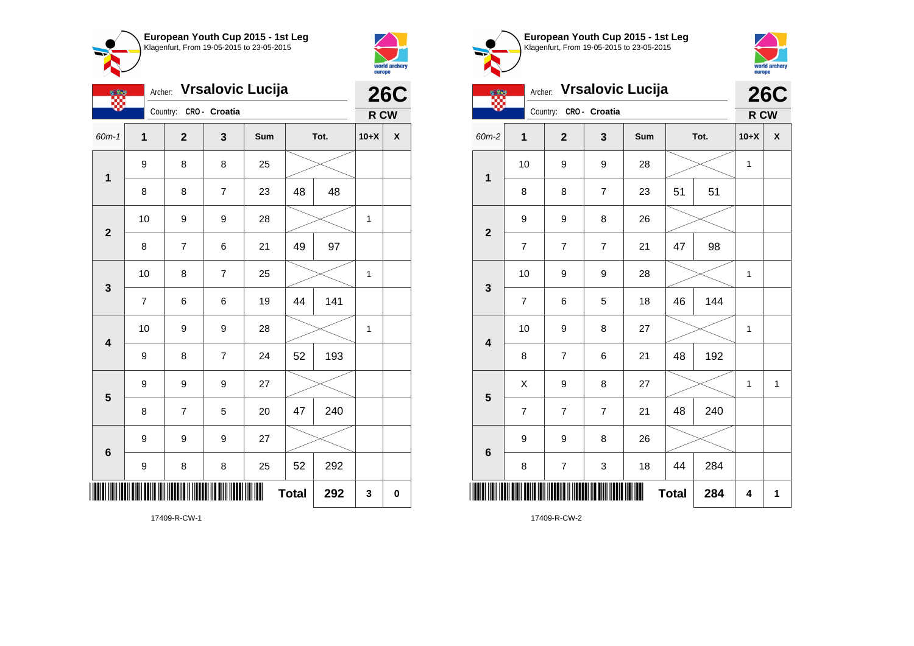## European Youth Cup 2015 - 1st Leg
Klagenfurt, From 19-05-2015 to 23-05-2015

Archer: **Vrsalovic Lucija**
Country: CRO - Croatia

**26C**
**R CW**

| 60m-1 | 1 | 2 | 3 | Sum | Tot. | | 10+X | X |
|---|---|---|---|---|---|---|---|---|
| 1 | 9 | 8 | 8 | 25 | | | | |
| | 8 | 8 | 7 | 23 | 48 | 48 | | |
| 2 | 10 | 9 | 9 | 28 | | | 1 | |
| | 8 | 7 | 6 | 21 | 49 | 97 | | |
| 3 | 10 | 8 | 7 | 25 | | | 1 | |
| | 7 | 6 | 6 | 19 | 44 | 141 | | |
| 4 | 10 | 9 | 9 | 28 | | | 1 | |
| | 9 | 8 | 7 | 24 | 52 | 193 | | |
| 5 | 9 | 9 | 9 | 27 | | | | |
| | 8 | 7 | 5 | 20 | 47 | 240 | | |
| 6 | 9 | 9 | 9 | 27 | | | | |
| | 9 | 8 | 8 | 25 | 52 | 292 | | |
| | | | | | **Total** | **292** | **3** | **0** |

17409-R-CW-1

## European Youth Cup 2015 - 1st Leg
Klagenfurt, From 19-05-2015 to 23-05-2015

Archer: **Vrsalovic Lucija**
Country: CRO - Croatia

**26C**
**R CW**

| 60m-2 | 1 | 2 | 3 | Sum | Tot. | | 10+X | X |
|---|---|---|---|---|---|---|---|---|
| 1 | 10 | 9 | 9 | 28 | | | 1 | |
| | 8 | 8 | 7 | 23 | 51 | 51 | | |
| 2 | 9 | 9 | 8 | 26 | | | | |
| | 7 | 7 | 7 | 21 | 47 | 98 | | |
| 3 | 10 | 9 | 9 | 28 | | | 1 | |
| | 7 | 6 | 5 | 18 | 46 | 144 | | |
| 4 | 10 | 9 | 8 | 27 | | | 1 | |
| | 8 | 7 | 6 | 21 | 48 | 192 | | |
| 5 | X | 9 | 8 | 27 | | | 1 | 1 |
| | 7 | 7 | 7 | 21 | 48 | 240 | | |
| 6 | 9 | 9 | 8 | 26 | | | | |
| | 8 | 7 | 3 | 18 | 44 | 284 | | |
| | | | | | **Total** | **284** | **4** | **1** |

17409-R-CW-2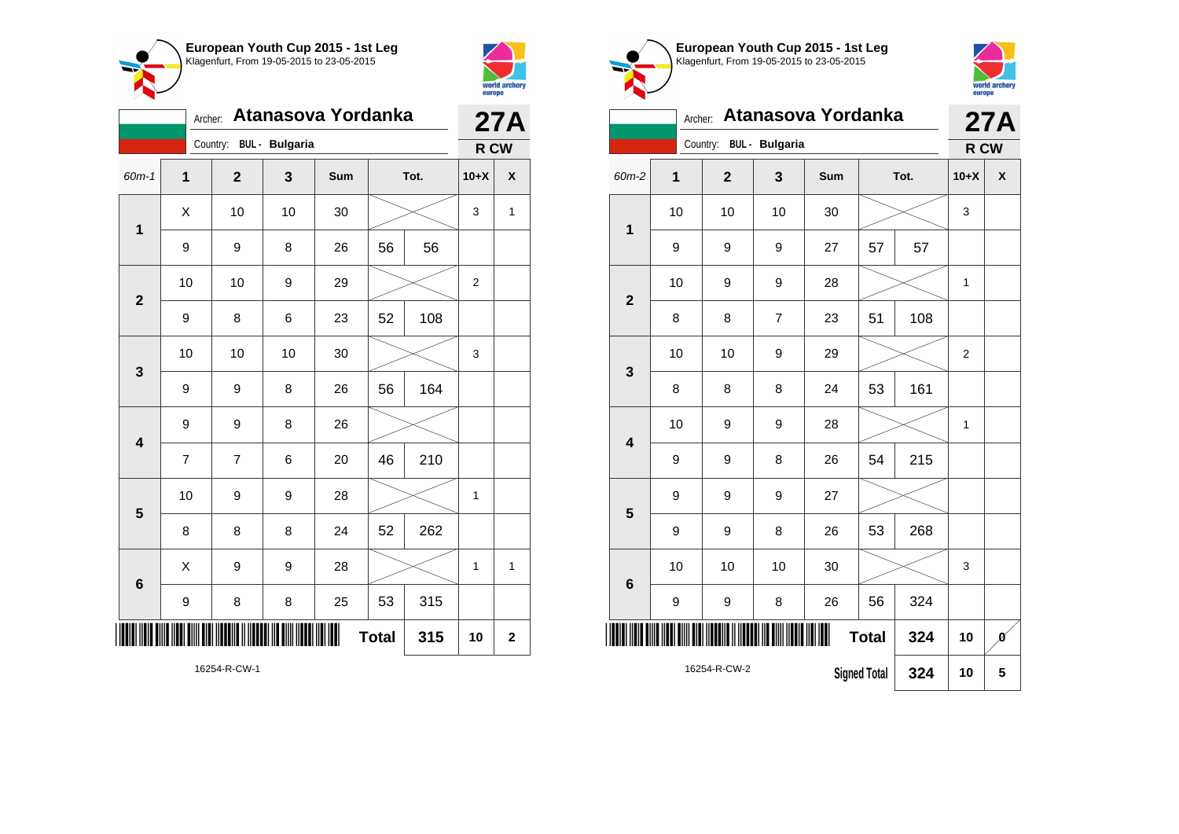**European Youth Cup 2015 - 1st Leg**
Klagenfurt, From 19-05-2015 to 23-05-2015

Archer: **Atanasova Yordanka**
Country: BUL - Bulgaria

**27A**
**R CW**

| 60m-1 | 1 | 2 | 3 | Sum | Tot. | | 10+X | X |
|---|---|---|---|---|---|---|---|---|
| 1 | X | 10 | 10 | 30 | | | 3 | 1 |
| | 9 | 9 | 8 | 26 | 56 | 56 | | |
| 2 | 10 | 10 | 9 | 29 | | | 2 | |
| | 9 | 8 | 6 | 23 | 52 | 108 | | |
| 3 | 10 | 10 | 10 | 30 | | | 3 | |
| | 9 | 9 | 8 | 26 | 56 | 164 | | |
| 4 | 9 | 9 | 8 | 26 | | | | |
| | 7 | 7 | 6 | 20 | 46 | 210 | | |
| 5 | 10 | 9 | 9 | 28 | | | 1 | |
| | 8 | 8 | 8 | 24 | 52 | 262 | | |
| 6 | X | 9 | 9 | 28 | | | 1 | 1 |
| | 9 | 8 | 8 | 25 | 53 | 315 | | |
| | | | | | **Total** | **315** | **10** | **2** |

16254-R-CW-1

**European Youth Cup 2015 - 1st Leg**
Klagenfurt, From 19-05-2015 to 23-05-2015

Archer: **Atanasova Yordanka**
Country: BUL - Bulgaria

**27A**
**R CW**

| 60m-2 | 1 | 2 | 3 | Sum | Tot. | | 10+X | X |
|---|---|---|---|---|---|---|---|---|
| 1 | 10 | 10 | 10 | 30 | | | 3 | |
| | 9 | 9 | 9 | 27 | 57 | 57 | | |
| 2 | 10 | 9 | 9 | 28 | | | 1 | |
| | 8 | 8 | 7 | 23 | 51 | 108 | | |
| 3 | 10 | 10 | 9 | 29 | | | 2 | |
| | 8 | 8 | 8 | 24 | 53 | 161 | | |
| 4 | 10 | 9 | 9 | 28 | | | 1 | |
| | 9 | 9 | 8 | 26 | 54 | 215 | | |
| 5 | 9 | 9 | 9 | 27 | | | | |
| | 9 | 9 | 8 | 26 | 53 | 268 | | |
| 6 | 10 | 10 | 10 | 30 | | | 3 | |
| | 9 | 9 | 8 | 26 | 56 | 324 | | |
| | | | | | **Total** | **324** | **10** | **0** |
| | | | | | Signed Total | **324** | **10** | **5** |

16254-R-CW-2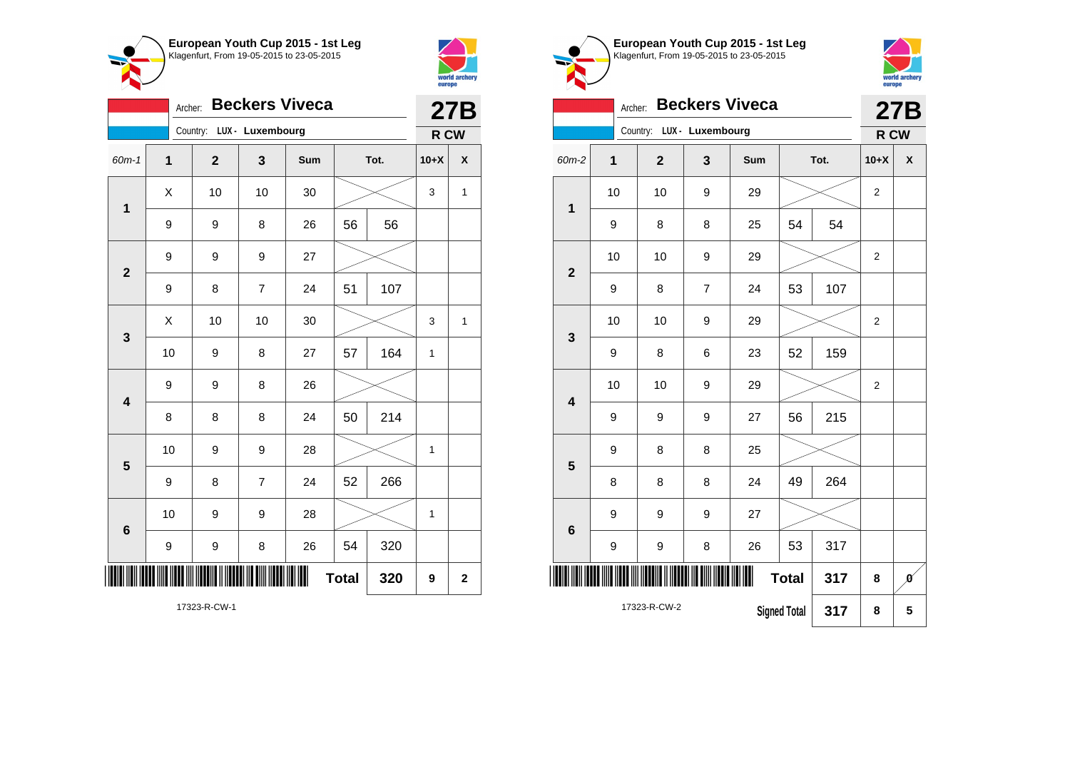**European Youth Cup 2015 - 1st Leg**
Klagenfurt, From 19-05-2015 to 23-05-2015

Archer: **Beckers Viveca**
Country: LUX - Luxembourg

**27B** R CW

| 60m-1 | 1 | 2 | 3 | Sum | Tot. | | 10+X | X |
|---|---|---|---|---|---|---|---|---|
| 1 | X | 10 | 10 | 30 | | | 3 | 1 |
| | 9 | 9 | 8 | 26 | 56 | 56 | | |
| 2 | 9 | 9 | 9 | 27 | | | | |
| | 9 | 8 | 7 | 24 | 51 | 107 | | |
| 3 | X | 10 | 10 | 30 | | | 3 | 1 |
| | 10 | 9 | 8 | 27 | 57 | 164 | 1 | |
| 4 | 9 | 9 | 8 | 26 | | | | |
| | 8 | 8 | 8 | 24 | 50 | 214 | | |
| 5 | 10 | 9 | 9 | 28 | | | 1 | |
| | 9 | 8 | 7 | 24 | 52 | 266 | | |
| 6 | 10 | 9 | 9 | 28 | | | 1 | |
| | 9 | 9 | 8 | 26 | 54 | 320 | | |
| | | | | | **Total** | **320** | **9** | **2** |

17323-R-CW-1

**European Youth Cup 2015 - 1st Leg**
Klagenfurt, From 19-05-2015 to 23-05-2015

Archer: **Beckers Viveca**
Country: LUX - Luxembourg

**27B** R CW

| 60m-2 | 1 | 2 | 3 | Sum | Tot. | | 10+X | X |
|---|---|---|---|---|---|---|---|---|
| 1 | 10 | 10 | 9 | 29 | | | 2 | |
| | 9 | 8 | 8 | 25 | 54 | 54 | | |
| 2 | 10 | 10 | 9 | 29 | | | 2 | |
| | 9 | 8 | 7 | 24 | 53 | 107 | | |
| 3 | 10 | 10 | 9 | 29 | | | 2 | |
| | 9 | 8 | 6 | 23 | 52 | 159 | | |
| 4 | 10 | 10 | 9 | 29 | | | 2 | |
| | 9 | 9 | 9 | 27 | 56 | 215 | | |
| 5 | 9 | 8 | 8 | 25 | | | | |
| | 8 | 8 | 8 | 24 | 49 | 264 | | |
| 6 | 9 | 9 | 9 | 27 | | | | |
| | 9 | 9 | 8 | 26 | 53 | 317 | | |
| | | | | | **Total** | **317** | **8** | **0** |
| | | | | | **Signed Total** | **317** | **8** | **5** |

17323-R-CW-2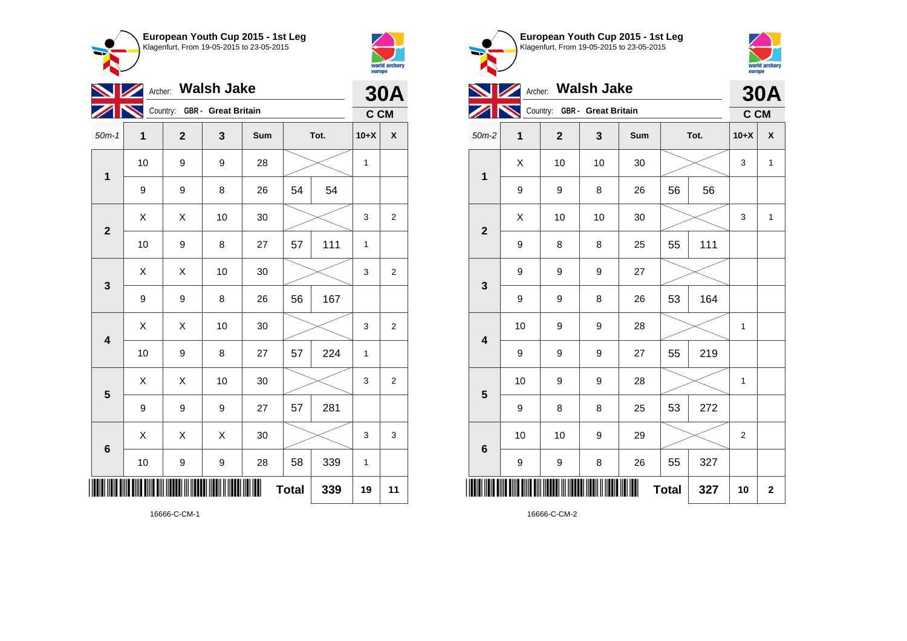**European Youth Cup 2015 - 1st Leg**
Klagenfurt, From 19-05-2015 to 23-05-2015

Archer: **Walsh Jake**
Country: GBR - Great Britain

**30A**
C CM

| 50m-1 | 1 | 2 | 3 | Sum | | Tot. | 10+X | X |
|---|---|---|---|---|---|---|---|---|
| 1 | 10 | 9 | 9 | 28 | | | 1 | |
| | 9 | 9 | 8 | 26 | 54 | 54 | | |
| 2 | X | X | 10 | 30 | | | 3 | 2 |
| | 10 | 9 | 8 | 27 | 57 | 111 | 1 | |
| 3 | X | X | 10 | 30 | | | 3 | 2 |
| | 9 | 9 | 8 | 26 | 56 | 167 | | |
| 4 | X | X | 10 | 30 | | | 3 | 2 |
| | 10 | 9 | 8 | 27 | 57 | 224 | 1 | |
| 5 | X | X | 10 | 30 | | | 3 | 2 |
| | 9 | 9 | 9 | 27 | 57 | 281 | | |
| 6 | X | X | X | 30 | | | 3 | 3 |
| | 10 | 9 | 9 | 28 | 58 | 339 | 1 | |
| | | | | | **Total** | **339** | **19** | **11** |

16666-C-CM-1

**European Youth Cup 2015 - 1st Leg**
Klagenfurt, From 19-05-2015 to 23-05-2015

Archer: **Walsh Jake**
Country: GBR - Great Britain

**30A**
C CM

| 50m-2 | 1 | 2 | 3 | Sum | | Tot. | 10+X | X |
|---|---|---|---|---|---|---|---|---|
| 1 | X | 10 | 10 | 30 | | | 3 | 1 |
| | 9 | 9 | 8 | 26 | 56 | 56 | | |
| 2 | X | 10 | 10 | 30 | | | 3 | 1 |
| | 9 | 8 | 8 | 25 | 55 | 111 | | |
| 3 | 9 | 9 | 9 | 27 | | | | |
| | 9 | 9 | 8 | 26 | 53 | 164 | | |
| 4 | 10 | 9 | 9 | 28 | | | 1 | |
| | 9 | 9 | 9 | 27 | 55 | 219 | | |
| 5 | 10 | 9 | 9 | 28 | | | 1 | |
| | 9 | 8 | 8 | 25 | 53 | 272 | | |
| 6 | 10 | 10 | 9 | 29 | | | 2 | |
| | 9 | 9 | 8 | 26 | 55 | 327 | | |
| | | | | | **Total** | **327** | **10** | **2** |

16666-C-CM-2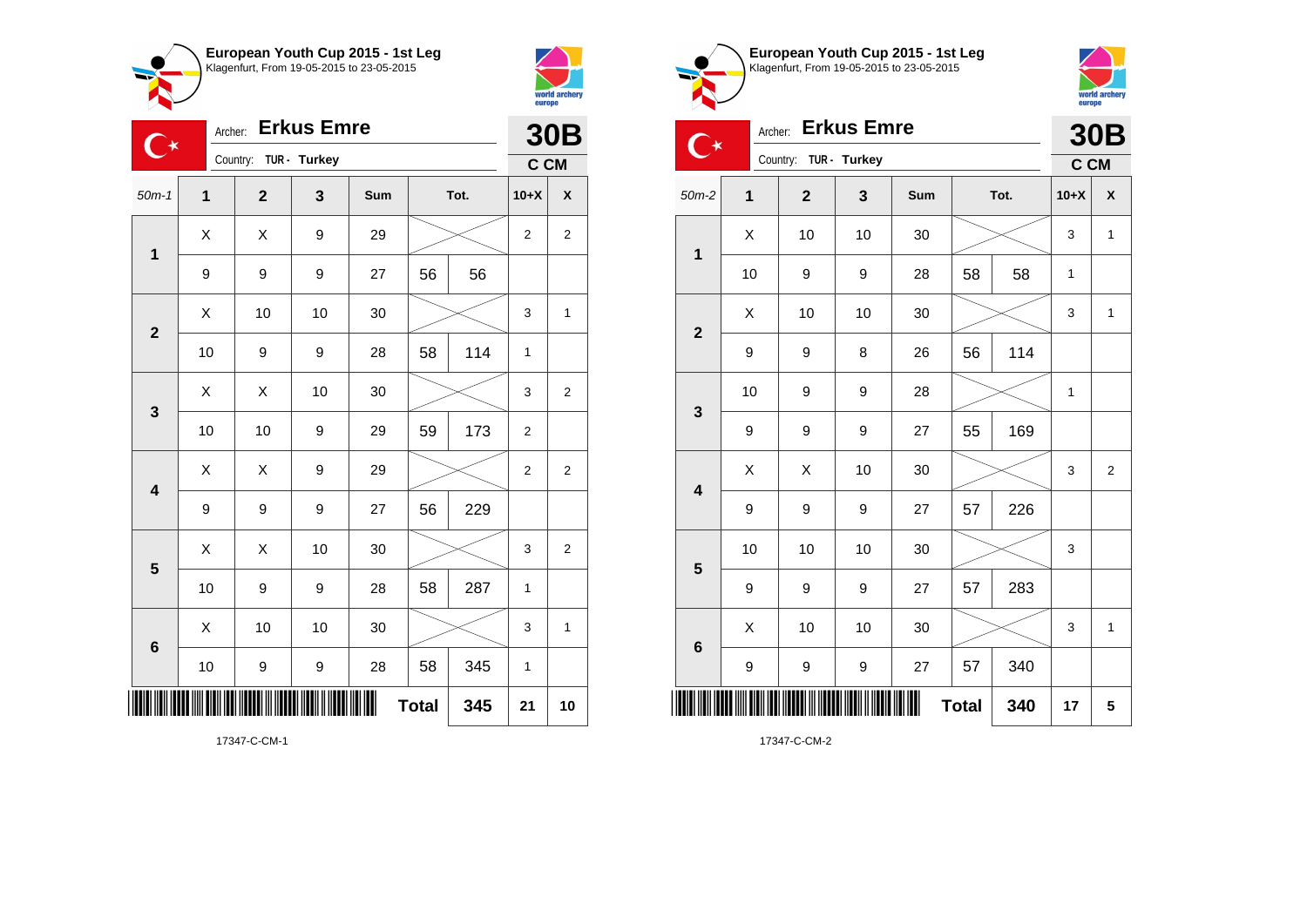**European Youth Cup 2015 - 1st Leg**
Klagenfurt, From 19-05-2015 to 23-05-2015

Archer: **Erkus Emre**
Country: TUR - Turkey

**30B**
C CM

| 50m-1 | 1 | 2 | 3 | Sum | Tot. | | 10+X | X |
|---|---|---|---|---|---|---|---|---|
| 1 | X | X | 9 | 29 | | | 2 | 2 |
| | 9 | 9 | 9 | 27 | 56 | 56 | | |
| 2 | X | 10 | 10 | 30 | | | 3 | 1 |
| | 10 | 9 | 9 | 28 | 58 | 114 | 1 | |
| 3 | X | X | 10 | 30 | | | 3 | 2 |
| | 10 | 10 | 9 | 29 | 59 | 173 | 2 | |
| 4 | X | X | 9 | 29 | | | 2 | 2 |
| | 9 | 9 | 9 | 27 | 56 | 229 | | |
| 5 | X | X | 10 | 30 | | | 3 | 2 |
| | 10 | 9 | 9 | 28 | 58 | 287 | 1 | |
| 6 | X | 10 | 10 | 30 | | | 3 | 1 |
| | 10 | 9 | 9 | 28 | 58 | 345 | 1 | |
| | | | | | Total | 345 | 21 | 10 |

17347-C-CM-1

**European Youth Cup 2015 - 1st Leg**
Klagenfurt, From 19-05-2015 to 23-05-2015

Archer: **Erkus Emre**
Country: TUR - Turkey

**30B**
C CM

| 50m-2 | 1 | 2 | 3 | Sum | Tot. | | 10+X | X |
|---|---|---|---|---|---|---|---|---|
| 1 | X | 10 | 10 | 30 | | | 3 | 1 |
| | 10 | 9 | 9 | 28 | 58 | 58 | 1 | |
| 2 | X | 10 | 10 | 30 | | | 3 | 1 |
| | 9 | 9 | 8 | 26 | 56 | 114 | | |
| 3 | 10 | 9 | 9 | 28 | | | 1 | |
| | 9 | 9 | 9 | 27 | 55 | 169 | | |
| 4 | X | X | 10 | 30 | | | 3 | 2 |
| | 9 | 9 | 9 | 27 | 57 | 226 | | |
| 5 | 10 | 10 | 10 | 30 | | | 3 | |
| | 9 | 9 | 9 | 27 | 57 | 283 | | |
| 6 | X | 10 | 10 | 30 | | | 3 | 1 |
| | 9 | 9 | 9 | 27 | 57 | 340 | | |
| | | | | | Total | 340 | 17 | 5 |

17347-C-CM-2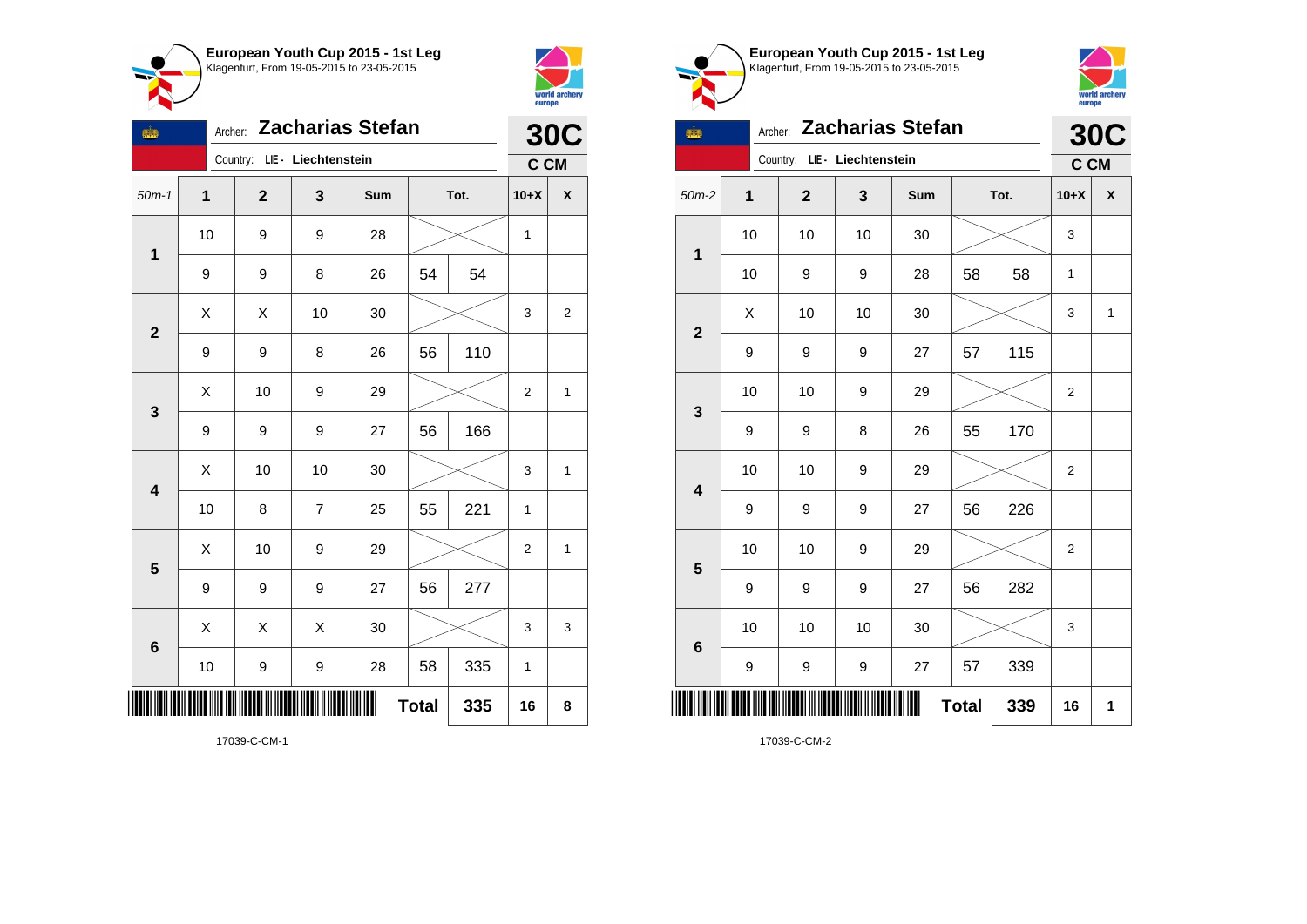## European Youth Cup 2015 - 1st Leg

Klagenfurt, From 19-05-2015 to 23-05-2015

Archer: **Zacharias Stefan**

Country: LIE - Liechtenstein

**30C**

**C CM**

| 50m-1 | 1 | 2 | 3 | Sum | Tot. | | 10+X | X |
|---|---|---|---|---|---|---|---|---|
| 1 | 10 | 9 | 9 | 28 | | | 1 | |
| | 9 | 9 | 8 | 26 | 54 | 54 | | |
| 2 | X | X | 10 | 30 | | | 3 | 2 |
| | 9 | 9 | 8 | 26 | 56 | 110 | | |
| 3 | X | 10 | 9 | 29 | | | 2 | 1 |
| | 9 | 9 | 9 | 27 | 56 | 166 | | |
| 4 | X | 10 | 10 | 30 | | | 3 | 1 |
| | 10 | 8 | 7 | 25 | 55 | 221 | 1 | |
| 5 | X | 10 | 9 | 29 | | | 2 | 1 |
| | 9 | 9 | 9 | 27 | 56 | 277 | | |
| 6 | X | X | X | 30 | | | 3 | 3 |
| | 10 | 9 | 9 | 28 | 58 | 335 | 1 | |
| | | | | | **Total** | **335** | **16** | **8** |

17039-C-CM-1

## European Youth Cup 2015 - 1st Leg

Klagenfurt, From 19-05-2015 to 23-05-2015

Archer: **Zacharias Stefan**

Country: LIE - Liechtenstein

**30C**

**C CM**

| 50m-2 | 1 | 2 | 3 | Sum | Tot. | | 10+X | X |
|---|---|---|---|---|---|---|---|---|
| 1 | 10 | 10 | 10 | 30 | | | 3 | |
| | 10 | 9 | 9 | 28 | 58 | 58 | 1 | |
| 2 | X | 10 | 10 | 30 | | | 3 | 1 |
| | 9 | 9 | 9 | 27 | 57 | 115 | | |
| 3 | 10 | 10 | 9 | 29 | | | 2 | |
| | 9 | 9 | 8 | 26 | 55 | 170 | | |
| 4 | 10 | 10 | 9 | 29 | | | 2 | |
| | 9 | 9 | 9 | 27 | 56 | 226 | | |
| 5 | 10 | 10 | 9 | 29 | | | 2 | |
| | 9 | 9 | 9 | 27 | 56 | 282 | | |
| 6 | 10 | 10 | 10 | 30 | | | 3 | |
| | 9 | 9 | 9 | 27 | 57 | 339 | | |
| | | | | | **Total** | **339** | **16** | **1** |

17039-C-CM-2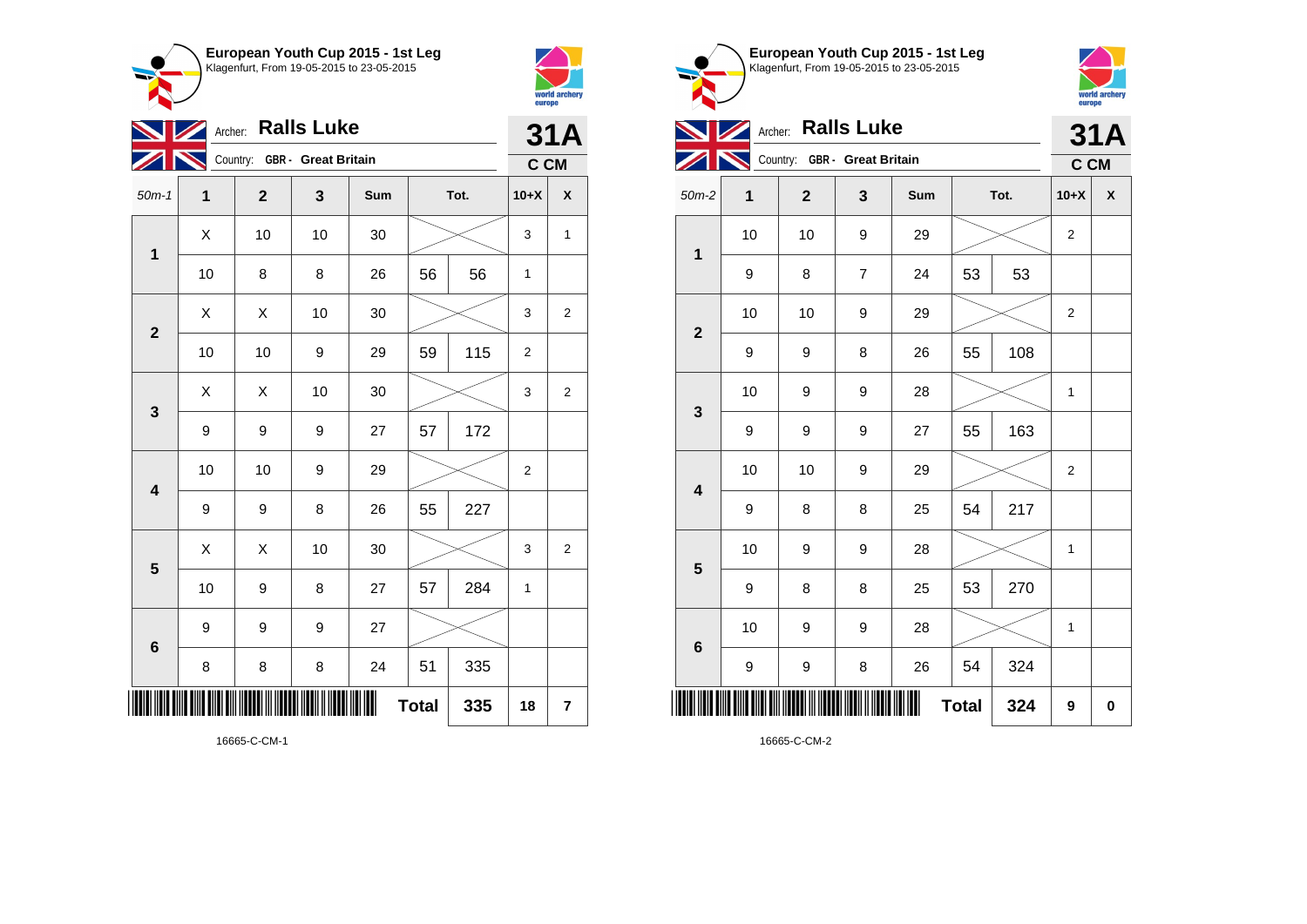**European Youth Cup 2015 - 1st Leg**
Klagenfurt, From 19-05-2015 to 23-05-2015

Archer: **Ralls Luke**
Country: GBR - Great Britain

**31A**
**C CM**

| 50m-1 | 1 | 2 | 3 | Sum | Tot. | | 10+X | X |
|---|---|---|---|---|---|---|---|---|
| 1 | X | 10 | 10 | 30 | | | 3 | 1 |
| | 10 | 8 | 8 | 26 | 56 | 56 | 1 | |
| 2 | X | X | 10 | 30 | | | 3 | 2 |
| | 10 | 10 | 9 | 29 | 59 | 115 | 2 | |
| 3 | X | X | 10 | 30 | | | 3 | 2 |
| | 9 | 9 | 9 | 27 | 57 | 172 | | |
| 4 | 10 | 10 | 9 | 29 | | | 2 | |
| | 9 | 9 | 8 | 26 | 55 | 227 | | |
| 5 | X | X | 10 | 30 | | | 3 | 2 |
| | 10 | 9 | 8 | 27 | 57 | 284 | 1 | |
| 6 | 9 | 9 | 9 | 27 | | | | |
| | 8 | 8 | 8 | 24 | 51 | 335 | | |
| | | | | | **Total** | **335** | **18** | **7** |

16665-C-CM-1

**European Youth Cup 2015 - 1st Leg**
Klagenfurt, From 19-05-2015 to 23-05-2015

Archer: **Ralls Luke**
Country: GBR - Great Britain

**31A**
**C CM**

| 50m-2 | 1 | 2 | 3 | Sum | Tot. | | 10+X | X |
|---|---|---|---|---|---|---|---|---|
| 1 | 10 | 10 | 9 | 29 | | | 2 | |
| | 9 | 8 | 7 | 24 | 53 | 53 | | |
| 2 | 10 | 10 | 9 | 29 | | | 2 | |
| | 9 | 9 | 8 | 26 | 55 | 108 | | |
| 3 | 10 | 9 | 9 | 28 | | | 1 | |
| | 9 | 9 | 9 | 27 | 55 | 163 | | |
| 4 | 10 | 10 | 9 | 29 | | | 2 | |
| | 9 | 8 | 8 | 25 | 54 | 217 | | |
| 5 | 10 | 9 | 9 | 28 | | | 1 | |
| | 9 | 8 | 8 | 25 | 53 | 270 | | |
| 6 | 10 | 9 | 9 | 28 | | | 1 | |
| | 9 | 9 | 8 | 26 | 54 | 324 | | |
| | | | | | **Total** | **324** | **9** | **0** |

16665-C-CM-2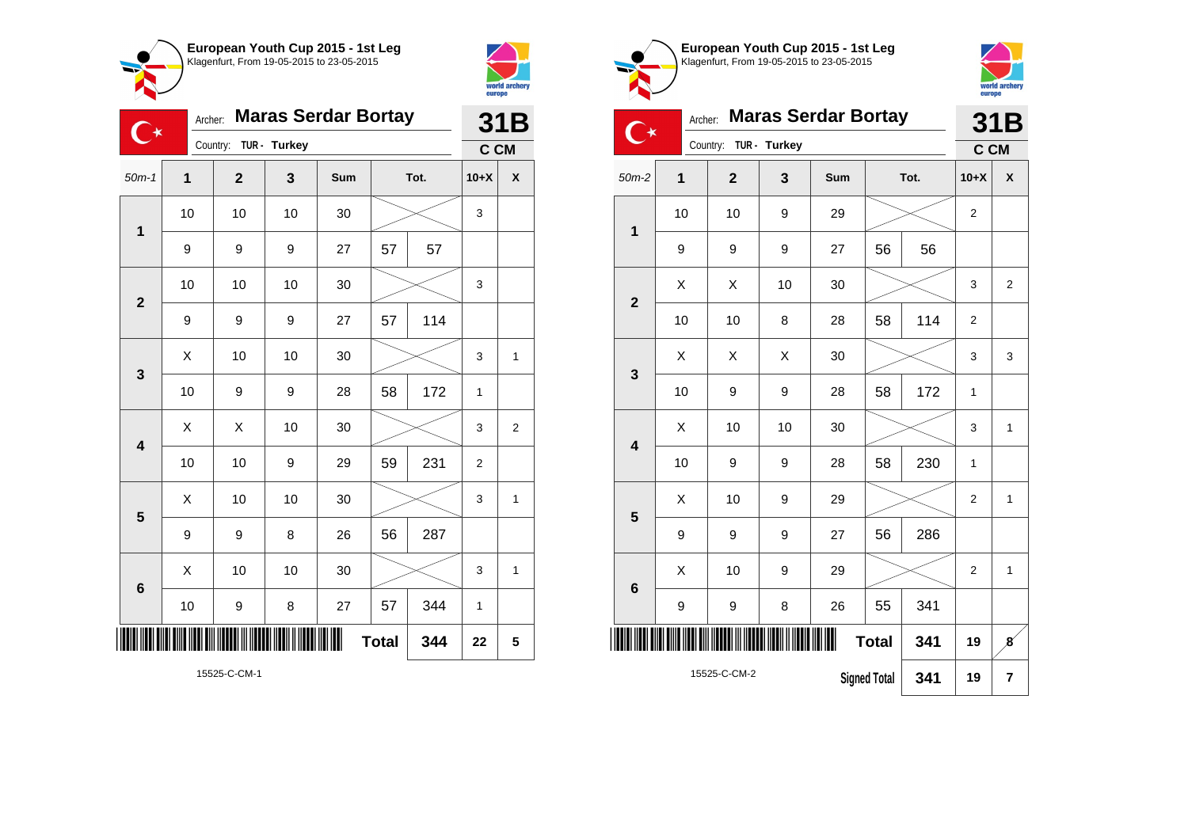## European Youth Cup 2015 - 1st Leg
Klagenfurt, From 19-05-2015 to 23-05-2015

Archer: **Maras Serdar Bortay**
Country: TUR - Turkey

**31B**
**C CM**

| 50m-1 | 1 | 2 | 3 | Sum | | Tot. | 10+X | X |
|---|---|---|---|---|---|---|---|---|
| 1 | 10 | 10 | 10 | 30 | | | 3 | |
| | 9 | 9 | 9 | 27 | 57 | 57 | | |
| 2 | 10 | 10 | 10 | 30 | | | 3 | |
| | 9 | 9 | 9 | 27 | 57 | 114 | | |
| 3 | X | 10 | 10 | 30 | | | 3 | 1 |
| | 10 | 9 | 9 | 28 | 58 | 172 | 1 | |
| 4 | X | X | 10 | 30 | | | 3 | 2 |
| | 10 | 10 | 9 | 29 | 59 | 231 | 2 | |
| 5 | X | 10 | 10 | 30 | | | 3 | 1 |
| | 9 | 9 | 8 | 26 | 56 | 287 | | |
| 6 | X | 10 | 10 | 30 | | | 3 | 1 |
| | 10 | 9 | 8 | 27 | 57 | 344 | 1 | |
| | | | | | **Total** | **344** | **22** | **5** |

15525-C-CM-1

## European Youth Cup 2015 - 1st Leg
Klagenfurt, From 19-05-2015 to 23-05-2015

Archer: **Maras Serdar Bortay**
Country: TUR - Turkey

**31B**
**C CM**

| 50m-2 | 1 | 2 | 3 | Sum | | Tot. | 10+X | X |
|---|---|---|---|---|---|---|---|---|
| 1 | 10 | 10 | 9 | 29 | | | 2 | |
| | 9 | 9 | 9 | 27 | 56 | 56 | | |
| 2 | X | X | 10 | 30 | | | 3 | 2 |
| | 10 | 10 | 8 | 28 | 58 | 114 | 2 | |
| 3 | X | X | X | 30 | | | 3 | 3 |
| | 10 | 9 | 9 | 28 | 58 | 172 | 1 | |
| 4 | X | 10 | 10 | 30 | | | 3 | 1 |
| | 10 | 9 | 9 | 28 | 58 | 230 | 1 | |
| 5 | X | 10 | 9 | 29 | | | 2 | 1 |
| | 9 | 9 | 9 | 27 | 56 | 286 | | |
| 6 | X | 10 | 9 | 29 | | | 2 | 1 |
| | 9 | 9 | 8 | 26 | 55 | 341 | | |
| | | | | | **Total** | **341** | **19** | **8** |
| | | | | | Signed Total | **341** | **19** | **7** |

15525-C-CM-2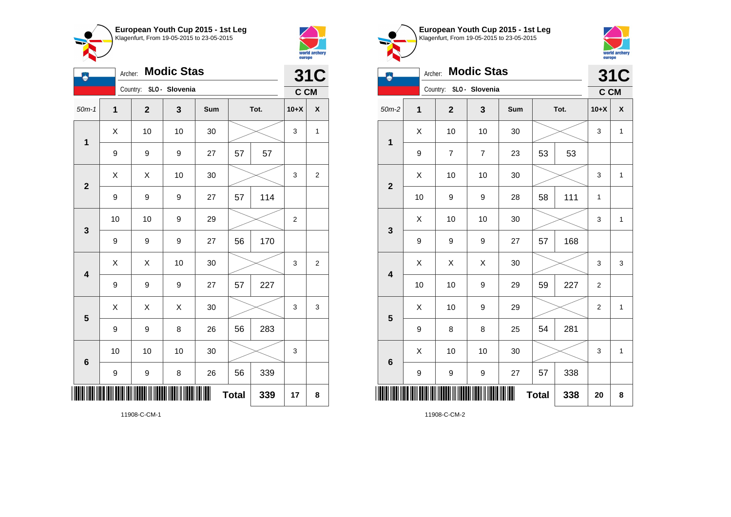**European Youth Cup 2015 - 1st Leg**
Klagenfurt, From 19-05-2015 to 23-05-2015

Archer: **Modic Stas** — **31C**

Country: SLO - Slovenia — C CM

| 50m-1 | 1 | 2 | 3 | Sum | Tot. | | 10+X | X |
|---|---|---|---|---|---|---|---|---|
| 1 | X | 10 | 10 | 30 | | | 3 | 1 |
| | 9 | 9 | 9 | 27 | 57 | 57 | | |
| 2 | X | X | 10 | 30 | | | 3 | 2 |
| | 9 | 9 | 9 | 27 | 57 | 114 | | |
| 3 | 10 | 10 | 9 | 29 | | | 2 | |
| | 9 | 9 | 9 | 27 | 56 | 170 | | |
| 4 | X | X | 10 | 30 | | | 3 | 2 |
| | 9 | 9 | 9 | 27 | 57 | 227 | | |
| 5 | X | X | X | 30 | | | 3 | 3 |
| | 9 | 9 | 8 | 26 | 56 | 283 | | |
| 6 | 10 | 10 | 10 | 30 | | | 3 | |
| | 9 | 9 | 8 | 26 | 56 | 339 | | |
| | | | | | Total | 339 | 17 | 8 |

11908-C-CM-1

**European Youth Cup 2015 - 1st Leg**
Klagenfurt, From 19-05-2015 to 23-05-2015

Archer: **Modic Stas** — **31C**

Country: SLO - Slovenia — C CM

| 50m-2 | 1 | 2 | 3 | Sum | Tot. | | 10+X | X |
|---|---|---|---|---|---|---|---|---|
| 1 | X | 10 | 10 | 30 | | | 3 | 1 |
| | 9 | 7 | 7 | 23 | 53 | 53 | | |
| 2 | X | 10 | 10 | 30 | | | 3 | 1 |
| | 10 | 9 | 9 | 28 | 58 | 111 | 1 | |
| 3 | X | 10 | 10 | 30 | | | 3 | 1 |
| | 9 | 9 | 9 | 27 | 57 | 168 | | |
| 4 | X | X | X | 30 | | | 3 | 3 |
| | 10 | 10 | 9 | 29 | 59 | 227 | 2 | |
| 5 | X | 10 | 9 | 29 | | | 2 | 1 |
| | 9 | 8 | 8 | 25 | 54 | 281 | | |
| 6 | X | 10 | 10 | 30 | | | 3 | 1 |
| | 9 | 9 | 9 | 27 | 57 | 338 | | |
| | | | | | Total | 338 | 20 | 8 |

11908-C-CM-2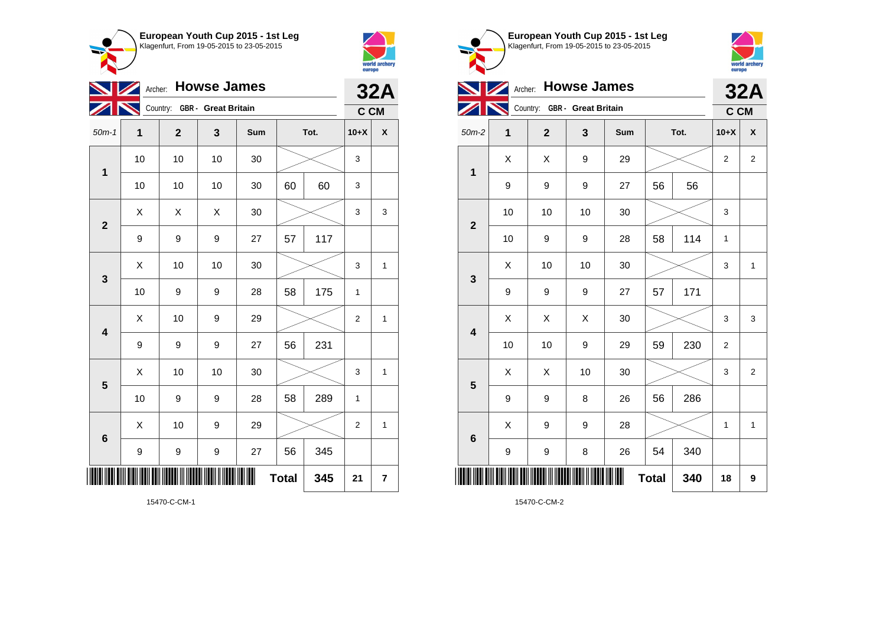## European Youth Cup 2015 - 1st Leg
Klagenfurt, From 19-05-2015 to 23-05-2015

Archer: **Howse James**
Country: **GBR - Great Britain**

**32A**
**C CM**

| 50m-1 | 1 | 2 | 3 | Sum | Tot. | | 10+X | X |
|---|---|---|---|---|---|---|---|---|
| 1 | 10 | 10 | 10 | 30 | | | 3 | |
| | 10 | 10 | 10 | 30 | 60 | 60 | 3 | |
| 2 | X | X | X | 30 | | | 3 | 3 |
| | 9 | 9 | 9 | 27 | 57 | 117 | | |
| 3 | X | 10 | 10 | 30 | | | 3 | 1 |
| | 10 | 9 | 9 | 28 | 58 | 175 | 1 | |
| 4 | X | 10 | 9 | 29 | | | 2 | 1 |
| | 9 | 9 | 9 | 27 | 56 | 231 | | |
| 5 | X | 10 | 10 | 30 | | | 3 | 1 |
| | 10 | 9 | 9 | 28 | 58 | 289 | 1 | |
| 6 | X | 10 | 9 | 29 | | | 2 | 1 |
| | 9 | 9 | 9 | 27 | 56 | 345 | | |
| | | | | | **Total** | 345 | 21 | 7 |

15470-C-CM-1

## European Youth Cup 2015 - 1st Leg
Klagenfurt, From 19-05-2015 to 23-05-2015

Archer: **Howse James**
Country: **GBR - Great Britain**

**32A**
**C CM**

| 50m-2 | 1 | 2 | 3 | Sum | Tot. | | 10+X | X |
|---|---|---|---|---|---|---|---|---|
| 1 | X | X | 9 | 29 | | | 2 | 2 |
| | 9 | 9 | 9 | 27 | 56 | 56 | | |
| 2 | 10 | 10 | 10 | 30 | | | 3 | |
| | 10 | 9 | 9 | 28 | 58 | 114 | 1 | |
| 3 | X | 10 | 10 | 30 | | | 3 | 1 |
| | 9 | 9 | 9 | 27 | 57 | 171 | | |
| 4 | X | X | X | 30 | | | 3 | 3 |
| | 10 | 10 | 9 | 29 | 59 | 230 | 2 | |
| 5 | X | X | 10 | 30 | | | 3 | 2 |
| | 9 | 9 | 8 | 26 | 56 | 286 | | |
| 6 | X | 9 | 9 | 28 | | | 1 | 1 |
| | 9 | 9 | 8 | 26 | 54 | 340 | | |
| | | | | | **Total** | 340 | 18 | 9 |

15470-C-CM-2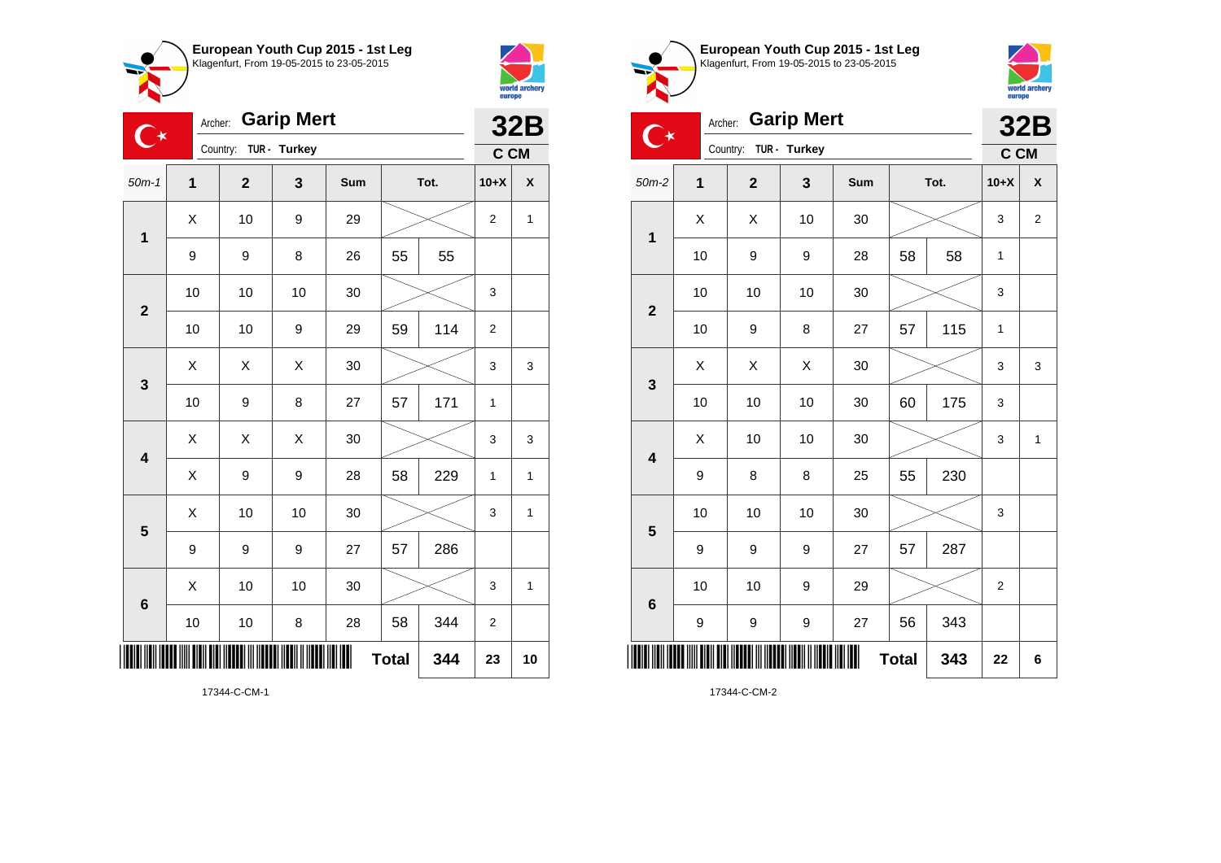**European Youth Cup 2015 - 1st Leg**
Klagenfurt, From 19-05-2015 to 23-05-2015

Archer: **Garip Mert**
Country: TUR - Turkey

**32B**
**C CM**

| 50m-1 | 1 | 2 | 3 | Sum | Tot. | | 10+X | X |
|---|---|---|---|---|---|---|---|---|
| 1 | X | 10 | 9 | 29 | | | 2 | 1 |
| | 9 | 9 | 8 | 26 | 55 | 55 | | |
| 2 | 10 | 10 | 10 | 30 | | | 3 | |
| | 10 | 10 | 9 | 29 | 59 | 114 | 2 | |
| 3 | X | X | X | 30 | | | 3 | 3 |
| | 10 | 9 | 8 | 27 | 57 | 171 | 1 | |
| 4 | X | X | X | 30 | | | 3 | 3 |
| | X | 9 | 9 | 28 | 58 | 229 | 1 | 1 |
| 5 | X | 10 | 10 | 30 | | | 3 | 1 |
| | 9 | 9 | 9 | 27 | 57 | 286 | | |
| 6 | X | 10 | 10 | 30 | | | 3 | 1 |
| | 10 | 10 | 8 | 28 | 58 | 344 | 2 | |
| | | | | | **Total** | **344** | **23** | **10** |

17344-C-CM-1

**European Youth Cup 2015 - 1st Leg**
Klagenfurt, From 19-05-2015 to 23-05-2015

Archer: **Garip Mert**
Country: TUR - Turkey

**32B**
**C CM**

| 50m-2 | 1 | 2 | 3 | Sum | Tot. | | 10+X | X |
|---|---|---|---|---|---|---|---|---|
| 1 | X | X | 10 | 30 | | | 3 | 2 |
| | 10 | 9 | 9 | 28 | 58 | 58 | 1 | |
| 2 | 10 | 10 | 10 | 30 | | | 3 | |
| | 10 | 9 | 8 | 27 | 57 | 115 | 1 | |
| 3 | X | X | X | 30 | | | 3 | 3 |
| | 10 | 10 | 10 | 30 | 60 | 175 | 3 | |
| 4 | X | 10 | 10 | 30 | | | 3 | 1 |
| | 9 | 8 | 8 | 25 | 55 | 230 | | |
| 5 | 10 | 10 | 10 | 30 | | | 3 | |
| | 9 | 9 | 9 | 27 | 57 | 287 | | |
| 6 | 10 | 10 | 9 | 29 | | | 2 | |
| | 9 | 9 | 9 | 27 | 56 | 343 | | |
| | | | | | **Total** | **343** | **22** | **6** |

17344-C-CM-2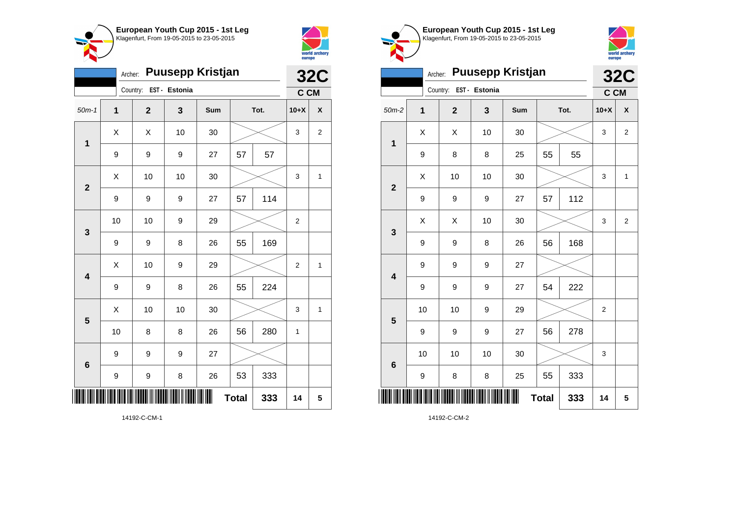## European Youth Cup 2015 - 1st Leg
Klagenfurt, From 19-05-2015 to 23-05-2015

Archer: **Puusepp Kristjan**
Country: EST - Estonia

**32C**
**C CM**

| 50m-1 | 1 | 2 | 3 | Sum | Tot. | | 10+X | X |
|---|---|---|---|---|---|---|---|---|
| 1 | X | X | 10 | 30 | | | 3 | 2 |
| | 9 | 9 | 9 | 27 | 57 | 57 | | |
| 2 | X | 10 | 10 | 30 | | | 3 | 1 |
| | 9 | 9 | 9 | 27 | 57 | 114 | | |
| 3 | 10 | 10 | 9 | 29 | | | 2 | |
| | 9 | 9 | 8 | 26 | 55 | 169 | | |
| 4 | X | 10 | 9 | 29 | | | 2 | 1 |
| | 9 | 9 | 8 | 26 | 55 | 224 | | |
| 5 | X | 10 | 10 | 30 | | | 3 | 1 |
| | 10 | 8 | 8 | 26 | 56 | 280 | 1 | |
| 6 | 9 | 9 | 9 | 27 | | | | |
| | 9 | 9 | 8 | 26 | 53 | 333 | | |
| | | | | | **Total** | **333** | **14** | **5** |

14192-C-CM-1

## European Youth Cup 2015 - 1st Leg
Klagenfurt, From 19-05-2015 to 23-05-2015

Archer: **Puusepp Kristjan**
Country: EST - Estonia

**32C**
**C CM**

| 50m-2 | 1 | 2 | 3 | Sum | Tot. | | 10+X | X |
|---|---|---|---|---|---|---|---|---|
| 1 | X | X | 10 | 30 | | | 3 | 2 |
| | 9 | 8 | 8 | 25 | 55 | 55 | | |
| 2 | X | 10 | 10 | 30 | | | 3 | 1 |
| | 9 | 9 | 9 | 27 | 57 | 112 | | |
| 3 | X | X | 10 | 30 | | | 3 | 2 |
| | 9 | 9 | 8 | 26 | 56 | 168 | | |
| 4 | 9 | 9 | 9 | 27 | | | | |
| | 9 | 9 | 9 | 27 | 54 | 222 | | |
| 5 | 10 | 10 | 9 | 29 | | | 2 | |
| | 9 | 9 | 9 | 27 | 56 | 278 | | |
| 6 | 10 | 10 | 10 | 30 | | | 3 | |
| | 9 | 8 | 8 | 25 | 55 | 333 | | |
| | | | | | **Total** | **333** | **14** | **5** |

14192-C-CM-2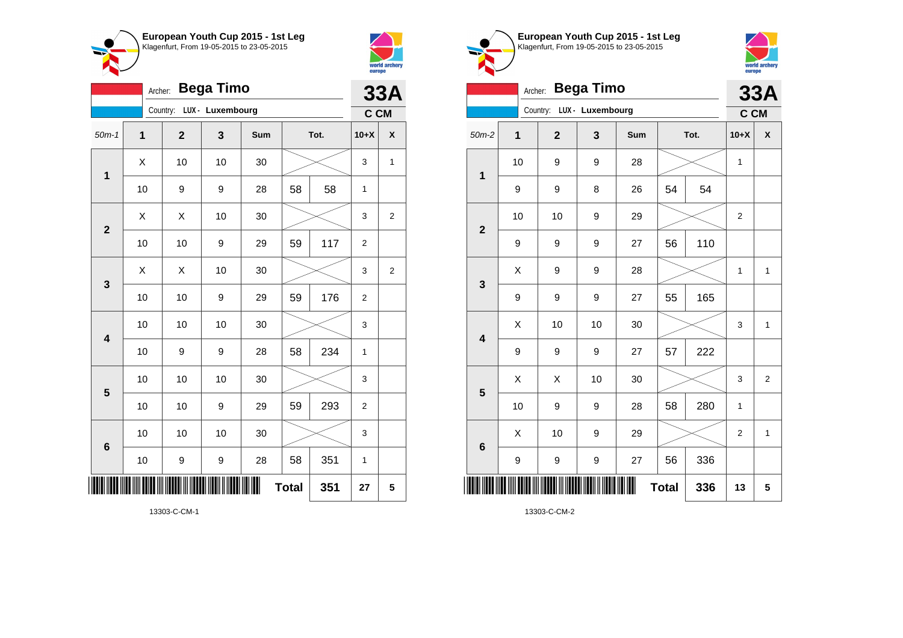**European Youth Cup 2015 - 1st Leg**
Klagenfurt, From 19-05-2015 to 23-05-2015

Archer: **Bega Timo**
Country: LUX - Luxembourg

**33A**
**C CM**

| 50m-1 | 1 | 2 | 3 | Sum | Tot. | | 10+X | X |
|---|---|---|---|---|---|---|---|---|
| 1 | X | 10 | 10 | 30 | | | 3 | 1 |
| | 10 | 9 | 9 | 28 | 58 | 58 | 1 | |
| 2 | X | X | 10 | 30 | | | 3 | 2 |
| | 10 | 10 | 9 | 29 | 59 | 117 | 2 | |
| 3 | X | X | 10 | 30 | | | 3 | 2 |
| | 10 | 10 | 9 | 29 | 59 | 176 | 2 | |
| 4 | 10 | 10 | 10 | 30 | | | 3 | |
| | 10 | 9 | 9 | 28 | 58 | 234 | 1 | |
| 5 | 10 | 10 | 10 | 30 | | | 3 | |
| | 10 | 10 | 9 | 29 | 59 | 293 | 2 | |
| 6 | 10 | 10 | 10 | 30 | | | 3 | |
| | 10 | 9 | 9 | 28 | 58 | 351 | 1 | |
| | | | | | **Total** | **351** | **27** | **5** |

13303-C-CM-1

**European Youth Cup 2015 - 1st Leg**
Klagenfurt, From 19-05-2015 to 23-05-2015

Archer: **Bega Timo**
Country: LUX - Luxembourg

**33A**
**C CM**

| 50m-2 | 1 | 2 | 3 | Sum | Tot. | | 10+X | X |
|---|---|---|---|---|---|---|---|---|
| 1 | 10 | 9 | 9 | 28 | | | 1 | |
| | 9 | 9 | 8 | 26 | 54 | 54 | | |
| 2 | 10 | 10 | 9 | 29 | | | 2 | |
| | 9 | 9 | 9 | 27 | 56 | 110 | | |
| 3 | X | 9 | 9 | 28 | | | 1 | 1 |
| | 9 | 9 | 9 | 27 | 55 | 165 | | |
| 4 | X | 10 | 10 | 30 | | | 3 | 1 |
| | 9 | 9 | 9 | 27 | 57 | 222 | | |
| 5 | X | X | 10 | 30 | | | 3 | 2 |
| | 10 | 9 | 9 | 28 | 58 | 280 | 1 | |
| 6 | X | 10 | 9 | 29 | | | 2 | 1 |
| | 9 | 9 | 9 | 27 | 56 | 336 | | |
| | | | | | **Total** | **336** | **13** | **5** |

13303-C-CM-2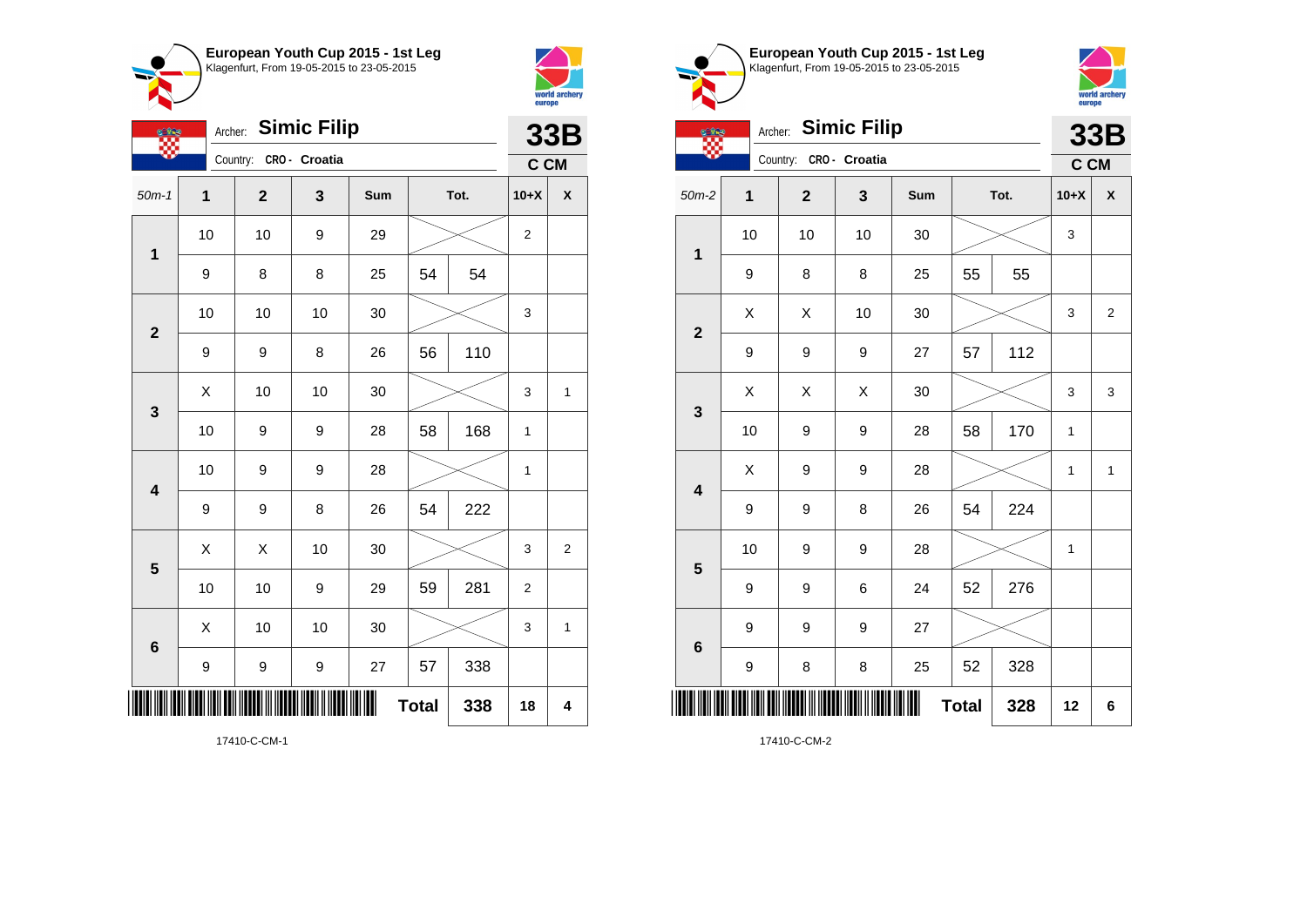**European Youth Cup 2015 - 1st Leg**
Klagenfurt, From 19-05-2015 to 23-05-2015

Archer: **Simic Filip**
Country: CRO - Croatia

**33B**
**C CM**

| 50m-1 | 1 | 2 | 3 | Sum | Tot. | | 10+X | X |
|---|---|---|---|---|---|---|---|---|
| 1 | 10 | 10 | 9 | 29 | | | 2 | |
| | 9 | 8 | 8 | 25 | 54 | 54 | | |
| 2 | 10 | 10 | 10 | 30 | | | 3 | |
| | 9 | 9 | 8 | 26 | 56 | 110 | | |
| 3 | X | 10 | 10 | 30 | | | 3 | 1 |
| | 10 | 9 | 9 | 28 | 58 | 168 | 1 | |
| 4 | 10 | 9 | 9 | 28 | | | 1 | |
| | 9 | 9 | 8 | 26 | 54 | 222 | | |
| 5 | X | X | 10 | 30 | | | 3 | 2 |
| | 10 | 10 | 9 | 29 | 59 | 281 | 2 | |
| 6 | X | 10 | 10 | 30 | | | 3 | 1 |
| | 9 | 9 | 9 | 27 | 57 | 338 | | |
| | | | | | **Total** | **338** | **18** | **4** |

17410-C-CM-1

**European Youth Cup 2015 - 1st Leg**
Klagenfurt, From 19-05-2015 to 23-05-2015

Archer: **Simic Filip**
Country: CRO - Croatia

**33B**
**C CM**

| 50m-2 | 1 | 2 | 3 | Sum | Tot. | | 10+X | X |
|---|---|---|---|---|---|---|---|---|
| 1 | 10 | 10 | 10 | 30 | | | 3 | |
| | 9 | 8 | 8 | 25 | 55 | 55 | | |
| 2 | X | X | 10 | 30 | | | 3 | 2 |
| | 9 | 9 | 9 | 27 | 57 | 112 | | |
| 3 | X | X | X | 30 | | | 3 | 3 |
| | 10 | 9 | 9 | 28 | 58 | 170 | 1 | |
| 4 | X | 9 | 9 | 28 | | | 1 | 1 |
| | 9 | 9 | 8 | 26 | 54 | 224 | | |
| 5 | 10 | 9 | 9 | 28 | | | 1 | |
| | 9 | 9 | 6 | 24 | 52 | 276 | | |
| 6 | 9 | 9 | 9 | 27 | | | | |
| | 9 | 8 | 8 | 25 | 52 | 328 | | |
| | | | | | **Total** | **328** | **12** | **6** |

17410-C-CM-2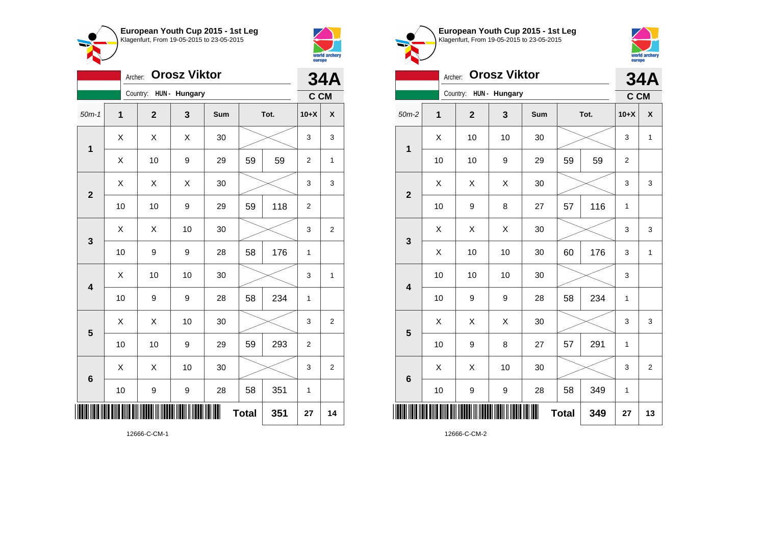**European Youth Cup 2015 - 1st Leg**
Klagenfurt, From 19-05-2015 to 23-05-2015

Archer: **Orosz Viktor**

Country: HUN - Hungary

**34A**

**C CM**

| 50m-1 | 1 | 2 | 3 | Sum | Tot. | | 10+X | X |
|---|---|---|---|---|---|---|---|---|
| 1 | X | X | X | 30 | | | 3 | 3 |
| | X | 10 | 9 | 29 | 59 | 59 | 2 | 1 |
| 2 | X | X | X | 30 | | | 3 | 3 |
| | 10 | 10 | 9 | 29 | 59 | 118 | 2 | |
| 3 | X | X | 10 | 30 | | | 3 | 2 |
| | 10 | 9 | 9 | 28 | 58 | 176 | 1 | |
| 4 | X | 10 | 10 | 30 | | | 3 | 1 |
| | 10 | 9 | 9 | 28 | 58 | 234 | 1 | |
| 5 | X | X | 10 | 30 | | | 3 | 2 |
| | 10 | 10 | 9 | 29 | 59 | 293 | 2 | |
| 6 | X | X | 10 | 30 | | | 3 | 2 |
| | 10 | 9 | 9 | 28 | 58 | 351 | 1 | |
| | | | | | **Total** | **351** | **27** | **14** |

12666-C-CM-1

**European Youth Cup 2015 - 1st Leg**
Klagenfurt, From 19-05-2015 to 23-05-2015

Archer: **Orosz Viktor**

Country: HUN - Hungary

**34A**

**C CM**

| 50m-2 | 1 | 2 | 3 | Sum | Tot. | | 10+X | X |
|---|---|---|---|---|---|---|---|---|
| 1 | X | 10 | 10 | 30 | | | 3 | 1 |
| | 10 | 10 | 9 | 29 | 59 | 59 | 2 | |
| 2 | X | X | X | 30 | | | 3 | 3 |
| | 10 | 9 | 8 | 27 | 57 | 116 | 1 | |
| 3 | X | X | X | 30 | | | 3 | 3 |
| | X | 10 | 10 | 30 | 60 | 176 | 3 | 1 |
| 4 | 10 | 10 | 10 | 30 | | | 3 | |
| | 10 | 9 | 9 | 28 | 58 | 234 | 1 | |
| 5 | X | X | X | 30 | | | 3 | 3 |
| | 10 | 9 | 8 | 27 | 57 | 291 | 1 | |
| 6 | X | X | 10 | 30 | | | 3 | 2 |
| | 10 | 9 | 9 | 28 | 58 | 349 | 1 | |
| | | | | | **Total** | **349** | **27** | **13** |

12666-C-CM-2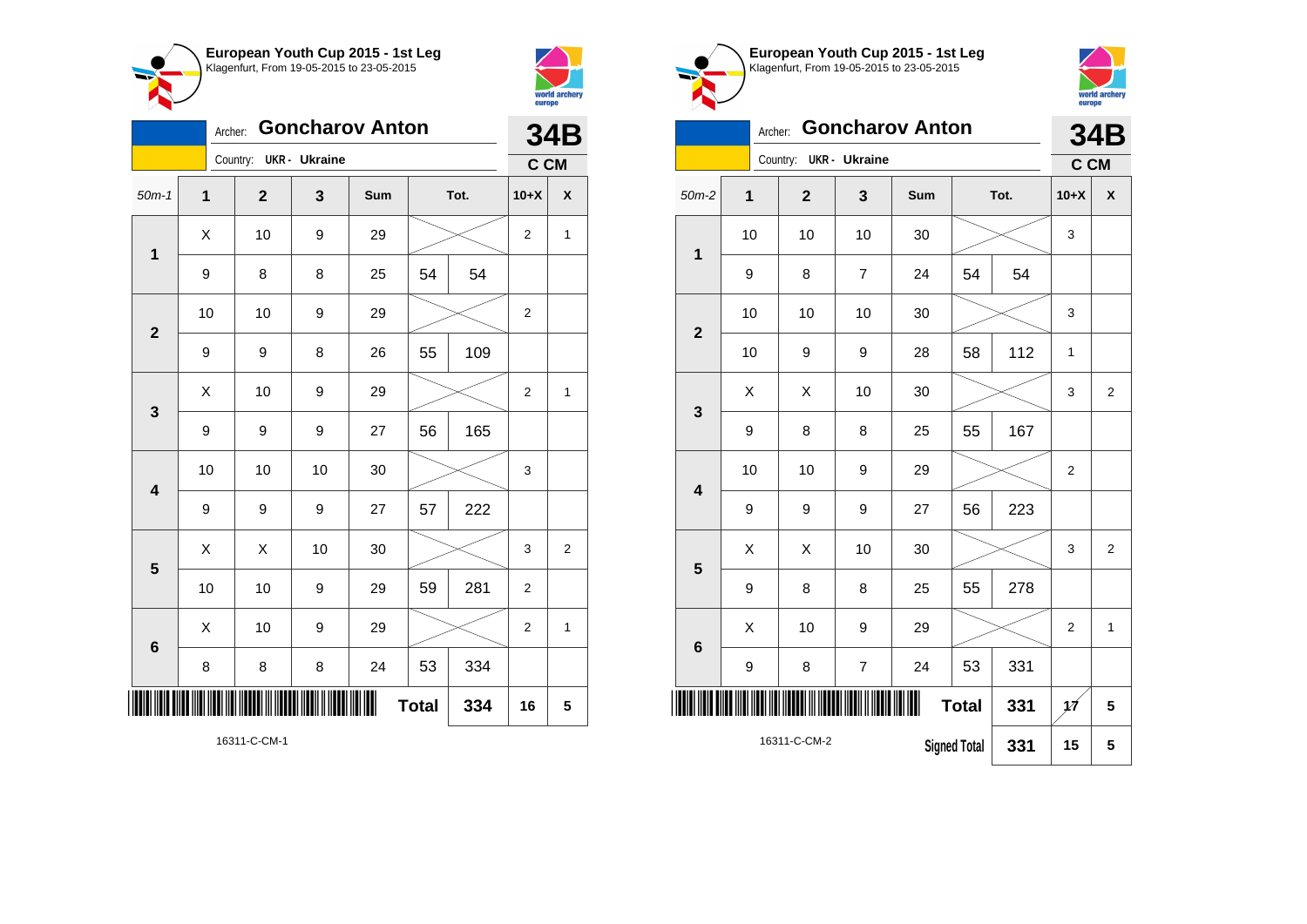## European Youth Cup 2015 - 1st Leg
Klagenfurt, From 19-05-2015 to 23-05-2015

Archer: **Goncharov Anton** — **34B**

Country: UKR - Ukraine — **C CM**

| 50m-1 | 1 | 2 | 3 | Sum | Tot. | | 10+X | X |
|---|---|---|---|---|---|---|---|---|
| 1 | X | 10 | 9 | 29 | | | 2 | 1 |
| | 9 | 8 | 8 | 25 | 54 | 54 | | |
| 2 | 10 | 10 | 9 | 29 | | | 2 | |
| | 9 | 9 | 8 | 26 | 55 | 109 | | |
| 3 | X | 10 | 9 | 29 | | | 2 | 1 |
| | 9 | 9 | 9 | 27 | 56 | 165 | | |
| 4 | 10 | 10 | 10 | 30 | | | 3 | |
| | 9 | 9 | 9 | 27 | 57 | 222 | | |
| 5 | X | X | 10 | 30 | | | 3 | 2 |
| | 10 | 10 | 9 | 29 | 59 | 281 | 2 | |
| 6 | X | 10 | 9 | 29 | | | 2 | 1 |
| | 8 | 8 | 8 | 24 | 53 | 334 | | |
| | | | | | Total | 334 | 16 | 5 |

16311-C-CM-1

## European Youth Cup 2015 - 1st Leg
Klagenfurt, From 19-05-2015 to 23-05-2015

Archer: **Goncharov Anton** — **34B**

Country: UKR - Ukraine — **C CM**

| 50m-2 | 1 | 2 | 3 | Sum | Tot. | | 10+X | X |
|---|---|---|---|---|---|---|---|---|
| 1 | 10 | 10 | 10 | 30 | | | 3 | |
| | 9 | 8 | 7 | 24 | 54 | 54 | | |
| 2 | 10 | 10 | 10 | 30 | | | 3 | |
| | 10 | 9 | 9 | 28 | 58 | 112 | 1 | |
| 3 | X | X | 10 | 30 | | | 3 | 2 |
| | 9 | 8 | 8 | 25 | 55 | 167 | | |
| 4 | 10 | 10 | 9 | 29 | | | 2 | |
| | 9 | 9 | 9 | 27 | 56 | 223 | | |
| 5 | X | X | 10 | 30 | | | 3 | 2 |
| | 9 | 8 | 8 | 25 | 55 | 278 | | |
| 6 | X | 10 | 9 | 29 | | | 2 | 1 |
| | 9 | 8 | 7 | 24 | 53 | 331 | | |
| | | | | | Total | 331 | 17 | 5 |
| | | | | | Signed Total | 331 | 15 | 5 |

16311-C-CM-2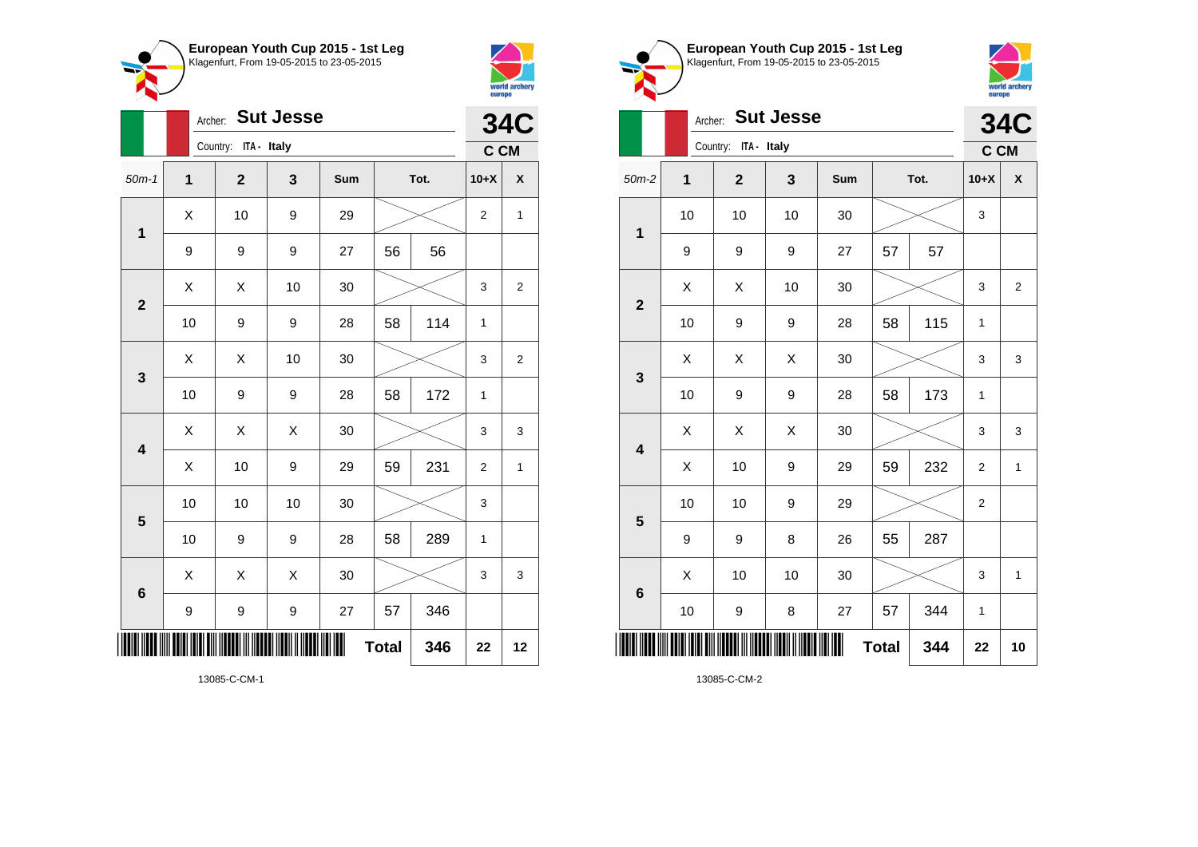## European Youth Cup 2015 - 1st Leg
Klagenfurt, From 19-05-2015 to 23-05-2015

Archer: **Sut Jesse**
Country: ITA - Italy

**34C**
**C CM**

| 50m-1 | 1 | 2 | 3 | Sum | Tot. | | 10+X | X |
|---|---|---|---|---|---|---|---|---|
| 1 | X | 10 | 9 | 29 | | | 2 | 1 |
| | 9 | 9 | 9 | 27 | 56 | 56 | | |
| 2 | X | X | 10 | 30 | | | 3 | 2 |
| | 10 | 9 | 9 | 28 | 58 | 114 | 1 | |
| 3 | X | X | 10 | 30 | | | 3 | 2 |
| | 10 | 9 | 9 | 28 | 58 | 172 | 1 | |
| 4 | X | X | X | 30 | | | 3 | 3 |
| | X | 10 | 9 | 29 | 59 | 231 | 2 | 1 |
| 5 | 10 | 10 | 10 | 30 | | | 3 | |
| | 10 | 9 | 9 | 28 | 58 | 289 | 1 | |
| 6 | X | X | X | 30 | | | 3 | 3 |
| | 9 | 9 | 9 | 27 | 57 | 346 | | |
| | | | | | Total | 346 | 22 | 12 |

13085-C-CM-1

## European Youth Cup 2015 - 1st Leg
Klagenfurt, From 19-05-2015 to 23-05-2015

Archer: **Sut Jesse**
Country: ITA - Italy

**34C**
**C CM**

| 50m-2 | 1 | 2 | 3 | Sum | Tot. | | 10+X | X |
|---|---|---|---|---|---|---|---|---|
| 1 | 10 | 10 | 10 | 30 | | | 3 | |
| | 9 | 9 | 9 | 27 | 57 | 57 | | |
| 2 | X | X | 10 | 30 | | | 3 | 2 |
| | 10 | 9 | 9 | 28 | 58 | 115 | 1 | |
| 3 | X | X | X | 30 | | | 3 | 3 |
| | 10 | 9 | 9 | 28 | 58 | 173 | 1 | |
| 4 | X | X | X | 30 | | | 3 | 3 |
| | X | 10 | 9 | 29 | 59 | 232 | 2 | 1 |
| 5 | 10 | 10 | 9 | 29 | | | 2 | |
| | 9 | 9 | 8 | 26 | 55 | 287 | | |
| 6 | X | 10 | 10 | 30 | | | 3 | 1 |
| | 10 | 9 | 8 | 27 | 57 | 344 | 1 | |
| | | | | | Total | 344 | 22 | 10 |

13085-C-CM-2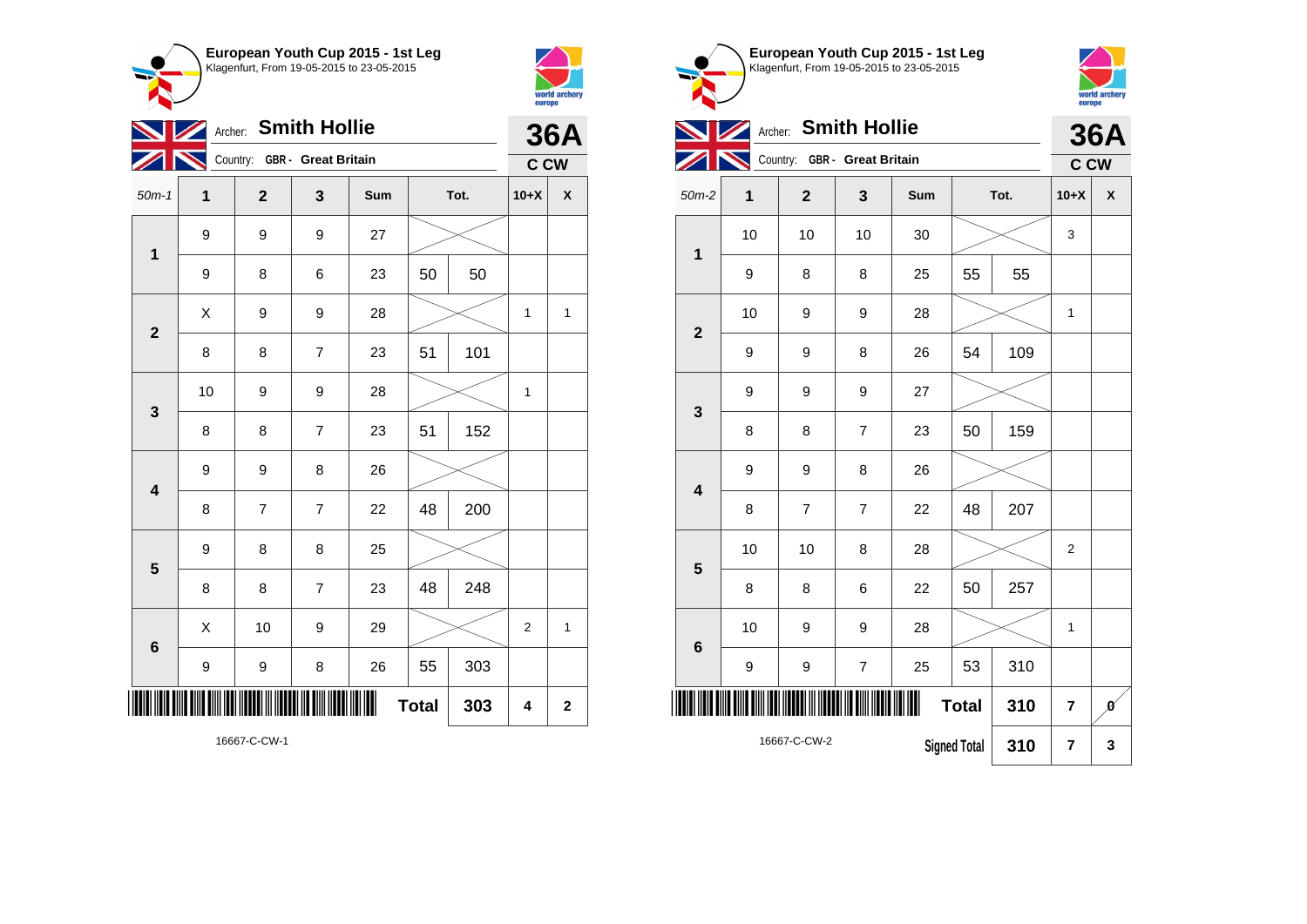## European Youth Cup 2015 - 1st Leg

Klagenfurt, From 19-05-2015 to 23-05-2015

Archer: **Smith Hollie**

Country: GBR - Great Britain

**36A**

**C CW**

| 50m-1 | 1 | 2 | 3 | Sum | Tot. | | 10+X | X |
|---|---|---|---|---|---|---|---|---|
| 1 | 9 | 9 | 9 | 27 | | | | |
| | 9 | 8 | 6 | 23 | 50 | 50 | | |
| 2 | X | 9 | 9 | 28 | | | 1 | 1 |
| | 8 | 8 | 7 | 23 | 51 | 101 | | |
| 3 | 10 | 9 | 9 | 28 | | | 1 | |
| | 8 | 8 | 7 | 23 | 51 | 152 | | |
| 4 | 9 | 9 | 8 | 26 | | | | |
| | 8 | 7 | 7 | 22 | 48 | 200 | | |
| 5 | 9 | 8 | 8 | 25 | | | | |
| | 8 | 8 | 7 | 23 | 48 | 248 | | |
| 6 | X | 10 | 9 | 29 | | | 2 | 1 |
| | 9 | 9 | 8 | 26 | 55 | 303 | | |
| | | | | | **Total** | **303** | **4** | **2** |

16667-C-CW-1

## European Youth Cup 2015 - 1st Leg

Klagenfurt, From 19-05-2015 to 23-05-2015

Archer: **Smith Hollie**

Country: GBR - Great Britain

**36A**

**C CW**

| 50m-2 | 1 | 2 | 3 | Sum | Tot. | | 10+X | X |
|---|---|---|---|---|---|---|---|---|
| 1 | 10 | 10 | 10 | 30 | | | 3 | |
| | 9 | 8 | 8 | 25 | 55 | 55 | | |
| 2 | 10 | 9 | 9 | 28 | | | 1 | |
| | 9 | 9 | 8 | 26 | 54 | 109 | | |
| 3 | 9 | 9 | 9 | 27 | | | | |
| | 8 | 8 | 7 | 23 | 50 | 159 | | |
| 4 | 9 | 9 | 8 | 26 | | | | |
| | 8 | 7 | 7 | 22 | 48 | 207 | | |
| 5 | 10 | 10 | 8 | 28 | | | 2 | |
| | 8 | 8 | 6 | 22 | 50 | 257 | | |
| 6 | 10 | 9 | 9 | 28 | | | 1 | |
| | 9 | 9 | 7 | 25 | 53 | 310 | | |
| | | | | | **Total** | **310** | **7** | **0** |
| | | | | | **Signed Total** | **310** | **7** | **3** |

16667-C-CW-2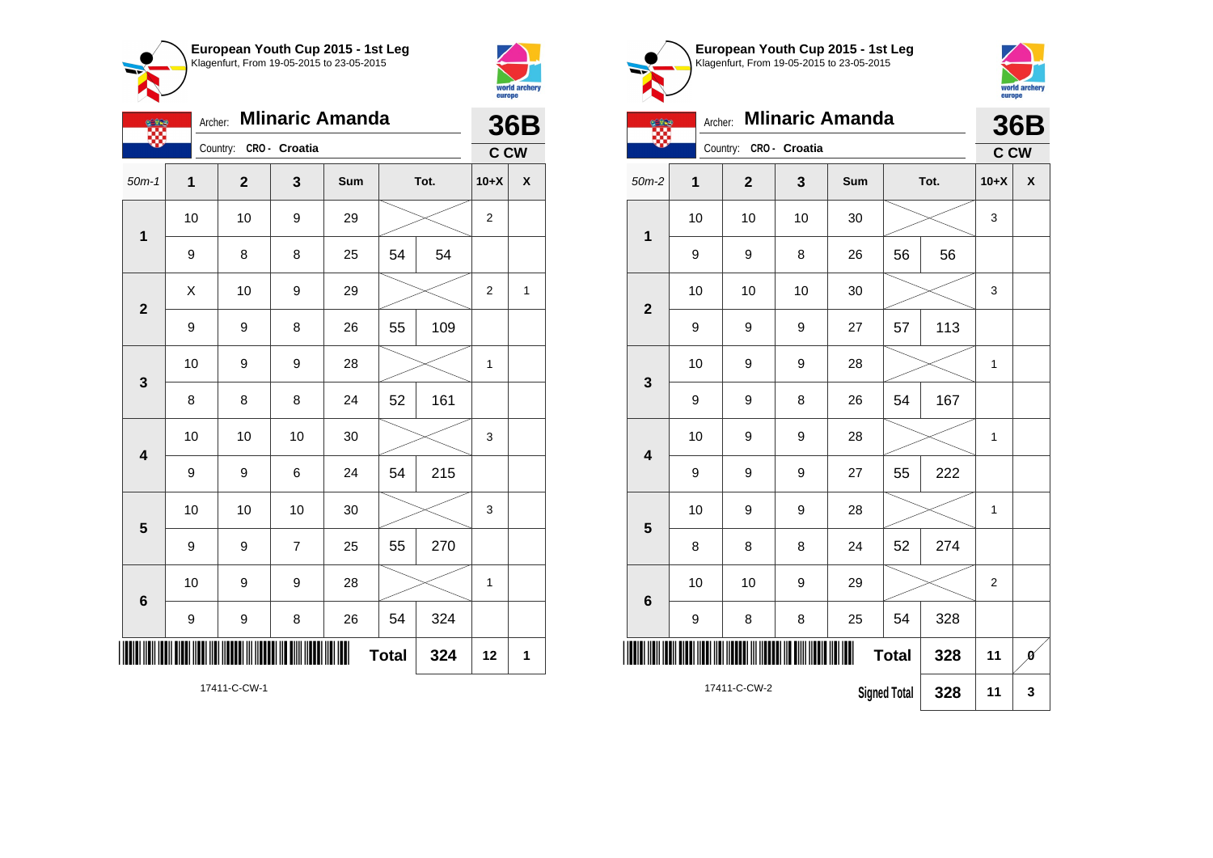**European Youth Cup 2015 - 1st Leg**
Klagenfurt, From 19-05-2015 to 23-05-2015

Archer: **Mlinaric Amanda**
Country: CRO - Croatia

**36B**
C CW

| 50m-1 | 1 | 2 | 3 | Sum | Tot. | | 10+X | X |
|---|---|---|---|---|---|---|---|---|
| 1 | 10 | 10 | 9 | 29 | | | 2 | |
| | 9 | 8 | 8 | 25 | 54 | 54 | | |
| 2 | X | 10 | 9 | 29 | | | 2 | 1 |
| | 9 | 9 | 8 | 26 | 55 | 109 | | |
| 3 | 10 | 9 | 9 | 28 | | | 1 | |
| | 8 | 8 | 8 | 24 | 52 | 161 | | |
| 4 | 10 | 10 | 10 | 30 | | | 3 | |
| | 9 | 9 | 6 | 24 | 54 | 215 | | |
| 5 | 10 | 10 | 10 | 30 | | | 3 | |
| | 9 | 9 | 7 | 25 | 55 | 270 | | |
| 6 | 10 | 9 | 9 | 28 | | | 1 | |
| | 9 | 9 | 8 | 26 | 54 | 324 | | |
| | | | | | Total | 324 | 12 | 1 |

17411-C-CW-1

**European Youth Cup 2015 - 1st Leg**
Klagenfurt, From 19-05-2015 to 23-05-2015

Archer: **Mlinaric Amanda**
Country: CRO - Croatia

**36B**
C CW

| 50m-2 | 1 | 2 | 3 | Sum | Tot. | | 10+X | X |
|---|---|---|---|---|---|---|---|---|
| 1 | 10 | 10 | 10 | 30 | | | 3 | |
| | 9 | 9 | 8 | 26 | 56 | 56 | | |
| 2 | 10 | 10 | 10 | 30 | | | 3 | |
| | 9 | 9 | 9 | 27 | 57 | 113 | | |
| 3 | 10 | 9 | 9 | 28 | | | 1 | |
| | 9 | 9 | 8 | 26 | 54 | 167 | | |
| 4 | 10 | 9 | 9 | 28 | | | 1 | |
| | 9 | 9 | 9 | 27 | 55 | 222 | | |
| 5 | 10 | 9 | 9 | 28 | | | 1 | |
| | 8 | 8 | 8 | 24 | 52 | 274 | | |
| 6 | 10 | 10 | 9 | 29 | | | 2 | |
| | 9 | 8 | 8 | 25 | 54 | 328 | | |
| | | | | | Total | 328 | 11 | 0 |
| | | | | | Signed Total | 328 | 11 | 3 |

17411-C-CW-2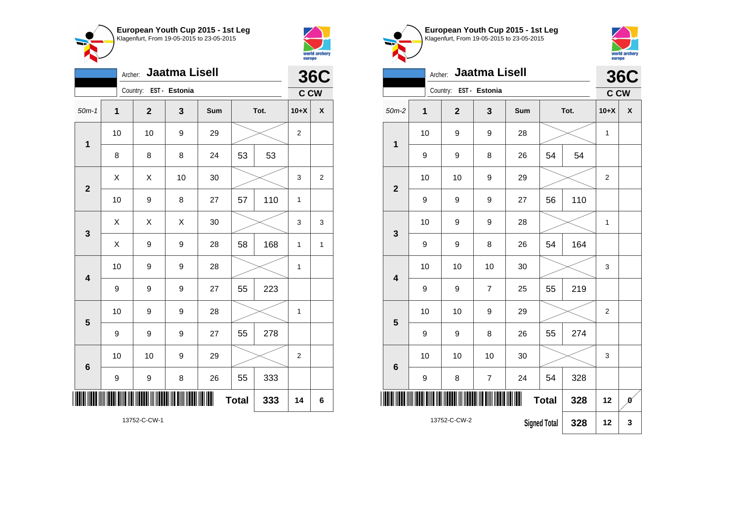## European Youth Cup 2015 - 1st Leg
Klagenfurt, From 19-05-2015 to 23-05-2015

Archer: **Jaatma Lisell**
Country: EST - Estonia

**36C** — C CW

| 50m-1 | 1 | 2 | 3 | Sum | Tot. | | 10+X | X |
|---|---|---|---|---|---|---|---|---|
| 1 | 10 | 10 | 9 | 29 | | | 2 | |
| | 8 | 8 | 8 | 24 | 53 | 53 | | |
| 2 | X | X | 10 | 30 | | | 3 | 2 |
| | 10 | 9 | 8 | 27 | 57 | 110 | 1 | |
| 3 | X | X | X | 30 | | | 3 | 3 |
| | X | 9 | 9 | 28 | 58 | 168 | 1 | 1 |
| 4 | 10 | 9 | 9 | 28 | | | 1 | |
| | 9 | 9 | 9 | 27 | 55 | 223 | | |
| 5 | 10 | 9 | 9 | 28 | | | 1 | |
| | 9 | 9 | 9 | 27 | 55 | 278 | | |
| 6 | 10 | 10 | 9 | 29 | | | 2 | |
| | 9 | 9 | 8 | 26 | 55 | 333 | | |
| | | | | | Total | 333 | 14 | 6 |

13752-C-CW-1

## European Youth Cup 2015 - 1st Leg
Klagenfurt, From 19-05-2015 to 23-05-2015

Archer: **Jaatma Lisell**
Country: EST - Estonia

**36C** — C CW

| 50m-2 | 1 | 2 | 3 | Sum | Tot. | | 10+X | X |
|---|---|---|---|---|---|---|---|---|
| 1 | 10 | 9 | 9 | 28 | | | 1 | |
| | 9 | 9 | 8 | 26 | 54 | 54 | | |
| 2 | 10 | 10 | 9 | 29 | | | 2 | |
| | 9 | 9 | 9 | 27 | 56 | 110 | | |
| 3 | 10 | 9 | 9 | 28 | | | 1 | |
| | 9 | 9 | 8 | 26 | 54 | 164 | | |
| 4 | 10 | 10 | 10 | 30 | | | 3 | |
| | 9 | 9 | 7 | 25 | 55 | 219 | | |
| 5 | 10 | 10 | 9 | 29 | | | 2 | |
| | 9 | 9 | 8 | 26 | 55 | 274 | | |
| 6 | 10 | 10 | 10 | 30 | | | 3 | |
| | 9 | 8 | 7 | 24 | 54 | 328 | | |
| | | | | | Total | 328 | 12 | 0 |
| | | | | | Signed Total | 328 | 12 | 3 |

13752-C-CW-2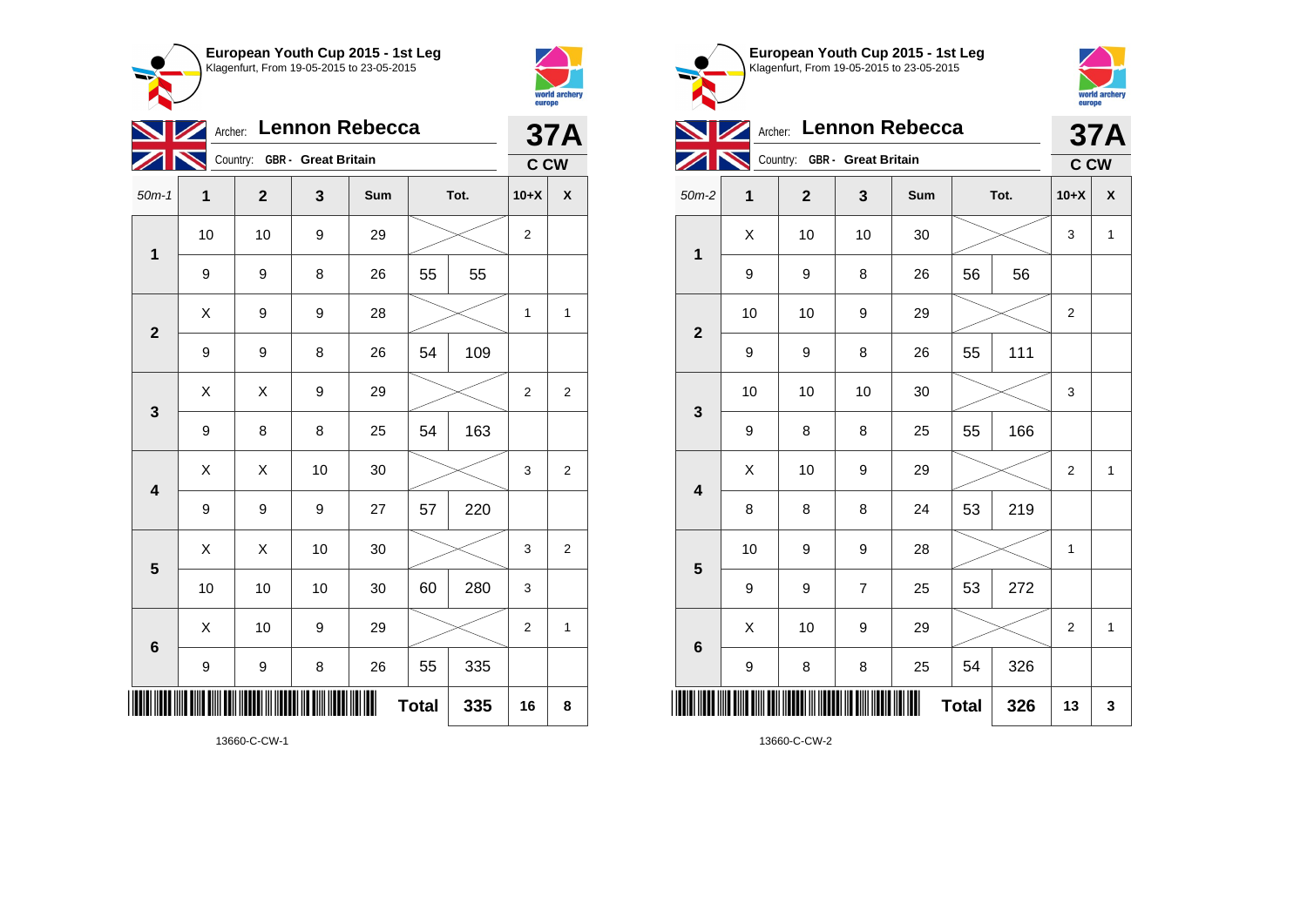**European Youth Cup 2015 - 1st Leg**
Klagenfurt, From 19-05-2015 to 23-05-2015

Archer: **Lennon Rebecca**
Country: **GBR - Great Britain**

**37A**
**C CW**

| 50m-1 | 1 | 2 | 3 | Sum | Tot. | | 10+X | X |
|---|---|---|---|---|---|---|---|---|
| 1 | 10 | 10 | 9 | 29 | | | 2 | |
| | 9 | 9 | 8 | 26 | 55 | 55 | | |
| 2 | X | 9 | 9 | 28 | | | 1 | 1 |
| | 9 | 9 | 8 | 26 | 54 | 109 | | |
| 3 | X | X | 9 | 29 | | | 2 | 2 |
| | 9 | 8 | 8 | 25 | 54 | 163 | | |
| 4 | X | X | 10 | 30 | | | 3 | 2 |
| | 9 | 9 | 9 | 27 | 57 | 220 | | |
| 5 | X | X | 10 | 30 | | | 3 | 2 |
| | 10 | 10 | 10 | 30 | 60 | 280 | 3 | |
| 6 | X | 10 | 9 | 29 | | | 2 | 1 |
| | 9 | 9 | 8 | 26 | 55 | 335 | | |
| | | | | **Total** | | **335** | **16** | **8** |

13660-C-CW-1

**European Youth Cup 2015 - 1st Leg**
Klagenfurt, From 19-05-2015 to 23-05-2015

Archer: **Lennon Rebecca**
Country: **GBR - Great Britain**

**37A**
**C CW**

| 50m-2 | 1 | 2 | 3 | Sum | Tot. | | 10+X | X |
|---|---|---|---|---|---|---|---|---|
| 1 | X | 10 | 10 | 30 | | | 3 | 1 |
| | 9 | 9 | 8 | 26 | 56 | 56 | | |
| 2 | 10 | 10 | 9 | 29 | | | 2 | |
| | 9 | 9 | 8 | 26 | 55 | 111 | | |
| 3 | 10 | 10 | 10 | 30 | | | 3 | |
| | 9 | 8 | 8 | 25 | 55 | 166 | | |
| 4 | X | 10 | 9 | 29 | | | 2 | 1 |
| | 8 | 8 | 8 | 24 | 53 | 219 | | |
| 5 | 10 | 9 | 9 | 28 | | | 1 | |
| | 9 | 9 | 7 | 25 | 53 | 272 | | |
| 6 | X | 10 | 9 | 29 | | | 2 | 1 |
| | 9 | 8 | 8 | 25 | 54 | 326 | | |
| | | | | **Total** | | **326** | **13** | **3** |

13660-C-CW-2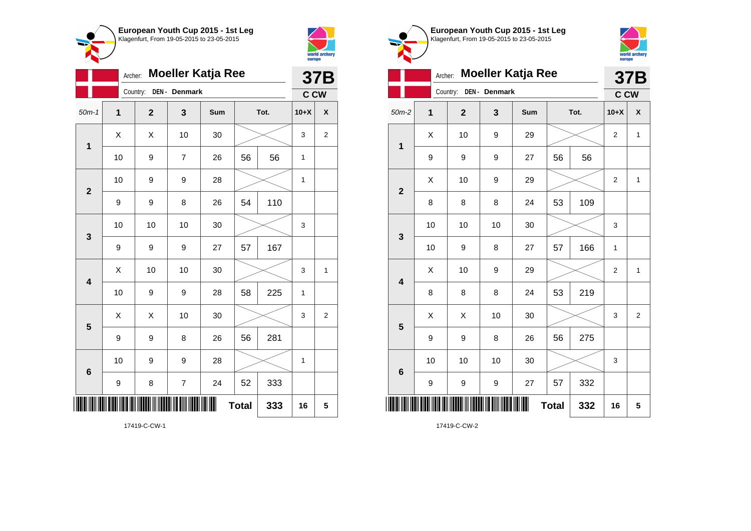**European Youth Cup 2015 - 1st Leg**
Klagenfurt, From 19-05-2015 to 23-05-2015

Archer: **Moeller Katja Ree**
Country: **DEN - Denmark**

**37B**
**C CW**

| 50m-1 | 1 | 2 | 3 | Sum | Tot. | | 10+X | X |
|---|---|---|---|---|---|---|---|---|
| 1 | X | X | 10 | 30 | | | 3 | 2 |
| | 10 | 9 | 7 | 26 | 56 | 56 | 1 | |
| 2 | 10 | 9 | 9 | 28 | | | 1 | |
| | 9 | 9 | 8 | 26 | 54 | 110 | | |
| 3 | 10 | 10 | 10 | 30 | | | 3 | |
| | 9 | 9 | 9 | 27 | 57 | 167 | | |
| 4 | X | 10 | 10 | 30 | | | 3 | 1 |
| | 10 | 9 | 9 | 28 | 58 | 225 | 1 | |
| 5 | X | X | 10 | 30 | | | 3 | 2 |
| | 9 | 9 | 8 | 26 | 56 | 281 | | |
| 6 | 10 | 9 | 9 | 28 | | | 1 | |
| | 9 | 8 | 7 | 24 | 52 | 333 | | |
| | | | | | **Total** | **333** | **16** | **5** |

17419-C-CW-1

**European Youth Cup 2015 - 1st Leg**
Klagenfurt, From 19-05-2015 to 23-05-2015

Archer: **Moeller Katja Ree**
Country: **DEN - Denmark**

**37B**
**C CW**

| 50m-2 | 1 | 2 | 3 | Sum | Tot. | | 10+X | X |
|---|---|---|---|---|---|---|---|---|
| 1 | X | 10 | 9 | 29 | | | 2 | 1 |
| | 9 | 9 | 9 | 27 | 56 | 56 | | |
| 2 | X | 10 | 9 | 29 | | | 2 | 1 |
| | 8 | 8 | 8 | 24 | 53 | 109 | | |
| 3 | 10 | 10 | 10 | 30 | | | 3 | |
| | 10 | 9 | 8 | 27 | 57 | 166 | 1 | |
| 4 | X | 10 | 9 | 29 | | | 2 | 1 |
| | 8 | 8 | 8 | 24 | 53 | 219 | | |
| 5 | X | X | 10 | 30 | | | 3 | 2 |
| | 9 | 9 | 8 | 26 | 56 | 275 | | |
| 6 | 10 | 10 | 10 | 30 | | | 3 | |
| | 9 | 9 | 9 | 27 | 57 | 332 | | |
| | | | | | **Total** | **332** | **16** | **5** |

17419-C-CW-2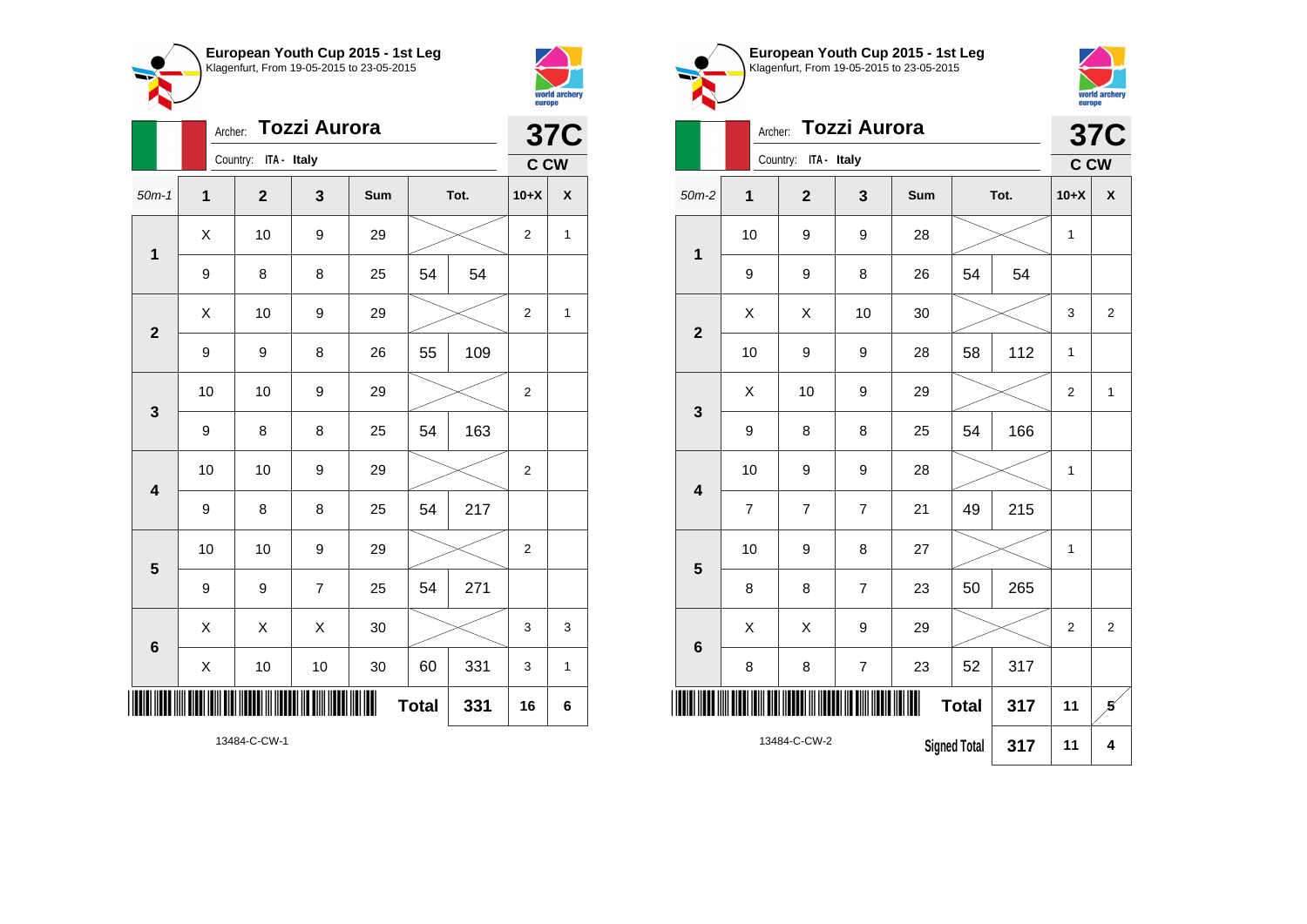## European Youth Cup 2015 - 1st Leg
Klagenfurt, From 19-05-2015 to 23-05-2015

Archer: **Tozzi Aurora**
Country: ITA - Italy
**37C** C CW

| 50m-1 | 1 | 2 | 3 | Sum | Tot. | | 10+X | X |
|---|---|---|---|---|---|---|---|---|
| 1 | X | 10 | 9 | 29 | | | 2 | 1 |
| | 9 | 8 | 8 | 25 | 54 | 54 | | |
| 2 | X | 10 | 9 | 29 | | | 2 | 1 |
| | 9 | 9 | 8 | 26 | 55 | 109 | | |
| 3 | 10 | 10 | 9 | 29 | | | 2 | |
| | 9 | 8 | 8 | 25 | 54 | 163 | | |
| 4 | 10 | 10 | 9 | 29 | | | 2 | |
| | 9 | 8 | 8 | 25 | 54 | 217 | | |
| 5 | 10 | 10 | 9 | 29 | | | 2 | |
| | 9 | 9 | 7 | 25 | 54 | 271 | | |
| 6 | X | X | X | 30 | | | 3 | 3 |
| | X | 10 | 10 | 30 | 60 | 331 | 3 | 1 |
| | | | | | Total | 331 | 16 | 6 |

13484-C-CW-1

## European Youth Cup 2015 - 1st Leg
Klagenfurt, From 19-05-2015 to 23-05-2015

Archer: **Tozzi Aurora**
Country: ITA - Italy
**37C** C CW

| 50m-2 | 1 | 2 | 3 | Sum | Tot. | | 10+X | X |
|---|---|---|---|---|---|---|---|---|
| 1 | 10 | 9 | 9 | 28 | | | 1 | |
| | 9 | 9 | 8 | 26 | 54 | 54 | | |
| 2 | X | X | 10 | 30 | | | 3 | 2 |
| | 10 | 9 | 9 | 28 | 58 | 112 | 1 | |
| 3 | X | 10 | 9 | 29 | | | 2 | 1 |
| | 9 | 8 | 8 | 25 | 54 | 166 | | |
| 4 | 10 | 9 | 9 | 28 | | | 1 | |
| | 7 | 7 | 7 | 21 | 49 | 215 | | |
| 5 | 10 | 9 | 8 | 27 | | | 1 | |
| | 8 | 8 | 7 | 23 | 50 | 265 | | |
| 6 | X | X | 9 | 29 | | | 2 | 2 |
| | 8 | 8 | 7 | 23 | 52 | 317 | | |
| | | | | | Total | 317 | 11 | 5 |
| | | | | | Signed Total | 317 | 11 | 4 |

13484-C-CW-2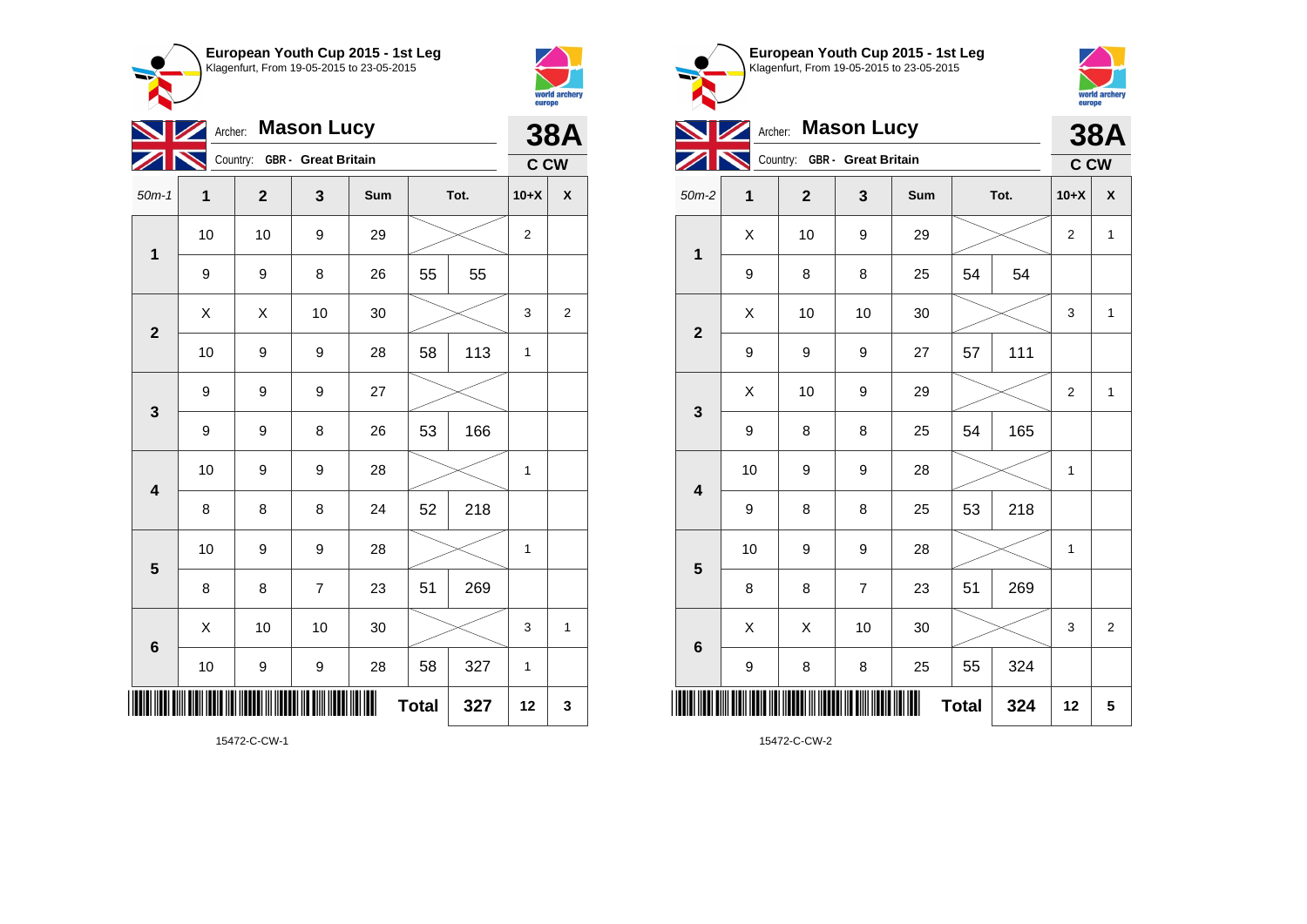## European Youth Cup 2015 - 1st Leg

Klagenfurt, From 19-05-2015 to 23-05-2015

Archer: **Mason Lucy**

Country: GBR - Great Britain

**38A**

C CW

| 50m-1 | 1 | 2 | 3 | Sum | Tot. | | 10+X | X |
|---|---|---|---|---|---|---|---|---|
| 1 | 10 | 10 | 9 | 29 | | | 2 | |
| | 9 | 9 | 8 | 26 | 55 | 55 | | |
| 2 | X | X | 10 | 30 | | | 3 | 2 |
| | 10 | 9 | 9 | 28 | 58 | 113 | 1 | |
| 3 | 9 | 9 | 9 | 27 | | | | |
| | 9 | 9 | 8 | 26 | 53 | 166 | | |
| 4 | 10 | 9 | 9 | 28 | | | 1 | |
| | 8 | 8 | 8 | 24 | 52 | 218 | | |
| 5 | 10 | 9 | 9 | 28 | | | 1 | |
| | 8 | 8 | 7 | 23 | 51 | 269 | | |
| 6 | X | 10 | 10 | 30 | | | 3 | 1 |
| | 10 | 9 | 9 | 28 | 58 | 327 | 1 | |
| | | | | | **Total** | **327** | **12** | **3** |

15472-C-CW-1

## European Youth Cup 2015 - 1st Leg

Klagenfurt, From 19-05-2015 to 23-05-2015

Archer: **Mason Lucy**

Country: GBR - Great Britain

**38A**

C CW

| 50m-2 | 1 | 2 | 3 | Sum | Tot. | | 10+X | X |
|---|---|---|---|---|---|---|---|---|
| 1 | X | 10 | 9 | 29 | | | 2 | 1 |
| | 9 | 8 | 8 | 25 | 54 | 54 | | |
| 2 | X | 10 | 10 | 30 | | | 3 | 1 |
| | 9 | 9 | 9 | 27 | 57 | 111 | | |
| 3 | X | 10 | 9 | 29 | | | 2 | 1 |
| | 9 | 8 | 8 | 25 | 54 | 165 | | |
| 4 | 10 | 9 | 9 | 28 | | | 1 | |
| | 9 | 8 | 8 | 25 | 53 | 218 | | |
| 5 | 10 | 9 | 9 | 28 | | | 1 | |
| | 8 | 8 | 7 | 23 | 51 | 269 | | |
| 6 | X | X | 10 | 30 | | | 3 | 2 |
| | 9 | 8 | 8 | 25 | 55 | 324 | | |
| | | | | | **Total** | **324** | **12** | **5** |

15472-C-CW-2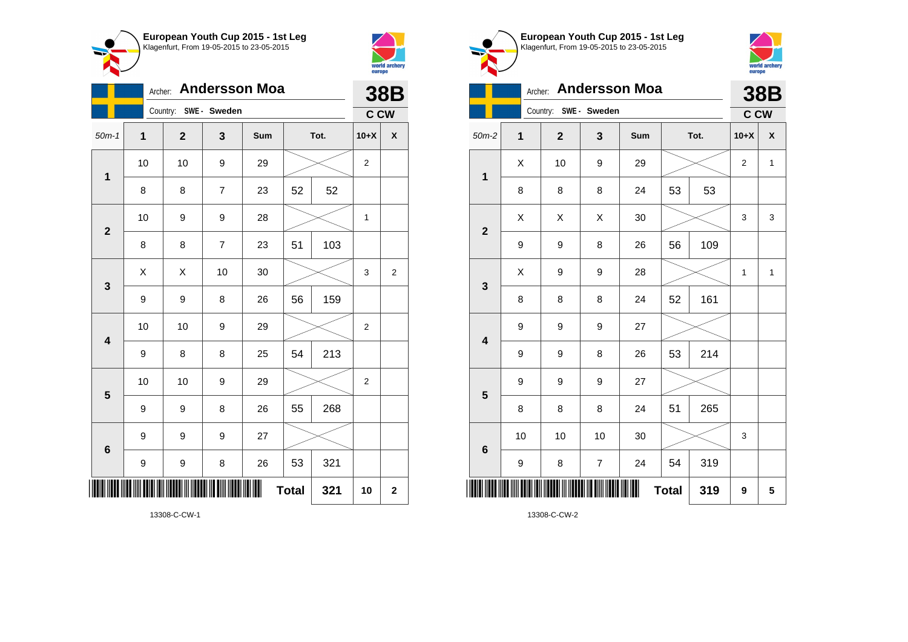## European Youth Cup 2015 - 1st Leg
Klagenfurt, From 19-05-2015 to 23-05-2015

Archer: **Andersson Moa**
Country: SWE - Sweden

**38B**
**C CW**

| 50m-1 | 1 | 2 | 3 | Sum | Tot. | | 10+X | X |
|---|---|---|---|---|---|---|---|---|
| 1 | 10 | 10 | 9 | 29 | | | 2 | |
| | 8 | 8 | 7 | 23 | 52 | 52 | | |
| 2 | 10 | 9 | 9 | 28 | | | 1 | |
| | 8 | 8 | 7 | 23 | 51 | 103 | | |
| 3 | X | X | 10 | 30 | | | 3 | 2 |
| | 9 | 9 | 8 | 26 | 56 | 159 | | |
| 4 | 10 | 10 | 9 | 29 | | | 2 | |
| | 9 | 8 | 8 | 25 | 54 | 213 | | |
| 5 | 10 | 10 | 9 | 29 | | | 2 | |
| | 9 | 9 | 8 | 26 | 55 | 268 | | |
| 6 | 9 | 9 | 9 | 27 | | | | |
| | 9 | 9 | 8 | 26 | 53 | 321 | | |
| | | | | | **Total** | **321** | **10** | **2** |

13308-C-CW-1

## European Youth Cup 2015 - 1st Leg
Klagenfurt, From 19-05-2015 to 23-05-2015

Archer: **Andersson Moa**
Country: SWE - Sweden

**38B**
**C CW**

| 50m-2 | 1 | 2 | 3 | Sum | Tot. | | 10+X | X |
|---|---|---|---|---|---|---|---|---|
| 1 | X | 10 | 9 | 29 | | | 2 | 1 |
| | 8 | 8 | 8 | 24 | 53 | 53 | | |
| 2 | X | X | X | 30 | | | 3 | 3 |
| | 9 | 9 | 8 | 26 | 56 | 109 | | |
| 3 | X | 9 | 9 | 28 | | | 1 | 1 |
| | 8 | 8 | 8 | 24 | 52 | 161 | | |
| 4 | 9 | 9 | 9 | 27 | | | | |
| | 9 | 9 | 8 | 26 | 53 | 214 | | |
| 5 | 9 | 9 | 9 | 27 | | | | |
| | 8 | 8 | 8 | 24 | 51 | 265 | | |
| 6 | 10 | 10 | 10 | 30 | | | 3 | |
| | 9 | 8 | 7 | 24 | 54 | 319 | | |
| | | | | | **Total** | **319** | **9** | **5** |

13308-C-CW-2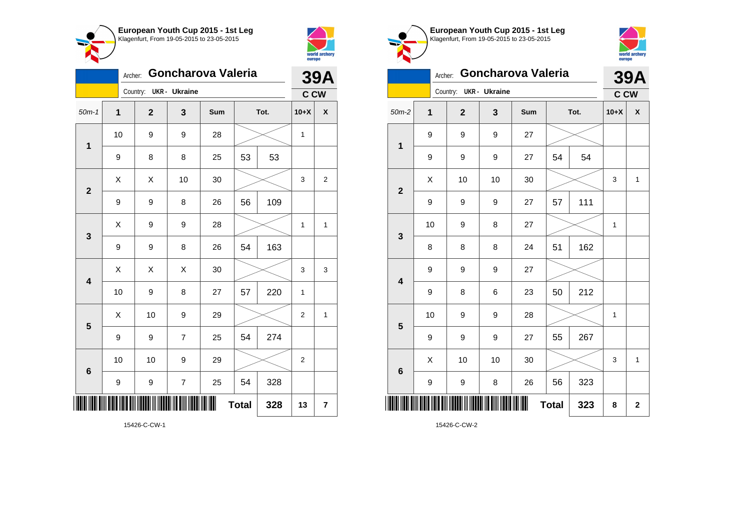**European Youth Cup 2015 - 1st Leg**
Klagenfurt, From 19-05-2015 to 23-05-2015

Archer: **Goncharova Valeria**
Country: **UKR - Ukraine**

**39A**
**C CW**

| 50m-1 | 1 | 2 | 3 | Sum | Tot. | | 10+X | X |
|---|---|---|---|---|---|---|---|---|
| 1 | 10 | 9 | 9 | 28 | | | 1 | |
| | 9 | 8 | 8 | 25 | 53 | 53 | | |
| 2 | X | X | 10 | 30 | | | 3 | 2 |
| | 9 | 9 | 8 | 26 | 56 | 109 | | |
| 3 | X | 9 | 9 | 28 | | | 1 | 1 |
| | 9 | 9 | 8 | 26 | 54 | 163 | | |
| 4 | X | X | X | 30 | | | 3 | 3 |
| | 10 | 9 | 8 | 27 | 57 | 220 | 1 | |
| 5 | X | 10 | 9 | 29 | | | 2 | 1 |
| | 9 | 9 | 7 | 25 | 54 | 274 | | |
| 6 | 10 | 10 | 9 | 29 | | | 2 | |
| | 9 | 9 | 7 | 25 | 54 | 328 | | |
| | | | | | **Total** | **328** | **13** | **7** |

15426-C-CW-1

**European Youth Cup 2015 - 1st Leg**
Klagenfurt, From 19-05-2015 to 23-05-2015

Archer: **Goncharova Valeria**
Country: **UKR - Ukraine**

**39A**
**C CW**

| 50m-2 | 1 | 2 | 3 | Sum | Tot. | | 10+X | X |
|---|---|---|---|---|---|---|---|---|
| 1 | 9 | 9 | 9 | 27 | | | | |
| | 9 | 9 | 9 | 27 | 54 | 54 | | |
| 2 | X | 10 | 10 | 30 | | | 3 | 1 |
| | 9 | 9 | 9 | 27 | 57 | 111 | | |
| 3 | 10 | 9 | 8 | 27 | | | 1 | |
| | 8 | 8 | 8 | 24 | 51 | 162 | | |
| 4 | 9 | 9 | 9 | 27 | | | | |
| | 9 | 8 | 6 | 23 | 50 | 212 | | |
| 5 | 10 | 9 | 9 | 28 | | | 1 | |
| | 9 | 9 | 9 | 27 | 55 | 267 | | |
| 6 | X | 10 | 10 | 30 | | | 3 | 1 |
| | 9 | 9 | 8 | 26 | 56 | 323 | | |
| | | | | | **Total** | **323** | **8** | **2** |

15426-C-CW-2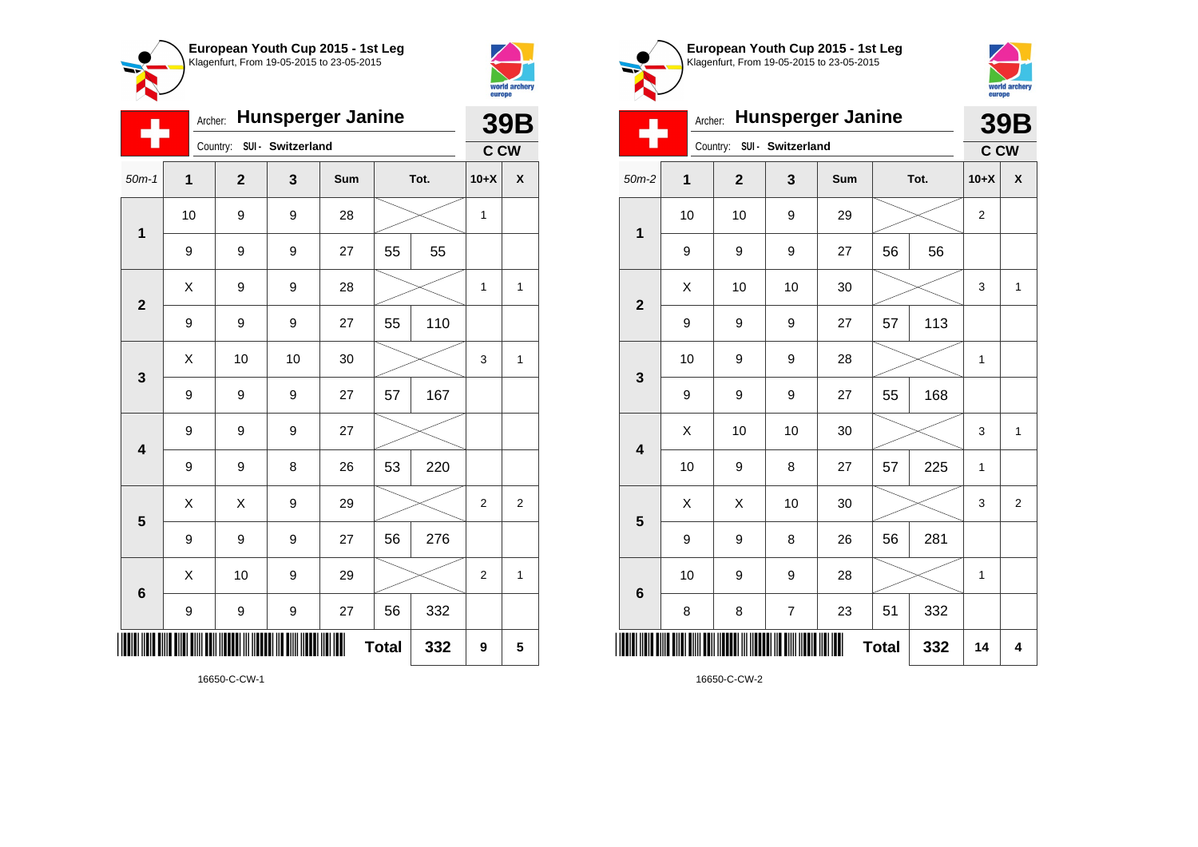**European Youth Cup 2015 - 1st Leg**
Klagenfurt, From 19-05-2015 to 23-05-2015

Archer: **Hunsperger Janine**
Country: SUI - Switzerland

**39B**
C CW

| 50m-1 | 1 | 2 | 3 | Sum | Tot. | | 10+X | X |
|---|---|---|---|---|---|---|---|---|
| 1 | 10 | 9 | 9 | 28 | | | 1 | |
| | 9 | 9 | 9 | 27 | 55 | 55 | | |
| 2 | X | 9 | 9 | 28 | | | 1 | 1 |
| | 9 | 9 | 9 | 27 | 55 | 110 | | |
| 3 | X | 10 | 10 | 30 | | | 3 | 1 |
| | 9 | 9 | 9 | 27 | 57 | 167 | | |
| 4 | 9 | 9 | 9 | 27 | | | | |
| | 9 | 9 | 8 | 26 | 53 | 220 | | |
| 5 | X | X | 9 | 29 | | | 2 | 2 |
| | 9 | 9 | 9 | 27 | 56 | 276 | | |
| 6 | X | 10 | 9 | 29 | | | 2 | 1 |
| | 9 | 9 | 9 | 27 | 56 | 332 | | |
| | | | | | Total | 332 | 9 | 5 |

16650-C-CW-1

**European Youth Cup 2015 - 1st Leg**
Klagenfurt, From 19-05-2015 to 23-05-2015

Archer: **Hunsperger Janine**
Country: SUI - Switzerland

**39B**
C CW

| 50m-2 | 1 | 2 | 3 | Sum | Tot. | | 10+X | X |
|---|---|---|---|---|---|---|---|---|
| 1 | 10 | 10 | 9 | 29 | | | 2 | |
| | 9 | 9 | 9 | 27 | 56 | 56 | | |
| 2 | X | 10 | 10 | 30 | | | 3 | 1 |
| | 9 | 9 | 9 | 27 | 57 | 113 | | |
| 3 | 10 | 9 | 9 | 28 | | | 1 | |
| | 9 | 9 | 9 | 27 | 55 | 168 | | |
| 4 | X | 10 | 10 | 30 | | | 3 | 1 |
| | 10 | 9 | 8 | 27 | 57 | 225 | 1 | |
| 5 | X | X | 10 | 30 | | | 3 | 2 |
| | 9 | 9 | 8 | 26 | 56 | 281 | | |
| 6 | 10 | 9 | 9 | 28 | | | 1 | |
| | 8 | 8 | 7 | 23 | 51 | 332 | | |
| | | | | | Total | 332 | 14 | 4 |

16650-C-CW-2